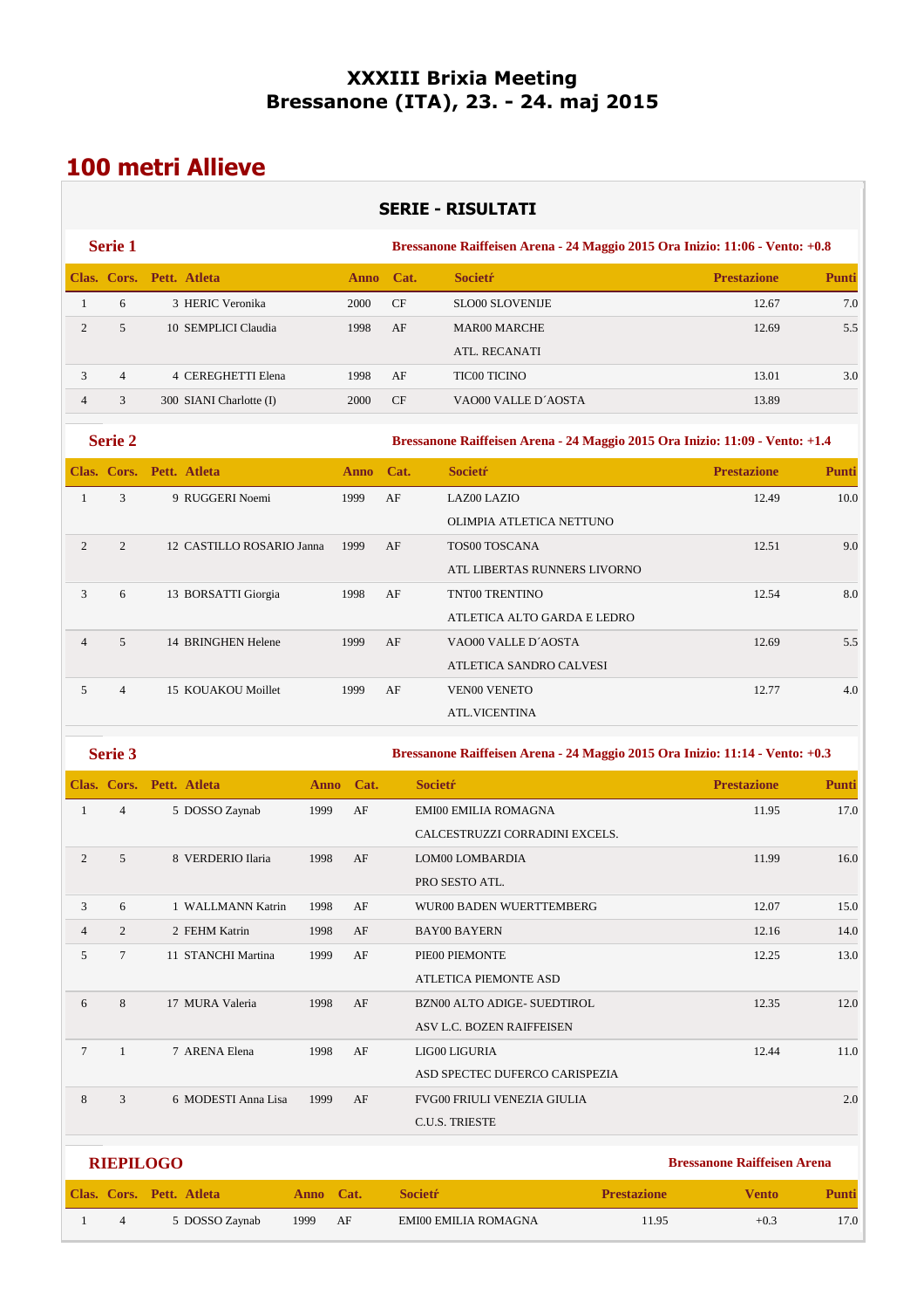# XXXIII Brixia Meeting
# Bressanone (ITA), 23. - 24. maj 2015

## 100 metri Allieve

### SERIE - RISULTATI

**Serie 1** — Bressanone Raiffeisen Arena - 24 Maggio 2015 Ora Inizio: 11:06 - Vento: +0.8

| Clas. | Cors. | Pett. | Atleta | Anno | Cat. | Societŕ | Prestazione | Punti |
|---|---|---|---|---|---|---|---|---|
| 1 | 6 | 3 | HERIC Veronika | 2000 | CF | SLO00 SLOVENIJE | 12.67 | 7.0 |
| 2 | 5 | 10 | SEMPLICI Claudia | 1998 | AF | MAR00 MARCHE<br>ATL. RECANATI | 12.69 | 5.5 |
| 3 | 4 | 4 | CEREGHETTI Elena | 1998 | AF | TIC00 TICINO | 13.01 | 3.0 |
| 4 | 3 | 300 | SIANI Charlotte (I) | 2000 | CF | VAO00 VALLE D´AOSTA | 13.89 | |

**Serie 2** — Bressanone Raiffeisen Arena - 24 Maggio 2015 Ora Inizio: 11:09 - Vento: +1.4

| Clas. | Cors. | Pett. | Atleta | Anno | Cat. | Societŕ | Prestazione | Punti |
|---|---|---|---|---|---|---|---|---|
| 1 | 3 | 9 | RUGGERI Noemi | 1999 | AF | LAZ00 LAZIO<br>OLIMPIA ATLETICA NETTUNO | 12.49 | 10.0 |
| 2 | 2 | 12 | CASTILLO ROSARIO Janna | 1999 | AF | TOS00 TOSCANA<br>ATL LIBERTAS RUNNERS LIVORNO | 12.51 | 9.0 |
| 3 | 6 | 13 | BORSATTI Giorgia | 1998 | AF | TNT00 TRENTINO<br>ATLETICA ALTO GARDA E LEDRO | 12.54 | 8.0 |
| 4 | 5 | 14 | BRINGHEN Helene | 1999 | AF | VAO00 VALLE D´AOSTA<br>ATLETICA SANDRO CALVESI | 12.69 | 5.5 |
| 5 | 4 | 15 | KOUAKOU Moillet | 1999 | AF | VEN00 VENETO<br>ATL.VICENTINA | 12.77 | 4.0 |

**Serie 3** — Bressanone Raiffeisen Arena - 24 Maggio 2015 Ora Inizio: 11:14 - Vento: +0.3

| Clas. | Cors. | Pett. | Atleta | Anno | Cat. | Societŕ | Prestazione | Punti |
|---|---|---|---|---|---|---|---|---|
| 1 | 4 | 5 | DOSSO Zaynab | 1999 | AF | EMI00 EMILIA ROMAGNA<br>CALCESTRUZZI CORRADINI EXCELS. | 11.95 | 17.0 |
| 2 | 5 | 8 | VERDERIO Ilaria | 1998 | AF | LOM00 LOMBARDIA<br>PRO SESTO ATL. | 11.99 | 16.0 |
| 3 | 6 | 1 | WALLMANN Katrin | 1998 | AF | WUR00 BADEN WUERTTEMBERG | 12.07 | 15.0 |
| 4 | 2 | 2 | FEHM Katrin | 1998 | AF | BAY00 BAYERN | 12.16 | 14.0 |
| 5 | 7 | 11 | STANCHI Martina | 1999 | AF | PIE00 PIEMONTE<br>ATLETICA PIEMONTE ASD | 12.25 | 13.0 |
| 6 | 8 | 17 | MURA Valeria | 1998 | AF | BZN00 ALTO ADIGE- SUEDTIROL<br>ASV L.C. BOZEN RAIFFEISEN | 12.35 | 12.0 |
| 7 | 1 | 7 | ARENA Elena | 1998 | AF | LIG00 LIGURIA<br>ASD SPECTEC DUFERCO CARISPEZIA | 12.44 | 11.0 |
| 8 | 3 | 6 | MODESTI Anna Lisa | 1999 | AF | FVG00 FRIULI VENEZIA GIULIA<br>C.U.S. TRIESTE | | 2.0 |

**RIEPILOGO** — Bressanone Raiffeisen Arena

| Clas. | Cors. | Pett. | Atleta | Anno | Cat. | Societŕ | Prestazione | Vento | Punti |
|---|---|---|---|---|---|---|---|---|---|
| 1 | 4 | 5 | DOSSO Zaynab | 1999 | AF | EMI00 EMILIA ROMAGNA | 11.95 | +0.3 | 17.0 |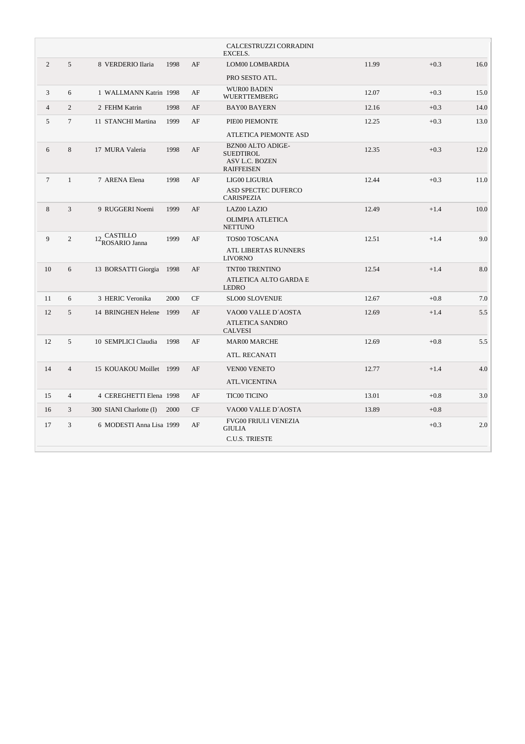| | | | | | | | | |
|---|---|---|---|---|---|---|---|---|
| | | | | | CALCESTRUZZI CORRADINI EXCELS. | | | |
| 2 | 5 | 8 | VERDERIO Ilaria | 1998 | AF | LOM00 LOMBARDIA<br>PRO SESTO ATL. | 11.99 | +0.3 | 16.0 |
| 3 | 6 | 1 | WALLMANN Katrin | 1998 | AF | WUR00 BADEN WUERTTEMBERG | 12.07 | +0.3 | 15.0 |
| 4 | 2 | 2 | FEHM Katrin | 1998 | AF | BAY00 BAYERN | 12.16 | +0.3 | 14.0 |
| 5 | 7 | 11 | STANCHI Martina | 1999 | AF | PIE00 PIEMONTE<br>ATLETICA PIEMONTE ASD | 12.25 | +0.3 | 13.0 |
| 6 | 8 | 17 | MURA Valeria | 1998 | AF | BZN00 ALTO ADIGE-SUEDTIROL<br>ASV L.C. BOZEN RAIFFEISEN | 12.35 | +0.3 | 12.0 |
| 7 | 1 | 7 | ARENA Elena | 1998 | AF | LIG00 LIGURIA<br>ASD SPECTEC DUFERCO CARISPEZIA | 12.44 | +0.3 | 11.0 |
| 8 | 3 | 9 | RUGGERI Noemi | 1999 | AF | LAZ00 LAZIO<br>OLIMPIA ATLETICA NETTUNO | 12.49 | +1.4 | 10.0 |
| 9 | 2 | 12 | CASTILLO ROSARIO Janna | 1999 | AF | TOS00 TOSCANA<br>ATL LIBERTAS RUNNERS LIVORNO | 12.51 | +1.4 | 9.0 |
| 10 | 6 | 13 | BORSATTI Giorgia | 1998 | AF | TNT00 TRENTINO<br>ATLETICA ALTO GARDA E LEDRO | 12.54 | +1.4 | 8.0 |
| 11 | 6 | 3 | HERIC Veronika | 2000 | CF | SLO00 SLOVENIJE | 12.67 | +0.8 | 7.0 |
| 12 | 5 | 14 | BRINGHEN Helene | 1999 | AF | VAO00 VALLE D´AOSTA<br>ATLETICA SANDRO CALVESI | 12.69 | +1.4 | 5.5 |
| 12 | 5 | 10 | SEMPLICI Claudia | 1998 | AF | MAR00 MARCHE<br>ATL. RECANATI | 12.69 | +0.8 | 5.5 |
| 14 | 4 | 15 | KOUAKOU Moillet | 1999 | AF | VEN00 VENETO<br>ATL.VICENTINA | 12.77 | +1.4 | 4.0 |
| 15 | 4 | 4 | CEREGHETTI Elena | 1998 | AF | TIC00 TICINO | 13.01 | +0.8 | 3.0 |
| 16 | 3 | 300 | SIANI Charlotte (I) | 2000 | CF | VAO00 VALLE D´AOSTA | 13.89 | +0.8 | |
| 17 | 3 | 6 | MODESTI Anna Lisa | 1999 | AF | FVG00 FRIULI VENEZIA GIULIA<br>C.U.S. TRIESTE | | +0.3 | 2.0 |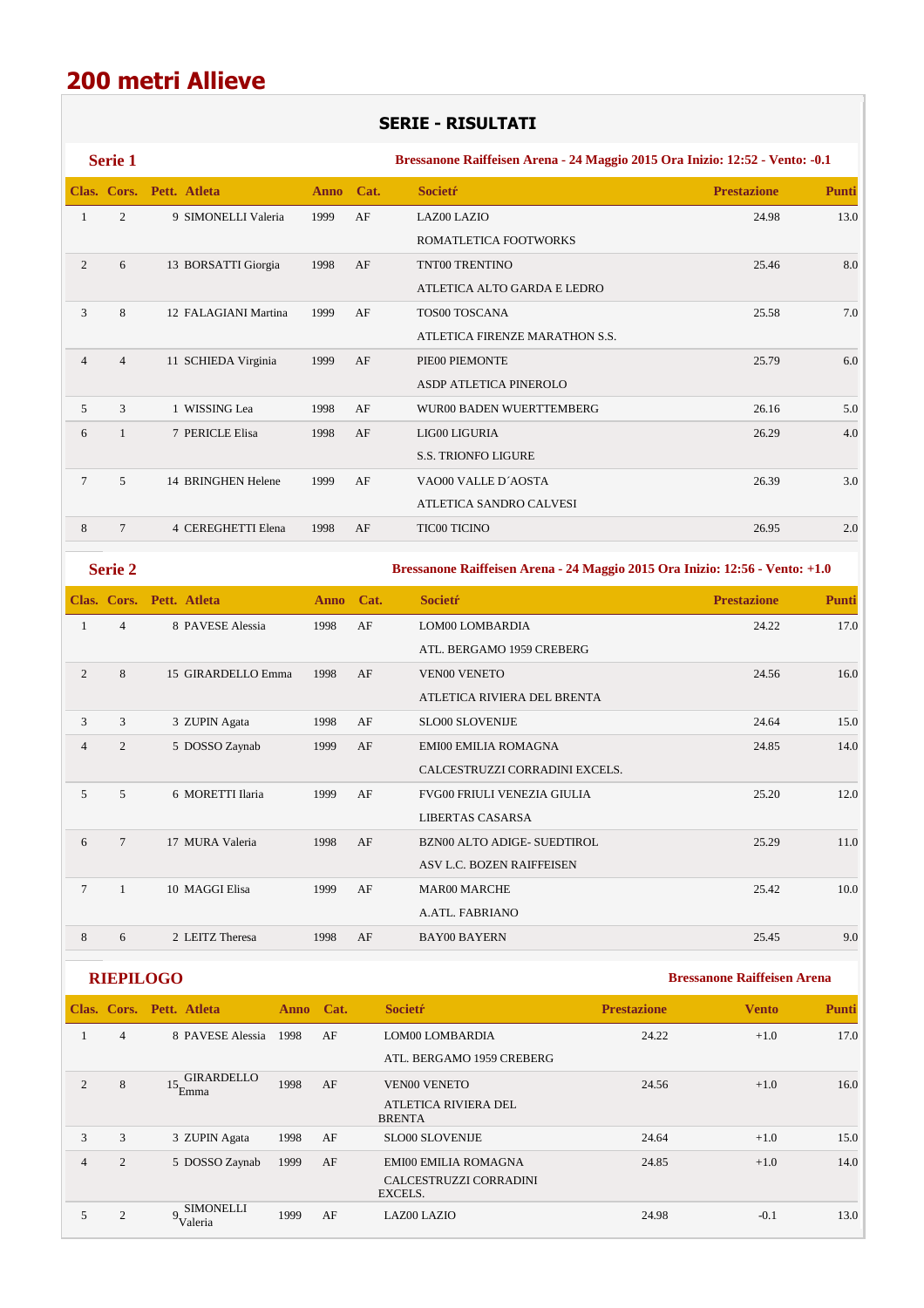# 200 metri Allieve

## SERIE - RISULTATI

### Serie 1

**Bressanone Raiffeisen Arena - 24 Maggio 2015 Ora Inizio: 12:52 - Vento: -0.1**

| Clas. | Cors. | Pett. | Atleta | Anno | Cat. | Societŕ | Prestazione | Punti |
|---|---|---|---|---|---|---|---|---|
| 1 | 2 | 9 | SIMONELLI Valeria | 1999 | AF | LAZ00 LAZIO<br>ROMATLETICA FOOTWORKS | 24.98 | 13.0 |
| 2 | 6 | 13 | BORSATTI Giorgia | 1998 | AF | TNT00 TRENTINO<br>ATLETICA ALTO GARDA E LEDRO | 25.46 | 8.0 |
| 3 | 8 | 12 | FALAGIANI Martina | 1999 | AF | TOS00 TOSCANA<br>ATLETICA FIRENZE MARATHON S.S. | 25.58 | 7.0 |
| 4 | 4 | 11 | SCHIEDA Virginia | 1999 | AF | PIE00 PIEMONTE<br>ASDP ATLETICA PINEROLO | 25.79 | 6.0 |
| 5 | 3 | 1 | WISSING Lea | 1998 | AF | WUR00 BADEN WUERTTEMBERG | 26.16 | 5.0 |
| 6 | 1 | 7 | PERICLE Elisa | 1998 | AF | LIG00 LIGURIA<br>S.S. TRIONFO LIGURE | 26.29 | 4.0 |
| 7 | 5 | 14 | BRINGHEN Helene | 1999 | AF | VAO00 VALLE D´AOSTA<br>ATLETICA SANDRO CALVESI | 26.39 | 3.0 |
| 8 | 7 | 4 | CEREGHETTI Elena | 1998 | AF | TIC00 TICINO | 26.95 | 2.0 |

### Serie 2

**Bressanone Raiffeisen Arena - 24 Maggio 2015 Ora Inizio: 12:56 - Vento: +1.0**

| Clas. | Cors. | Pett. | Atleta | Anno | Cat. | Societŕ | Prestazione | Punti |
|---|---|---|---|---|---|---|---|---|
| 1 | 4 | 8 | PAVESE Alessia | 1998 | AF | LOM00 LOMBARDIA<br>ATL. BERGAMO 1959 CREBERG | 24.22 | 17.0 |
| 2 | 8 | 15 | GIRARDELLO Emma | 1998 | AF | VEN00 VENETO<br>ATLETICA RIVIERA DEL BRENTA | 24.56 | 16.0 |
| 3 | 3 | 3 | ZUPIN Agata | 1998 | AF | SLO00 SLOVENIJE | 24.64 | 15.0 |
| 4 | 2 | 5 | DOSSO Zaynab | 1999 | AF | EMI00 EMILIA ROMAGNA<br>CALCESTRUZZI CORRADINI EXCELS. | 24.85 | 14.0 |
| 5 | 5 | 6 | MORETTI Ilaria | 1999 | AF | FVG00 FRIULI VENEZIA GIULIA<br>LIBERTAS CASARSA | 25.20 | 12.0 |
| 6 | 7 | 17 | MURA Valeria | 1998 | AF | BZN00 ALTO ADIGE- SUEDTIROL<br>ASV L.C. BOZEN RAIFFEISEN | 25.29 | 11.0 |
| 7 | 1 | 10 | MAGGI Elisa | 1999 | AF | MAR00 MARCHE<br>A.ATL. FABRIANO | 25.42 | 10.0 |
| 8 | 6 | 2 | LEITZ Theresa | 1998 | AF | BAY00 BAYERN | 25.45 | 9.0 |

### RIEPILOGO

**Bressanone Raiffeisen Arena**

| Clas. | Cors. | Pett. | Atleta | Anno | Cat. | Societŕ | Prestazione | Vento | Punti |
|---|---|---|---|---|---|---|---|---|---|
| 1 | 4 | 8 | PAVESE Alessia | 1998 | AF | LOM00 LOMBARDIA<br>ATL. BERGAMO 1959 CREBERG | 24.22 | +1.0 | 17.0 |
| 2 | 8 | 15 | GIRARDELLO Emma | 1998 | AF | VEN00 VENETO<br>ATLETICA RIVIERA DEL BRENTA | 24.56 | +1.0 | 16.0 |
| 3 | 3 | 3 | ZUPIN Agata | 1998 | AF | SLO00 SLOVENIJE | 24.64 | +1.0 | 15.0 |
| 4 | 2 | 5 | DOSSO Zaynab | 1999 | AF | EMI00 EMILIA ROMAGNA<br>CALCESTRUZZI CORRADINI EXCELS. | 24.85 | +1.0 | 14.0 |
| 5 | 2 | 9 | SIMONELLI Valeria | 1999 | AF | LAZ00 LAZIO | 24.98 | -0.1 | 13.0 |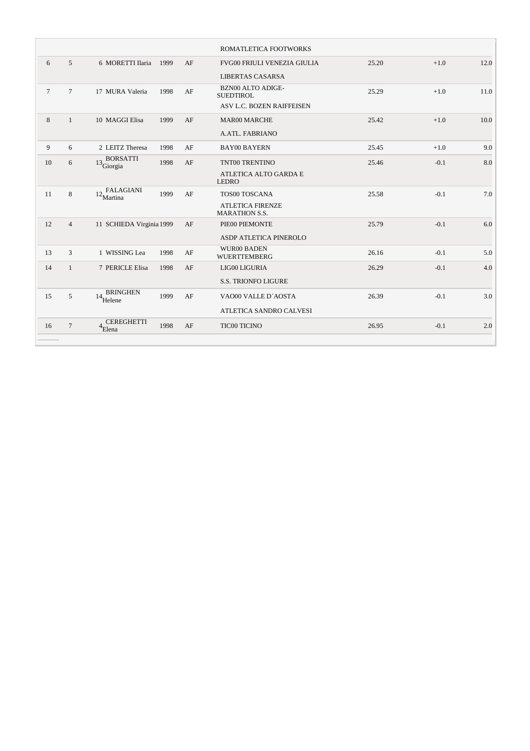| | | | | | | | | |
|---|---|---|---|---|---|---|---|---|
| | | | | | ROMATLETICA FOOTWORKS | | | |
| 6 | 5 | 6 | MORETTI Ilaria | 1999 | AF | FVG00 FRIULI VENEZIA GIULIA | 25.20 | +1.0 | 12.0 |
| | | | | | LIBERTAS CASARSA | | | |
| 7 | 7 | 17 | MURA Valeria | 1998 | AF | BZN00 ALTO ADIGE-SUEDTIROL | 25.29 | +1.0 | 11.0 |
| | | | | | ASV L.C. BOZEN RAIFFEISEN | | | |
| 8 | 1 | 10 | MAGGI Elisa | 1999 | AF | MAR00 MARCHE | 25.42 | +1.0 | 10.0 |
| | | | | | A.ATL. FABRIANO | | | |
| 9 | 6 | 2 | LEITZ Theresa | 1998 | AF | BAY00 BAYERN | 25.45 | +1.0 | 9.0 |
| 10 | 6 | 13 | BORSATTI Giorgia | 1998 | AF | TNT00 TRENTINO | 25.46 | -0.1 | 8.0 |
| | | | | | ATLETICA ALTO GARDA E LEDRO | | | |
| 11 | 8 | 12 | FALAGIANI Martina | 1999 | AF | TOS00 TOSCANA | 25.58 | -0.1 | 7.0 |
| | | | | | ATLETICA FIRENZE MARATHON S.S. | | | |
| 12 | 4 | 11 | SCHIEDA Virginia | 1999 | AF | PIE00 PIEMONTE | 25.79 | -0.1 | 6.0 |
| | | | | | ASDP ATLETICA PINEROLO | | | |
| 13 | 3 | 1 | WISSING Lea | 1998 | AF | WUR00 BADEN WUERTTEMBERG | 26.16 | -0.1 | 5.0 |
| 14 | 1 | 7 | PERICLE Elisa | 1998 | AF | LIG00 LIGURIA | 26.29 | -0.1 | 4.0 |
| | | | | | S.S. TRIONFO LIGURE | | | |
| 15 | 5 | 14 | BRINGHEN Helene | 1999 | AF | VAO00 VALLE D´AOSTA | 26.39 | -0.1 | 3.0 |
| | | | | | ATLETICA SANDRO CALVESI | | | |
| 16 | 7 | 4 | CEREGHETTI Elena | 1998 | AF | TIC00 TICINO | 26.95 | -0.1 | 2.0 |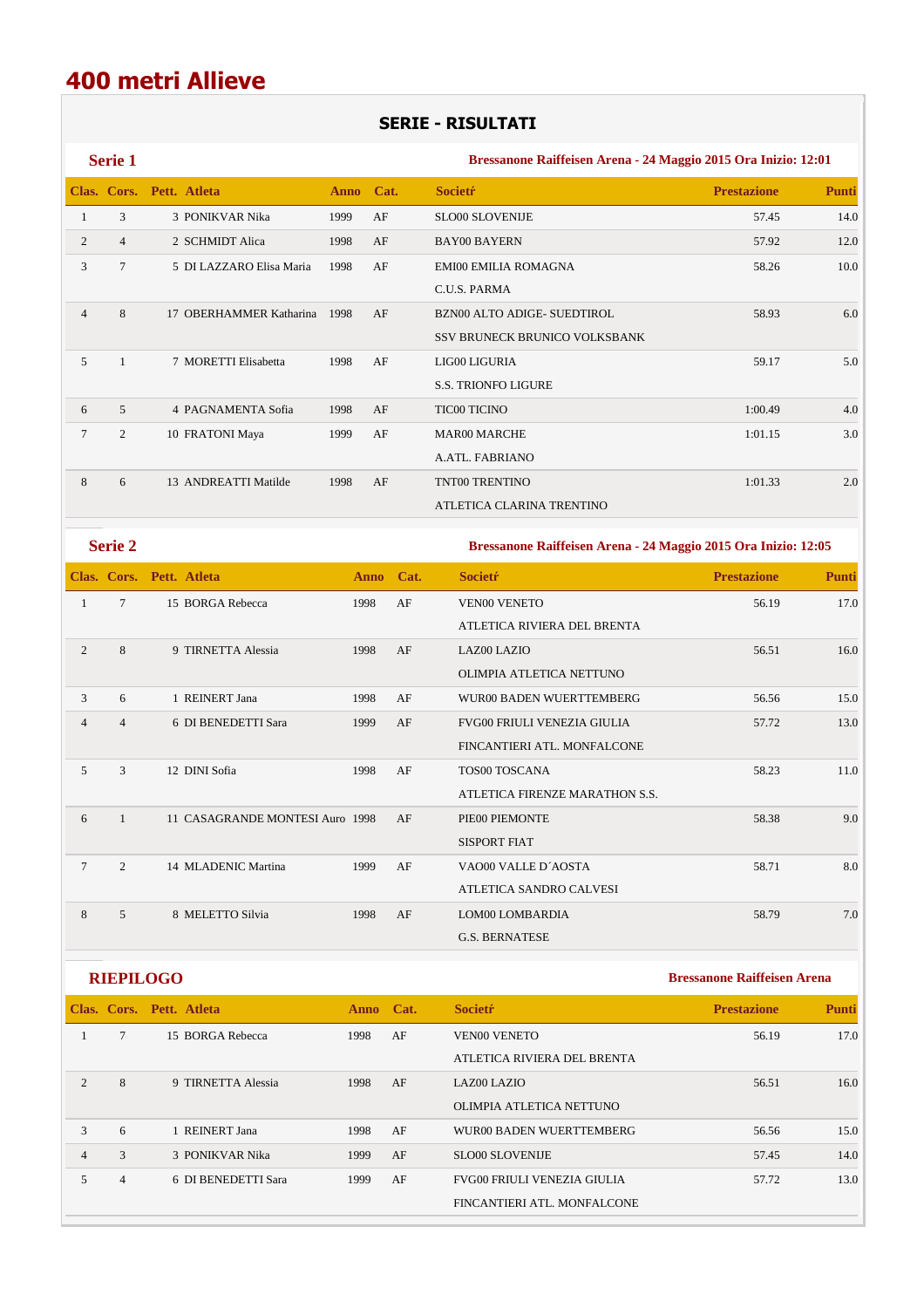# 400 metri Allieve

## SERIE - RISULTATI

### Serie 1

**Bressanone Raiffeisen Arena - 24 Maggio 2015 Ora Inizio: 12:01**

| Clas. | Cors. | Pett. | Atleta | Anno | Cat. | Societŕ | Prestazione | Punti |
|---|---|---|---|---|---|---|---|---|
| 1 | 3 | 3 | PONIKVAR Nika | 1999 | AF | SLO00 SLOVENIJE | 57.45 | 14.0 |
| 2 | 4 | 2 | SCHMIDT Alica | 1998 | AF | BAY00 BAYERN | 57.92 | 12.0 |
| 3 | 7 | 5 | DI LAZZARO Elisa Maria | 1998 | AF | EMI00 EMILIA ROMAGNA<br>C.U.S. PARMA | 58.26 | 10.0 |
| 4 | 8 | 17 | OBERHAMMER Katharina | 1998 | AF | BZN00 ALTO ADIGE- SUEDTIROL<br>SSV BRUNECK BRUNICO VOLKSBANK | 58.93 | 6.0 |
| 5 | 1 | 7 | MORETTI Elisabetta | 1998 | AF | LIG00 LIGURIA<br>S.S. TRIONFO LIGURE | 59.17 | 5.0 |
| 6 | 5 | 4 | PAGNAMENTA Sofia | 1998 | AF | TIC00 TICINO | 1:00.49 | 4.0 |
| 7 | 2 | 10 | FRATONI Maya | 1999 | AF | MAR00 MARCHE<br>A.ATL. FABRIANO | 1:01.15 | 3.0 |
| 8 | 6 | 13 | ANDREATTI Matilde | 1998 | AF | TNT00 TRENTINO<br>ATLETICA CLARINA TRENTINO | 1:01.33 | 2.0 |

### Serie 2

**Bressanone Raiffeisen Arena - 24 Maggio 2015 Ora Inizio: 12:05**

| Clas. | Cors. | Pett. | Atleta | Anno | Cat. | Societŕ | Prestazione | Punti |
|---|---|---|---|---|---|---|---|---|
| 1 | 7 | 15 | BORGA Rebecca | 1998 | AF | VEN00 VENETO<br>ATLETICA RIVIERA DEL BRENTA | 56.19 | 17.0 |
| 2 | 8 | 9 | TIRNETTA Alessia | 1998 | AF | LAZ00 LAZIO<br>OLIMPIA ATLETICA NETTUNO | 56.51 | 16.0 |
| 3 | 6 | 1 | REINERT Jana | 1998 | AF | WUR00 BADEN WUERTTEMBERG | 56.56 | 15.0 |
| 4 | 4 | 6 | DI BENEDETTI Sara | 1999 | AF | FVG00 FRIULI VENEZIA GIULIA<br>FINCANTIERI ATL. MONFALCONE | 57.72 | 13.0 |
| 5 | 3 | 12 | DINI Sofia | 1998 | AF | TOS00 TOSCANA<br>ATLETICA FIRENZE MARATHON S.S. | 58.23 | 11.0 |
| 6 | 1 | 11 | CASAGRANDE MONTESI Auro | 1998 | AF | PIE00 PIEMONTE<br>SISPORT FIAT | 58.38 | 9.0 |
| 7 | 2 | 14 | MLADENIC Martina | 1999 | AF | VAO00 VALLE D´AOSTA<br>ATLETICA SANDRO CALVESI | 58.71 | 8.0 |
| 8 | 5 | 8 | MELETTO Silvia | 1998 | AF | LOM00 LOMBARDIA<br>G.S. BERNATESE | 58.79 | 7.0 |

### RIEPILOGO

**Bressanone Raiffeisen Arena**

| Clas. | Cors. | Pett. | Atleta | Anno | Cat. | Societŕ | Prestazione | Punti |
|---|---|---|---|---|---|---|---|---|
| 1 | 7 | 15 | BORGA Rebecca | 1998 | AF | VEN00 VENETO<br>ATLETICA RIVIERA DEL BRENTA | 56.19 | 17.0 |
| 2 | 8 | 9 | TIRNETTA Alessia | 1998 | AF | LAZ00 LAZIO<br>OLIMPIA ATLETICA NETTUNO | 56.51 | 16.0 |
| 3 | 6 | 1 | REINERT Jana | 1998 | AF | WUR00 BADEN WUERTTEMBERG | 56.56 | 15.0 |
| 4 | 3 | 3 | PONIKVAR Nika | 1999 | AF | SLO00 SLOVENIJE | 57.45 | 14.0 |
| 5 | 4 | 6 | DI BENEDETTI Sara | 1999 | AF | FVG00 FRIULI VENEZIA GIULIA<br>FINCANTIERI ATL. MONFALCONE | 57.72 | 13.0 |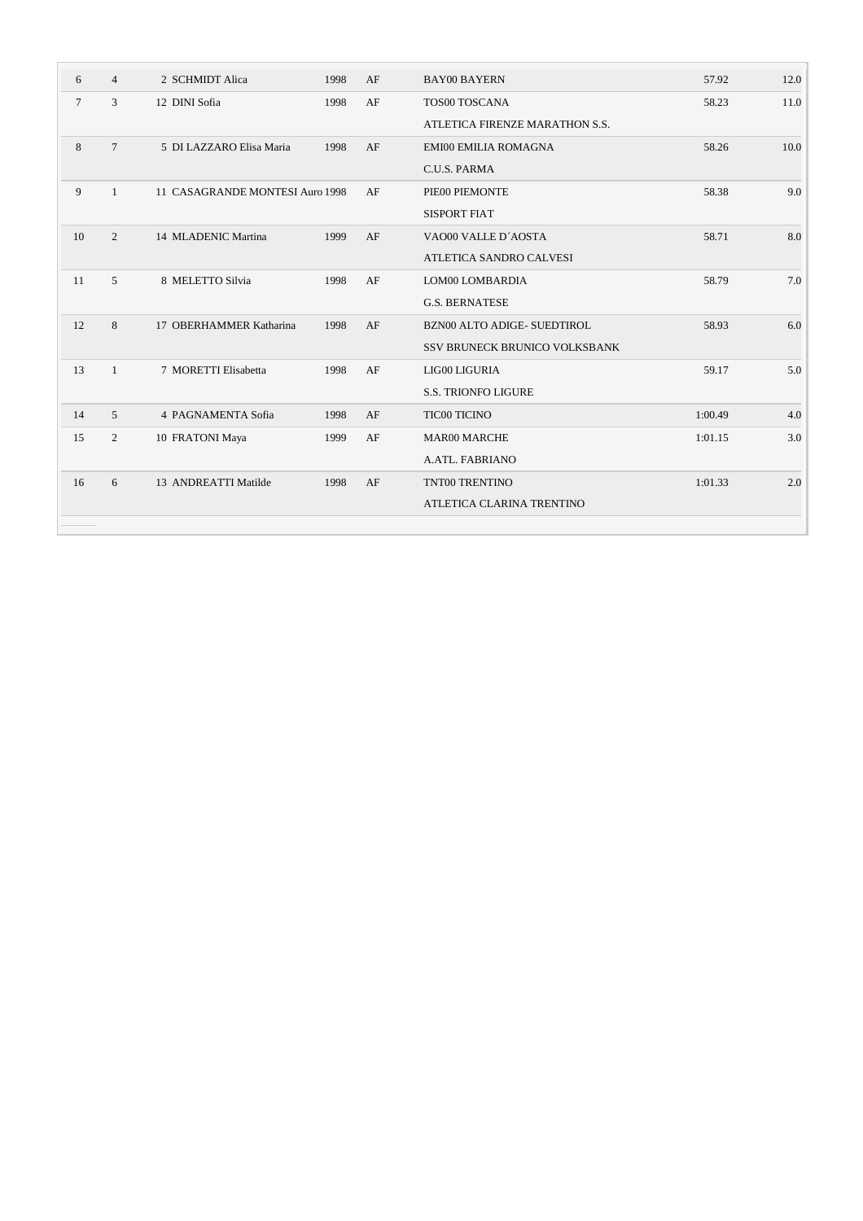| | | | | | | | |
|---|---|---|---|---|---|---|---|
| 6 | 4 | 2 SCHMIDT Alica | 1998 | AF | BAY00 BAYERN | 57.92 | 12.0 |
| 7 | 3 | 12 DINI Sofia | 1998 | AF | TOS00 TOSCANA<br>ATLETICA FIRENZE MARATHON S.S. | 58.23 | 11.0 |
| 8 | 7 | 5 DI LAZZARO Elisa Maria | 1998 | AF | EMI00 EMILIA ROMAGNA<br>C.U.S. PARMA | 58.26 | 10.0 |
| 9 | 1 | 11 CASAGRANDE MONTESI Auro | 1998 | AF | PIE00 PIEMONTE<br>SISPORT FIAT | 58.38 | 9.0 |
| 10 | 2 | 14 MLADENIC Martina | 1999 | AF | VAO00 VALLE D´AOSTA<br>ATLETICA SANDRO CALVESI | 58.71 | 8.0 |
| 11 | 5 | 8 MELETTO Silvia | 1998 | AF | LOM00 LOMBARDIA<br>G.S. BERNATESE | 58.79 | 7.0 |
| 12 | 8 | 17 OBERHAMMER Katharina | 1998 | AF | BZN00 ALTO ADIGE- SUEDTIROL<br>SSV BRUNECK BRUNICO VOLKSBANK | 58.93 | 6.0 |
| 13 | 1 | 7 MORETTI Elisabetta | 1998 | AF | LIG00 LIGURIA<br>S.S. TRIONFO LIGURE | 59.17 | 5.0 |
| 14 | 5 | 4 PAGNAMENTA Sofia | 1998 | AF | TIC00 TICINO | 1:00.49 | 4.0 |
| 15 | 2 | 10 FRATONI Maya | 1999 | AF | MAR00 MARCHE<br>A.ATL. FABRIANO | 1:01.15 | 3.0 |
| 16 | 6 | 13 ANDREATTI Matilde | 1998 | AF | TNT00 TRENTINO<br>ATLETICA CLARINA TRENTINO | 1:01.33 | 2.0 |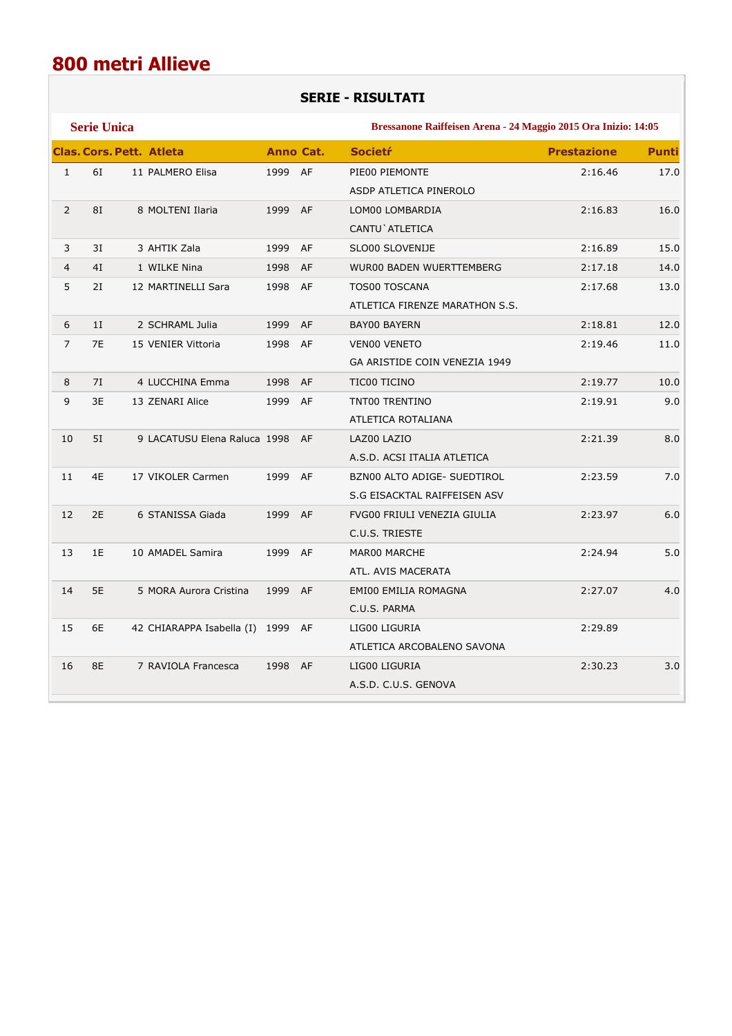# 800 metri Allieve

## SERIE - RISULTATI

**Serie Unica** — **Bressanone Raiffeisen Arena - 24 Maggio 2015 Ora Inizio: 14:05**

| Clas. | Cors. | Pett. | Atleta | Anno | Cat. | Societŕ | Prestazione | Punti |
|---|---|---|---|---|---|---|---|---|
| 1 | 6I | 11 | PALMERO Elisa | 1999 | AF | PIE00 PIEMONTE<br>ASDP ATLETICA PINEROLO | 2:16.46 | 17.0 |
| 2 | 8I | 8 | MOLTENI Ilaria | 1999 | AF | LOM00 LOMBARDIA<br>CANTU`ATLETICA | 2:16.83 | 16.0 |
| 3 | 3I | 3 | AHTIK Zala | 1999 | AF | SLO00 SLOVENIJE | 2:16.89 | 15.0 |
| 4 | 4I | 1 | WILKE Nina | 1998 | AF | WUR00 BADEN WUERTTEMBERG | 2:17.18 | 14.0 |
| 5 | 2I | 12 | MARTINELLI Sara | 1998 | AF | TOS00 TOSCANA<br>ATLETICA FIRENZE MARATHON S.S. | 2:17.68 | 13.0 |
| 6 | 1I | 2 | SCHRAML Julia | 1999 | AF | BAY00 BAYERN | 2:18.81 | 12.0 |
| 7 | 7E | 15 | VENIER Vittoria | 1998 | AF | VEN00 VENETO<br>GA ARISTIDE COIN VENEZIA 1949 | 2:19.46 | 11.0 |
| 8 | 7I | 4 | LUCCHINA Emma | 1998 | AF | TIC00 TICINO | 2:19.77 | 10.0 |
| 9 | 3E | 13 | ZENARI Alice | 1999 | AF | TNT00 TRENTINO<br>ATLETICA ROTALIANA | 2:19.91 | 9.0 |
| 10 | 5I | 9 | LACATUSU Elena Raluca | 1998 | AF | LAZ00 LAZIO<br>A.S.D. ACSI ITALIA ATLETICA | 2:21.39 | 8.0 |
| 11 | 4E | 17 | VIKOLER Carmen | 1999 | AF | BZN00 ALTO ADIGE- SUEDTIROL<br>S.G EISACKTAL RAIFFEISEN ASV | 2:23.59 | 7.0 |
| 12 | 2E | 6 | STANISSA Giada | 1999 | AF | FVG00 FRIULI VENEZIA GIULIA<br>C.U.S. TRIESTE | 2:23.97 | 6.0 |
| 13 | 1E | 10 | AMADEL Samira | 1999 | AF | MAR00 MARCHE<br>ATL. AVIS MACERATA | 2:24.94 | 5.0 |
| 14 | 5E | 5 | MORA Aurora Cristina | 1999 | AF | EMI00 EMILIA ROMAGNA<br>C.U.S. PARMA | 2:27.07 | 4.0 |
| 15 | 6E | 42 | CHIARAPPA Isabella (I) | 1999 | AF | LIG00 LIGURIA<br>ATLETICA ARCOBALENO SAVONA | 2:29.89 | |
| 16 | 8E | 7 | RAVIOLA Francesca | 1998 | AF | LIG00 LIGURIA<br>A.S.D. C.U.S. GENOVA | 2:30.23 | 3.0 |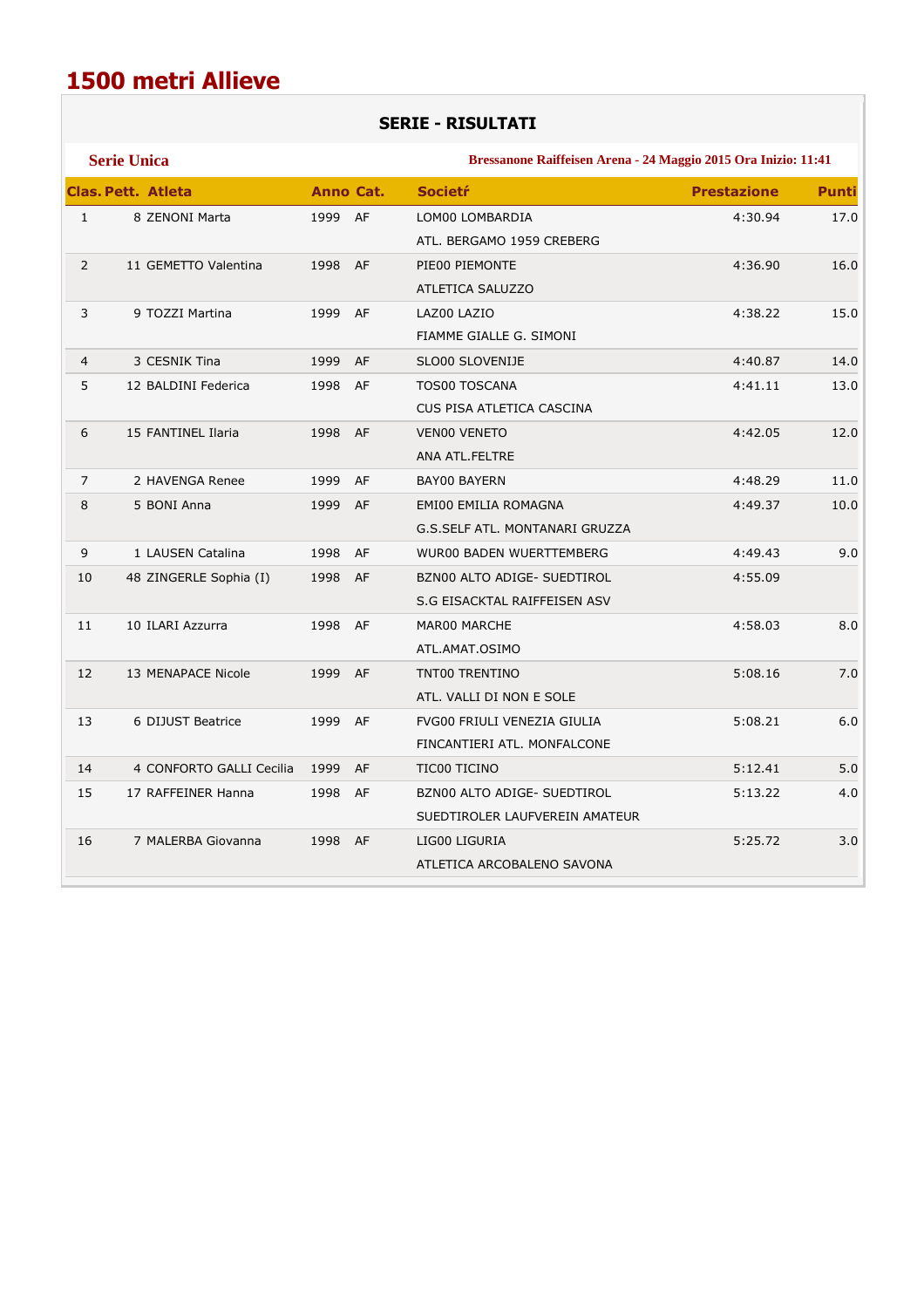# 1500 metri Allieve

## SERIE - RISULTATI

**Serie Unica** — **Bressanone Raiffeisen Arena - 24 Maggio 2015 Ora Inizio: 11:41**

| Clas. | Pett. | Atleta | Anno | Cat. | Societŕ | Prestazione | Punti |
|---|---|---|---|---|---|---|---|
| 1 | 8 | ZENONI Marta | 1999 | AF | LOM00 LOMBARDIA<br>ATL. BERGAMO 1959 CREBERG | 4:30.94 | 17.0 |
| 2 | 11 | GEMETTO Valentina | 1998 | AF | PIE00 PIEMONTE<br>ATLETICA SALUZZO | 4:36.90 | 16.0 |
| 3 | 9 | TOZZI Martina | 1999 | AF | LAZ00 LAZIO<br>FIAMME GIALLE G. SIMONI | 4:38.22 | 15.0 |
| 4 | 3 | CESNIK Tina | 1999 | AF | SLO00 SLOVENIJE | 4:40.87 | 14.0 |
| 5 | 12 | BALDINI Federica | 1998 | AF | TOS00 TOSCANA<br>CUS PISA ATLETICA CASCINA | 4:41.11 | 13.0 |
| 6 | 15 | FANTINEL Ilaria | 1998 | AF | VEN00 VENETO<br>ANA ATL.FELTRE | 4:42.05 | 12.0 |
| 7 | 2 | HAVENGA Renee | 1999 | AF | BAY00 BAYERN | 4:48.29 | 11.0 |
| 8 | 5 | BONI Anna | 1999 | AF | EMI00 EMILIA ROMAGNA<br>G.S.SELF ATL. MONTANARI GRUZZA | 4:49.37 | 10.0 |
| 9 | 1 | LAUSEN Catalina | 1998 | AF | WUR00 BADEN WUERTTEMBERG | 4:49.43 | 9.0 |
| 10 | 48 | ZINGERLE Sophia (I) | 1998 | AF | BZN00 ALTO ADIGE- SUEDTIROL<br>S.G EISACKTAL RAIFFEISEN ASV | 4:55.09 | |
| 11 | 10 | ILARI Azzurra | 1998 | AF | MAR00 MARCHE<br>ATL.AMAT.OSIMO | 4:58.03 | 8.0 |
| 12 | 13 | MENAPACE Nicole | 1999 | AF | TNT00 TRENTINO<br>ATL. VALLI DI NON E SOLE | 5:08.16 | 7.0 |
| 13 | 6 | DIJUST Beatrice | 1999 | AF | FVG00 FRIULI VENEZIA GIULIA<br>FINCANTIERI ATL. MONFALCONE | 5:08.21 | 6.0 |
| 14 | 4 | CONFORTO GALLI Cecilia | 1999 | AF | TIC00 TICINO | 5:12.41 | 5.0 |
| 15 | 17 | RAFFEINER Hanna | 1998 | AF | BZN00 ALTO ADIGE- SUEDTIROL<br>SUEDTIROLER LAUFVEREIN AMATEUR | 5:13.22 | 4.0 |
| 16 | 7 | MALERBA Giovanna | 1998 | AF | LIG00 LIGURIA<br>ATLETICA ARCOBALENO SAVONA | 5:25.72 | 3.0 |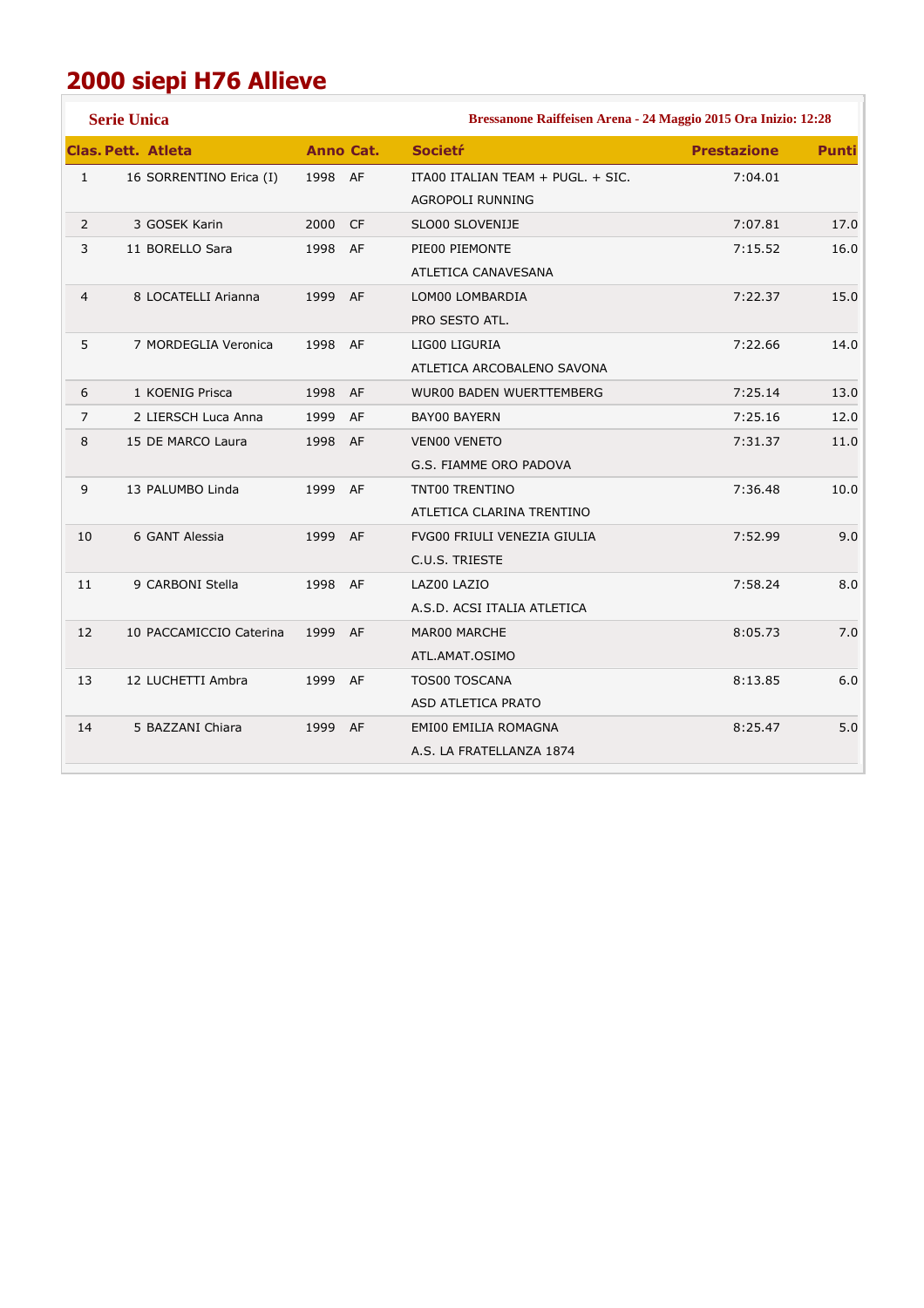# 2000 siepi H76 Allieve

**Serie Unica** — **Bressanone Raiffeisen Arena - 24 Maggio 2015 Ora Inizio: 12:28**

| Clas. | Pett. | Atleta | Anno | Cat. | Societŕ | Prestazione | Punti |
|---|---|---|---|---|---|---|---|
| 1 | 16 | SORRENTINO Erica (I) | 1998 | AF | ITA00 ITALIAN TEAM + PUGL. + SIC.<br>AGROPOLI RUNNING | 7:04.01 | |
| 2 | 3 | GOSEK Karin | 2000 | CF | SLO00 SLOVENIJE | 7:07.81 | 17.0 |
| 3 | 11 | BORELLO Sara | 1998 | AF | PIE00 PIEMONTE<br>ATLETICA CANAVESANA | 7:15.52 | 16.0 |
| 4 | 8 | LOCATELLI Arianna | 1999 | AF | LOM00 LOMBARDIA<br>PRO SESTO ATL. | 7:22.37 | 15.0 |
| 5 | 7 | MORDEGLIA Veronica | 1998 | AF | LIG00 LIGURIA<br>ATLETICA ARCOBALENO SAVONA | 7:22.66 | 14.0 |
| 6 | 1 | KOENIG Prisca | 1998 | AF | WUR00 BADEN WUERTTEMBERG | 7:25.14 | 13.0 |
| 7 | 2 | LIERSCH Luca Anna | 1999 | AF | BAY00 BAYERN | 7:25.16 | 12.0 |
| 8 | 15 | DE MARCO Laura | 1998 | AF | VEN00 VENETO<br>G.S. FIAMME ORO PADOVA | 7:31.37 | 11.0 |
| 9 | 13 | PALUMBO Linda | 1999 | AF | TNT00 TRENTINO<br>ATLETICA CLARINA TRENTINO | 7:36.48 | 10.0 |
| 10 | 6 | GANT Alessia | 1999 | AF | FVG00 FRIULI VENEZIA GIULIA<br>C.U.S. TRIESTE | 7:52.99 | 9.0 |
| 11 | 9 | CARBONI Stella | 1998 | AF | LAZ00 LAZIO<br>A.S.D. ACSI ITALIA ATLETICA | 7:58.24 | 8.0 |
| 12 | 10 | PACCAMICCIO Caterina | 1999 | AF | MAR00 MARCHE<br>ATL.AMAT.OSIMO | 8:05.73 | 7.0 |
| 13 | 12 | LUCHETTI Ambra | 1999 | AF | TOS00 TOSCANA<br>ASD ATLETICA PRATO | 8:13.85 | 6.0 |
| 14 | 5 | BAZZANI Chiara | 1999 | AF | EMI00 EMILIA ROMAGNA<br>A.S. LA FRATELLANZA 1874 | 8:25.47 | 5.0 |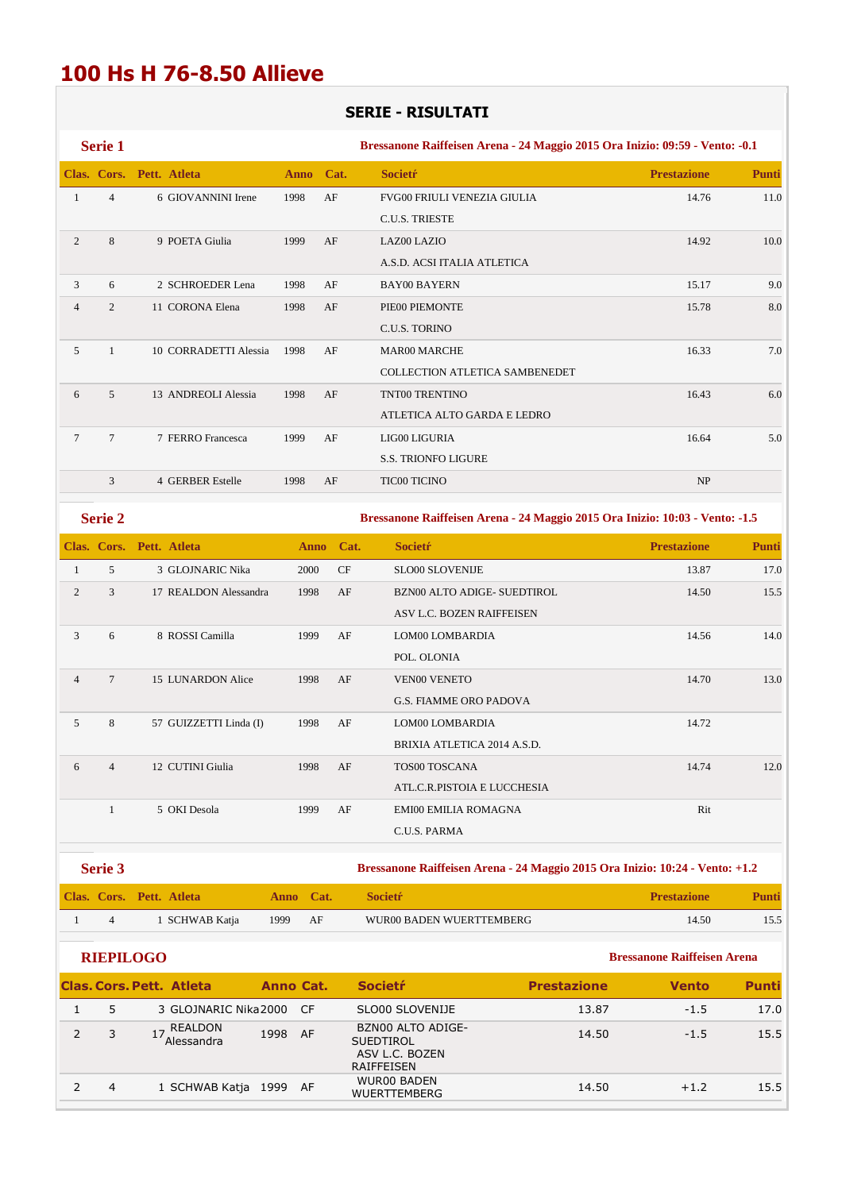# 100 Hs H 76-8.50 Allieve

## SERIE - RISULTATI

**Serie 1** — Bressanone Raiffeisen Arena - 24 Maggio 2015 Ora Inizio: 09:59 - Vento: -0.1

| Clas. | Cors. | Pett. | Atleta | Anno | Cat. | Societŕ | Prestazione | Punti |
|---|---|---|---|---|---|---|---|---|
| 1 | 4 | 6 | GIOVANNINI Irene | 1998 | AF | FVG00 FRIULI VENEZIA GIULIA<br>C.U.S. TRIESTE | 14.76 | 11.0 |
| 2 | 8 | 9 | POETA Giulia | 1999 | AF | LAZ00 LAZIO<br>A.S.D. ACSI ITALIA ATLETICA | 14.92 | 10.0 |
| 3 | 6 | 2 | SCHROEDER Lena | 1998 | AF | BAY00 BAYERN | 15.17 | 9.0 |
| 4 | 2 | 11 | CORONA Elena | 1998 | AF | PIE00 PIEMONTE<br>C.U.S. TORINO | 15.78 | 8.0 |
| 5 | 1 | 10 | CORRADETTI Alessia | 1998 | AF | MAR00 MARCHE<br>COLLECTION ATLETICA SAMBENEDET | 16.33 | 7.0 |
| 6 | 5 | 13 | ANDREOLI Alessia | 1998 | AF | TNT00 TRENTINO<br>ATLETICA ALTO GARDA E LEDRO | 16.43 | 6.0 |
| 7 | 7 | 7 | FERRO Francesca | 1999 | AF | LIG00 LIGURIA<br>S.S. TRIONFO LIGURE | 16.64 | 5.0 |
| | 3 | 4 | GERBER Estelle | 1998 | AF | TIC00 TICINO | NP | |

**Serie 2** — Bressanone Raiffeisen Arena - 24 Maggio 2015 Ora Inizio: 10:03 - Vento: -1.5

| Clas. | Cors. | Pett. | Atleta | Anno | Cat. | Societŕ | Prestazione | Punti |
|---|---|---|---|---|---|---|---|---|
| 1 | 5 | 3 | GLOJNARIC Nika | 2000 | CF | SLO00 SLOVENIJE | 13.87 | 17.0 |
| 2 | 3 | 17 | REALDON Alessandra | 1998 | AF | BZN00 ALTO ADIGE- SUEDTIROL<br>ASV L.C. BOZEN RAIFFEISEN | 14.50 | 15.5 |
| 3 | 6 | 8 | ROSSI Camilla | 1999 | AF | LOM00 LOMBARDIA<br>POL. OLONIA | 14.56 | 14.0 |
| 4 | 7 | 15 | LUNARDON Alice | 1998 | AF | VEN00 VENETO<br>G.S. FIAMME ORO PADOVA | 14.70 | 13.0 |
| 5 | 8 | 57 | GUIZZETTI Linda (I) | 1998 | AF | LOM00 LOMBARDIA<br>BRIXIA ATLETICA 2014 A.S.D. | 14.72 | |
| 6 | 4 | 12 | CUTINI Giulia | 1998 | AF | TOS00 TOSCANA<br>ATL.C.R.PISTOIA E LUCCHESIA | 14.74 | 12.0 |
| | 1 | 5 | OKI Desola | 1999 | AF | EMI00 EMILIA ROMAGNA<br>C.U.S. PARMA | Rit | |

**Serie 3** — Bressanone Raiffeisen Arena - 24 Maggio 2015 Ora Inizio: 10:24 - Vento: +1.2

| Clas. | Cors. | Pett. | Atleta | Anno | Cat. | Societŕ | Prestazione | Punti |
|---|---|---|---|---|---|---|---|---|
| 1 | 4 | 1 | SCHWAB Katja | 1999 | AF | WUR00 BADEN WUERTTEMBERG | 14.50 | 15.5 |

**RIEPILOGO** — Bressanone Raiffeisen Arena

| Clas. | Cors. | Pett. | Atleta | Anno | Cat. | Societŕ | Prestazione | Vento | Punti |
|---|---|---|---|---|---|---|---|---|---|
| 1 | 5 | 3 | GLOJNARIC Nika | 2000 | CF | SLO00 SLOVENIJE | 13.87 | -1.5 | 17.0 |
| 2 | 3 | 17 | REALDON Alessandra | 1998 | AF | BZN00 ALTO ADIGE-SUEDTIROL<br>ASV L.C. BOZEN RAIFFEISEN | 14.50 | -1.5 | 15.5 |
| 2 | 4 | 1 | SCHWAB Katja | 1999 | AF | WUR00 BADEN WUERTTEMBERG | 14.50 | +1.2 | 15.5 |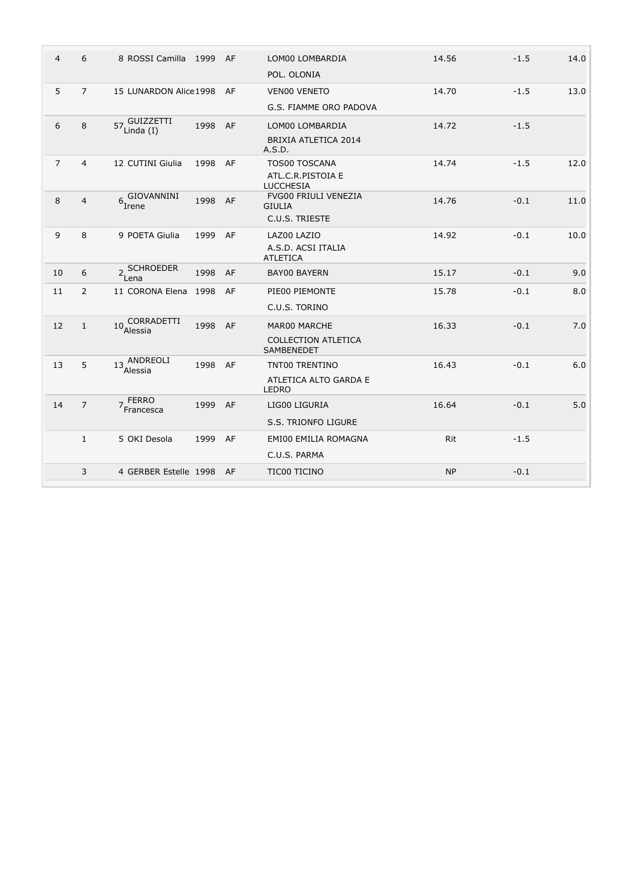| | | | | | | | | |
|---|---|---|---|---|---|---|---|---|
| 4 | 6 | 8 | ROSSI Camilla | 1999 | AF | LOM00 LOMBARDIA<br>POL. OLONIA | 14.56 | -1.5 | 14.0 |
| 5 | 7 | 15 | LUNARDON Alice | 1998 | AF | VEN00 VENETO<br>G.S. FIAMME ORO PADOVA | 14.70 | -1.5 | 13.0 |
| 6 | 8 | 57 | GUIZZETTI Linda (I) | 1998 | AF | LOM00 LOMBARDIA<br>BRIXIA ATLETICA 2014 A.S.D. | 14.72 | -1.5 | |
| 7 | 4 | 12 | CUTINI Giulia | 1998 | AF | TOS00 TOSCANA<br>ATL.C.R.PISTOIA E LUCCHESIA | 14.74 | -1.5 | 12.0 |
| 8 | 4 | 6 | GIOVANNINI Irene | 1998 | AF | FVG00 FRIULI VENEZIA GIULIA<br>C.U.S. TRIESTE | 14.76 | -0.1 | 11.0 |
| 9 | 8 | 9 | POETA Giulia | 1999 | AF | LAZ00 LAZIO<br>A.S.D. ACSI ITALIA ATLETICA | 14.92 | -0.1 | 10.0 |
| 10 | 6 | 2 | SCHROEDER Lena | 1998 | AF | BAY00 BAYERN | 15.17 | -0.1 | 9.0 |
| 11 | 2 | 11 | CORONA Elena | 1998 | AF | PIE00 PIEMONTE<br>C.U.S. TORINO | 15.78 | -0.1 | 8.0 |
| 12 | 1 | 10 | CORRADETTI Alessia | 1998 | AF | MAR00 MARCHE<br>COLLECTION ATLETICA SAMBENEDET | 16.33 | -0.1 | 7.0 |
| 13 | 5 | 13 | ANDREOLI Alessia | 1998 | AF | TNT00 TRENTINO<br>ATLETICA ALTO GARDA E LEDRO | 16.43 | -0.1 | 6.0 |
| 14 | 7 | 7 | FERRO Francesca | 1999 | AF | LIG00 LIGURIA<br>S.S. TRIONFO LIGURE | 16.64 | -0.1 | 5.0 |
| | 1 | 5 | OKI Desola | 1999 | AF | EMI00 EMILIA ROMAGNA<br>C.U.S. PARMA | Rit | -1.5 | |
| | 3 | 4 | GERBER Estelle | 1998 | AF | TIC00 TICINO | NP | -0.1 | |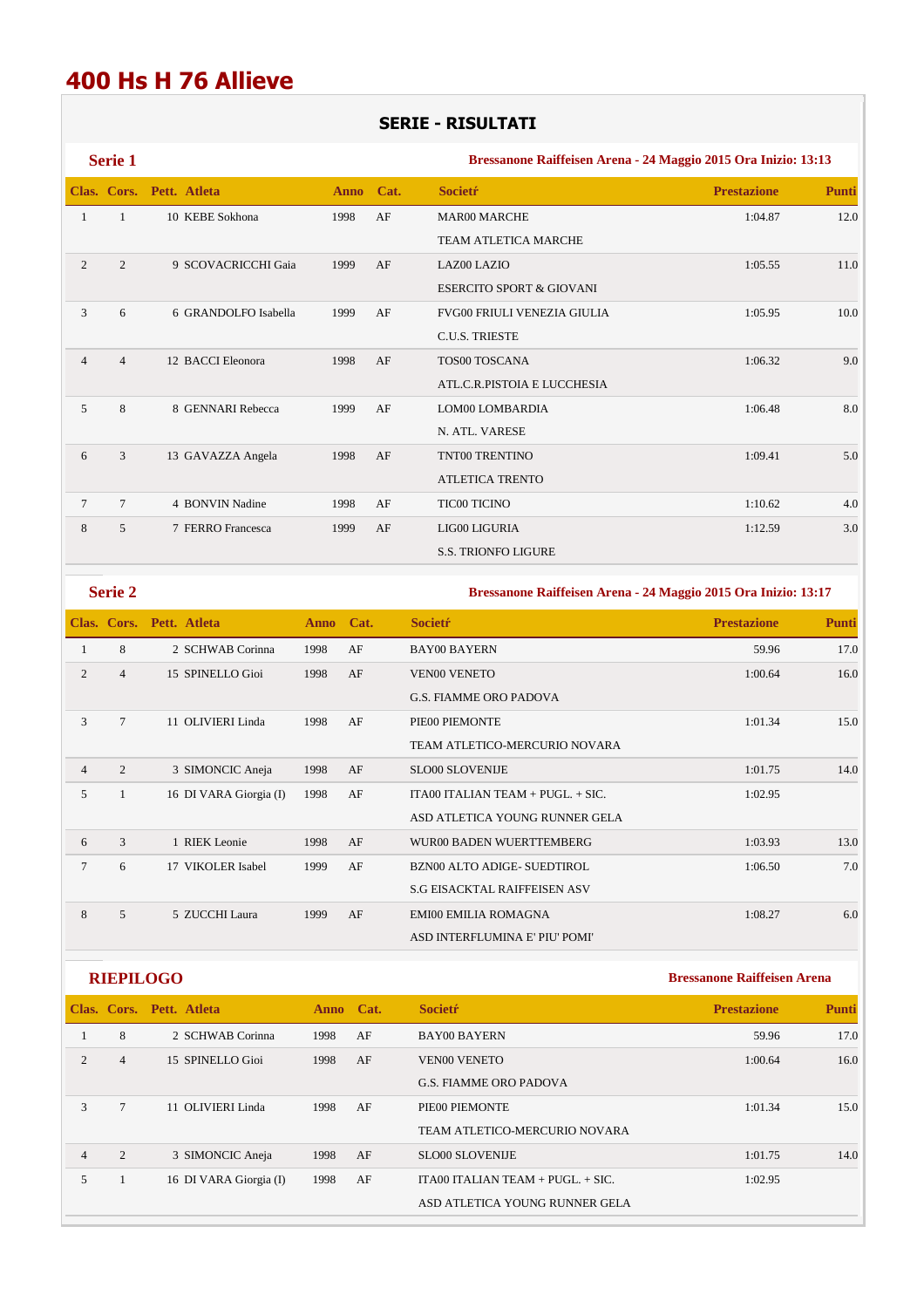# 400 Hs H 76 Allieve

## SERIE - RISULTATI

### Serie 1

**Bressanone Raiffeisen Arena - 24 Maggio 2015 Ora Inizio: 13:13**

| Clas. | Cors. | Pett. | Atleta | Anno | Cat. | Societŕ | Prestazione | Punti |
|---|---|---|---|---|---|---|---|---|
| 1 | 1 | 10 | KEBE Sokhona | 1998 | AF | MAR00 MARCHE<br>TEAM ATLETICA MARCHE | 1:04.87 | 12.0 |
| 2 | 2 | 9 | SCOVACRICCHI Gaia | 1999 | AF | LAZ00 LAZIO<br>ESERCITO SPORT & GIOVANI | 1:05.55 | 11.0 |
| 3 | 6 | 6 | GRANDOLFO Isabella | 1999 | AF | FVG00 FRIULI VENEZIA GIULIA<br>C.U.S. TRIESTE | 1:05.95 | 10.0 |
| 4 | 4 | 12 | BACCI Eleonora | 1998 | AF | TOS00 TOSCANA<br>ATL.C.R.PISTOIA E LUCCHESIA | 1:06.32 | 9.0 |
| 5 | 8 | 8 | GENNARI Rebecca | 1999 | AF | LOM00 LOMBARDIA<br>N. ATL. VARESE | 1:06.48 | 8.0 |
| 6 | 3 | 13 | GAVAZZA Angela | 1998 | AF | TNT00 TRENTINO<br>ATLETICA TRENTO | 1:09.41 | 5.0 |
| 7 | 7 | 4 | BONVIN Nadine | 1998 | AF | TIC00 TICINO | 1:10.62 | 4.0 |
| 8 | 5 | 7 | FERRO Francesca | 1999 | AF | LIG00 LIGURIA<br>S.S. TRIONFO LIGURE | 1:12.59 | 3.0 |

### Serie 2

**Bressanone Raiffeisen Arena - 24 Maggio 2015 Ora Inizio: 13:17**

| Clas. | Cors. | Pett. | Atleta | Anno | Cat. | Societŕ | Prestazione | Punti |
|---|---|---|---|---|---|---|---|---|
| 1 | 8 | 2 | SCHWAB Corinna | 1998 | AF | BAY00 BAYERN | 59.96 | 17.0 |
| 2 | 4 | 15 | SPINELLO Gioi | 1998 | AF | VEN00 VENETO<br>G.S. FIAMME ORO PADOVA | 1:00.64 | 16.0 |
| 3 | 7 | 11 | OLIVIERI Linda | 1998 | AF | PIE00 PIEMONTE<br>TEAM ATLETICO-MERCURIO NOVARA | 1:01.34 | 15.0 |
| 4 | 2 | 3 | SIMONCIC Aneja | 1998 | AF | SLO00 SLOVENIJE | 1:01.75 | 14.0 |
| 5 | 1 | 16 | DI VARA Giorgia (I) | 1998 | AF | ITA00 ITALIAN TEAM + PUGL. + SIC.<br>ASD ATLETICA YOUNG RUNNER GELA | 1:02.95 | |
| 6 | 3 | 1 | RIEK Leonie | 1998 | AF | WUR00 BADEN WUERTTEMBERG | 1:03.93 | 13.0 |
| 7 | 6 | 17 | VIKOLER Isabel | 1999 | AF | BZN00 ALTO ADIGE- SUEDTIROL<br>S.G EISACKTAL RAIFFEISEN ASV | 1:06.50 | 7.0 |
| 8 | 5 | 5 | ZUCCHI Laura | 1999 | AF | EMI00 EMILIA ROMAGNA<br>ASD INTERFLUMINA E' PIU' POMI' | 1:08.27 | 6.0 |

### RIEPILOGO

**Bressanone Raiffeisen Arena**

| Clas. | Cors. | Pett. | Atleta | Anno | Cat. | Societŕ | Prestazione | Punti |
|---|---|---|---|---|---|---|---|---|
| 1 | 8 | 2 | SCHWAB Corinna | 1998 | AF | BAY00 BAYERN | 59.96 | 17.0 |
| 2 | 4 | 15 | SPINELLO Gioi | 1998 | AF | VEN00 VENETO<br>G.S. FIAMME ORO PADOVA | 1:00.64 | 16.0 |
| 3 | 7 | 11 | OLIVIERI Linda | 1998 | AF | PIE00 PIEMONTE<br>TEAM ATLETICO-MERCURIO NOVARA | 1:01.34 | 15.0 |
| 4 | 2 | 3 | SIMONCIC Aneja | 1998 | AF | SLO00 SLOVENIJE | 1:01.75 | 14.0 |
| 5 | 1 | 16 | DI VARA Giorgia (I) | 1998 | AF | ITA00 ITALIAN TEAM + PUGL. + SIC.<br>ASD ATLETICA YOUNG RUNNER GELA | 1:02.95 | |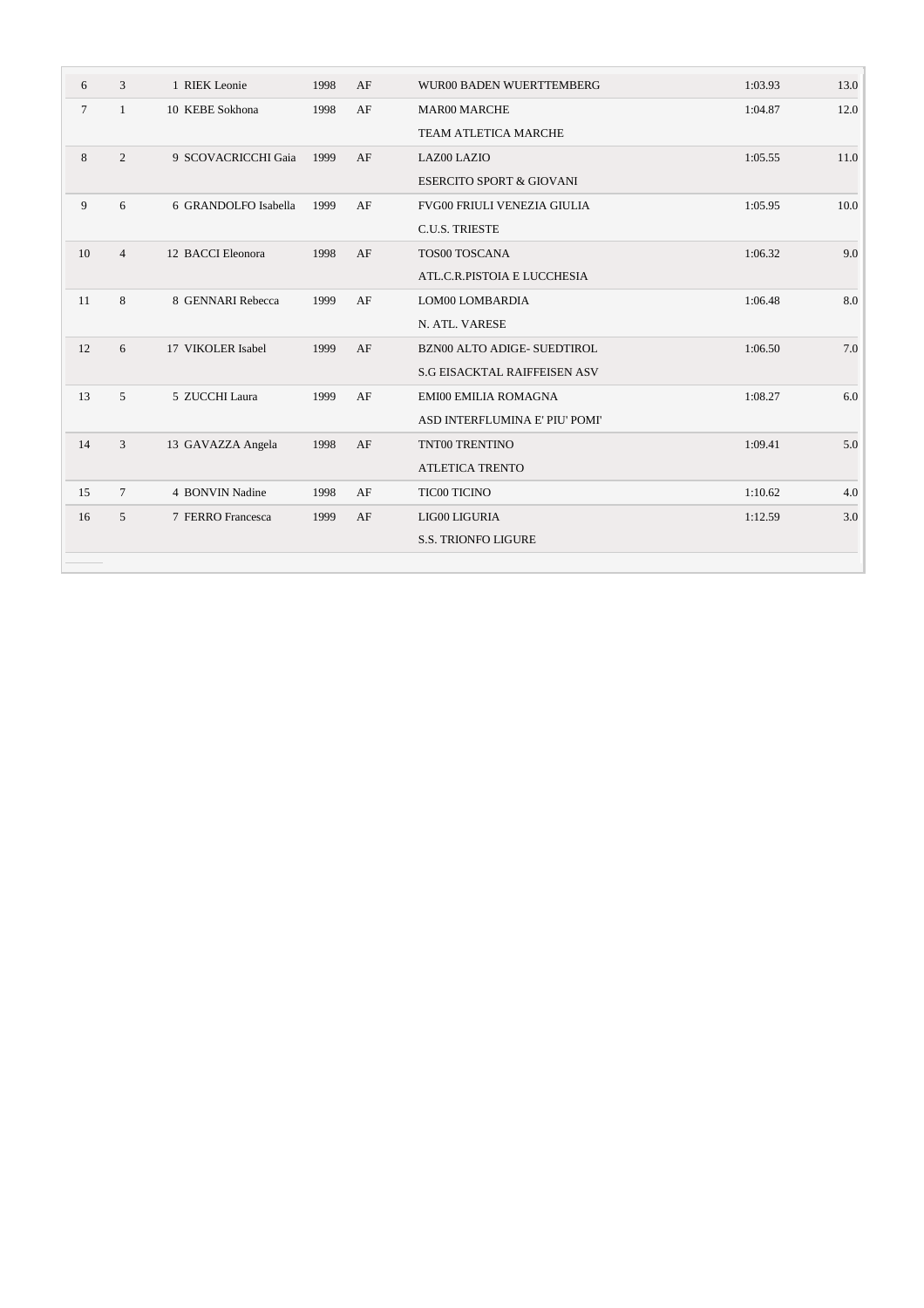| | | | | | | | |
|---|---|---|---|---|---|---|---|
| 6 | 3 | 1 RIEK Leonie | 1998 | AF | WUR00 BADEN WUERTTEMBERG | 1:03.93 | 13.0 |
| 7 | 1 | 10 KEBE Sokhona | 1998 | AF | MAR00 MARCHE<br>TEAM ATLETICA MARCHE | 1:04.87 | 12.0 |
| 8 | 2 | 9 SCOVACRICCHI Gaia | 1999 | AF | LAZ00 LAZIO<br>ESERCITO SPORT & GIOVANI | 1:05.55 | 11.0 |
| 9 | 6 | 6 GRANDOLFO Isabella | 1999 | AF | FVG00 FRIULI VENEZIA GIULIA<br>C.U.S. TRIESTE | 1:05.95 | 10.0 |
| 10 | 4 | 12 BACCI Eleonora | 1998 | AF | TOS00 TOSCANA<br>ATL.C.R.PISTOIA E LUCCHESIA | 1:06.32 | 9.0 |
| 11 | 8 | 8 GENNARI Rebecca | 1999 | AF | LOM00 LOMBARDIA<br>N. ATL. VARESE | 1:06.48 | 8.0 |
| 12 | 6 | 17 VIKOLER Isabel | 1999 | AF | BZN00 ALTO ADIGE- SUEDTIROL<br>S.G EISACKTAL RAIFFEISEN ASV | 1:06.50 | 7.0 |
| 13 | 5 | 5 ZUCCHI Laura | 1999 | AF | EMI00 EMILIA ROMAGNA<br>ASD INTERFLUMINA E' PIU' POMI' | 1:08.27 | 6.0 |
| 14 | 3 | 13 GAVAZZA Angela | 1998 | AF | TNT00 TRENTINO<br>ATLETICA TRENTO | 1:09.41 | 5.0 |
| 15 | 7 | 4 BONVIN Nadine | 1998 | AF | TIC00 TICINO | 1:10.62 | 4.0 |
| 16 | 5 | 7 FERRO Francesca | 1999 | AF | LIG00 LIGURIA<br>S.S. TRIONFO LIGURE | 1:12.59 | 3.0 |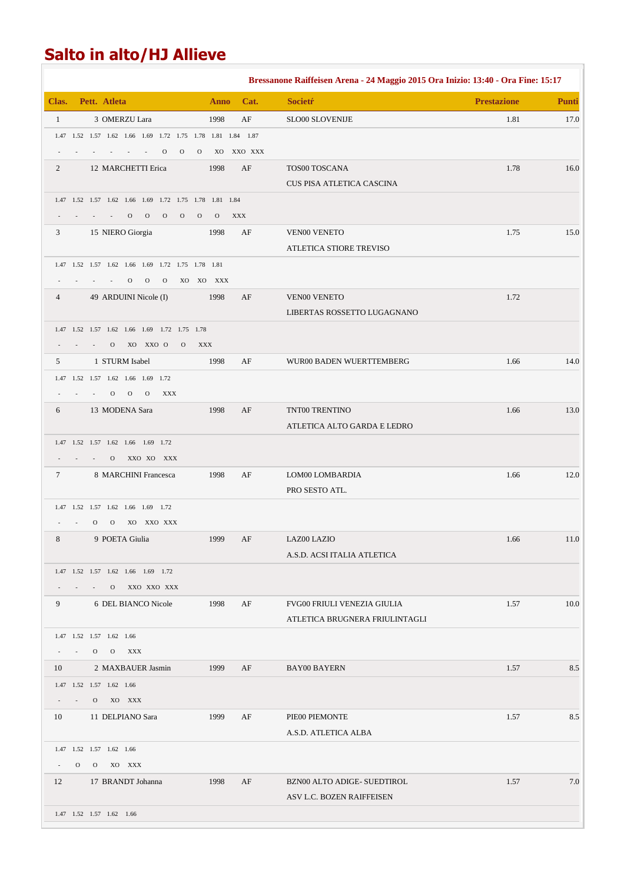# Salto in alto/HJ Allieve

**Bressanone Raiffeisen Arena - 24 Maggio 2015 Ora Inizio: 13:40 - Ora Fine: 15:17**

| Clas. | Pett. | Atleta | Anno | Cat. | Societŕ | Prestazione | Punti |
|---|---|---|---|---|---|---|---|
| 1 | 3 | OMERZU Lara | 1998 | AF | SLO00 SLOVENIJE | 1.81 | 17.0 |
| | | 1.47 1.52 1.57 1.62 1.66 1.69 1.72 1.75 1.78 1.81 1.84 1.87<br>- - - - - - O O O XO XXO XXX | | | | | |
| 2 | 12 | MARCHETTI Erica | 1998 | AF | TOS00 TOSCANA<br>CUS PISA ATLETICA CASCINA | 1.78 | 16.0 |
| | | 1.47 1.52 1.57 1.62 1.66 1.69 1.72 1.75 1.78 1.81 1.84<br>- - - - O O O O O O XXX | | | | | |
| 3 | 15 | NIERO Giorgia | 1998 | AF | VEN00 VENETO<br>ATLETICA STIORE TREVISO | 1.75 | 15.0 |
| | | 1.47 1.52 1.57 1.62 1.66 1.69 1.72 1.75 1.78 1.81<br>- - - - O O O XO XO XXX | | | | | |
| 4 | 49 | ARDUINI Nicole (I) | 1998 | AF | VEN00 VENETO<br>LIBERTAS ROSSETTO LUGAGNANO | 1.72 | |
| | | 1.47 1.52 1.57 1.62 1.66 1.69 1.72 1.75 1.78<br>- - - O XO XXO O O XXX | | | | | |
| 5 | 1 | STURM Isabel | 1998 | AF | WUR00 BADEN WUERTTEMBERG | 1.66 | 14.0 |
| | | 1.47 1.52 1.57 1.62 1.66 1.69 1.72<br>- - - O O O XXX | | | | | |
| 6 | 13 | MODENA Sara | 1998 | AF | TNT00 TRENTINO<br>ATLETICA ALTO GARDA E LEDRO | 1.66 | 13.0 |
| | | 1.47 1.52 1.57 1.62 1.66 1.69 1.72<br>- - - O XXO XO XXX | | | | | |
| 7 | 8 | MARCHINI Francesca | 1998 | AF | LOM00 LOMBARDIA<br>PRO SESTO ATL. | 1.66 | 12.0 |
| | | 1.47 1.52 1.57 1.62 1.66 1.69 1.72<br>- - O O XO XXO XXX | | | | | |
| 8 | 9 | POETA Giulia | 1999 | AF | LAZ00 LAZIO<br>A.S.D. ACSI ITALIA ATLETICA | 1.66 | 11.0 |
| | | 1.47 1.52 1.57 1.62 1.66 1.69 1.72<br>- - - O XXO XXO XXX | | | | | |
| 9 | 6 | DEL BIANCO Nicole | 1998 | AF | FVG00 FRIULI VENEZIA GIULIA<br>ATLETICA BRUGNERA FRIULINTAGLI | 1.57 | 10.0 |
| | | 1.47 1.52 1.57 1.62 1.66<br>- - O O XXX | | | | | |
| 10 | 2 | MAXBAUER Jasmin | 1999 | AF | BAY00 BAYERN | 1.57 | 8.5 |
| | | 1.47 1.52 1.57 1.62 1.66<br>- - O XO XXX | | | | | |
| 10 | 11 | DELPIANO Sara | 1999 | AF | PIE00 PIEMONTE<br>A.S.D. ATLETICA ALBA | 1.57 | 8.5 |
| | | 1.47 1.52 1.57 1.62 1.66<br>- O O XO XXX | | | | | |
| 12 | 17 | BRANDT Johanna | 1998 | AF | BZN00 ALTO ADIGE- SUEDTIROL<br>ASV L.C. BOZEN RAIFFEISEN | 1.57 | 7.0 |
| | | 1.47 1.52 1.57 1.62 1.66 | | | | | |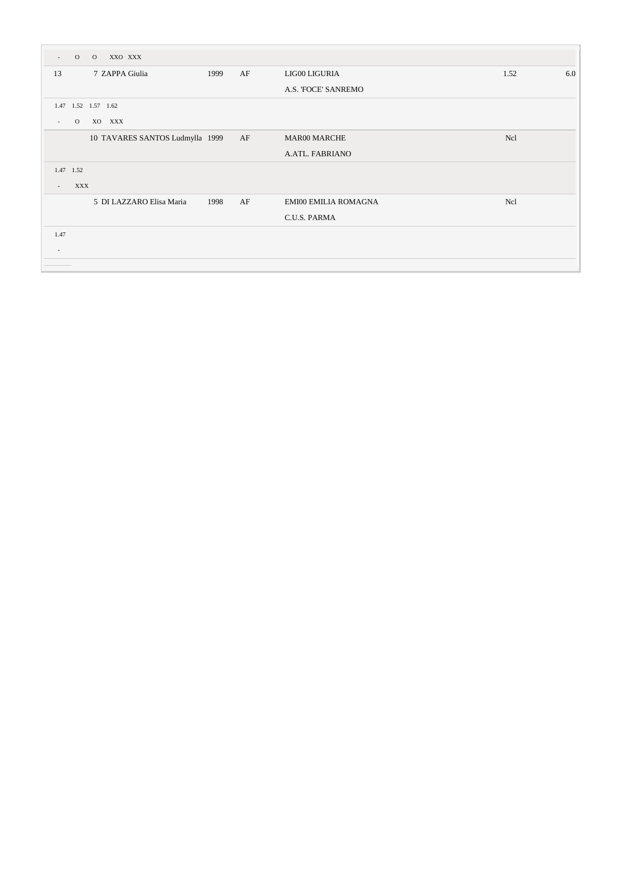| | | | | | | |
|---|---|---|---|---|---|---|
| - O O XXO XXX | | | | | | |
| 13 | 7 ZAPPA Giulia | 1999 | AF | LIG00 LIGURIA | 1.52 | 6.0 |
| | | | | A.S. 'FOCE' SANREMO | | |
| 1.47 1.52 1.57 1.62 | | | | | | |
| - O XO XXX | | | | | | |
| | 10 TAVARES SANTOS Ludmylla | 1999 | AF | MAR00 MARCHE | Ncl | |
| | | | | A.ATL. FABRIANO | | |
| 1.47 1.52 | | | | | | |
| - XXX | | | | | | |
| | 5 DI LAZZARO Elisa Maria | 1998 | AF | EMI00 EMILIA ROMAGNA | Ncl | |
| | | | | C.U.S. PARMA | | |
| 1.47 | | | | | | |
| - | | | | | | |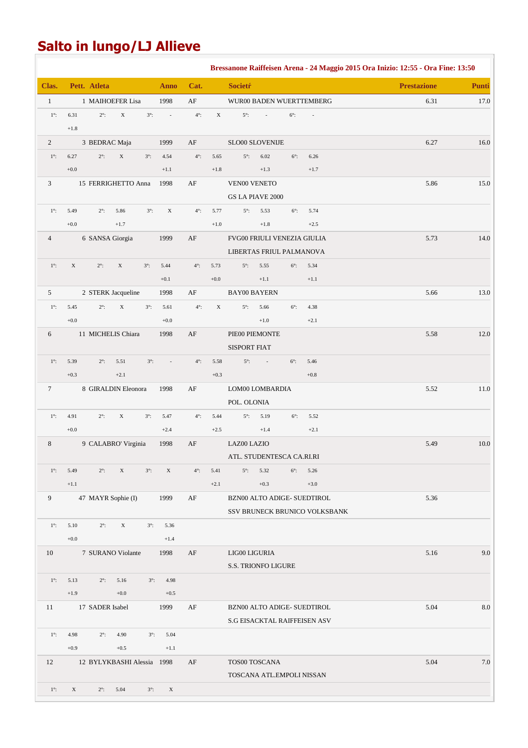# Salto in lungo/LJ Allieve

**Bressanone Raiffeisen Arena - 24 Maggio 2015 Ora Inizio: 12:55 - Ora Fine: 13:50**

| Clas. | Pett. | Atleta | Anno | Cat. | Societŕ | Prestazione | Punti |
|---|---|---|---|---|---|---|---|
| 1 | 1 | MAIHOEFER Lisa | 1998 | AF | WUR00 BADEN WUERTTEMBERG | 6.31 | 17.0 |
| | | 1°: 6.31 (+1.8) 2°: X 3°: - 4°: X 5°: - 6°: - | | | | | |
| 2 | 3 | BEDRAC Maja | 1999 | AF | SLO00 SLOVENIJE | 6.27 | 16.0 |
| | | 1°: 6.27 (+0.0) 2°: X 3°: 4.54 (+1.1) 4°: 5.65 (+1.8) 5°: 6.02 (+1.3) 6°: 6.26 (+1.7) | | | | | |
| 3 | 15 | FERRIGHETTO Anna | 1998 | AF | VEN00 VENETO<br>GS LA PIAVE 2000 | 5.86 | 15.0 |
| | | 1°: 5.49 (+0.0) 2°: 5.86 (+1.7) 3°: X 4°: 5.77 (+1.0) 5°: 5.53 (+1.8) 6°: 5.74 (+2.5) | | | | | |
| 4 | 6 | SANSA Giorgia | 1999 | AF | FVG00 FRIULI VENEZIA GIULIA<br>LIBERTAS FRIUL PALMANOVA | 5.73 | 14.0 |
| | | 1°: X 2°: X 3°: 5.44 (+0.1) 4°: 5.73 (+0.0) 5°: 5.55 (+1.1) 6°: 5.34 (+1.1) | | | | | |
| 5 | 2 | STERK Jacqueline | 1998 | AF | BAY00 BAYERN | 5.66 | 13.0 |
| | | 1°: 5.45 (+0.0) 2°: X 3°: 5.61 (+0.0) 4°: X 5°: 5.66 (+1.0) 6°: 4.38 (+2.1) | | | | | |
| 6 | 11 | MICHELIS Chiara | 1998 | AF | PIE00 PIEMONTE<br>SISPORT FIAT | 5.58 | 12.0 |
| | | 1°: 5.39 (+0.3) 2°: 5.51 (+2.1) 3°: - 4°: 5.58 (+0.3) 5°: - 6°: 5.46 (+0.8) | | | | | |
| 7 | 8 | GIRALDIN Eleonora | 1998 | AF | LOM00 LOMBARDIA<br>POL. OLONIA | 5.52 | 11.0 |
| | | 1°: 4.91 (+0.0) 2°: X 3°: 5.47 (+2.4) 4°: 5.44 (+2.5) 5°: 5.19 (+1.4) 6°: 5.52 (+2.1) | | | | | |
| 8 | 9 | CALABRO' Virginia | 1998 | AF | LAZ00 LAZIO<br>ATL. STUDENTESCA CA.RI.RI | 5.49 | 10.0 |
| | | 1°: 5.49 (+1.1) 2°: X 3°: X 4°: 5.41 (+2.1) 5°: 5.32 (+0.3) 6°: 5.26 (+3.0) | | | | | |
| 9 | 47 | MAYR Sophie (I) | 1999 | AF | BZN00 ALTO ADIGE- SUEDTIROL<br>SSV BRUNECK BRUNICO VOLKSBANK | 5.36 | |
| | | 1°: 5.10 (+0.0) 2°: X 3°: 5.36 (+1.4) | | | | | |
| 10 | 7 | SURANO Violante | 1998 | AF | LIG00 LIGURIA<br>S.S. TRIONFO LIGURE | 5.16 | 9.0 |
| | | 1°: 5.13 (+1.9) 2°: 5.16 (+0.0) 3°: 4.98 (+0.5) | | | | | |
| 11 | 17 | SADER Isabel | 1999 | AF | BZN00 ALTO ADIGE- SUEDTIROL<br>S.G EISACKTAL RAIFFEISEN ASV | 5.04 | 8.0 |
| | | 1°: 4.98 (+0.9) 2°: 4.90 (+0.5) 3°: 5.04 (+1.1) | | | | | |
| 12 | 12 | BYLYKBASHI Alessia | 1998 | AF | TOS00 TOSCANA<br>TOSCANA ATL.EMPOLI NISSAN | 5.04 | 7.0 |
| | | 1°: X 2°: 5.04 3°: X | | | | | |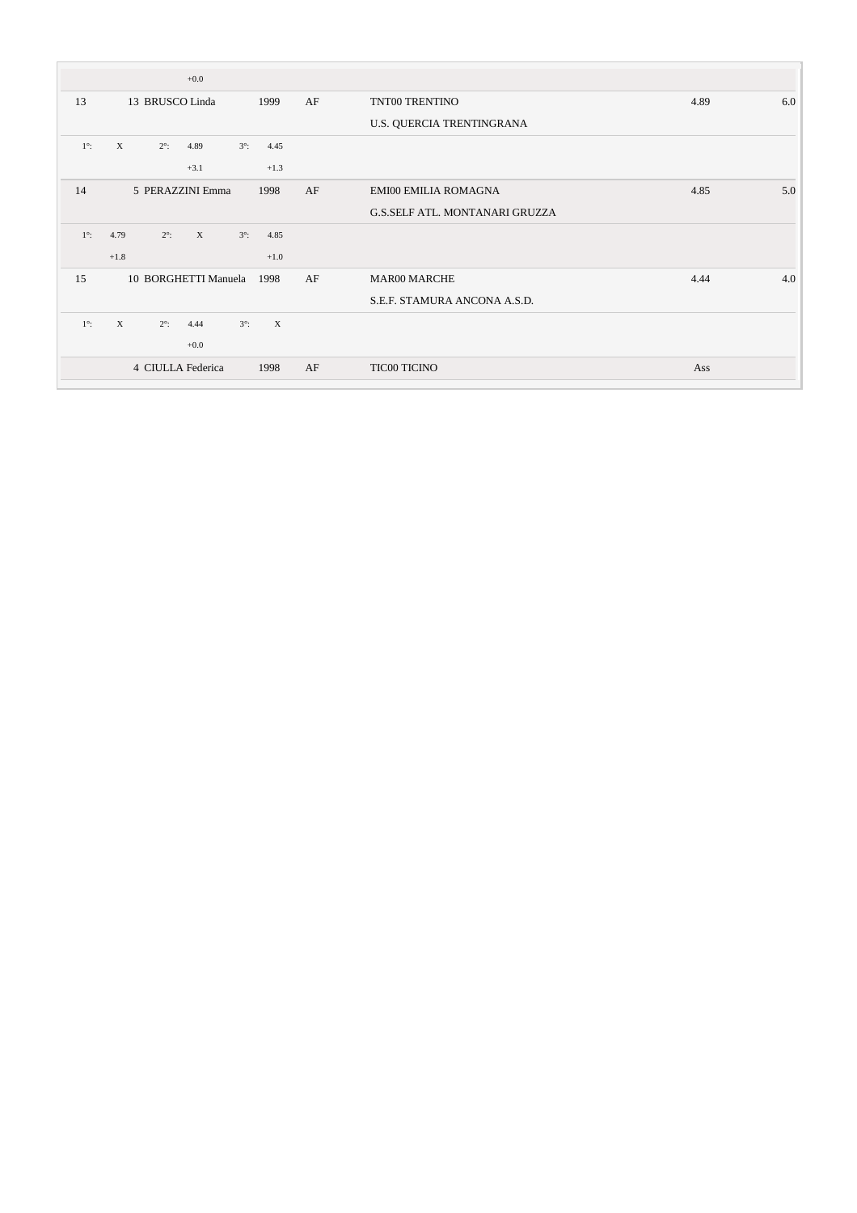| | | | | | | | |
|---|---|---|---|---|---|---|---|
| | | +0.0 | | | | | |
| 13 | 13 | BRUSCO Linda | 1999 | AF | TNT00 TRENTINO<br>U.S. QUERCIA TRENTINGRANA | 4.89 | 6.0 |
| 1°: X | 2°: 4.89<br>+3.1 | 3°: 4.45<br>+1.3 | | | | | |
| 14 | 5 | PERAZZINI Emma | 1998 | AF | EMI00 EMILIA ROMAGNA<br>G.S.SELF ATL. MONTANARI GRUZZA | 4.85 | 5.0 |
| 1°: 4.79<br>+1.8 | 2°: X | 3°: 4.85<br>+1.0 | | | | | |
| 15 | 10 | BORGHETTI Manuela | 1998 | AF | MAR00 MARCHE<br>S.E.F. STAMURA ANCONA A.S.D. | 4.44 | 4.0 |
| 1°: X | 2°: 4.44<br>+0.0 | 3°: X | | | | | |
| | 4 | CIULLA Federica | 1998 | AF | TIC00 TICINO | Ass | |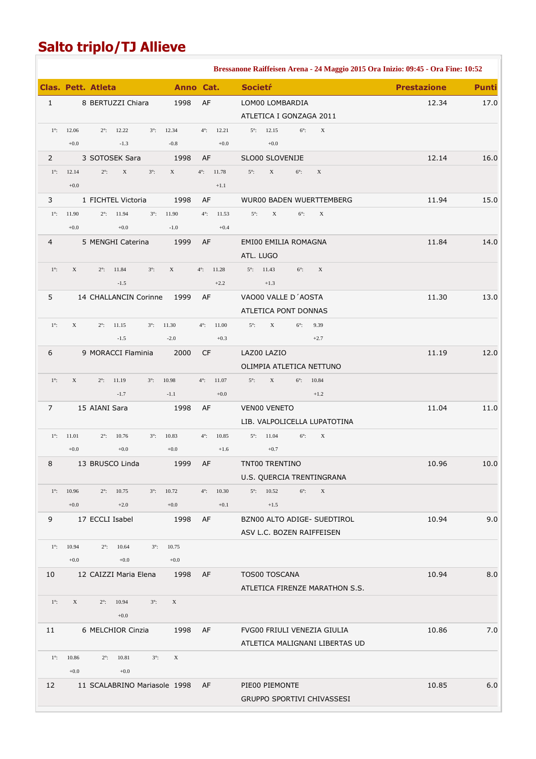# Salto triplo/TJ Allieve

**Bressanone Raiffeisen Arena - 24 Maggio 2015 Ora Inizio: 09:45 - Ora Fine: 10:52**

| Clas. | Pett. | Atleta | Anno | Cat. | Societŕ | Prestazione | Punti |
|---|---|---|---|---|---|---|---|
| 1 | 8 | BERTUZZI Chiara | 1998 | AF | LOM00 LOMBARDIA<br>ATLETICA I GONZAGA 2011 | 12.34 | 17.0 |
| | | 1°: 12.06 (+0.0) 2°: 12.22 (-1.3) 3°: 12.34 (-0.8) 4°: 12.21 (+0.0) 5°: 12.15 (+0.0) 6°: X | | | | | |
| 2 | 3 | SOTOSEK Sara | 1998 | AF | SLO00 SLOVENIJE | 12.14 | 16.0 |
| | | 1°: 12.14 (+0.0) 2°: X 3°: X 4°: 11.78 (+1.1) 5°: X 6°: X | | | | | |
| 3 | 1 | FICHTEL Victoria | 1998 | AF | WUR00 BADEN WUERTTEMBERG | 11.94 | 15.0 |
| | | 1°: 11.90 (+0.0) 2°: 11.94 (+0.0) 3°: 11.90 (-1.0) 4°: 11.53 (+0.4) 5°: X 6°: X | | | | | |
| 4 | 5 | MENGHI Caterina | 1999 | AF | EMI00 EMILIA ROMAGNA<br>ATL. LUGO | 11.84 | 14.0 |
| | | 1°: X 2°: 11.84 (-1.5) 3°: X 4°: 11.28 (+2.2) 5°: 11.43 (+1.3) 6°: X | | | | | |
| 5 | 14 | CHALLANCIN Corinne | 1999 | AF | VAO00 VALLE D´AOSTA<br>ATLETICA PONT DONNAS | 11.30 | 13.0 |
| | | 1°: X 2°: 11.15 (-1.5) 3°: 11.30 (-2.0) 4°: 11.00 (+0.3) 5°: X 6°: 9.39 (+2.7) | | | | | |
| 6 | 9 | MORACCI Flaminia | 2000 | CF | LAZ00 LAZIO<br>OLIMPIA ATLETICA NETTUNO | 11.19 | 12.0 |
| | | 1°: X 2°: 11.19 (-1.7) 3°: 10.98 (-1.1) 4°: 11.07 (+0.0) 5°: X 6°: 10.84 (+1.2) | | | | | |
| 7 | 15 | AIANI Sara | 1998 | AF | VEN00 VENETO<br>LIB. VALPOLICELLA LUPATOTINA | 11.04 | 11.0 |
| | | 1°: 11.01 (+0.0) 2°: 10.76 (+0.0) 3°: 10.83 (+0.0) 4°: 10.85 (+1.6) 5°: 11.04 (+0.7) 6°: X | | | | | |
| 8 | 13 | BRUSCO Linda | 1999 | AF | TNT00 TRENTINO<br>U.S. QUERCIA TRENTINGRANA | 10.96 | 10.0 |
| | | 1°: 10.96 (+0.0) 2°: 10.75 (+2.0) 3°: 10.72 (+0.0) 4°: 10.30 (+0.1) 5°: 10.52 (+1.5) 6°: X | | | | | |
| 9 | 17 | ECCLI Isabel | 1998 | AF | BZN00 ALTO ADIGE- SUEDTIROL<br>ASV L.C. BOZEN RAIFFEISEN | 10.94 | 9.0 |
| | | 1°: 10.94 (+0.0) 2°: 10.64 (+0.0) 3°: 10.75 (+0.0) | | | | | |
| 10 | 12 | CAIZZI Maria Elena | 1998 | AF | TOS00 TOSCANA<br>ATLETICA FIRENZE MARATHON S.S. | 10.94 | 8.0 |
| | | 1°: X 2°: 10.94 (+0.0) 3°: X | | | | | |
| 11 | 6 | MELCHIOR Cinzia | 1998 | AF | FVG00 FRIULI VENEZIA GIULIA<br>ATLETICA MALIGNANI LIBERTAS UD | 10.86 | 7.0 |
| | | 1°: 10.86 (+0.0) 2°: 10.81 (+0.0) 3°: X | | | | | |
| 12 | 11 | SCALABRINO Mariasole | 1998 | AF | PIE00 PIEMONTE<br>GRUPPO SPORTIVI CHIVASSESI | 10.85 | 6.0 |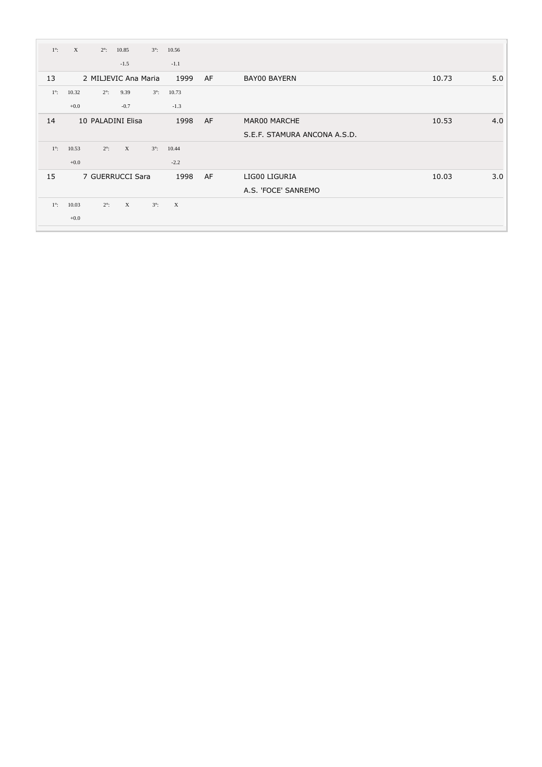| | | | | | | |
|---|---|---|---|---|---|---|
| 1°: X | 2°: 10.85 | 3°: 10.56 | | | | |
| | -1.5 | -1.1 | | | | |
| 13 | 2 MILJEVIC Ana Maria | 1999 | AF | BAY00 BAYERN | 10.73 | 5.0 |
| 1°: 10.32 | 2°: 9.39 | 3°: 10.73 | | | | |
| +0.0 | -0.7 | -1.3 | | | | |
| 14 | 10 PALADINI Elisa | 1998 | AF | MAR00 MARCHE<br>S.E.F. STAMURA ANCONA A.S.D. | 10.53 | 4.0 |
| 1°: 10.53 | 2°: X | 3°: 10.44 | | | | |
| +0.0 | | -2.2 | | | | |
| 15 | 7 GUERRUCCI Sara | 1998 | AF | LIG00 LIGURIA<br>A.S. 'FOCE' SANREMO | 10.03 | 3.0 |
| 1°: 10.03 | 2°: X | 3°: X | | | | |
| +0.0 | | | | | | |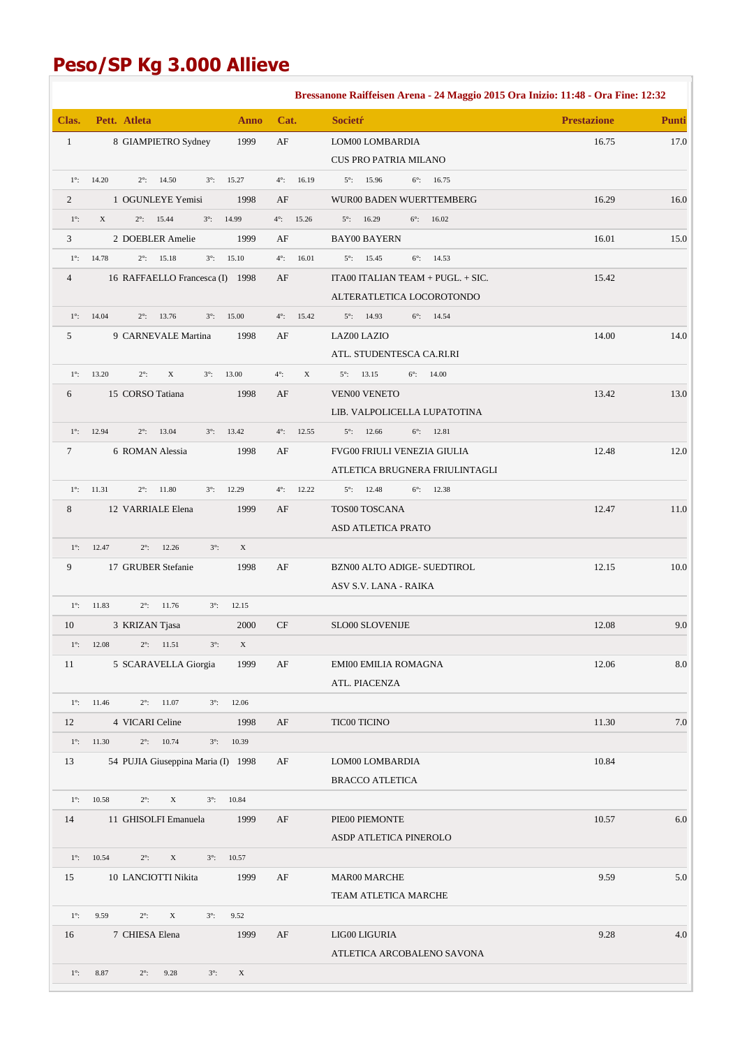# Peso/SP Kg 3.000 Allieve

**Bressanone Raiffeisen Arena - 24 Maggio 2015 Ora Inizio: 11:48 - Ora Fine: 12:32**

| Clas. | Pett. | Atleta | Anno | Cat. | Societŕ | Prestazione | Punti |
|---|---|---|---|---|---|---|---|
| 1 | 8 | GIAMPIETRO Sydney | 1999 | AF | LOM00 LOMBARDIA<br>CUS PRO PATRIA MILANO | 16.75 | 17.0 |
| | | 1°: 14.20 2°: 14.50 3°: 15.27 4°: 16.19 5°: 15.96 6°: 16.75 | | | | | |
| 2 | 1 | OGUNLEYE Yemisi | 1998 | AF | WUR00 BADEN WUERTTEMBERG | 16.29 | 16.0 |
| | | 1°: X 2°: 15.44 3°: 14.99 4°: 15.26 5°: 16.29 6°: 16.02 | | | | | |
| 3 | 2 | DOEBLER Amelie | 1999 | AF | BAY00 BAYERN | 16.01 | 15.0 |
| | | 1°: 14.78 2°: 15.18 3°: 15.10 4°: 16.01 5°: 15.45 6°: 14.53 | | | | | |
| 4 | 16 | RAFFAELLO Francesca (I) | 1998 | AF | ITA00 ITALIAN TEAM + PUGL. + SIC.<br>ALTERATLETICA LOCOROTONDO | 15.42 | |
| | | 1°: 14.04 2°: 13.76 3°: 15.00 4°: 15.42 5°: 14.93 6°: 14.54 | | | | | |
| 5 | 9 | CARNEVALE Martina | 1998 | AF | LAZ00 LAZIO<br>ATL. STUDENTESCA CA.RI.RI | 14.00 | 14.0 |
| | | 1°: 13.20 2°: X 3°: 13.00 4°: X 5°: 13.15 6°: 14.00 | | | | | |
| 6 | 15 | CORSO Tatiana | 1998 | AF | VEN00 VENETO<br>LIB. VALPOLICELLA LUPATOTINA | 13.42 | 13.0 |
| | | 1°: 12.94 2°: 13.04 3°: 13.42 4°: 12.55 5°: 12.66 6°: 12.81 | | | | | |
| 7 | 6 | ROMAN Alessia | 1998 | AF | FVG00 FRIULI VENEZIA GIULIA<br>ATLETICA BRUGNERA FRIULINTAGLI | 12.48 | 12.0 |
| | | 1°: 11.31 2°: 11.80 3°: 12.29 4°: 12.22 5°: 12.48 6°: 12.38 | | | | | |
| 8 | 12 | VARRIALE Elena | 1999 | AF | TOS00 TOSCANA<br>ASD ATLETICA PRATO | 12.47 | 11.0 |
| | | 1°: 12.47 2°: 12.26 3°: X | | | | | |
| 9 | 17 | GRUBER Stefanie | 1998 | AF | BZN00 ALTO ADIGE- SUEDTIROL<br>ASV S.V. LANA - RAIKA | 12.15 | 10.0 |
| | | 1°: 11.83 2°: 11.76 3°: 12.15 | | | | | |
| 10 | 3 | KRIZAN Tjasa | 2000 | CF | SLO00 SLOVENIJE | 12.08 | 9.0 |
| | | 1°: 12.08 2°: 11.51 3°: X | | | | | |
| 11 | 5 | SCARAVELLA Giorgia | 1999 | AF | EMI00 EMILIA ROMAGNA<br>ATL. PIACENZA | 12.06 | 8.0 |
| | | 1°: 11.46 2°: 11.07 3°: 12.06 | | | | | |
| 12 | 4 | VICARI Celine | 1998 | AF | TIC00 TICINO | 11.30 | 7.0 |
| | | 1°: 11.30 2°: 10.74 3°: 10.39 | | | | | |
| 13 | 54 | PUJIA Giuseppina Maria (I) | 1998 | AF | LOM00 LOMBARDIA<br>BRACCO ATLETICA | 10.84 | |
| | | 1°: 10.58 2°: X 3°: 10.84 | | | | | |
| 14 | 11 | GHISOLFI Emanuela | 1999 | AF | PIE00 PIEMONTE<br>ASDP ATLETICA PINEROLO | 10.57 | 6.0 |
| | | 1°: 10.54 2°: X 3°: 10.57 | | | | | |
| 15 | 10 | LANCIOTTI Nikita | 1999 | AF | MAR00 MARCHE<br>TEAM ATLETICA MARCHE | 9.59 | 5.0 |
| | | 1°: 9.59 2°: X 3°: 9.52 | | | | | |
| 16 | 7 | CHIESA Elena | 1999 | AF | LIG00 LIGURIA<br>ATLETICA ARCOBALENO SAVONA | 9.28 | 4.0 |
| | | 1°: 8.87 2°: 9.28 3°: X | | | | | |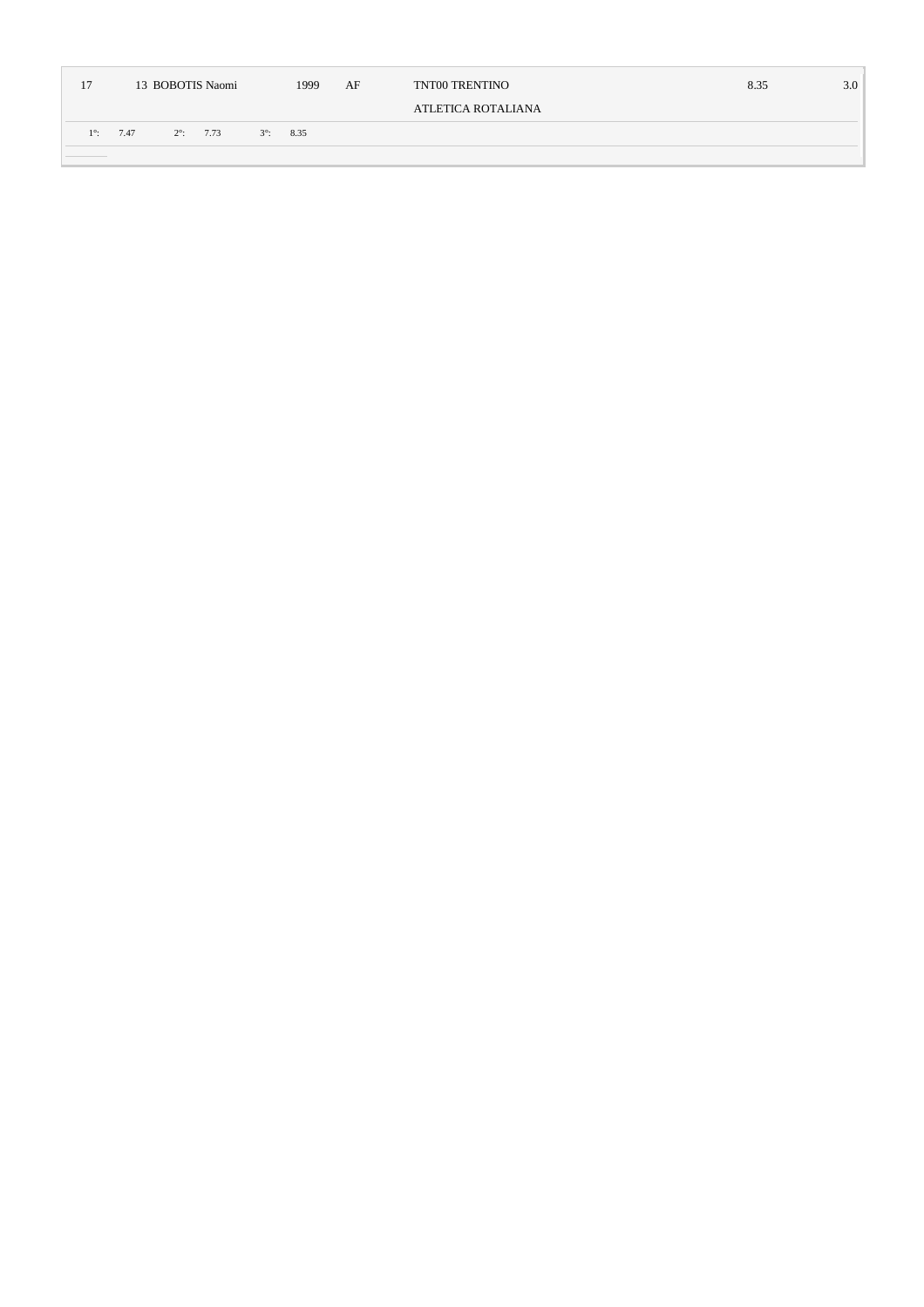| 17 | 13 BOBOTIS Naomi | 1999 | AF | TNT00 TRENTINO<br>ATLETICA ROTALIANA | 8.35 | 3.0 |
|---|---|---|---|---|---|---|

1°: 7.47 2°: 7.73 3°: 8.35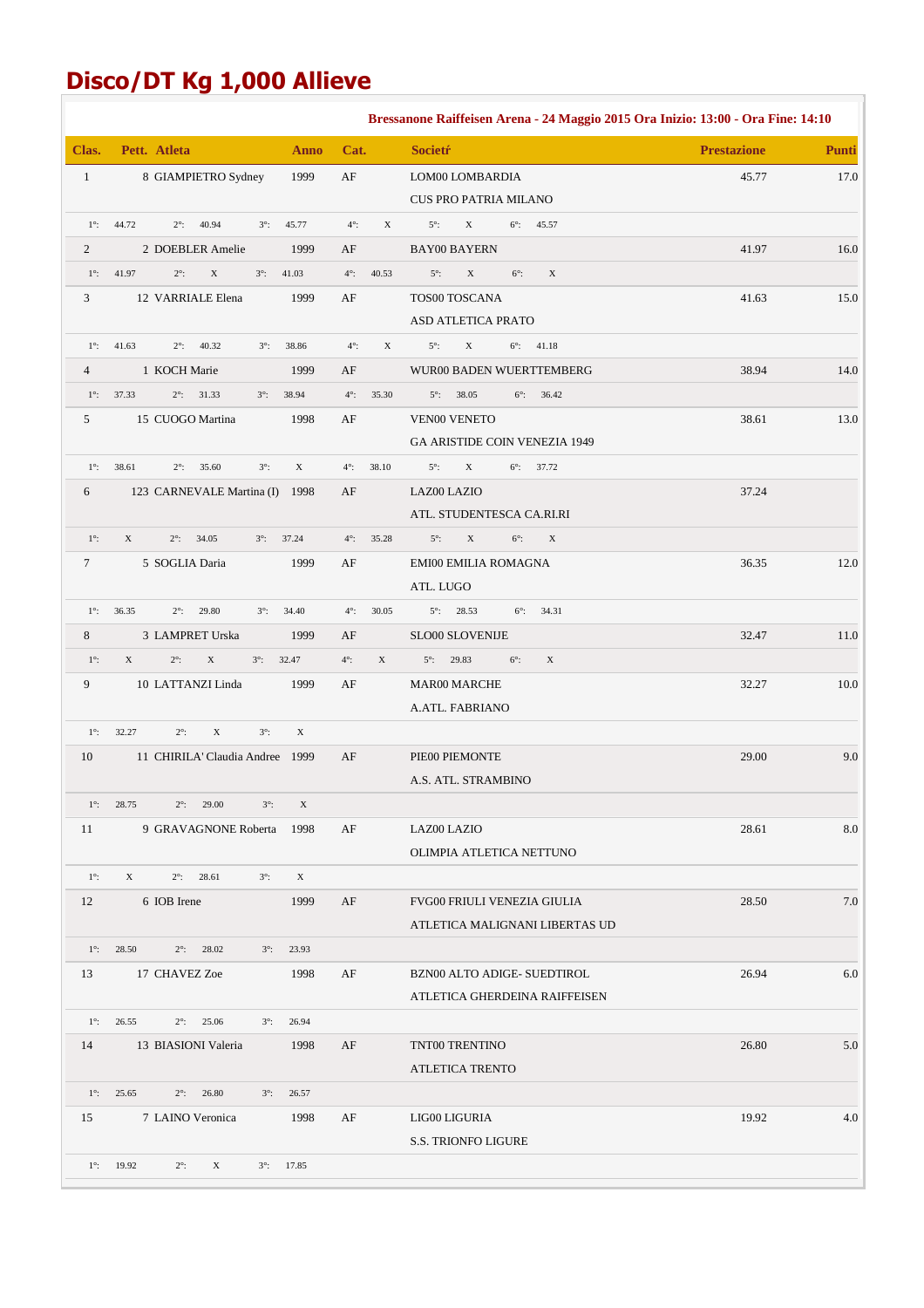# Disco/DT Kg 1,000 Allieve

**Bressanone Raiffeisen Arena - 24 Maggio 2015 Ora Inizio: 13:00 - Ora Fine: 14:10**

| Clas. | Pett. | Atleta | Anno | Cat. | Societŕ | Prestazione | Punti |
|---|---|---|---|---|---|---|---|
| 1 | 8 | GIAMPIETRO Sydney | 1999 | AF | LOM00 LOMBARDIA<br>CUS PRO PATRIA MILANO | 45.77 | 17.0 |
| | | 1°: 44.72 2°: 40.94 3°: 45.77 4°: X 5°: X 6°: 45.57 | | | | | |
| 2 | 2 | DOEBLER Amelie | 1999 | AF | BAY00 BAYERN | 41.97 | 16.0 |
| | | 1°: 41.97 2°: X 3°: 41.03 4°: 40.53 5°: X 6°: X | | | | | |
| 3 | 12 | VARRIALE Elena | 1999 | AF | TOS00 TOSCANA<br>ASD ATLETICA PRATO | 41.63 | 15.0 |
| | | 1°: 41.63 2°: 40.32 3°: 38.86 4°: X 5°: X 6°: 41.18 | | | | | |
| 4 | 1 | KOCH Marie | 1999 | AF | WUR00 BADEN WUERTTEMBERG | 38.94 | 14.0 |
| | | 1°: 37.33 2°: 31.33 3°: 38.94 4°: 35.30 5°: 38.05 6°: 36.42 | | | | | |
| 5 | 15 | CUOGO Martina | 1998 | AF | VEN00 VENETO<br>GA ARISTIDE COIN VENEZIA 1949 | 38.61 | 13.0 |
| | | 1°: 38.61 2°: 35.60 3°: X 4°: 38.10 5°: X 6°: 37.72 | | | | | |
| 6 | 123 | CARNEVALE Martina (I) | 1998 | AF | LAZ00 LAZIO<br>ATL. STUDENTESCA CA.RI.RI | 37.24 | |
| | | 1°: X 2°: 34.05 3°: 37.24 4°: 35.28 5°: X 6°: X | | | | | |
| 7 | 5 | SOGLIA Daria | 1999 | AF | EMI00 EMILIA ROMAGNA<br>ATL. LUGO | 36.35 | 12.0 |
| | | 1°: 36.35 2°: 29.80 3°: 34.40 4°: 30.05 5°: 28.53 6°: 34.31 | | | | | |
| 8 | 3 | LAMPRET Urska | 1999 | AF | SLO00 SLOVENIJE | 32.47 | 11.0 |
| | | 1°: X 2°: X 3°: 32.47 4°: X 5°: 29.83 6°: X | | | | | |
| 9 | 10 | LATTANZI Linda | 1999 | AF | MAR00 MARCHE<br>A.ATL. FABRIANO | 32.27 | 10.0 |
| | | 1°: 32.27 2°: X 3°: X | | | | | |
| 10 | 11 | CHIRILA' Claudia Andree | 1999 | AF | PIE00 PIEMONTE<br>A.S. ATL. STRAMBINO | 29.00 | 9.0 |
| | | 1°: 28.75 2°: 29.00 3°: X | | | | | |
| 11 | 9 | GRAVAGNONE Roberta | 1998 | AF | LAZ00 LAZIO<br>OLIMPIA ATLETICA NETTUNO | 28.61 | 8.0 |
| | | 1°: X 2°: 28.61 3°: X | | | | | |
| 12 | 6 | IOB Irene | 1999 | AF | FVG00 FRIULI VENEZIA GIULIA<br>ATLETICA MALIGNANI LIBERTAS UD | 28.50 | 7.0 |
| | | 1°: 28.50 2°: 28.02 3°: 23.93 | | | | | |
| 13 | 17 | CHAVEZ Zoe | 1998 | AF | BZN00 ALTO ADIGE- SUEDTIROL<br>ATLETICA GHERDEINA RAIFFEISEN | 26.94 | 6.0 |
| | | 1°: 26.55 2°: 25.06 3°: 26.94 | | | | | |
| 14 | 13 | BIASIONI Valeria | 1998 | AF | TNT00 TRENTINO<br>ATLETICA TRENTO | 26.80 | 5.0 |
| | | 1°: 25.65 2°: 26.80 3°: 26.57 | | | | | |
| 15 | 7 | LAINO Veronica | 1998 | AF | LIG00 LIGURIA<br>S.S. TRIONFO LIGURE | 19.92 | 4.0 |
| | | 1°: 19.92 2°: X 3°: 17.85 | | | | | |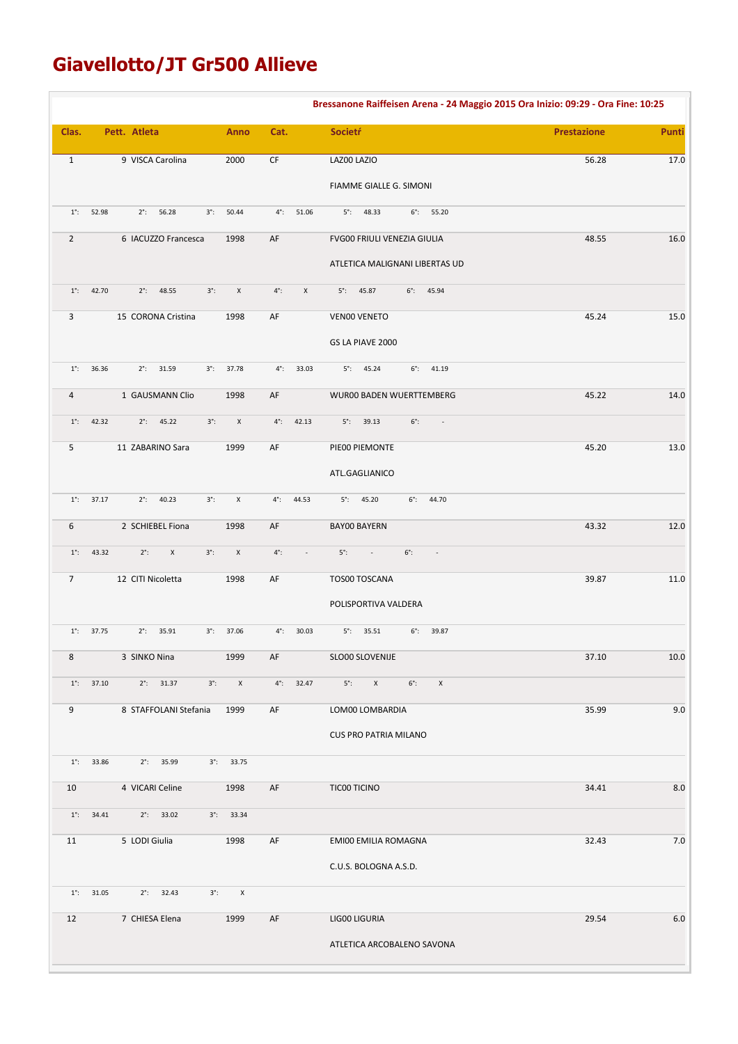# Giavellotto/JT Gr500 Allieve

**Bressanone Raiffeisen Arena - 24 Maggio 2015 Ora Inizio: 09:29 - Ora Fine: 10:25**

| Clas. | Pett. | Atleta | Anno | Cat. | Societŕ | Prestazione | Punti |
|---|---|---|---|---|---|---|---|
| 1 | 9 | VISCA Carolina | 2000 | CF | LAZ00 LAZIO<br>FIAMME GIALLE G. SIMONI | 56.28 | 17.0 |
| | | 1°: 52.98 2°: 56.28 3°: 50.44 4°: 51.06 5°: 48.33 6°: 55.20 | | | | | |
| 2 | 6 | IACUZZO Francesca | 1998 | AF | FVG00 FRIULI VENEZIA GIULIA<br>ATLETICA MALIGNANI LIBERTAS UD | 48.55 | 16.0 |
| | | 1°: 42.70 2°: 48.55 3°: X 4°: X 5°: 45.87 6°: 45.94 | | | | | |
| 3 | 15 | CORONA Cristina | 1998 | AF | VEN00 VENETO<br>GS LA PIAVE 2000 | 45.24 | 15.0 |
| | | 1°: 36.36 2°: 31.59 3°: 37.78 4°: 33.03 5°: 45.24 6°: 41.19 | | | | | |
| 4 | 1 | GAUSMANN Clio | 1998 | AF | WUR00 BADEN WUERTTEMBERG | 45.22 | 14.0 |
| | | 1°: 42.32 2°: 45.22 3°: X 4°: 42.13 5°: 39.13 6°: - | | | | | |
| 5 | 11 | ZABARINO Sara | 1999 | AF | PIE00 PIEMONTE<br>ATL.GAGLIANICO | 45.20 | 13.0 |
| | | 1°: 37.17 2°: 40.23 3°: X 4°: 44.53 5°: 45.20 6°: 44.70 | | | | | |
| 6 | 2 | SCHIEBEL Fiona | 1998 | AF | BAY00 BAYERN | 43.32 | 12.0 |
| | | 1°: 43.32 2°: X 3°: X 4°: - 5°: - 6°: - | | | | | |
| 7 | 12 | CITI Nicoletta | 1998 | AF | TOS00 TOSCANA<br>POLISPORTIVA VALDERA | 39.87 | 11.0 |
| | | 1°: 37.75 2°: 35.91 3°: 37.06 4°: 30.03 5°: 35.51 6°: 39.87 | | | | | |
| 8 | 3 | SINKO Nina | 1999 | AF | SLO00 SLOVENIJE | 37.10 | 10.0 |
| | | 1°: 37.10 2°: 31.37 3°: X 4°: 32.47 5°: X 6°: X | | | | | |
| 9 | 8 | STAFFOLANI Stefania | 1999 | AF | LOM00 LOMBARDIA<br>CUS PRO PATRIA MILANO | 35.99 | 9.0 |
| | | 1°: 33.86 2°: 35.99 3°: 33.75 | | | | | |
| 10 | 4 | VICARI Celine | 1998 | AF | TIC00 TICINO | 34.41 | 8.0 |
| | | 1°: 34.41 2°: 33.02 3°: 33.34 | | | | | |
| 11 | 5 | LODI Giulia | 1998 | AF | EMI00 EMILIA ROMAGNA<br>C.U.S. BOLOGNA A.S.D. | 32.43 | 7.0 |
| | | 1°: 31.05 2°: 32.43 3°: X | | | | | |
| 12 | 7 | CHIESA Elena | 1999 | AF | LIG00 LIGURIA<br>ATLETICA ARCOBALENO SAVONA | 29.54 | 6.0 |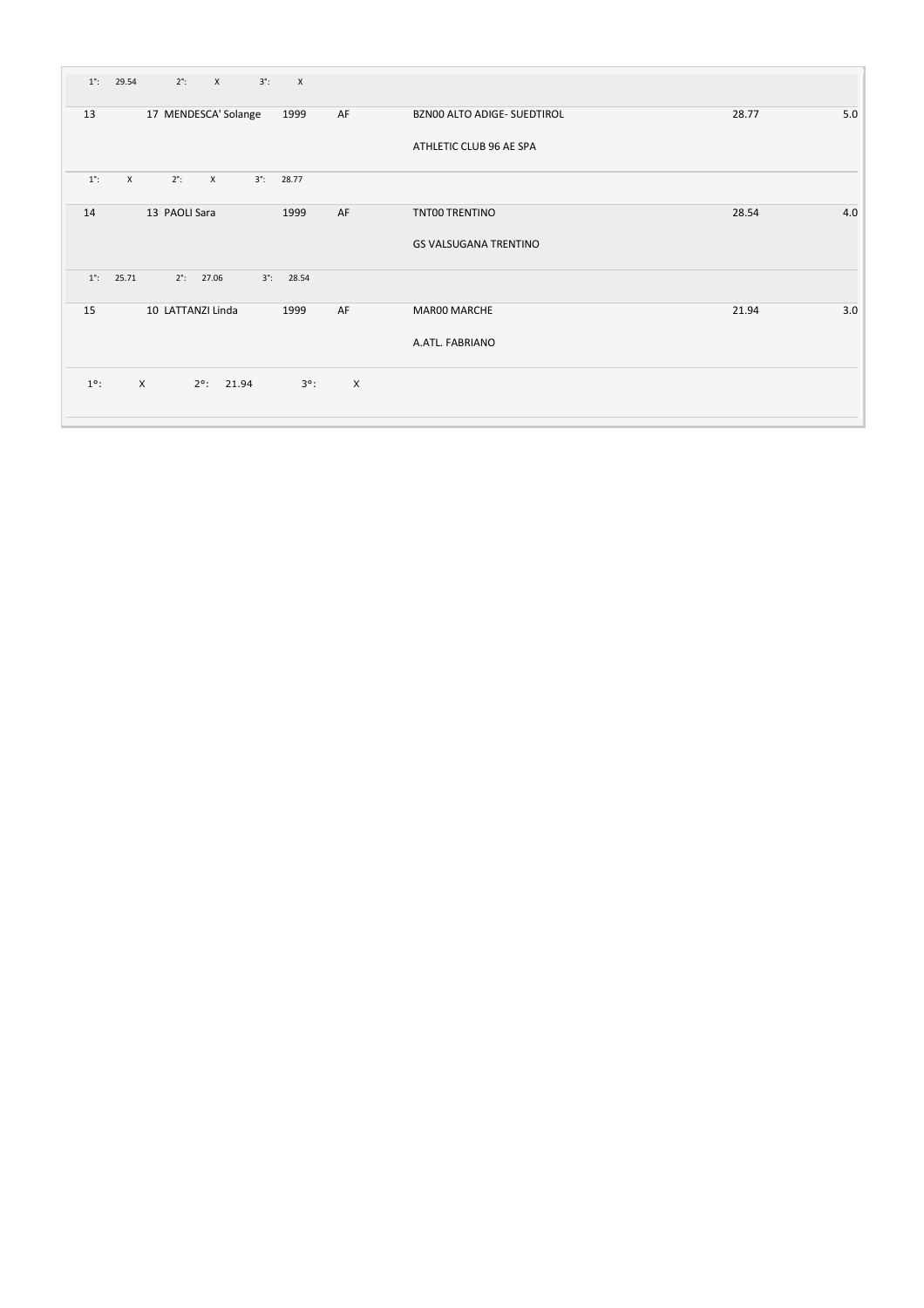| | | | | | | |
|---|---|---|---|---|---|---|
| 1°: 29.54 | 2°: X | 3°: X | | | | |
| 13 | 17 MENDESCA' Solange | 1999 | AF | BZN00 ALTO ADIGE- SUEDTIROL<br>ATHLETIC CLUB 96 AE SPA | 28.77 | 5.0 |
| 1°: X | 2°: X | 3°: 28.77 | | | | |
| 14 | 13 PAOLI Sara | 1999 | AF | TNT00 TRENTINO<br>GS VALSUGANA TRENTINO | 28.54 | 4.0 |
| 1°: 25.71 | 2°: 27.06 | 3°: 28.54 | | | | |
| 15 | 10 LATTANZI Linda | 1999 | AF | MAR00 MARCHE<br>A.ATL. FABRIANO | 21.94 | 3.0 |
| 1°: X | 2°: 21.94 | 3°: X | | | | |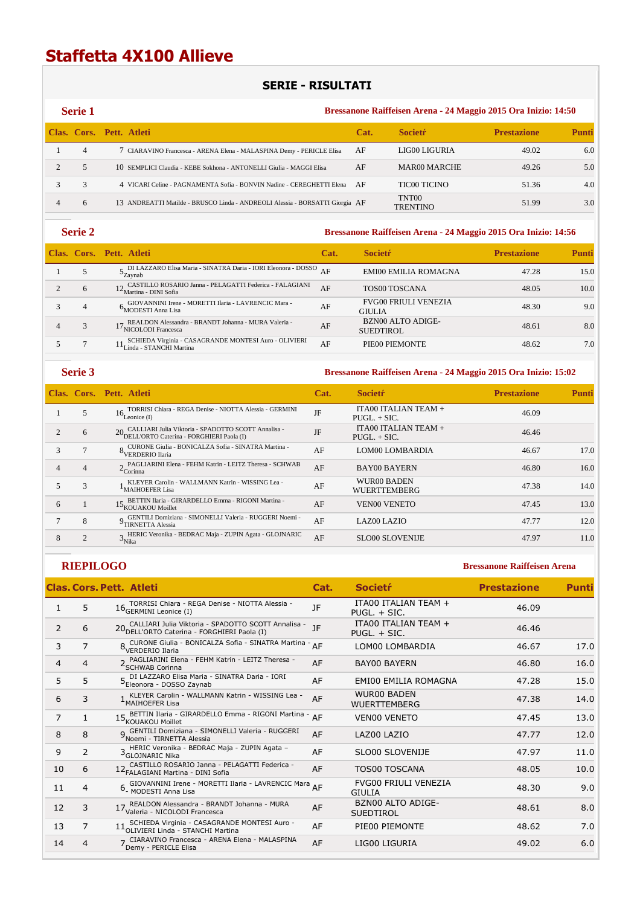# Staffetta 4X100 Allieve

## SERIE - RISULTATI

### Serie 1

Bressanone Raiffeisen Arena - 24 Maggio 2015 Ora Inizio: 14:50

| Clas. | Cors. | Pett. | Atleti | Cat. | Societŕ | Prestazione | Punti |
|---|---|---|---|---|---|---|---|
| 1 | 4 | 7 | CIARAVINO Francesca - ARENA Elena - MALASPINA Demy - PERICLE Elisa | AF | LIG00 LIGURIA | 49.02 | 6.0 |
| 2 | 5 | 10 | SEMPLICI Claudia - KEBE Sokhona - ANTONELLI Giulia - MAGGI Elisa | AF | MAR00 MARCHE | 49.26 | 5.0 |
| 3 | 3 | 4 | VICARI Celine - PAGNAMENTA Sofia - BONVIN Nadine - CEREGHETTI Elena | AF | TIC00 TICINO | 51.36 | 4.0 |
| 4 | 6 | 13 | ANDREATTI Matilde - BRUSCO Linda - ANDREOLI Alessia - BORSATTI Giorgia | AF | TNT00 TRENTINO | 51.99 | 3.0 |

### Serie 2

Bressanone Raiffeisen Arena - 24 Maggio 2015 Ora Inizio: 14:56

| Clas. | Cors. | Pett. | Atleti | Cat. | Societŕ | Prestazione | Punti |
|---|---|---|---|---|---|---|---|
| 1 | 5 | 5 | DI LAZZARO Elisa Maria - SINATRA Daria - IORI Eleonora - DOSSO Zaynab | AF | EMI00 EMILIA ROMAGNA | 47.28 | 15.0 |
| 2 | 6 | 12 | CASTILLO ROSARIO Janna - PELAGATTI Federica - FALAGIANI Martina - DINI Sofia | AF | TOS00 TOSCANA | 48.05 | 10.0 |
| 3 | 4 | 6 | GIOVANNINI Irene - MORETTI Ilaria - LAVRENCIC Mara - MODESTI Anna Lisa | AF | FVG00 FRIULI VENEZIA GIULIA | 48.30 | 9.0 |
| 4 | 3 | 17 | REALDON Alessandra - BRANDT Johanna - MURA Valeria - NICOLODI Francesca | AF | BZN00 ALTO ADIGE-SUEDTIROL | 48.61 | 8.0 |
| 5 | 7 | 11 | SCHIEDA Virginia - CASAGRANDE MONTESI Auro - OLIVIERI Linda - STANCHI Martina | AF | PIE00 PIEMONTE | 48.62 | 7.0 |

### Serie 3

Bressanone Raiffeisen Arena - 24 Maggio 2015 Ora Inizio: 15:02

| Clas. | Cors. | Pett. | Atleti | Cat. | Societŕ | Prestazione | Punti |
|---|---|---|---|---|---|---|---|
| 1 | 5 | 16 | TORRISI Chiara - REGA Denise - NIOTTA Alessia - GERMINI Leonice (I) | JF | ITA00 ITALIAN TEAM + PUGL. + SIC. | 46.09 | |
| 2 | 6 | 20 | CALLIARI Julia Viktoria - SPADOTTO SCOTT Annalisa - DELL'ORTO Caterina - FORGHIERI Paola (I) | JF | ITA00 ITALIAN TEAM + PUGL. + SIC. | 46.46 | |
| 3 | 7 | 8 | CURONE Giulia - BONICALZA Sofia - SINATRA Martina - VERDERIO Ilaria | AF | LOM00 LOMBARDIA | 46.67 | 17.0 |
| 4 | 4 | 2 | PAGLIARINI Elena - FEHM Katrin - LEITZ Theresa - SCHWAB Corinna | AF | BAY00 BAYERN | 46.80 | 16.0 |
| 5 | 3 | 1 | KLEYER Carolin - WALLMANN Katrin - WISSING Lea - MAIHOEFER Lisa | AF | WUR00 BADEN WUERTTEMBERG | 47.38 | 14.0 |
| 6 | 1 | 15 | BETTIN Ilaria - GIRARDELLO Emma - RIGONI Martina - KOUAKOU Moillet | AF | VEN00 VENETO | 47.45 | 13.0 |
| 7 | 8 | 9 | GENTILI Domiziana - SIMONELLI Valeria - RUGGERI Noemi - TIRNETTA Alessia | AF | LAZ00 LAZIO | 47.77 | 12.0 |
| 8 | 2 | 3 | HERIC Veronika - BEDRAC Maja - ZUPIN Agata - GLOJNARIC Nika | AF | SLO00 SLOVENIJE | 47.97 | 11.0 |

### RIEPILOGO

Bressanone Raiffeisen Arena

| Clas. | Cors. | Pett. | Atleti | Cat. | Societŕ | Prestazione | Punti |
|---|---|---|---|---|---|---|---|
| 1 | 5 | 16 | TORRISI Chiara - REGA Denise - NIOTTA Alessia - GERMINI Leonice (I) | JF | ITA00 ITALIAN TEAM + PUGL. + SIC. | 46.09 | |
| 2 | 6 | 20 | CALLIARI Julia Viktoria - SPADOTTO SCOTT Annalisa - DELL'ORTO Caterina - FORGHIERI Paola (I) | JF | ITA00 ITALIAN TEAM + PUGL. + SIC. | 46.46 | |
| 3 | 7 | 8 | CURONE Giulia - BONICALZA Sofia - SINATRA Martina - VERDERIO Ilaria | AF | LOM00 LOMBARDIA | 46.67 | 17.0 |
| 4 | 4 | 2 | PAGLIARINI Elena - FEHM Katrin - LEITZ Theresa - SCHWAB Corinna | AF | BAY00 BAYERN | 46.80 | 16.0 |
| 5 | 5 | 5 | DI LAZZARO Elisa Maria - SINATRA Daria - IORI Eleonora - DOSSO Zaynab | AF | EMI00 EMILIA ROMAGNA | 47.28 | 15.0 |
| 6 | 3 | 1 | KLEYER Carolin - WALLMANN Katrin - WISSING Lea - MAIHOEFER Lisa | AF | WUR00 BADEN WUERTTEMBERG | 47.38 | 14.0 |
| 7 | 1 | 15 | BETTIN Ilaria - GIRARDELLO Emma - RIGONI Martina - KOUAKOU Moillet | AF | VEN00 VENETO | 47.45 | 13.0 |
| 8 | 8 | 9 | GENTILI Domiziana - SIMONELLI Valeria - RUGGERI Noemi - TIRNETTA Alessia | AF | LAZ00 LAZIO | 47.77 | 12.0 |
| 9 | 2 | 3 | HERIC Veronika - BEDRAC Maja - ZUPIN Agata – GLOJNARIC Nika | AF | SLO00 SLOVENIJE | 47.97 | 11.0 |
| 10 | 6 | 12 | CASTILLO ROSARIO Janna - PELAGATTI Federica - FALAGIANI Martina - DINI Sofia | AF | TOS00 TOSCANA | 48.05 | 10.0 |
| 11 | 4 | 6 | GIOVANNINI Irene - MORETTI Ilaria - LAVRENCIC Mara - MODESTI Anna Lisa | AF | FVG00 FRIULI VENEZIA GIULIA | 48.30 | 9.0 |
| 12 | 3 | 17 | REALDON Alessandra - BRANDT Johanna - MURA Valeria - NICOLODI Francesca | AF | BZN00 ALTO ADIGE-SUEDTIROL | 48.61 | 8.0 |
| 13 | 7 | 11 | SCHIEDA Virginia - CASAGRANDE MONTESI Auro - OLIVIERI Linda - STANCHI Martina | AF | PIE00 PIEMONTE | 48.62 | 7.0 |
| 14 | 4 | 7 | CIARAVINO Francesca - ARENA Elena - MALASPINA Demy - PERICLE Elisa | AF | LIG00 LIGURIA | 49.02 | 6.0 |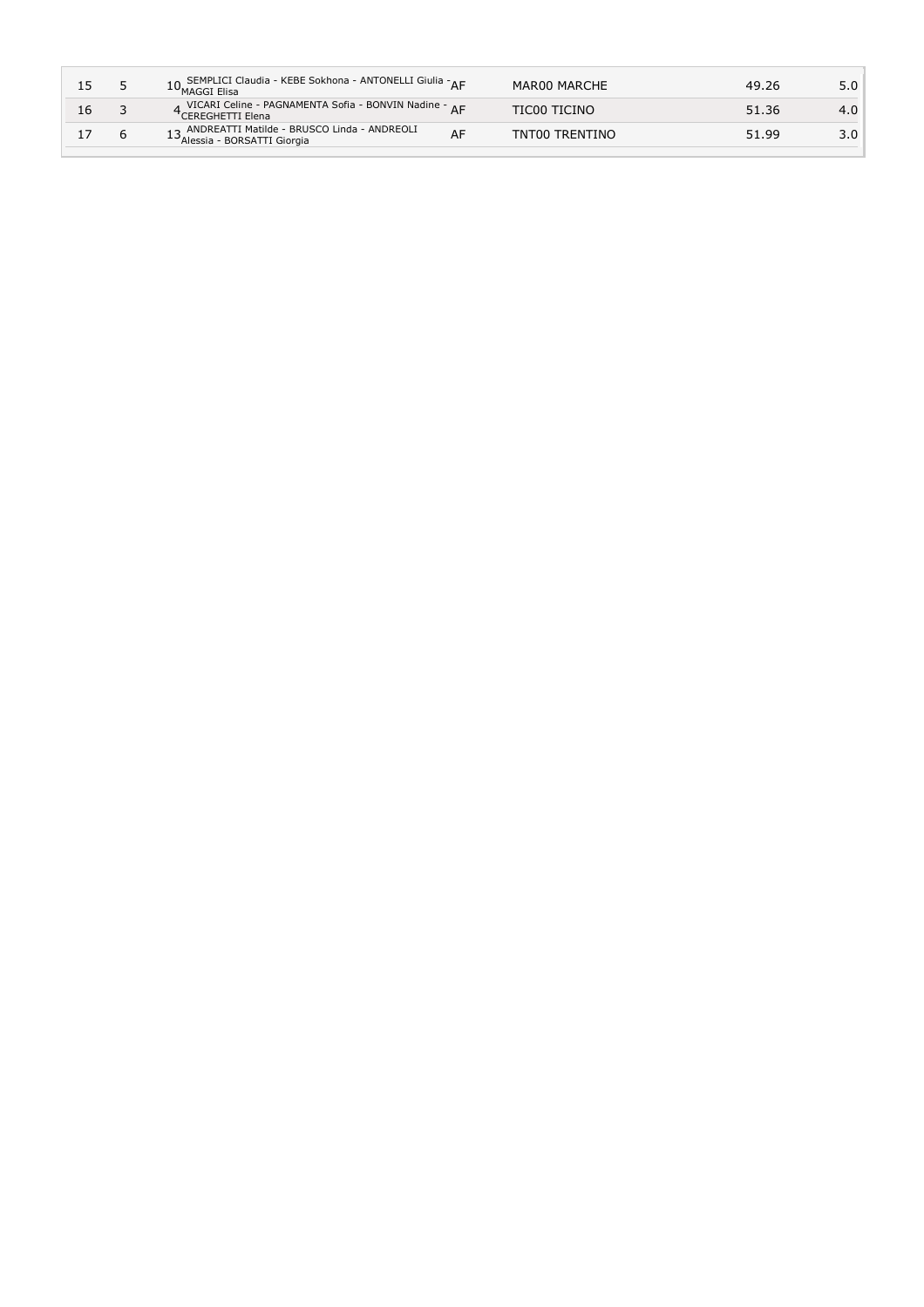| | | | | | | |
|---|---|---|---|---|---|---|
| 15 | 5 | 10 | SEMPLICI Claudia - KEBE Sokhona - ANTONELLI Giulia - MAGGI Elisa | AF | MAR00 MARCHE | 49.26 | 5.0 |
| 16 | 3 | 4 | VICARI Celine - PAGNAMENTA Sofia - BONVIN Nadine - CEREGHETTI Elena | AF | TIC00 TICINO | 51.36 | 4.0 |
| 17 | 6 | 13 | ANDREATTI Matilde - BRUSCO Linda - ANDREOLI Alessia - BORSATTI Giorgia | AF | TNT00 TRENTINO | 51.99 | 3.0 |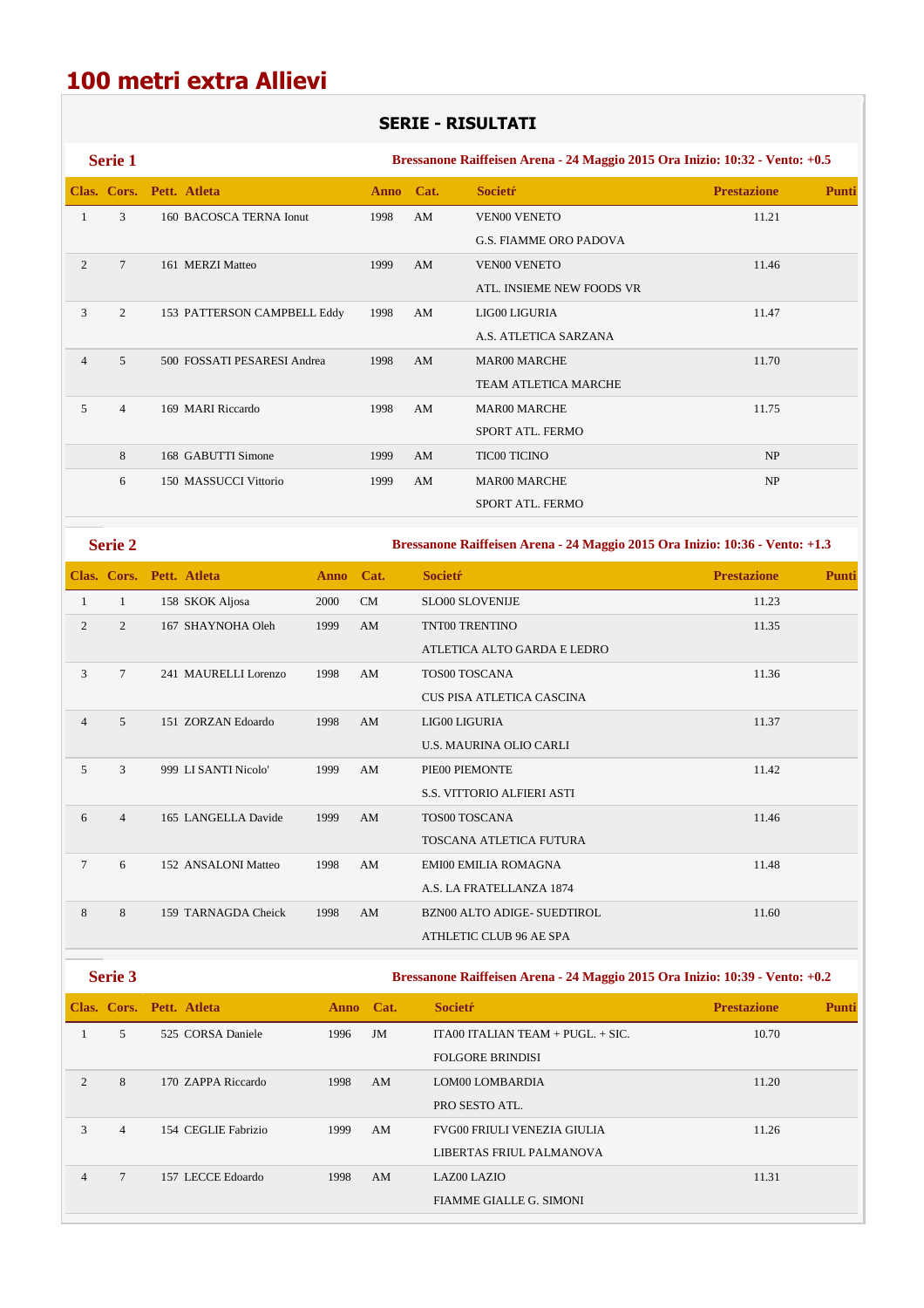# 100 metri extra Allievi

## SERIE - RISULTATI

### Serie 1

**Bressanone Raiffeisen Arena - 24 Maggio 2015 Ora Inizio: 10:32 - Vento: +0.5**

| Clas. | Cors. | Pett. | Atleta | Anno | Cat. | Societŕ | Prestazione | Punti |
|---|---|---|---|---|---|---|---|---|
| 1 | 3 | 160 | BACOSCA TERNA Ionut | 1998 | AM | VEN00 VENETO<br>G.S. FIAMME ORO PADOVA | 11.21 | |
| 2 | 7 | 161 | MERZI Matteo | 1999 | AM | VEN00 VENETO<br>ATL. INSIEME NEW FOODS VR | 11.46 | |
| 3 | 2 | 153 | PATTERSON CAMPBELL Eddy | 1998 | AM | LIG00 LIGURIA<br>A.S. ATLETICA SARZANA | 11.47 | |
| 4 | 5 | 500 | FOSSATI PESARESI Andrea | 1998 | AM | MAR00 MARCHE<br>TEAM ATLETICA MARCHE | 11.70 | |
| 5 | 4 | 169 | MARI Riccardo | 1998 | AM | MAR00 MARCHE<br>SPORT ATL. FERMO | 11.75 | |
| | 8 | 168 | GABUTTI Simone | 1999 | AM | TIC00 TICINO | NP | |
| | 6 | 150 | MASSUCCI Vittorio | 1999 | AM | MAR00 MARCHE<br>SPORT ATL. FERMO | NP | |

### Serie 2

**Bressanone Raiffeisen Arena - 24 Maggio 2015 Ora Inizio: 10:36 - Vento: +1.3**

| Clas. | Cors. | Pett. | Atleta | Anno | Cat. | Societŕ | Prestazione | Punti |
|---|---|---|---|---|---|---|---|---|
| 1 | 1 | 158 | SKOK Aljosa | 2000 | CM | SLO00 SLOVENIJE | 11.23 | |
| 2 | 2 | 167 | SHAYNOHA Oleh | 1999 | AM | TNT00 TRENTINO<br>ATLETICA ALTO GARDA E LEDRO | 11.35 | |
| 3 | 7 | 241 | MAURELLI Lorenzo | 1998 | AM | TOS00 TOSCANA<br>CUS PISA ATLETICA CASCINA | 11.36 | |
| 4 | 5 | 151 | ZORZAN Edoardo | 1998 | AM | LIG00 LIGURIA<br>U.S. MAURINA OLIO CARLI | 11.37 | |
| 5 | 3 | 999 | LI SANTI Nicolo' | 1999 | AM | PIE00 PIEMONTE<br>S.S. VITTORIO ALFIERI ASTI | 11.42 | |
| 6 | 4 | 165 | LANGELLA Davide | 1999 | AM | TOS00 TOSCANA<br>TOSCANA ATLETICA FUTURA | 11.46 | |
| 7 | 6 | 152 | ANSALONI Matteo | 1998 | AM | EMI00 EMILIA ROMAGNA<br>A.S. LA FRATELLANZA 1874 | 11.48 | |
| 8 | 8 | 159 | TARNAGDA Cheick | 1998 | AM | BZN00 ALTO ADIGE- SUEDTIROL<br>ATHLETIC CLUB 96 AE SPA | 11.60 | |

### Serie 3

**Bressanone Raiffeisen Arena - 24 Maggio 2015 Ora Inizio: 10:39 - Vento: +0.2**

| Clas. | Cors. | Pett. | Atleta | Anno | Cat. | Societŕ | Prestazione | Punti |
|---|---|---|---|---|---|---|---|---|
| 1 | 5 | 525 | CORSA Daniele | 1996 | JM | ITA00 ITALIAN TEAM + PUGL. + SIC.<br>FOLGORE BRINDISI | 10.70 | |
| 2 | 8 | 170 | ZAPPA Riccardo | 1998 | AM | LOM00 LOMBARDIA<br>PRO SESTO ATL. | 11.20 | |
| 3 | 4 | 154 | CEGLIE Fabrizio | 1999 | AM | FVG00 FRIULI VENEZIA GIULIA<br>LIBERTAS FRIUL PALMANOVA | 11.26 | |
| 4 | 7 | 157 | LECCE Edoardo | 1998 | AM | LAZ00 LAZIO<br>FIAMME GIALLE G. SIMONI | 11.31 | |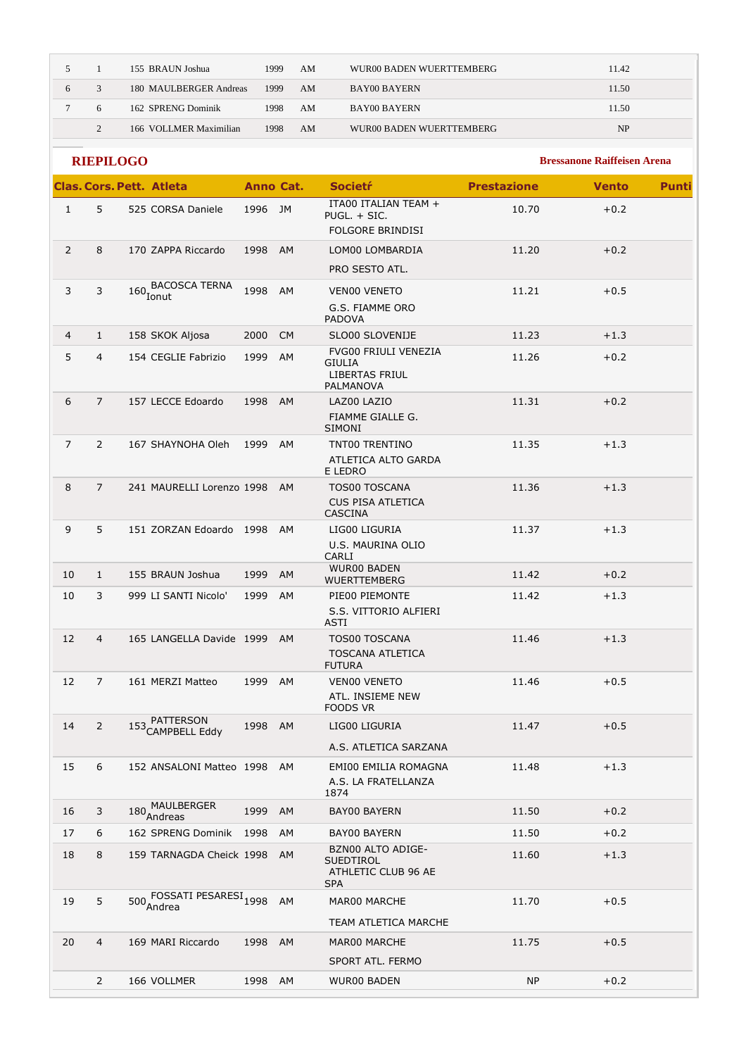| | | | | | | | |
|---|---|---|---|---|---|---|---|
| 5 | 1 | 155 BRAUN Joshua | 1999 | AM | WUR00 BADEN WUERTTEMBERG | 11.42 | |
| 6 | 3 | 180 MAULBERGER Andreas | 1999 | AM | BAY00 BAYERN | 11.50 | |
| 7 | 6 | 162 SPRENG Dominik | 1998 | AM | BAY00 BAYERN | 11.50 | |
| | 2 | 166 VOLLMER Maximilian | 1998 | AM | WUR00 BADEN WUERTTEMBERG | NP | |

## RIEPILOGO

**Bressanone Raiffeisen Arena**

| Clas. | Cors. | Pett. | Atleta | Anno | Cat. | Societŕ | Prestazione | Vento | Punti |
|---|---|---|---|---|---|---|---|---|---|
| 1 | 5 | 525 | CORSA Daniele | 1996 | JM | ITA00 ITALIAN TEAM + PUGL. + SIC. FOLGORE BRINDISI | 10.70 | +0.2 | |
| 2 | 8 | 170 | ZAPPA Riccardo | 1998 | AM | LOM00 LOMBARDIA PRO SESTO ATL. | 11.20 | +0.2 | |
| 3 | 3 | 160 | BACOSCA TERNA Ionut | 1998 | AM | VEN00 VENETO G.S. FIAMME ORO PADOVA | 11.21 | +0.5 | |
| 4 | 1 | 158 | SKOK Aljosa | 2000 | CM | SLO00 SLOVENIJE | 11.23 | +1.3 | |
| 5 | 4 | 154 | CEGLIE Fabrizio | 1999 | AM | FVG00 FRIULI VENEZIA GIULIA LIBERTAS FRIUL PALMANOVA | 11.26 | +0.2 | |
| 6 | 7 | 157 | LECCE Edoardo | 1998 | AM | LAZ00 LAZIO FIAMME GIALLE G. SIMONI | 11.31 | +0.2 | |
| 7 | 2 | 167 | SHAYNOHA Oleh | 1999 | AM | TNT00 TRENTINO ATLETICA ALTO GARDA E LEDRO | 11.35 | +1.3 | |
| 8 | 7 | 241 | MAURELLI Lorenzo | 1998 | AM | TOS00 TOSCANA CUS PISA ATLETICA CASCINA | 11.36 | +1.3 | |
| 9 | 5 | 151 | ZORZAN Edoardo | 1998 | AM | LIG00 LIGURIA U.S. MAURINA OLIO CARLI | 11.37 | +1.3 | |
| 10 | 1 | 155 | BRAUN Joshua | 1999 | AM | WUR00 BADEN WUERTTEMBERG | 11.42 | +0.2 | |
| 10 | 3 | 999 | LI SANTI Nicolo' | 1999 | AM | PIE00 PIEMONTE S.S. VITTORIO ALFIERI ASTI | 11.42 | +1.3 | |
| 12 | 4 | 165 | LANGELLA Davide | 1999 | AM | TOS00 TOSCANA TOSCANA ATLETICA FUTURA | 11.46 | +1.3 | |
| 12 | 7 | 161 | MERZI Matteo | 1999 | AM | VEN00 VENETO ATL. INSIEME NEW FOODS VR | 11.46 | +0.5 | |
| 14 | 2 | 153 | PATTERSON CAMPBELL Eddy | 1998 | AM | LIG00 LIGURIA A.S. ATLETICA SARZANA | 11.47 | +0.5 | |
| 15 | 6 | 152 | ANSALONI Matteo | 1998 | AM | EMI00 EMILIA ROMAGNA A.S. LA FRATELLANZA 1874 | 11.48 | +1.3 | |
| 16 | 3 | 180 | MAULBERGER Andreas | 1999 | AM | BAY00 BAYERN | 11.50 | +0.2 | |
| 17 | 6 | 162 | SPRENG Dominik | 1998 | AM | BAY00 BAYERN | 11.50 | +0.2 | |
| 18 | 8 | 159 | TARNAGDA Cheick | 1998 | AM | BZN00 ALTO ADIGE-SUEDTIROL ATHLETIC CLUB 96 AE SPA | 11.60 | +1.3 | |
| 19 | 5 | 500 | FOSSATI PESARESI Andrea | 1998 | AM | MAR00 MARCHE TEAM ATLETICA MARCHE | 11.70 | +0.5 | |
| 20 | 4 | 169 | MARI Riccardo | 1998 | AM | MAR00 MARCHE SPORT ATL. FERMO | 11.75 | +0.5 | |
| | 2 | 166 | VOLLMER | 1998 | AM | WUR00 BADEN | NP | +0.2 | |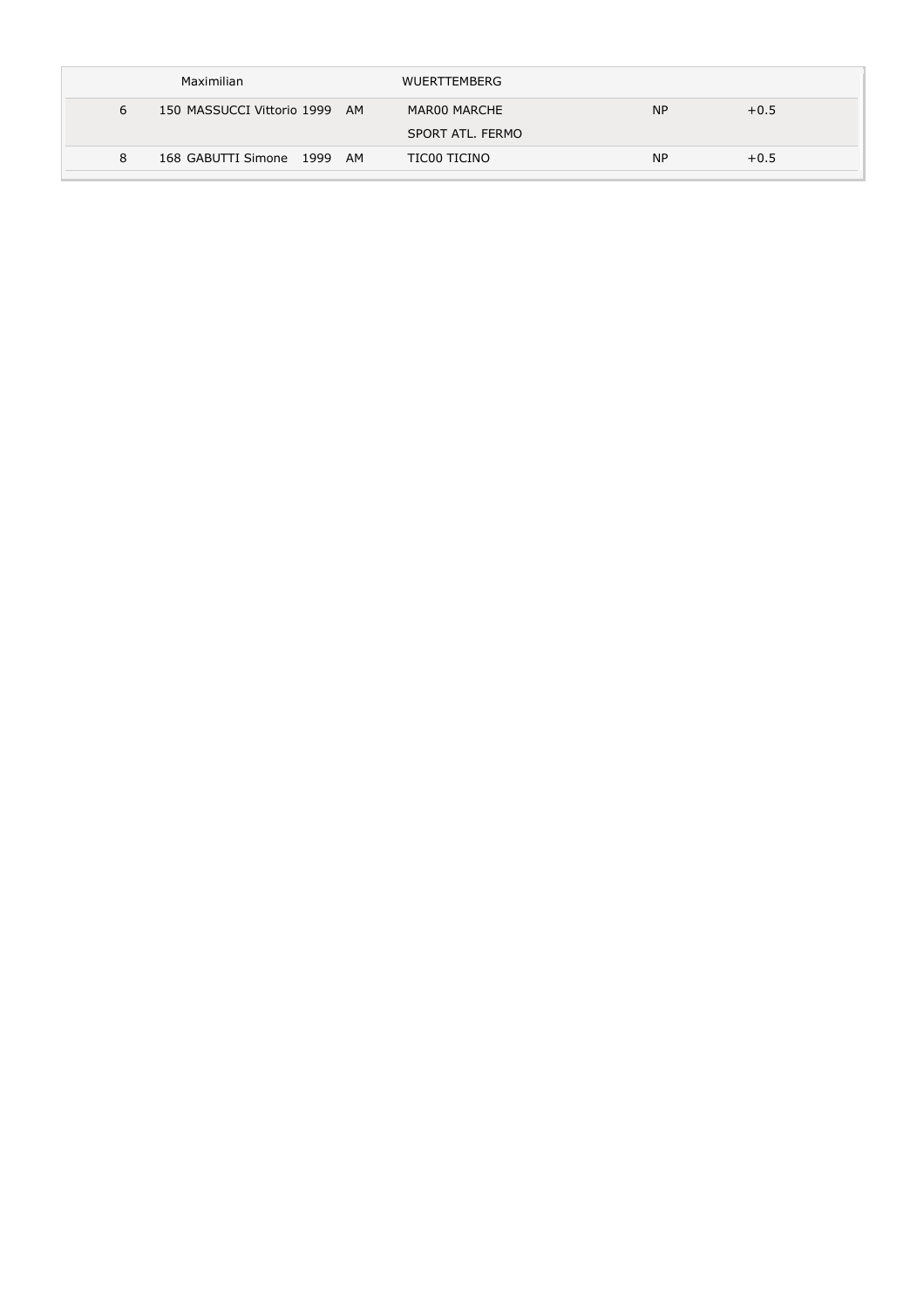| | | | | | |
|---|---|---|---|---|---|
| | Maximilian | | WUERTTEMBERG | | |
| 6 | 150 MASSUCCI Vittorio 1999 | AM | MAR00 MARCHE SPORT ATL. FERMO | NP | +0.5 |
| 8 | 168 GABUTTI Simone 1999 | AM | TIC00 TICINO | NP | +0.5 |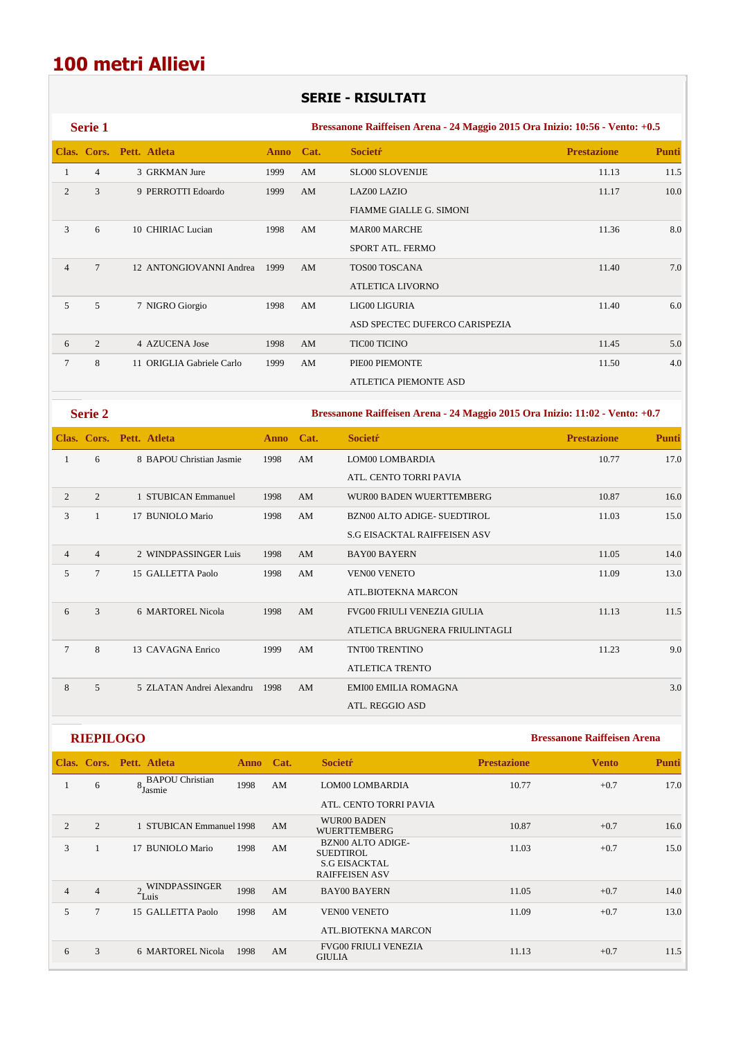# 100 metri Allievi

## SERIE - RISULTATI

### Serie 1

**Bressanone Raiffeisen Arena - 24 Maggio 2015 Ora Inizio: 10:56 - Vento: +0.5**

| Clas. | Cors. | Pett. | Atleta | Anno | Cat. | Societŕ | Prestazione | Punti |
|---|---|---|---|---|---|---|---|---|
| 1 | 4 | 3 | GRKMAN Jure | 1999 | AM | SLO00 SLOVENIJE | 11.13 | 11.5 |
| 2 | 3 | 9 | PERROTTI Edoardo | 1999 | AM | LAZ00 LAZIO<br>FIAMME GIALLE G. SIMONI | 11.17 | 10.0 |
| 3 | 6 | 10 | CHIRIAC Lucian | 1998 | AM | MAR00 MARCHE<br>SPORT ATL. FERMO | 11.36 | 8.0 |
| 4 | 7 | 12 | ANTONGIOVANNI Andrea | 1999 | AM | TOS00 TOSCANA<br>ATLETICA LIVORNO | 11.40 | 7.0 |
| 5 | 5 | 7 | NIGRO Giorgio | 1998 | AM | LIG00 LIGURIA<br>ASD SPECTEC DUFERCO CARISPEZIA | 11.40 | 6.0 |
| 6 | 2 | 4 | AZUCENA Jose | 1998 | AM | TIC00 TICINO | 11.45 | 5.0 |
| 7 | 8 | 11 | ORIGLIA Gabriele Carlo | 1999 | AM | PIE00 PIEMONTE<br>ATLETICA PIEMONTE ASD | 11.50 | 4.0 |

### Serie 2

**Bressanone Raiffeisen Arena - 24 Maggio 2015 Ora Inizio: 11:02 - Vento: +0.7**

| Clas. | Cors. | Pett. | Atleta | Anno | Cat. | Societŕ | Prestazione | Punti |
|---|---|---|---|---|---|---|---|---|
| 1 | 6 | 8 | BAPOU Christian Jasmie | 1998 | AM | LOM00 LOMBARDIA<br>ATL. CENTO TORRI PAVIA | 10.77 | 17.0 |
| 2 | 2 | 1 | STUBICAN Emmanuel | 1998 | AM | WUR00 BADEN WUERTTEMBERG | 10.87 | 16.0 |
| 3 | 1 | 17 | BUNIOLO Mario | 1998 | AM | BZN00 ALTO ADIGE- SUEDTIROL<br>S.G EISACKTAL RAIFFEISEN ASV | 11.03 | 15.0 |
| 4 | 4 | 2 | WINDPASSINGER Luis | 1998 | AM | BAY00 BAYERN | 11.05 | 14.0 |
| 5 | 7 | 15 | GALLETTA Paolo | 1998 | AM | VEN00 VENETO<br>ATL.BIOTEKNA MARCON | 11.09 | 13.0 |
| 6 | 3 | 6 | MARTOREL Nicola | 1998 | AM | FVG00 FRIULI VENEZIA GIULIA<br>ATLETICA BRUGNERA FRIULINTAGLI | 11.13 | 11.5 |
| 7 | 8 | 13 | CAVAGNA Enrico | 1999 | AM | TNT00 TRENTINO<br>ATLETICA TRENTO | 11.23 | 9.0 |
| 8 | 5 | 5 | ZLATAN Andrei Alexandru | 1998 | AM | EMI00 EMILIA ROMAGNA<br>ATL. REGGIO ASD | | 3.0 |

### RIEPILOGO

**Bressanone Raiffeisen Arena**

| Clas. | Cors. | Pett. | Atleta | Anno | Cat. | Societŕ | Prestazione | Vento | Punti |
|---|---|---|---|---|---|---|---|---|---|
| 1 | 6 | 8 | BAPOU Christian Jasmie | 1998 | AM | LOM00 LOMBARDIA<br>ATL. CENTO TORRI PAVIA | 10.77 | +0.7 | 17.0 |
| 2 | 2 | 1 | STUBICAN Emmanuel | 1998 | AM | WUR00 BADEN WUERTTEMBERG | 10.87 | +0.7 | 16.0 |
| 3 | 1 | 17 | BUNIOLO Mario | 1998 | AM | BZN00 ALTO ADIGE-SUEDTIROL<br>S.G EISACKTAL RAIFFEISEN ASV | 11.03 | +0.7 | 15.0 |
| 4 | 4 | 2 | WINDPASSINGER Luis | 1998 | AM | BAY00 BAYERN | 11.05 | +0.7 | 14.0 |
| 5 | 7 | 15 | GALLETTA Paolo | 1998 | AM | VEN00 VENETO<br>ATL.BIOTEKNA MARCON | 11.09 | +0.7 | 13.0 |
| 6 | 3 | 6 | MARTOREL Nicola | 1998 | AM | FVG00 FRIULI VENEZIA GIULIA | 11.13 | +0.7 | 11.5 |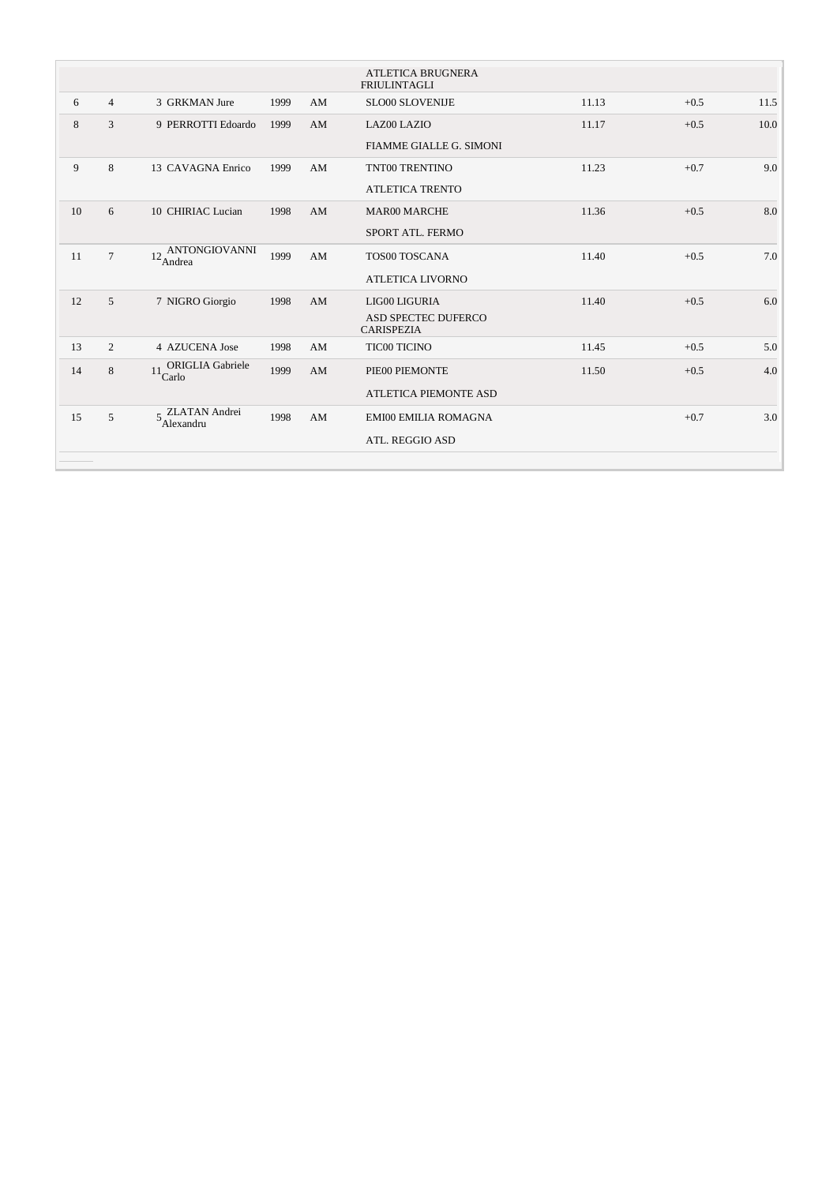| | | | | | | | | |
|---|---|---|---|---|---|---|---|---|
| | | | | | ATLETICA BRUGNERA FRIULINTAGLI | | | |
| 6 | 4 | 3 GRKMAN Jure | 1999 | AM | SLO00 SLOVENIJE | 11.13 | +0.5 | 11.5 |
| 8 | 3 | 9 PERROTTI Edoardo | 1999 | AM | LAZ00 LAZIO | 11.17 | +0.5 | 10.0 |
| | | | | | FIAMME GIALLE G. SIMONI | | | |
| 9 | 8 | 13 CAVAGNA Enrico | 1999 | AM | TNT00 TRENTINO | 11.23 | +0.7 | 9.0 |
| | | | | | ATLETICA TRENTO | | | |
| 10 | 6 | 10 CHIRIAC Lucian | 1998 | AM | MAR00 MARCHE | 11.36 | +0.5 | 8.0 |
| | | | | | SPORT ATL. FERMO | | | |
| 11 | 7 | 12 ANTONGIOVANNI Andrea | 1999 | AM | TOS00 TOSCANA | 11.40 | +0.5 | 7.0 |
| | | | | | ATLETICA LIVORNO | | | |
| 12 | 5 | 7 NIGRO Giorgio | 1998 | AM | LIG00 LIGURIA | 11.40 | +0.5 | 6.0 |
| | | | | | ASD SPECTEC DUFERCO CARISPEZIA | | | |
| 13 | 2 | 4 AZUCENA Jose | 1998 | AM | TIC00 TICINO | 11.45 | +0.5 | 5.0 |
| 14 | 8 | 11 ORIGLIA Gabriele Carlo | 1999 | AM | PIE00 PIEMONTE | 11.50 | +0.5 | 4.0 |
| | | | | | ATLETICA PIEMONTE ASD | | | |
| 15 | 5 | 5 ZLATAN Andrei Alexandru | 1998 | AM | EMI00 EMILIA ROMAGNA | | +0.7 | 3.0 |
| | | | | | ATL. REGGIO ASD | | | |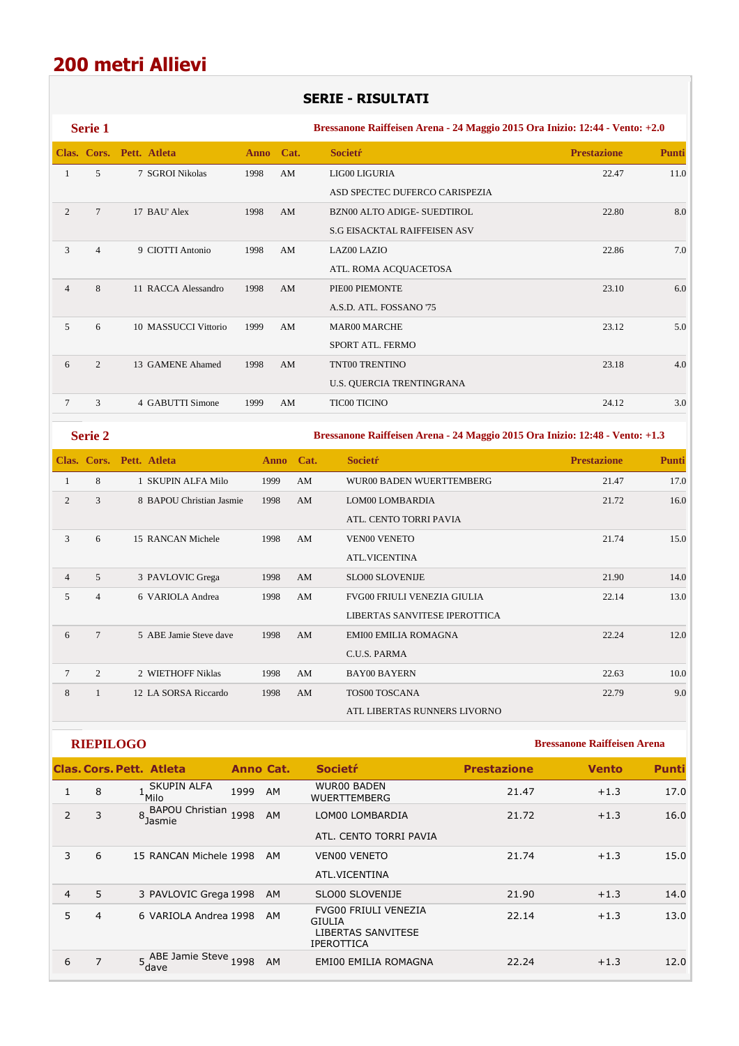# 200 metri Allievi

## SERIE - RISULTATI

### Serie 1

**Bressanone Raiffeisen Arena - 24 Maggio 2015 Ora Inizio: 12:44 - Vento: +2.0**

| Clas. | Cors. | Pett. | Atleta | Anno | Cat. | Societŕ | Prestazione | Punti |
|---|---|---|---|---|---|---|---|---|
| 1 | 5 | 7 | SGROI Nikolas | 1998 | AM | LIG00 LIGURIA<br>ASD SPECTEC DUFERCO CARISPEZIA | 22.47 | 11.0 |
| 2 | 7 | 17 | BAU' Alex | 1998 | AM | BZN00 ALTO ADIGE- SUEDTIROL<br>S.G EISACKTAL RAIFFEISEN ASV | 22.80 | 8.0 |
| 3 | 4 | 9 | CIOTTI Antonio | 1998 | AM | LAZ00 LAZIO<br>ATL. ROMA ACQUACETOSA | 22.86 | 7.0 |
| 4 | 8 | 11 | RACCA Alessandro | 1998 | AM | PIE00 PIEMONTE<br>A.S.D. ATL. FOSSANO '75 | 23.10 | 6.0 |
| 5 | 6 | 10 | MASSUCCI Vittorio | 1999 | AM | MAR00 MARCHE<br>SPORT ATL. FERMO | 23.12 | 5.0 |
| 6 | 2 | 13 | GAMENE Ahamed | 1998 | AM | TNT00 TRENTINO<br>U.S. QUERCIA TRENTINGRANA | 23.18 | 4.0 |
| 7 | 3 | 4 | GABUTTI Simone | 1999 | AM | TIC00 TICINO | 24.12 | 3.0 |

### Serie 2

**Bressanone Raiffeisen Arena - 24 Maggio 2015 Ora Inizio: 12:48 - Vento: +1.3**

| Clas. | Cors. | Pett. | Atleta | Anno | Cat. | Societŕ | Prestazione | Punti |
|---|---|---|---|---|---|---|---|---|
| 1 | 8 | 1 | SKUPIN ALFA Milo | 1999 | AM | WUR00 BADEN WUERTTEMBERG | 21.47 | 17.0 |
| 2 | 3 | 8 | BAPOU Christian Jasmie | 1998 | AM | LOM00 LOMBARDIA<br>ATL. CENTO TORRI PAVIA | 21.72 | 16.0 |
| 3 | 6 | 15 | RANCAN Michele | 1998 | AM | VEN00 VENETO<br>ATL.VICENTINA | 21.74 | 15.0 |
| 4 | 5 | 3 | PAVLOVIC Grega | 1998 | AM | SLO00 SLOVENIJE | 21.90 | 14.0 |
| 5 | 4 | 6 | VARIOLA Andrea | 1998 | AM | FVG00 FRIULI VENEZIA GIULIA<br>LIBERTAS SANVITESE IPEROTTICA | 22.14 | 13.0 |
| 6 | 7 | 5 | ABE Jamie Steve dave | 1998 | AM | EMI00 EMILIA ROMAGNA<br>C.U.S. PARMA | 22.24 | 12.0 |
| 7 | 2 | 2 | WIETHOFF Niklas | 1998 | AM | BAY00 BAYERN | 22.63 | 10.0 |
| 8 | 1 | 12 | LA SORSA Riccardo | 1998 | AM | TOS00 TOSCANA<br>ATL LIBERTAS RUNNERS LIVORNO | 22.79 | 9.0 |

### RIEPILOGO

**Bressanone Raiffeisen Arena**

| Clas. | Cors. | Pett. | Atleta | Anno | Cat. | Societŕ | Prestazione | Vento | Punti |
|---|---|---|---|---|---|---|---|---|---|
| 1 | 8 | 1 | SKUPIN ALFA Milo | 1999 | AM | WUR00 BADEN WUERTTEMBERG | 21.47 | +1.3 | 17.0 |
| 2 | 3 | 8 | BAPOU Christian Jasmie | 1998 | AM | LOM00 LOMBARDIA<br>ATL. CENTO TORRI PAVIA | 21.72 | +1.3 | 16.0 |
| 3 | 6 | 15 | RANCAN Michele | 1998 | AM | VEN00 VENETO<br>ATL.VICENTINA | 21.74 | +1.3 | 15.0 |
| 4 | 5 | 3 | PAVLOVIC Grega | 1998 | AM | SLO00 SLOVENIJE | 21.90 | +1.3 | 14.0 |
| 5 | 4 | 6 | VARIOLA Andrea | 1998 | AM | FVG00 FRIULI VENEZIA GIULIA<br>LIBERTAS SANVITESE IPEROTTICA | 22.14 | +1.3 | 13.0 |
| 6 | 7 | 5 | ABE Jamie Steve dave | 1998 | AM | EMI00 EMILIA ROMAGNA | 22.24 | +1.3 | 12.0 |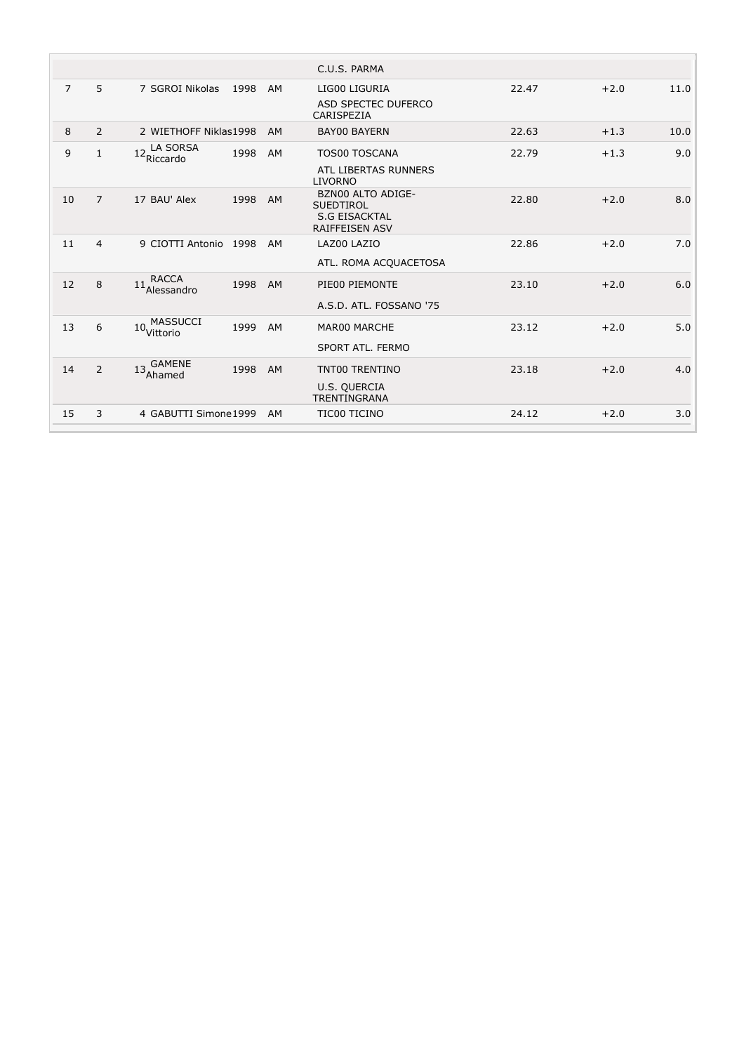| | | | | | | | | |
|---|---|---|---|---|---|---|---|---|
| | | | | | C.U.S. PARMA | | | |
| 7 | 5 | 7 | SGROI Nikolas | 1998 | AM | LIG00 LIGURIA<br>ASD SPECTEC DUFERCO CARISPEZIA | 22.47 | +2.0 | 11.0 |
| 8 | 2 | 2 | WIETHOFF Niklas | 1998 | AM | BAY00 BAYERN | 22.63 | +1.3 | 10.0 |
| 9 | 1 | 12 | LA SORSA Riccardo | 1998 | AM | TOS00 TOSCANA<br>ATL LIBERTAS RUNNERS LIVORNO | 22.79 | +1.3 | 9.0 |
| 10 | 7 | 17 | BAU' Alex | 1998 | AM | BZN00 ALTO ADIGE-SUEDTIROL<br>S.G EISACKTAL RAIFFEISEN ASV | 22.80 | +2.0 | 8.0 |
| 11 | 4 | 9 | CIOTTI Antonio | 1998 | AM | LAZ00 LAZIO<br>ATL. ROMA ACQUACETOSA | 22.86 | +2.0 | 7.0 |
| 12 | 8 | 11 | RACCA Alessandro | 1998 | AM | PIE00 PIEMONTE<br>A.S.D. ATL. FOSSANO '75 | 23.10 | +2.0 | 6.0 |
| 13 | 6 | 10 | MASSUCCI Vittorio | 1999 | AM | MAR00 MARCHE<br>SPORT ATL. FERMO | 23.12 | +2.0 | 5.0 |
| 14 | 2 | 13 | GAMENE Ahamed | 1998 | AM | TNT00 TRENTINO<br>U.S. QUERCIA TRENTINGRANA | 23.18 | +2.0 | 4.0 |
| 15 | 3 | 4 | GABUTTI Simone | 1999 | AM | TIC00 TICINO | 24.12 | +2.0 | 3.0 |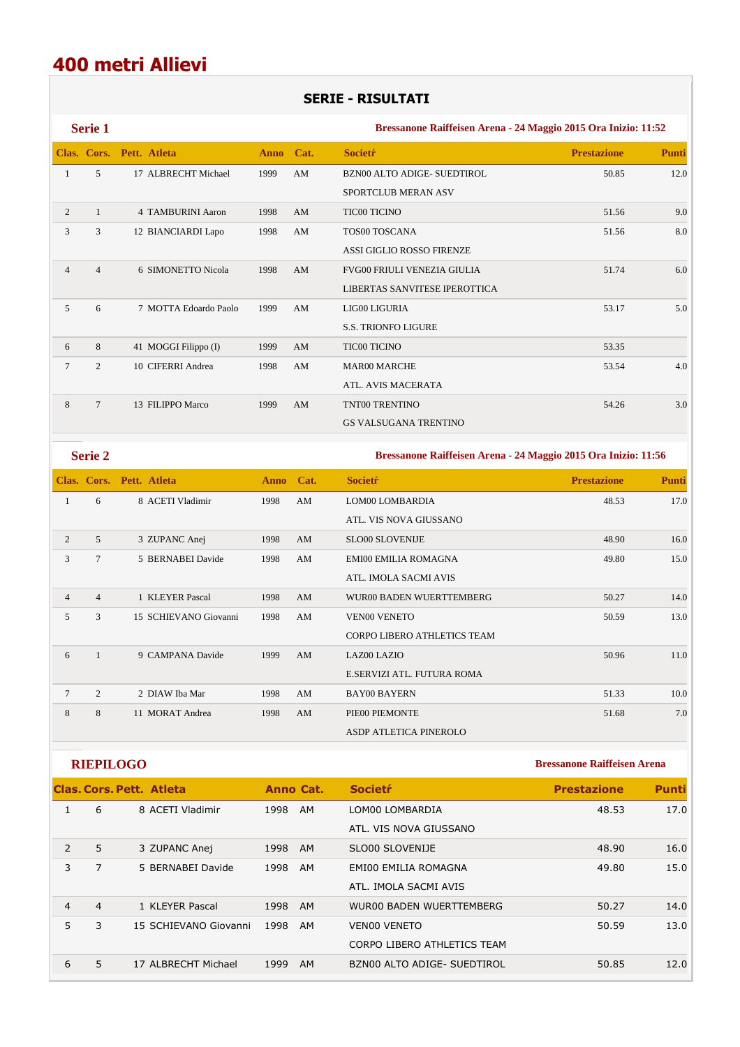# 400 metri Allievi

## SERIE - RISULTATI

### Serie 1

**Bressanone Raiffeisen Arena - 24 Maggio 2015 Ora Inizio: 11:52**

| Clas. | Cors. | Pett. | Atleta | Anno | Cat. | Societŕ | Prestazione | Punti |
|---|---|---|---|---|---|---|---|---|
| 1 | 5 | 17 | ALBRECHT Michael | 1999 | AM | BZN00 ALTO ADIGE- SUEDTIROL<br>SPORTCLUB MERAN ASV | 50.85 | 12.0 |
| 2 | 1 | 4 | TAMBURINI Aaron | 1998 | AM | TIC00 TICINO | 51.56 | 9.0 |
| 3 | 3 | 12 | BIANCIARDI Lapo | 1998 | AM | TOS00 TOSCANA<br>ASSI GIGLIO ROSSO FIRENZE | 51.56 | 8.0 |
| 4 | 4 | 6 | SIMONETTO Nicola | 1998 | AM | FVG00 FRIULI VENEZIA GIULIA<br>LIBERTAS SANVITESE IPEROTTICA | 51.74 | 6.0 |
| 5 | 6 | 7 | MOTTA Edoardo Paolo | 1999 | AM | LIG00 LIGURIA<br>S.S. TRIONFO LIGURE | 53.17 | 5.0 |
| 6 | 8 | 41 | MOGGI Filippo (I) | 1999 | AM | TIC00 TICINO | 53.35 | |
| 7 | 2 | 10 | CIFERRI Andrea | 1998 | AM | MAR00 MARCHE<br>ATL. AVIS MACERATA | 53.54 | 4.0 |
| 8 | 7 | 13 | FILIPPO Marco | 1999 | AM | TNT00 TRENTINO<br>GS VALSUGANA TRENTINO | 54.26 | 3.0 |

### Serie 2

**Bressanone Raiffeisen Arena - 24 Maggio 2015 Ora Inizio: 11:56**

| Clas. | Cors. | Pett. | Atleta | Anno | Cat. | Societŕ | Prestazione | Punti |
|---|---|---|---|---|---|---|---|---|
| 1 | 6 | 8 | ACETI Vladimir | 1998 | AM | LOM00 LOMBARDIA<br>ATL. VIS NOVA GIUSSANO | 48.53 | 17.0 |
| 2 | 5 | 3 | ZUPANC Anej | 1998 | AM | SLO00 SLOVENIJE | 48.90 | 16.0 |
| 3 | 7 | 5 | BERNABEI Davide | 1998 | AM | EMI00 EMILIA ROMAGNA<br>ATL. IMOLA SACMI AVIS | 49.80 | 15.0 |
| 4 | 4 | 1 | KLEYER Pascal | 1998 | AM | WUR00 BADEN WUERTTEMBERG | 50.27 | 14.0 |
| 5 | 3 | 15 | SCHIEVANO Giovanni | 1998 | AM | VEN00 VENETO<br>CORPO LIBERO ATHLETICS TEAM | 50.59 | 13.0 |
| 6 | 1 | 9 | CAMPANA Davide | 1999 | AM | LAZ00 LAZIO<br>E.SERVIZI ATL. FUTURA ROMA | 50.96 | 11.0 |
| 7 | 2 | 2 | DIAW Iba Mar | 1998 | AM | BAY00 BAYERN | 51.33 | 10.0 |
| 8 | 8 | 11 | MORAT Andrea | 1998 | AM | PIE00 PIEMONTE<br>ASDP ATLETICA PINEROLO | 51.68 | 7.0 |

### RIEPILOGO

**Bressanone Raiffeisen Arena**

| Clas. | Cors. | Pett. | Atleta | Anno | Cat. | Societŕ | Prestazione | Punti |
|---|---|---|---|---|---|---|---|---|
| 1 | 6 | 8 | ACETI Vladimir | 1998 | AM | LOM00 LOMBARDIA<br>ATL. VIS NOVA GIUSSANO | 48.53 | 17.0 |
| 2 | 5 | 3 | ZUPANC Anej | 1998 | AM | SLO00 SLOVENIJE | 48.90 | 16.0 |
| 3 | 7 | 5 | BERNABEI Davide | 1998 | AM | EMI00 EMILIA ROMAGNA<br>ATL. IMOLA SACMI AVIS | 49.80 | 15.0 |
| 4 | 4 | 1 | KLEYER Pascal | 1998 | AM | WUR00 BADEN WUERTTEMBERG | 50.27 | 14.0 |
| 5 | 3 | 15 | SCHIEVANO Giovanni | 1998 | AM | VEN00 VENETO<br>CORPO LIBERO ATHLETICS TEAM | 50.59 | 13.0 |
| 6 | 5 | 17 | ALBRECHT Michael | 1999 | AM | BZN00 ALTO ADIGE- SUEDTIROL | 50.85 | 12.0 |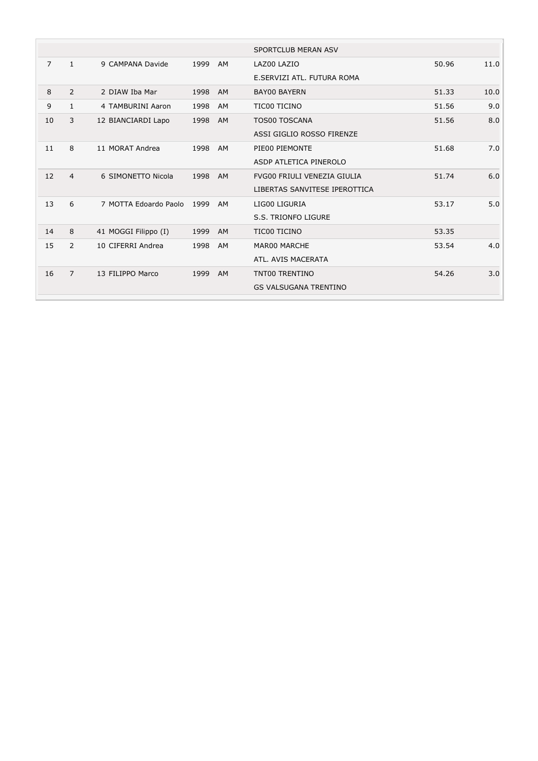| | | | | | | | |
|---|---|---|---|---|---|---|---|
| | | | | | SPORTCLUB MERAN ASV | | |
| 7 | 1 | 9 CAMPANA Davide | 1999 | AM | LAZ00 LAZIO | 50.96 | 11.0 |
| | | | | | E.SERVIZI ATL. FUTURA ROMA | | |
| 8 | 2 | 2 DIAW Iba Mar | 1998 | AM | BAY00 BAYERN | 51.33 | 10.0 |
| 9 | 1 | 4 TAMBURINI Aaron | 1998 | AM | TIC00 TICINO | 51.56 | 9.0 |
| 10 | 3 | 12 BIANCIARDI Lapo | 1998 | AM | TOS00 TOSCANA | 51.56 | 8.0 |
| | | | | | ASSI GIGLIO ROSSO FIRENZE | | |
| 11 | 8 | 11 MORAT Andrea | 1998 | AM | PIE00 PIEMONTE | 51.68 | 7.0 |
| | | | | | ASDP ATLETICA PINEROLO | | |
| 12 | 4 | 6 SIMONETTO Nicola | 1998 | AM | FVG00 FRIULI VENEZIA GIULIA | 51.74 | 6.0 |
| | | | | | LIBERTAS SANVITESE IPEROTTICA | | |
| 13 | 6 | 7 MOTTA Edoardo Paolo | 1999 | AM | LIG00 LIGURIA | 53.17 | 5.0 |
| | | | | | S.S. TRIONFO LIGURE | | |
| 14 | 8 | 41 MOGGI Filippo (I) | 1999 | AM | TIC00 TICINO | 53.35 | |
| 15 | 2 | 10 CIFERRI Andrea | 1998 | AM | MAR00 MARCHE | 53.54 | 4.0 |
| | | | | | ATL. AVIS MACERATA | | |
| 16 | 7 | 13 FILIPPO Marco | 1999 | AM | TNT00 TRENTINO | 54.26 | 3.0 |
| | | | | | GS VALSUGANA TRENTINO | | |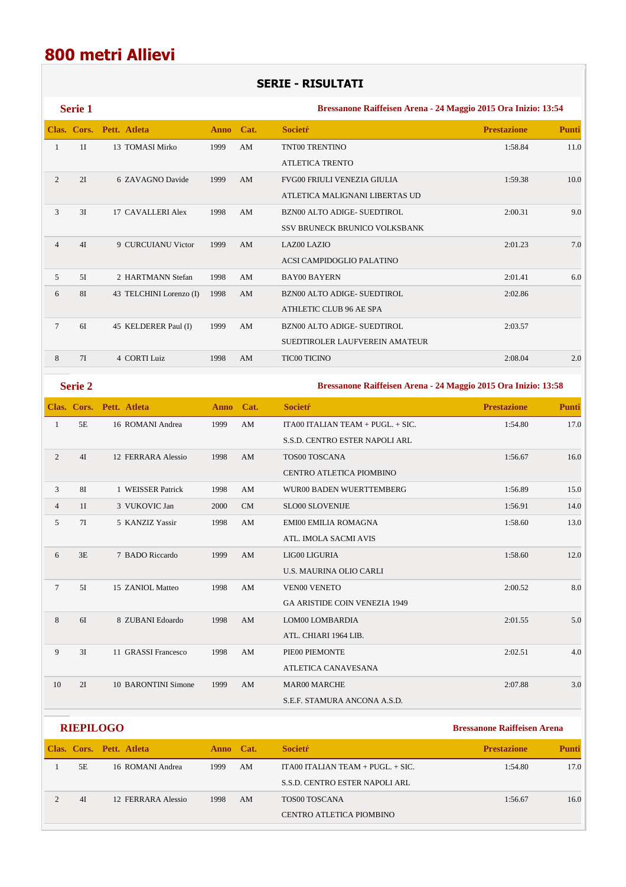# 800 metri Allievi

## SERIE - RISULTATI

### Serie 1

**Bressanone Raiffeisen Arena - 24 Maggio 2015 Ora Inizio: 13:54**

| Clas. | Cors. | Pett. | Atleta | Anno | Cat. | Societŕ | Prestazione | Punti |
|---|---|---|---|---|---|---|---|---|
| 1 | 1I | 13 | TOMASI Mirko | 1999 | AM | TNT00 TRENTINO<br>ATLETICA TRENTO | 1:58.84 | 11.0 |
| 2 | 2I | 6 | ZAVAGNO Davide | 1999 | AM | FVG00 FRIULI VENEZIA GIULIA<br>ATLETICA MALIGNANI LIBERTAS UD | 1:59.38 | 10.0 |
| 3 | 3I | 17 | CAVALLERI Alex | 1998 | AM | BZN00 ALTO ADIGE- SUEDTIROL<br>SSV BRUNECK BRUNICO VOLKSBANK | 2:00.31 | 9.0 |
| 4 | 4I | 9 | CURCUIANU Victor | 1999 | AM | LAZ00 LAZIO<br>ACSI CAMPIDOGLIO PALATINO | 2:01.23 | 7.0 |
| 5 | 5I | 2 | HARTMANN Stefan | 1998 | AM | BAY00 BAYERN | 2:01.41 | 6.0 |
| 6 | 8I | 43 | TELCHINI Lorenzo (I) | 1998 | AM | BZN00 ALTO ADIGE- SUEDTIROL<br>ATHLETIC CLUB 96 AE SPA | 2:02.86 | |
| 7 | 6I | 45 | KELDERER Paul (I) | 1999 | AM | BZN00 ALTO ADIGE- SUEDTIROL<br>SUEDTIROLER LAUFVEREIN AMATEUR | 2:03.57 | |
| 8 | 7I | 4 | CORTI Luiz | 1998 | AM | TIC00 TICINO | 2:08.04 | 2.0 |

### Serie 2

**Bressanone Raiffeisen Arena - 24 Maggio 2015 Ora Inizio: 13:58**

| Clas. | Cors. | Pett. | Atleta | Anno | Cat. | Societŕ | Prestazione | Punti |
|---|---|---|---|---|---|---|---|---|
| 1 | 5E | 16 | ROMANI Andrea | 1999 | AM | ITA00 ITALIAN TEAM + PUGL. + SIC.<br>S.S.D. CENTRO ESTER NAPOLI ARL | 1:54.80 | 17.0 |
| 2 | 4I | 12 | FERRARA Alessio | 1998 | AM | TOS00 TOSCANA<br>CENTRO ATLETICA PIOMBINO | 1:56.67 | 16.0 |
| 3 | 8I | 1 | WEISSER Patrick | 1998 | AM | WUR00 BADEN WUERTTEMBERG | 1:56.89 | 15.0 |
| 4 | 1I | 3 | VUKOVIC Jan | 2000 | CM | SLO00 SLOVENIJE | 1:56.91 | 14.0 |
| 5 | 7I | 5 | KANZIZ Yassir | 1998 | AM | EMI00 EMILIA ROMAGNA<br>ATL. IMOLA SACMI AVIS | 1:58.60 | 13.0 |
| 6 | 3E | 7 | BADO Riccardo | 1999 | AM | LIG00 LIGURIA<br>U.S. MAURINA OLIO CARLI | 1:58.60 | 12.0 |
| 7 | 5I | 15 | ZANIOL Matteo | 1998 | AM | VEN00 VENETO<br>GA ARISTIDE COIN VENEZIA 1949 | 2:00.52 | 8.0 |
| 8 | 6I | 8 | ZUBANI Edoardo | 1998 | AM | LOM00 LOMBARDIA<br>ATL. CHIARI 1964 LIB. | 2:01.55 | 5.0 |
| 9 | 3I | 11 | GRASSI Francesco | 1998 | AM | PIE00 PIEMONTE<br>ATLETICA CANAVESANA | 2:02.51 | 4.0 |
| 10 | 2I | 10 | BARONTINI Simone | 1999 | AM | MAR00 MARCHE<br>S.E.F. STAMURA ANCONA A.S.D. | 2:07.88 | 3.0 |

### RIEPILOGO

**Bressanone Raiffeisen Arena**

| Clas. | Cors. | Pett. | Atleta | Anno | Cat. | Societŕ | Prestazione | Punti |
|---|---|---|---|---|---|---|---|---|
| 1 | 5E | 16 | ROMANI Andrea | 1999 | AM | ITA00 ITALIAN TEAM + PUGL. + SIC.<br>S.S.D. CENTRO ESTER NAPOLI ARL | 1:54.80 | 17.0 |
| 2 | 4I | 12 | FERRARA Alessio | 1998 | AM | TOS00 TOSCANA<br>CENTRO ATLETICA PIOMBINO | 1:56.67 | 16.0 |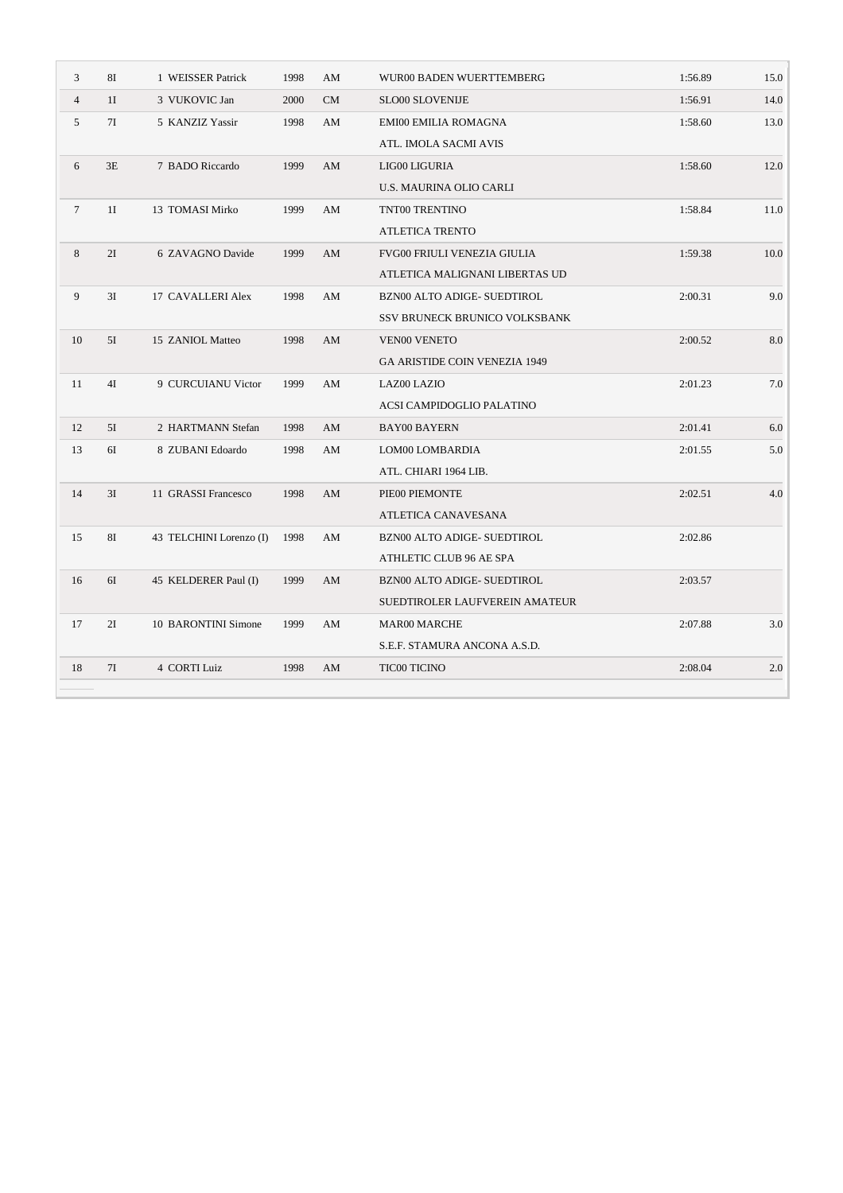| | | | | | | | |
|---|---|---|---|---|---|---|---|
| 3 | 8I | 1 WEISSER Patrick | 1998 | AM | WUR00 BADEN WUERTTEMBERG | 1:56.89 | 15.0 |
| 4 | 1I | 3 VUKOVIC Jan | 2000 | CM | SLO00 SLOVENIJE | 1:56.91 | 14.0 |
| 5 | 7I | 5 KANZIZ Yassir | 1998 | AM | EMI00 EMILIA ROMAGNA<br>ATL. IMOLA SACMI AVIS | 1:58.60 | 13.0 |
| 6 | 3E | 7 BADO Riccardo | 1999 | AM | LIG00 LIGURIA<br>U.S. MAURINA OLIO CARLI | 1:58.60 | 12.0 |
| 7 | 1I | 13 TOMASI Mirko | 1999 | AM | TNT00 TRENTINO<br>ATLETICA TRENTO | 1:58.84 | 11.0 |
| 8 | 2I | 6 ZAVAGNO Davide | 1999 | AM | FVG00 FRIULI VENEZIA GIULIA<br>ATLETICA MALIGNANI LIBERTAS UD | 1:59.38 | 10.0 |
| 9 | 3I | 17 CAVALLERI Alex | 1998 | AM | BZN00 ALTO ADIGE- SUEDTIROL<br>SSV BRUNECK BRUNICO VOLKSBANK | 2:00.31 | 9.0 |
| 10 | 5I | 15 ZANIOL Matteo | 1998 | AM | VEN00 VENETO<br>GA ARISTIDE COIN VENEZIA 1949 | 2:00.52 | 8.0 |
| 11 | 4I | 9 CURCUIANU Victor | 1999 | AM | LAZ00 LAZIO<br>ACSI CAMPIDOGLIO PALATINO | 2:01.23 | 7.0 |
| 12 | 5I | 2 HARTMANN Stefan | 1998 | AM | BAY00 BAYERN | 2:01.41 | 6.0 |
| 13 | 6I | 8 ZUBANI Edoardo | 1998 | AM | LOM00 LOMBARDIA<br>ATL. CHIARI 1964 LIB. | 2:01.55 | 5.0 |
| 14 | 3I | 11 GRASSI Francesco | 1998 | AM | PIE00 PIEMONTE<br>ATLETICA CANAVESANA | 2:02.51 | 4.0 |
| 15 | 8I | 43 TELCHINI Lorenzo (I) | 1998 | AM | BZN00 ALTO ADIGE- SUEDTIROL<br>ATHLETIC CLUB 96 AE SPA | 2:02.86 | |
| 16 | 6I | 45 KELDERER Paul (I) | 1999 | AM | BZN00 ALTO ADIGE- SUEDTIROL<br>SUEDTIROLER LAUFVEREIN AMATEUR | 2:03.57 | |
| 17 | 2I | 10 BARONTINI Simone | 1999 | AM | MAR00 MARCHE<br>S.E.F. STAMURA ANCONA A.S.D. | 2:07.88 | 3.0 |
| 18 | 7I | 4 CORTI Luiz | 1998 | AM | TIC00 TICINO | 2:08.04 | 2.0 |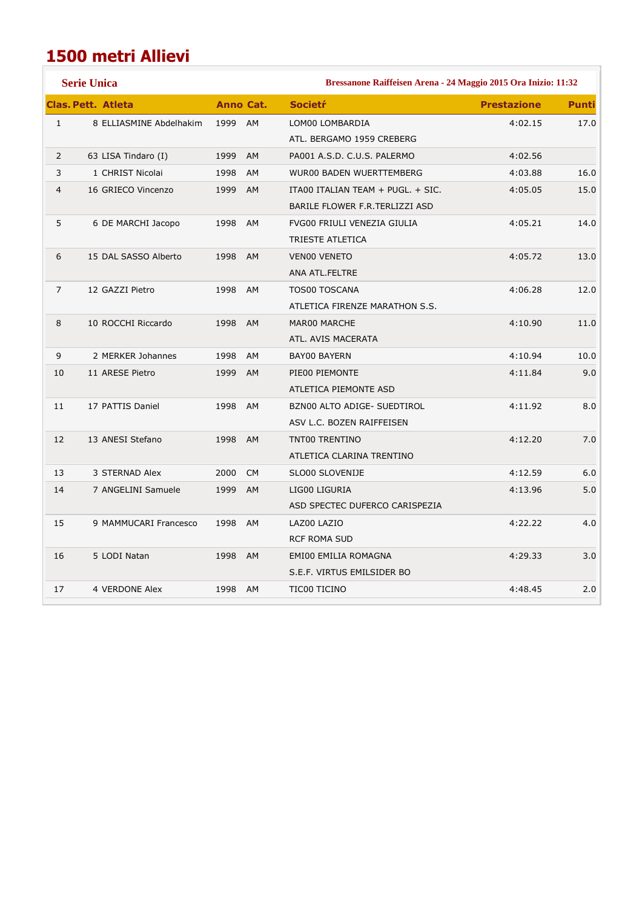# 1500 metri Allievi

**Serie Unica** — **Bressanone Raiffeisen Arena - 24 Maggio 2015 Ora Inizio: 11:32**

| Clas. | Pett. | Atleta | Anno | Cat. | Societŕ | Prestazione | Punti |
|---|---|---|---|---|---|---|---|
| 1 | 8 | ELLIASMINE Abdelhakim | 1999 | AM | LOM00 LOMBARDIA<br>ATL. BERGAMO 1959 CREBERG | 4:02.15 | 17.0 |
| 2 | 63 | LISA Tindaro (I) | 1999 | AM | PA001 A.S.D. C.U.S. PALERMO | 4:02.56 | |
| 3 | 1 | CHRIST Nicolai | 1998 | AM | WUR00 BADEN WUERTTEMBERG | 4:03.88 | 16.0 |
| 4 | 16 | GRIECO Vincenzo | 1999 | AM | ITA00 ITALIAN TEAM + PUGL. + SIC.<br>BARILE FLOWER F.R.TERLIZZI ASD | 4:05.05 | 15.0 |
| 5 | 6 | DE MARCHI Jacopo | 1998 | AM | FVG00 FRIULI VENEZIA GIULIA<br>TRIESTE ATLETICA | 4:05.21 | 14.0 |
| 6 | 15 | DAL SASSO Alberto | 1998 | AM | VEN00 VENETO<br>ANA ATL.FELTRE | 4:05.72 | 13.0 |
| 7 | 12 | GAZZI Pietro | 1998 | AM | TOS00 TOSCANA<br>ATLETICA FIRENZE MARATHON S.S. | 4:06.28 | 12.0 |
| 8 | 10 | ROCCHI Riccardo | 1998 | AM | MAR00 MARCHE<br>ATL. AVIS MACERATA | 4:10.90 | 11.0 |
| 9 | 2 | MERKER Johannes | 1998 | AM | BAY00 BAYERN | 4:10.94 | 10.0 |
| 10 | 11 | ARESE Pietro | 1999 | AM | PIE00 PIEMONTE<br>ATLETICA PIEMONTE ASD | 4:11.84 | 9.0 |
| 11 | 17 | PATTIS Daniel | 1998 | AM | BZN00 ALTO ADIGE- SUEDTIROL<br>ASV L.C. BOZEN RAIFFEISEN | 4:11.92 | 8.0 |
| 12 | 13 | ANESI Stefano | 1998 | AM | TNT00 TRENTINO<br>ATLETICA CLARINA TRENTINO | 4:12.20 | 7.0 |
| 13 | 3 | STERNAD Alex | 2000 | CM | SLO00 SLOVENIJE | 4:12.59 | 6.0 |
| 14 | 7 | ANGELINI Samuele | 1999 | AM | LIG00 LIGURIA<br>ASD SPECTEC DUFERCO CARISPEZIA | 4:13.96 | 5.0 |
| 15 | 9 | MAMMUCARI Francesco | 1998 | AM | LAZ00 LAZIO<br>RCF ROMA SUD | 4:22.22 | 4.0 |
| 16 | 5 | LODI Natan | 1998 | AM | EMI00 EMILIA ROMAGNA<br>S.E.F. VIRTUS EMILSIDER BO | 4:29.33 | 3.0 |
| 17 | 4 | VERDONE Alex | 1998 | AM | TIC00 TICINO | 4:48.45 | 2.0 |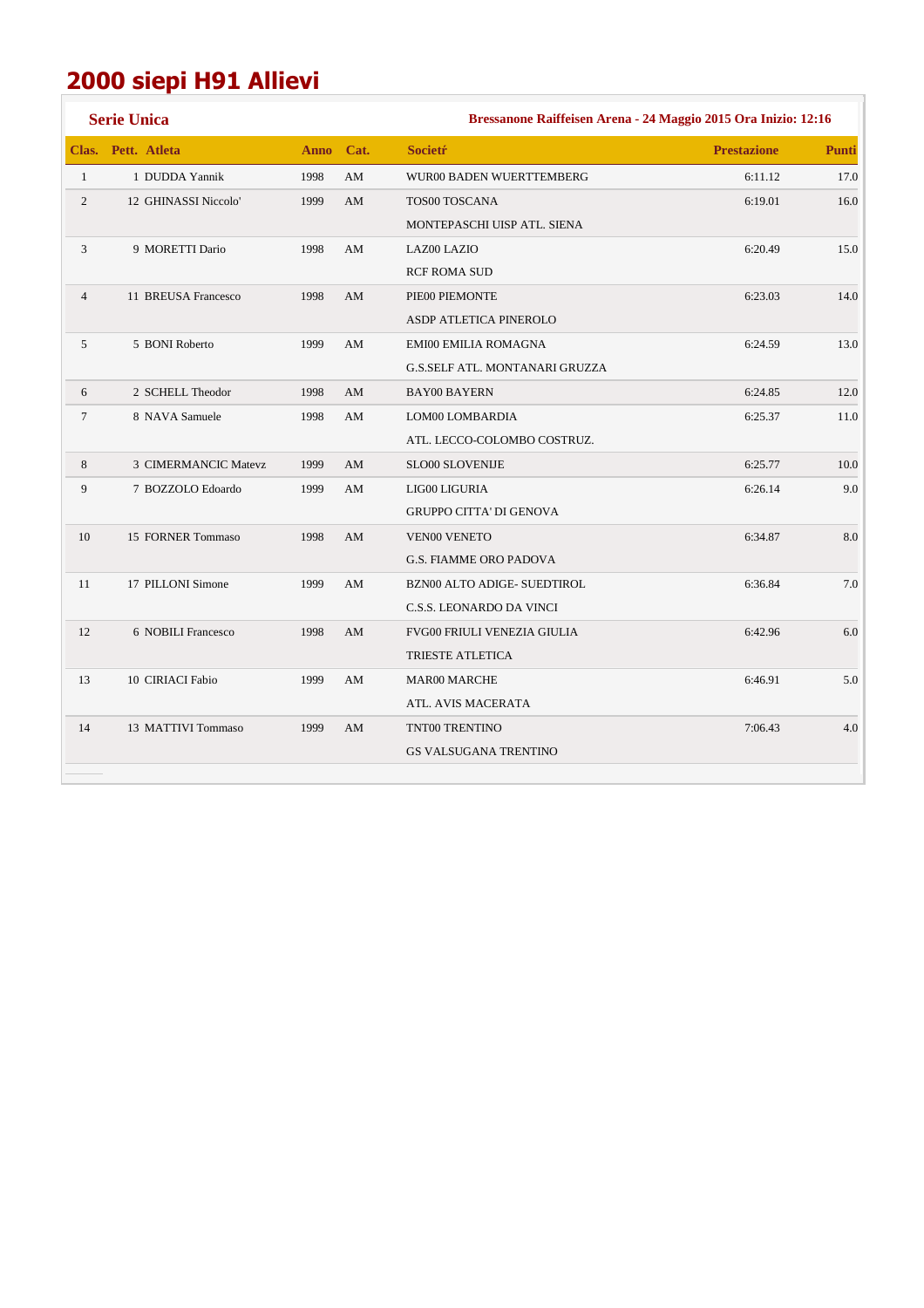# 2000 siepi H91 Allievi

**Serie Unica** — **Bressanone Raiffeisen Arena - 24 Maggio 2015 Ora Inizio: 12:16**

| Clas. | Pett. | Atleta | Anno | Cat. | Societŕ | Prestazione | Punti |
|---|---|---|---|---|---|---|---|
| 1 | 1 | DUDDA Yannik | 1998 | AM | WUR00 BADEN WUERTTEMBERG | 6:11.12 | 17.0 |
| 2 | 12 | GHINASSI Niccolo' | 1999 | AM | TOS00 TOSCANA<br>MONTEPASCHI UISP ATL. SIENA | 6:19.01 | 16.0 |
| 3 | 9 | MORETTI Dario | 1998 | AM | LAZ00 LAZIO<br>RCF ROMA SUD | 6:20.49 | 15.0 |
| 4 | 11 | BREUSA Francesco | 1998 | AM | PIE00 PIEMONTE<br>ASDP ATLETICA PINEROLO | 6:23.03 | 14.0 |
| 5 | 5 | BONI Roberto | 1999 | AM | EMI00 EMILIA ROMAGNA<br>G.S.SELF ATL. MONTANARI GRUZZA | 6:24.59 | 13.0 |
| 6 | 2 | SCHELL Theodor | 1998 | AM | BAY00 BAYERN | 6:24.85 | 12.0 |
| 7 | 8 | NAVA Samuele | 1998 | AM | LOM00 LOMBARDIA<br>ATL. LECCO-COLOMBO COSTRUZ. | 6:25.37 | 11.0 |
| 8 | 3 | CIMERMANCIC Matevz | 1999 | AM | SLO00 SLOVENIJE | 6:25.77 | 10.0 |
| 9 | 7 | BOZZOLO Edoardo | 1999 | AM | LIG00 LIGURIA<br>GRUPPO CITTA' DI GENOVA | 6:26.14 | 9.0 |
| 10 | 15 | FORNER Tommaso | 1998 | AM | VEN00 VENETO<br>G.S. FIAMME ORO PADOVA | 6:34.87 | 8.0 |
| 11 | 17 | PILLONI Simone | 1999 | AM | BZN00 ALTO ADIGE- SUEDTIROL<br>C.S.S. LEONARDO DA VINCI | 6:36.84 | 7.0 |
| 12 | 6 | NOBILI Francesco | 1998 | AM | FVG00 FRIULI VENEZIA GIULIA<br>TRIESTE ATLETICA | 6:42.96 | 6.0 |
| 13 | 10 | CIRIACI Fabio | 1999 | AM | MAR00 MARCHE<br>ATL. AVIS MACERATA | 6:46.91 | 5.0 |
| 14 | 13 | MATTIVI Tommaso | 1999 | AM | TNT00 TRENTINO<br>GS VALSUGANA TRENTINO | 7:06.43 | 4.0 |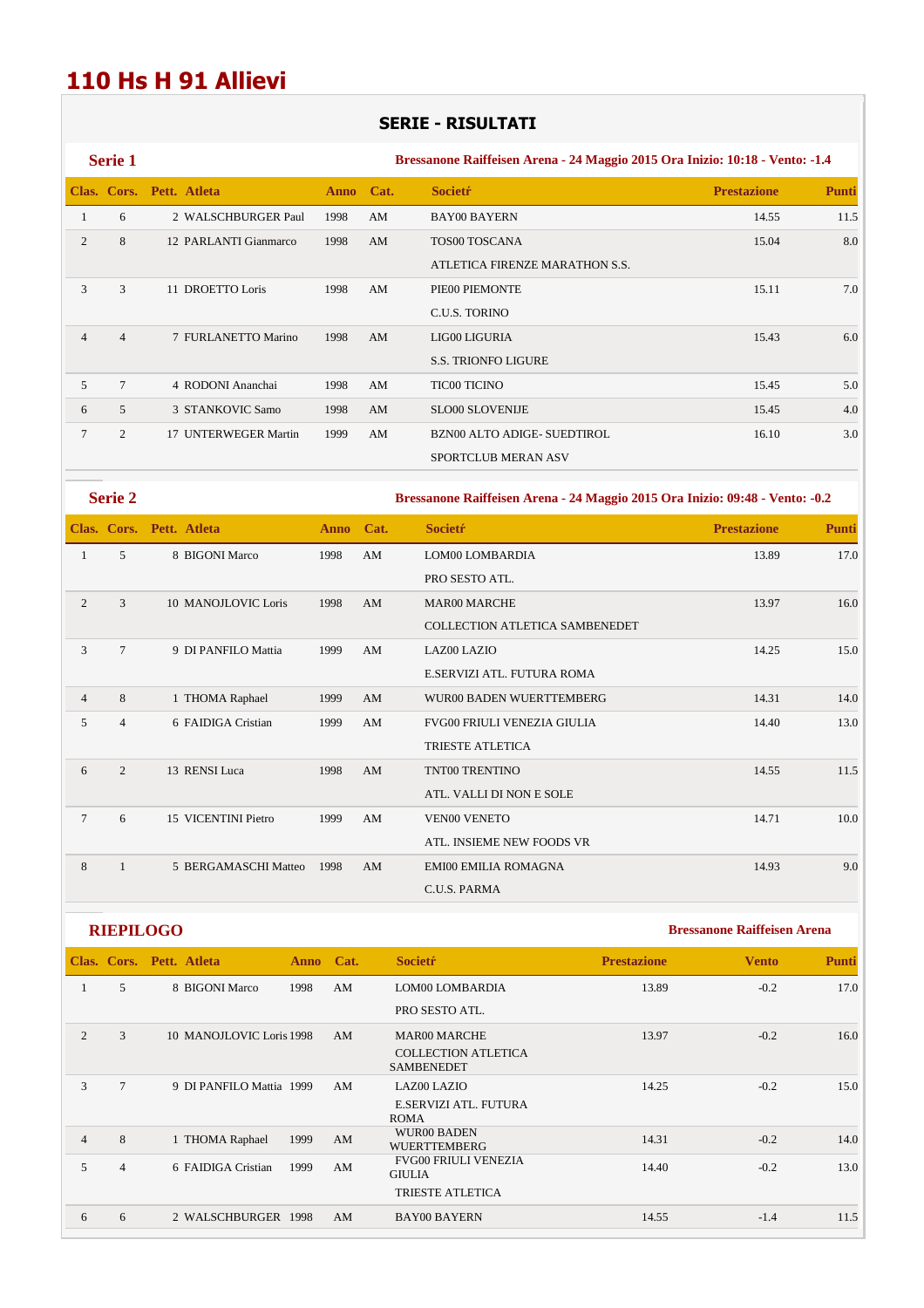# 110 Hs H 91 Allievi

## SERIE - RISULTATI

### Serie 1

**Bressanone Raiffeisen Arena - 24 Maggio 2015 Ora Inizio: 10:18 - Vento: -1.4**

| Clas. | Cors. | Pett. | Atleta | Anno | Cat. | Societŕ | Prestazione | Punti |
|---|---|---|---|---|---|---|---|---|
| 1 | 6 | 2 | WALSCHBURGER Paul | 1998 | AM | BAY00 BAYERN | 14.55 | 11.5 |
| 2 | 8 | 12 | PARLANTI Gianmarco | 1998 | AM | TOS00 TOSCANA<br>ATLETICA FIRENZE MARATHON S.S. | 15.04 | 8.0 |
| 3 | 3 | 11 | DROETTO Loris | 1998 | AM | PIE00 PIEMONTE<br>C.U.S. TORINO | 15.11 | 7.0 |
| 4 | 4 | 7 | FURLANETTO Marino | 1998 | AM | LIG00 LIGURIA<br>S.S. TRIONFO LIGURE | 15.43 | 6.0 |
| 5 | 7 | 4 | RODONI Ananchai | 1998 | AM | TIC00 TICINO | 15.45 | 5.0 |
| 6 | 5 | 3 | STANKOVIC Samo | 1998 | AM | SLO00 SLOVENIJE | 15.45 | 4.0 |
| 7 | 2 | 17 | UNTERWEGER Martin | 1999 | AM | BZN00 ALTO ADIGE- SUEDTIROL<br>SPORTCLUB MERAN ASV | 16.10 | 3.0 |

### Serie 2

**Bressanone Raiffeisen Arena - 24 Maggio 2015 Ora Inizio: 09:48 - Vento: -0.2**

| Clas. | Cors. | Pett. | Atleta | Anno | Cat. | Societŕ | Prestazione | Punti |
|---|---|---|---|---|---|---|---|---|
| 1 | 5 | 8 | BIGONI Marco | 1998 | AM | LOM00 LOMBARDIA<br>PRO SESTO ATL. | 13.89 | 17.0 |
| 2 | 3 | 10 | MANOJLOVIC Loris | 1998 | AM | MAR00 MARCHE<br>COLLECTION ATLETICA SAMBENEDET | 13.97 | 16.0 |
| 3 | 7 | 9 | DI PANFILO Mattia | 1999 | AM | LAZ00 LAZIO<br>E.SERVIZI ATL. FUTURA ROMA | 14.25 | 15.0 |
| 4 | 8 | 1 | THOMA Raphael | 1999 | AM | WUR00 BADEN WUERTTEMBERG | 14.31 | 14.0 |
| 5 | 4 | 6 | FAIDIGA Cristian | 1999 | AM | FVG00 FRIULI VENEZIA GIULIA<br>TRIESTE ATLETICA | 14.40 | 13.0 |
| 6 | 2 | 13 | RENSI Luca | 1998 | AM | TNT00 TRENTINO<br>ATL. VALLI DI NON E SOLE | 14.55 | 11.5 |
| 7 | 6 | 15 | VICENTINI Pietro | 1999 | AM | VEN00 VENETO<br>ATL. INSIEME NEW FOODS VR | 14.71 | 10.0 |
| 8 | 1 | 5 | BERGAMASCHI Matteo | 1998 | AM | EMI00 EMILIA ROMAGNA<br>C.U.S. PARMA | 14.93 | 9.0 |

### RIEPILOGO

**Bressanone Raiffeisen Arena**

| Clas. | Cors. | Pett. | Atleta | Anno | Cat. | Societŕ | Prestazione | Vento | Punti |
|---|---|---|---|---|---|---|---|---|---|
| 1 | 5 | 8 | BIGONI Marco | 1998 | AM | LOM00 LOMBARDIA<br>PRO SESTO ATL. | 13.89 | -0.2 | 17.0 |
| 2 | 3 | 10 | MANOJLOVIC Loris | 1998 | AM | MAR00 MARCHE<br>COLLECTION ATLETICA SAMBENEDET | 13.97 | -0.2 | 16.0 |
| 3 | 7 | 9 | DI PANFILO Mattia | 1999 | AM | LAZ00 LAZIO<br>E.SERVIZI ATL. FUTURA ROMA | 14.25 | -0.2 | 15.0 |
| 4 | 8 | 1 | THOMA Raphael | 1999 | AM | WUR00 BADEN WUERTTEMBERG | 14.31 | -0.2 | 14.0 |
| 5 | 4 | 6 | FAIDIGA Cristian | 1999 | AM | FVG00 FRIULI VENEZIA GIULIA<br>TRIESTE ATLETICA | 14.40 | -0.2 | 13.0 |
| 6 | 6 | 2 | WALSCHBURGER | 1998 | AM | BAY00 BAYERN | 14.55 | -1.4 | 11.5 |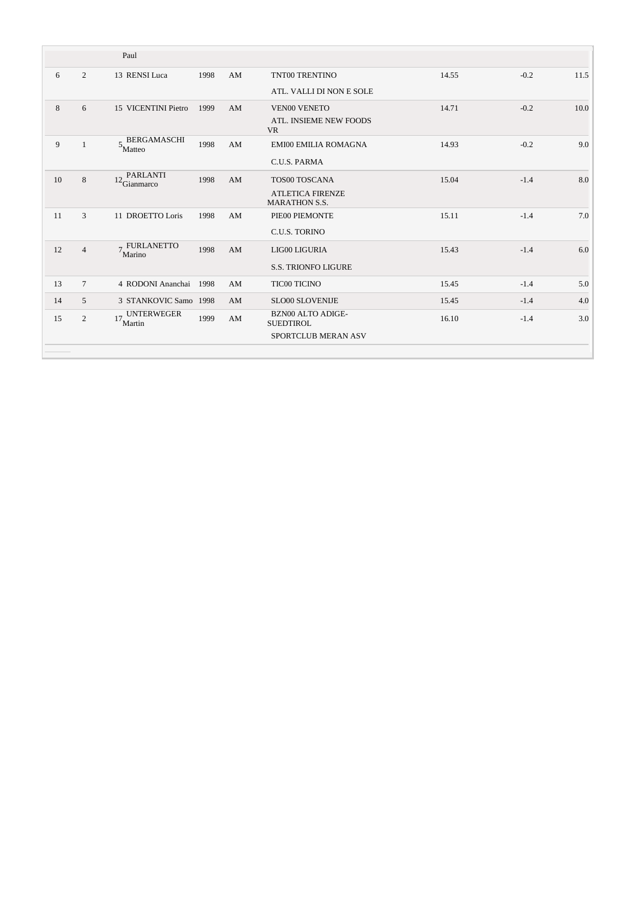| | | | | | | | | |
|---|---|---|---|---|---|---|---|---|
| | | Paul | | | | | | |
| 6 | 2 | 13 RENSI Luca | 1998 | AM | TNT00 TRENTINO<br>ATL. VALLI DI NON E SOLE | 14.55 | -0.2 | 11.5 |
| 8 | 6 | 15 VICENTINI Pietro | 1999 | AM | VEN00 VENETO<br>ATL. INSIEME NEW FOODS VR | 14.71 | -0.2 | 10.0 |
| 9 | 1 | 5 BERGAMASCHI Matteo | 1998 | AM | EMI00 EMILIA ROMAGNA<br>C.U.S. PARMA | 14.93 | -0.2 | 9.0 |
| 10 | 8 | 12 PARLANTI Gianmarco | 1998 | AM | TOS00 TOSCANA<br>ATLETICA FIRENZE MARATHON S.S. | 15.04 | -1.4 | 8.0 |
| 11 | 3 | 11 DROETTO Loris | 1998 | AM | PIE00 PIEMONTE<br>C.U.S. TORINO | 15.11 | -1.4 | 7.0 |
| 12 | 4 | 7 FURLANETTO Marino | 1998 | AM | LIG00 LIGURIA<br>S.S. TRIONFO LIGURE | 15.43 | -1.4 | 6.0 |
| 13 | 7 | 4 RODONI Ananchai | 1998 | AM | TIC00 TICINO | 15.45 | -1.4 | 5.0 |
| 14 | 5 | 3 STANKOVIC Samo | 1998 | AM | SLO00 SLOVENIJE | 15.45 | -1.4 | 4.0 |
| 15 | 2 | 17 UNTERWEGER Martin | 1999 | AM | BZN00 ALTO ADIGE-SUEDTIROL<br>SPORTCLUB MERAN ASV | 16.10 | -1.4 | 3.0 |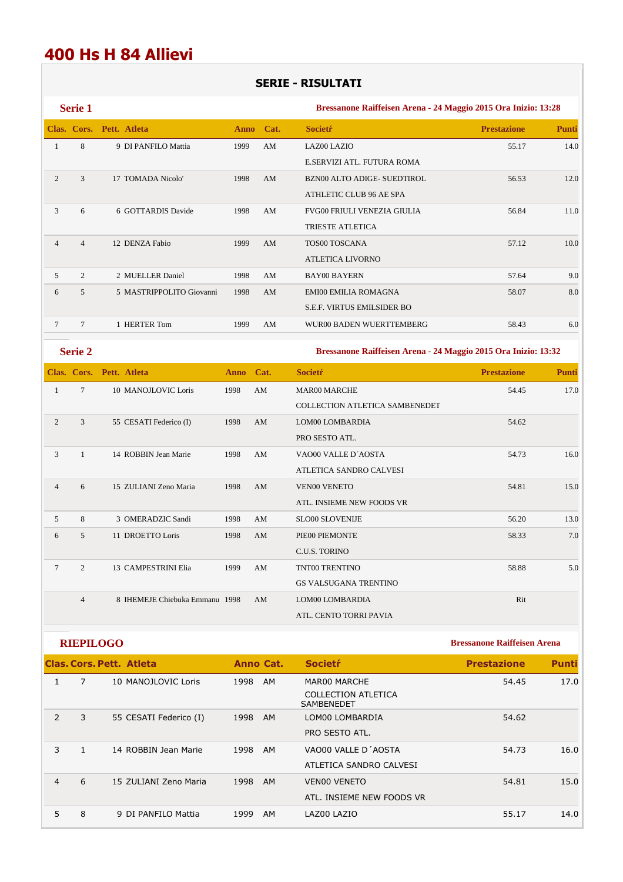# 400 Hs H 84 Allievi

## SERIE - RISULTATI

### Serie 1

**Bressanone Raiffeisen Arena - 24 Maggio 2015 Ora Inizio: 13:28**

| Clas. | Cors. | Pett. | Atleta | Anno | Cat. | Societŕ | Prestazione | Punti |
|---|---|---|---|---|---|---|---|---|
| 1 | 8 | 9 | DI PANFILO Mattia | 1999 | AM | LAZ00 LAZIO<br>E.SERVIZI ATL. FUTURA ROMA | 55.17 | 14.0 |
| 2 | 3 | 17 | TOMADA Nicolo' | 1998 | AM | BZN00 ALTO ADIGE- SUEDTIROL<br>ATHLETIC CLUB 96 AE SPA | 56.53 | 12.0 |
| 3 | 6 | 6 | GOTTARDIS Davide | 1998 | AM | FVG00 FRIULI VENEZIA GIULIA<br>TRIESTE ATLETICA | 56.84 | 11.0 |
| 4 | 4 | 12 | DENZA Fabio | 1999 | AM | TOS00 TOSCANA<br>ATLETICA LIVORNO | 57.12 | 10.0 |
| 5 | 2 | 2 | MUELLER Daniel | 1998 | AM | BAY00 BAYERN | 57.64 | 9.0 |
| 6 | 5 | 5 | MASTRIPPOLITO Giovanni | 1998 | AM | EMI00 EMILIA ROMAGNA<br>S.E.F. VIRTUS EMILSIDER BO | 58.07 | 8.0 |
| 7 | 7 | 1 | HERTER Tom | 1999 | AM | WUR00 BADEN WUERTTEMBERG | 58.43 | 6.0 |

### Serie 2

**Bressanone Raiffeisen Arena - 24 Maggio 2015 Ora Inizio: 13:32**

| Clas. | Cors. | Pett. | Atleta | Anno | Cat. | Societŕ | Prestazione | Punti |
|---|---|---|---|---|---|---|---|---|
| 1 | 7 | 10 | MANOJLOVIC Loris | 1998 | AM | MAR00 MARCHE<br>COLLECTION ATLETICA SAMBENEDET | 54.45 | 17.0 |
| 2 | 3 | 55 | CESATI Federico (I) | 1998 | AM | LOM00 LOMBARDIA<br>PRO SESTO ATL. | 54.62 | |
| 3 | 1 | 14 | ROBBIN Jean Marie | 1998 | AM | VAO00 VALLE D´AOSTA<br>ATLETICA SANDRO CALVESI | 54.73 | 16.0 |
| 4 | 6 | 15 | ZULIANI Zeno Maria | 1998 | AM | VEN00 VENETO<br>ATL. INSIEME NEW FOODS VR | 54.81 | 15.0 |
| 5 | 8 | 3 | OMERADZIC Sandi | 1998 | AM | SLO00 SLOVENIJE | 56.20 | 13.0 |
| 6 | 5 | 11 | DROETTO Loris | 1998 | AM | PIE00 PIEMONTE<br>C.U.S. TORINO | 58.33 | 7.0 |
| 7 | 2 | 13 | CAMPESTRINI Elia | 1999 | AM | TNT00 TRENTINO<br>GS VALSUGANA TRENTINO | 58.88 | 5.0 |
| | 4 | 8 | IHEMEJE Chiebuka Emmanu | 1998 | AM | LOM00 LOMBARDIA<br>ATL. CENTO TORRI PAVIA | Rit | |

### RIEPILOGO

**Bressanone Raiffeisen Arena**

| Clas. | Cors. | Pett. | Atleta | Anno | Cat. | Societŕ | Prestazione | Punti |
|---|---|---|---|---|---|---|---|---|
| 1 | 7 | 10 | MANOJLOVIC Loris | 1998 | AM | MAR00 MARCHE<br>COLLECTION ATLETICA SAMBENEDET | 54.45 | 17.0 |
| 2 | 3 | 55 | CESATI Federico (I) | 1998 | AM | LOM00 LOMBARDIA<br>PRO SESTO ATL. | 54.62 | |
| 3 | 1 | 14 | ROBBIN Jean Marie | 1998 | AM | VAO00 VALLE D´AOSTA<br>ATLETICA SANDRO CALVESI | 54.73 | 16.0 |
| 4 | 6 | 15 | ZULIANI Zeno Maria | 1998 | AM | VEN00 VENETO<br>ATL. INSIEME NEW FOODS VR | 54.81 | 15.0 |
| 5 | 8 | 9 | DI PANFILO Mattia | 1999 | AM | LAZ00 LAZIO | 55.17 | 14.0 |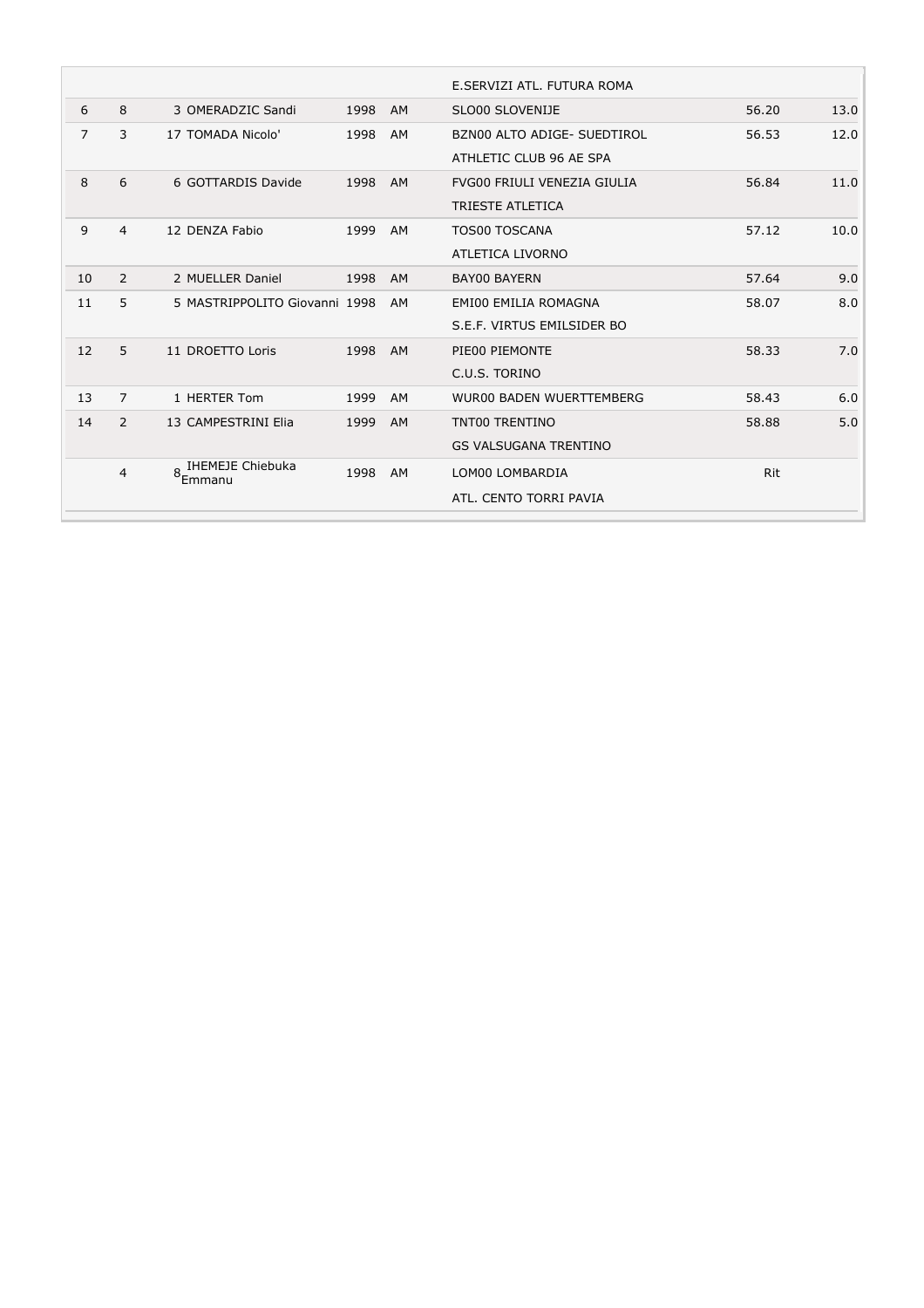| | | | | | | | |
|---|---|---|---|---|---|---|---|
| | | | | | E.SERVIZI ATL. FUTURA ROMA | | |
| 6 | 8 | 3 | OMERADZIC Sandi | 1998 | AM | SLO00 SLOVENIJE | 56.20 | 13.0 |
| 7 | 3 | 17 | TOMADA Nicolo' | 1998 | AM | BZN00 ALTO ADIGE- SUEDTIROL<br>ATHLETIC CLUB 96 AE SPA | 56.53 | 12.0 |
| 8 | 6 | 6 | GOTTARDIS Davide | 1998 | AM | FVG00 FRIULI VENEZIA GIULIA<br>TRIESTE ATLETICA | 56.84 | 11.0 |
| 9 | 4 | 12 | DENZA Fabio | 1999 | AM | TOS00 TOSCANA<br>ATLETICA LIVORNO | 57.12 | 10.0 |
| 10 | 2 | 2 | MUELLER Daniel | 1998 | AM | BAY00 BAYERN | 57.64 | 9.0 |
| 11 | 5 | 5 | MASTRIPPOLITO Giovanni | 1998 | AM | EMI00 EMILIA ROMAGNA<br>S.E.F. VIRTUS EMILSIDER BO | 58.07 | 8.0 |
| 12 | 5 | 11 | DROETTO Loris | 1998 | AM | PIE00 PIEMONTE<br>C.U.S. TORINO | 58.33 | 7.0 |
| 13 | 7 | 1 | HERTER Tom | 1999 | AM | WUR00 BADEN WUERTTEMBERG | 58.43 | 6.0 |
| 14 | 2 | 13 | CAMPESTRINI Elia | 1999 | AM | TNT00 TRENTINO<br>GS VALSUGANA TRENTINO | 58.88 | 5.0 |
| | 4 | 8 | IHEMEJE Chiebuka Emmanu | 1998 | AM | LOM00 LOMBARDIA<br>ATL. CENTO TORRI PAVIA | Rit | |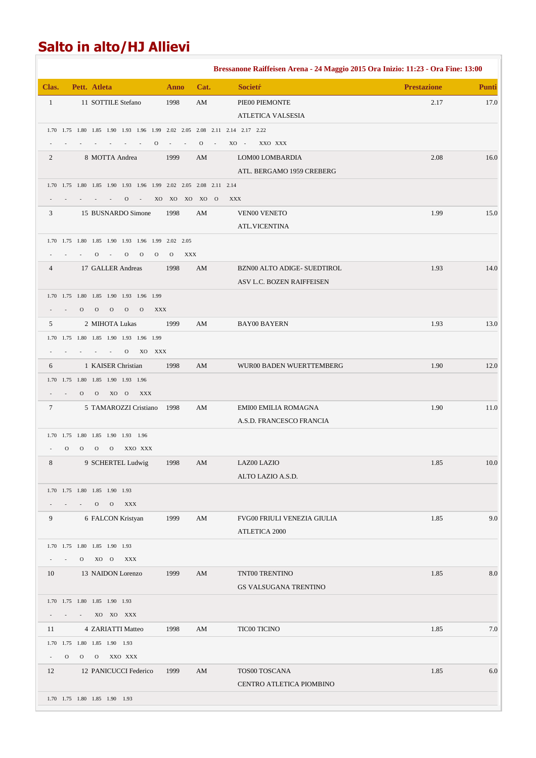# Salto in alto/HJ Allievi

**Bressanone Raiffeisen Arena - 24 Maggio 2015 Ora Inizio: 11:23 - Ora Fine: 13:00**

| Clas. | Pett. | Atleta | Anno | Cat. | Societŕ | Prestazione | Punti |
|---|---|---|---|---|---|---|---|
| 1 | 11 | SOTTILE Stefano | 1998 | AM | PIE00 PIEMONTE<br>ATLETICA VALSESIA | 2.17 | 17.0 |
| | | 1.70 1.75 1.80 1.85 1.90 1.93 1.96 1.99 2.02 2.05 2.08 2.11 2.14 2.17 2.22<br>- - - - - - - O - - O - XO - XXO XXX | | | | | |
| 2 | 8 | MOTTA Andrea | 1999 | AM | LOM00 LOMBARDIA<br>ATL. BERGAMO 1959 CREBERG | 2.08 | 16.0 |
| | | 1.70 1.75 1.80 1.85 1.90 1.93 1.96 1.99 2.02 2.05 2.08 2.11 2.14<br>- - - - - O - XO XO XO XO O XXX | | | | | |
| 3 | 15 | BUSNARDO Simone | 1998 | AM | VEN00 VENETO<br>ATL.VICENTINA | 1.99 | 15.0 |
| | | 1.70 1.75 1.80 1.85 1.90 1.93 1.96 1.99 2.02 2.05<br>- - - O - O O O O XXX | | | | | |
| 4 | 17 | GALLER Andreas | 1998 | AM | BZN00 ALTO ADIGE- SUEDTIROL<br>ASV L.C. BOZEN RAIFFEISEN | 1.93 | 14.0 |
| | | 1.70 1.75 1.80 1.85 1.90 1.93 1.96 1.99<br>- - O O O O O XXX | | | | | |
| 5 | 2 | MIHOTA Lukas | 1999 | AM | BAY00 BAYERN | 1.93 | 13.0 |
| | | 1.70 1.75 1.80 1.85 1.90 1.93 1.96 1.99<br>- - - - - O XO XXX | | | | | |
| 6 | 1 | KAISER Christian | 1998 | AM | WUR00 BADEN WUERTTEMBERG | 1.90 | 12.0 |
| | | 1.70 1.75 1.80 1.85 1.90 1.93 1.96<br>- - O O XO O XXX | | | | | |
| 7 | 5 | TAMAROZZI Cristiano | 1998 | AM | EMI00 EMILIA ROMAGNA<br>A.S.D. FRANCESCO FRANCIA | 1.90 | 11.0 |
| | | 1.70 1.75 1.80 1.85 1.90 1.93 1.96<br>- O O O O XXO XXX | | | | | |
| 8 | 9 | SCHERTEL Ludwig | 1998 | AM | LAZ00 LAZIO<br>ALTO LAZIO A.S.D. | 1.85 | 10.0 |
| | | 1.70 1.75 1.80 1.85 1.90 1.93<br>- - - O O XXX | | | | | |
| 9 | 6 | FALCON Kristyan | 1999 | AM | FVG00 FRIULI VENEZIA GIULIA<br>ATLETICA 2000 | 1.85 | 9.0 |
| | | 1.70 1.75 1.80 1.85 1.90 1.93<br>- - O XO O XXX | | | | | |
| 10 | 13 | NAIDON Lorenzo | 1999 | AM | TNT00 TRENTINO<br>GS VALSUGANA TRENTINO | 1.85 | 8.0 |
| | | 1.70 1.75 1.80 1.85 1.90 1.93<br>- - - XO XO XXX | | | | | |
| 11 | 4 | ZARIATTI Matteo | 1998 | AM | TIC00 TICINO | 1.85 | 7.0 |
| | | 1.70 1.75 1.80 1.85 1.90 1.93<br>- O O O XXO XXX | | | | | |
| 12 | 12 | PANICUCCI Federico | 1999 | AM | TOS00 TOSCANA<br>CENTRO ATLETICA PIOMBINO | 1.85 | 6.0 |
| | | 1.70 1.75 1.80 1.85 1.90 1.93 | | | | | |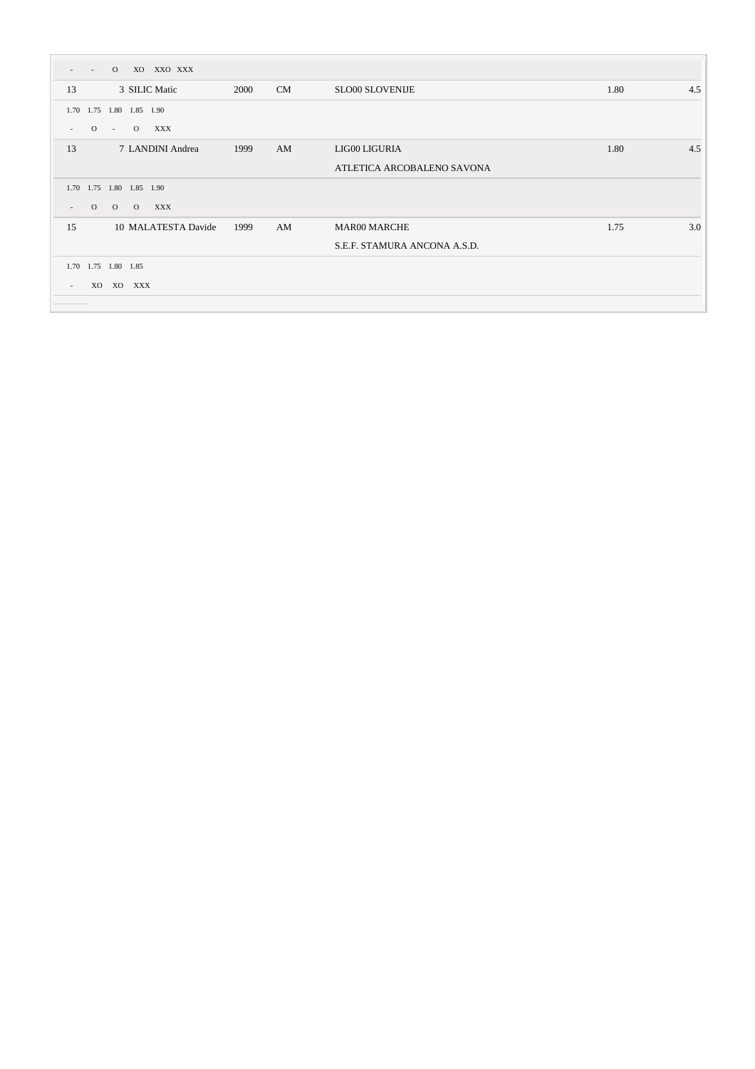| | | | | | | |
|---|---|---|---|---|---|---|
| - - O XO XXO XXX | | | | | | |
| 13 | 3 SILIC Matic | 2000 | CM | SLO00 SLOVENIJE | 1.80 | 4.5 |
| 1.70 1.75 1.80 1.85 1.90 | | | | | | |
| - O - O XXX | | | | | | |
| 13 | 7 LANDINI Andrea | 1999 | AM | LIG00 LIGURIA | 1.80 | 4.5 |
| | | | | ATLETICA ARCOBALENO SAVONA | | |
| 1.70 1.75 1.80 1.85 1.90 | | | | | | |
| - O O O XXX | | | | | | |
| 15 | 10 MALATESTA Davide | 1999 | AM | MAR00 MARCHE | 1.75 | 3.0 |
| | | | | S.E.F. STAMURA ANCONA A.S.D. | | |
| 1.70 1.75 1.80 1.85 | | | | | | |
| - XO XO XXX | | | | | | |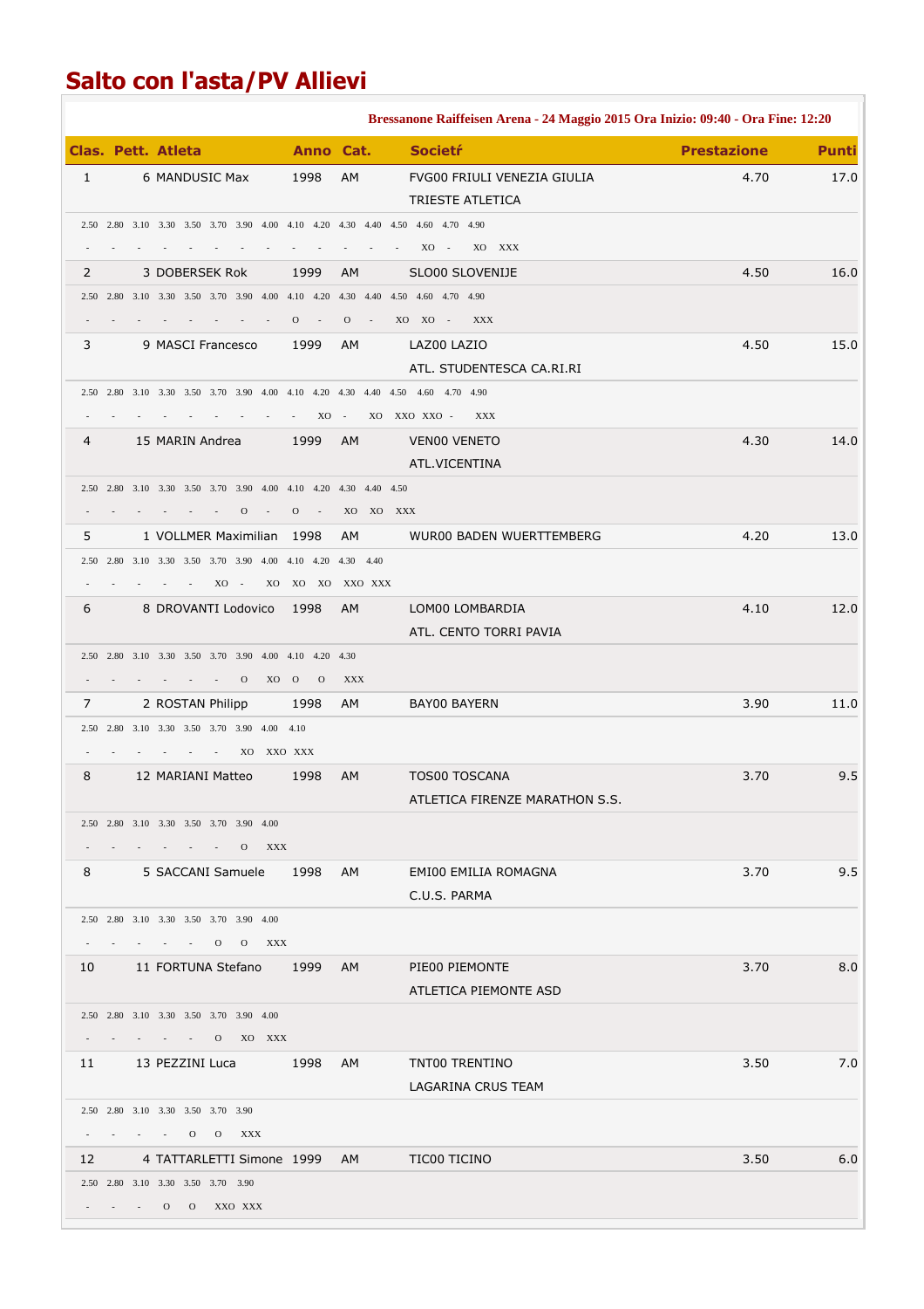# Salto con l'asta/PV Allievi

**Bressanone Raiffeisen Arena - 24 Maggio 2015 Ora Inizio: 09:40 - Ora Fine: 12:20**

| Clas. | Pett. | Atleta | Anno | Cat. | Societŕ | Prestazione | Punti |
|---|---|---|---|---|---|---|---|
| 1 | 6 | MANDUSIC Max | 1998 | AM | FVG00 FRIULI VENEZIA GIULIA<br>TRIESTE ATLETICA | 4.70 | 17.0 |
| | | 2.50 2.80 3.10 3.30 3.50 3.70 3.90 4.00 4.10 4.20 4.30 4.40 4.50 4.60 4.70 4.90<br>- - - - - - - - - - - - - XO - XO XXX | | | | | |
| 2 | 3 | DOBERSEK Rok | 1999 | AM | SLO00 SLOVENIJE | 4.50 | 16.0 |
| | | 2.50 2.80 3.10 3.30 3.50 3.70 3.90 4.00 4.10 4.20 4.30 4.40 4.50 4.60 4.70 4.90<br>- - - - - - - - O - O - XO XO - XXX | | | | | |
| 3 | 9 | MASCI Francesco | 1999 | AM | LAZ00 LAZIO<br>ATL. STUDENTESCA CA.RI.RI | 4.50 | 15.0 |
| | | 2.50 2.80 3.10 3.30 3.50 3.70 3.90 4.00 4.10 4.20 4.30 4.40 4.50 4.60 4.70 4.90<br>- - - - - - - - - XO - XO XXO XXO - XXX | | | | | |
| 4 | 15 | MARIN Andrea | 1999 | AM | VEN00 VENETO<br>ATL.VICENTINA | 4.30 | 14.0 |
| | | 2.50 2.80 3.10 3.30 3.50 3.70 3.90 4.00 4.10 4.20 4.30 4.40 4.50<br>- - - - - - O - O - XO XO XXX | | | | | |
| 5 | 1 | VOLLMER Maximilian | 1998 | AM | WUR00 BADEN WUERTTEMBERG | 4.20 | 13.0 |
| | | 2.50 2.80 3.10 3.30 3.50 3.70 3.90 4.00 4.10 4.20 4.30 4.40<br>- - - - - XO - XO XO XO XXO XXX | | | | | |
| 6 | 8 | DROVANTI Lodovico | 1998 | AM | LOM00 LOMBARDIA<br>ATL. CENTO TORRI PAVIA | 4.10 | 12.0 |
| | | 2.50 2.80 3.10 3.30 3.50 3.70 3.90 4.00 4.10 4.20 4.30<br>- - - - - - O XO O O XXX | | | | | |
| 7 | 2 | ROSTAN Philipp | 1998 | AM | BAY00 BAYERN | 3.90 | 11.0 |
| | | 2.50 2.80 3.10 3.30 3.50 3.70 3.90 4.00 4.10<br>- - - - - - XO XXO XXX | | | | | |
| 8 | 12 | MARIANI Matteo | 1998 | AM | TOS00 TOSCANA<br>ATLETICA FIRENZE MARATHON S.S. | 3.70 | 9.5 |
| | | 2.50 2.80 3.10 3.30 3.50 3.70 3.90 4.00<br>- - - - - - O XXX | | | | | |
| 8 | 5 | SACCANI Samuele | 1998 | AM | EMI00 EMILIA ROMAGNA<br>C.U.S. PARMA | 3.70 | 9.5 |
| | | 2.50 2.80 3.10 3.30 3.50 3.70 3.90 4.00<br>- - - - - O O XXX | | | | | |
| 10 | 11 | FORTUNA Stefano | 1999 | AM | PIE00 PIEMONTE<br>ATLETICA PIEMONTE ASD | 3.70 | 8.0 |
| | | 2.50 2.80 3.10 3.30 3.50 3.70 3.90 4.00<br>- - - - - O XO XXX | | | | | |
| 11 | 13 | PEZZINI Luca | 1998 | AM | TNT00 TRENTINO<br>LAGARINA CRUS TEAM | 3.50 | 7.0 |
| | | 2.50 2.80 3.10 3.30 3.50 3.70 3.90<br>- - - - O O XXX | | | | | |
| 12 | 4 | TATTARLETTI Simone | 1999 | AM | TIC00 TICINO | 3.50 | 6.0 |
| | | 2.50 2.80 3.10 3.30 3.50 3.70 3.90<br>- - - O O XXO XXX | | | | | |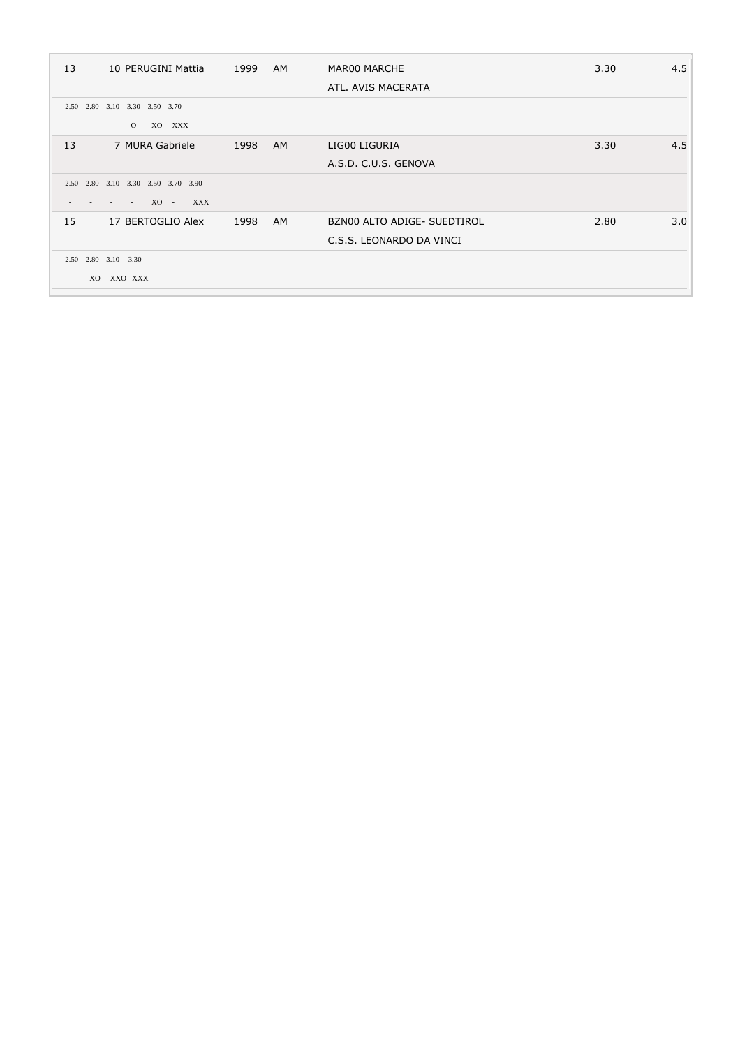| | | | | | | |
|---|---|---|---|---|---|---|
| 13 | 10 PERUGINI Mattia | 1999 | AM | MAR00 MARCHE<br>ATL. AVIS MACERATA | 3.30 | 4.5 |
| 2.50 2.80 3.10 3.30 3.50 3.70<br>- - - O XO XXX | | | | | | |
| 13 | 7 MURA Gabriele | 1998 | AM | LIG00 LIGURIA<br>A.S.D. C.U.S. GENOVA | 3.30 | 4.5 |
| 2.50 2.80 3.10 3.30 3.50 3.70 3.90<br>- - - - XO - XXX | | | | | | |
| 15 | 17 BERTOGLIO Alex | 1998 | AM | BZN00 ALTO ADIGE- SUEDTIROL<br>C.S.S. LEONARDO DA VINCI | 2.80 | 3.0 |
| 2.50 2.80 3.10 3.30<br>- XO XXO XXX | | | | | | |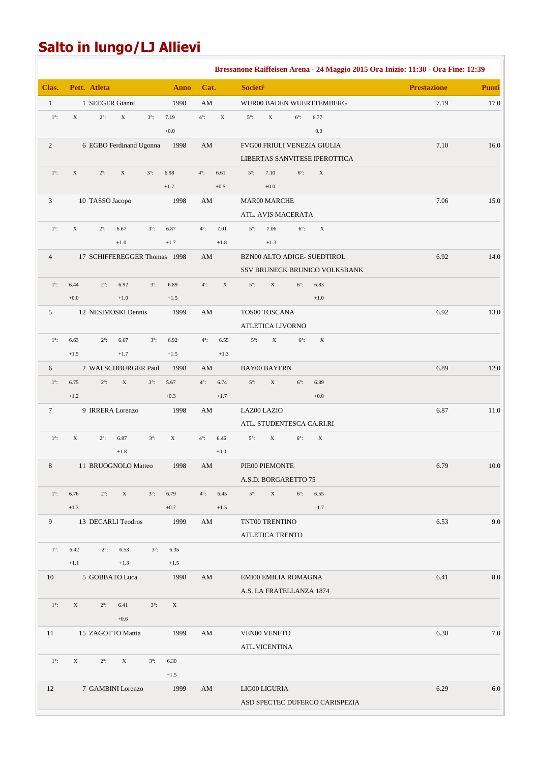# Salto in lungo/LJ Allievi

**Bressanone Raiffeisen Arena - 24 Maggio 2015 Ora Inizio: 11:30 - Ora Fine: 12:39**

| Clas. | Pett. | Atleta | Anno | Cat. | Societŕ | Prestazione | Punti |
|---|---|---|---|---|---|---|---|
| 1 | 1 | SEEGER Gianni | 1998 | AM | WUR00 BADEN WUERTTEMBERG | 7.19 | 17.0 |
| | | 1°: X 2°: X 3°: 7.19 (+0.0) 4°: X 5°: X 6°: 6.77 (+0.0) | | | | | |
| 2 | 6 | EGBO Ferdinand Ugonna | 1998 | AM | FVG00 FRIULI VENEZIA GIULIA<br>LIBERTAS SANVITESE IPEROTTICA | 7.10 | 16.0 |
| | | 1°: X 2°: X 3°: 6.98 (+1.7) 4°: 6.61 (+0.5) 5°: 7.10 (+0.0) 6°: X | | | | | |
| 3 | 10 | TASSO Jacopo | 1998 | AM | MAR00 MARCHE<br>ATL. AVIS MACERATA | 7.06 | 15.0 |
| | | 1°: X 2°: 6.67 (+1.0) 3°: 6.87 (+1.7) 4°: 7.01 (+1.8) 5°: 7.06 (+1.3) 6°: X | | | | | |
| 4 | 17 | SCHIFFEREGGER Thomas | 1998 | AM | BZN00 ALTO ADIGE- SUEDTIROL<br>SSV BRUNECK BRUNICO VOLKSBANK | 6.92 | 14.0 |
| | | 1°: 6.44 (+0.0) 2°: 6.92 (+1.0) 3°: 6.89 (+1.5) 4°: X 5°: X 6°: 6.83 (+1.0) | | | | | |
| 5 | 12 | NESIMOSKI Dennis | 1999 | AM | TOS00 TOSCANA<br>ATLETICA LIVORNO | 6.92 | 13.0 |
| | | 1°: 6.63 (+1.5) 2°: 6.67 (+1.7) 3°: 6.92 (+1.5) 4°: 6.55 (+1.3) 5°: X 6°: X | | | | | |
| 6 | 2 | WALSCHBURGER Paul | 1998 | AM | BAY00 BAYERN | 6.89 | 12.0 |
| | | 1°: 6.75 (+1.2) 2°: X 3°: 5.67 (+0.3) 4°: 6.74 (+1.7) 5°: X 6°: 6.89 (+0.0) | | | | | |
| 7 | 9 | IRRERA Lorenzo | 1998 | AM | LAZ00 LAZIO<br>ATL. STUDENTESCA CA.RI.RI | 6.87 | 11.0 |
| | | 1°: X 2°: 6.87 (+1.8) 3°: X 4°: 6.46 (+0.0) 5°: X 6°: X | | | | | |
| 8 | 11 | BRUOGNOLO Matteo | 1998 | AM | PIE00 PIEMONTE<br>A.S.D. BORGARETTO 75 | 6.79 | 10.0 |
| | | 1°: 6.76 (+1.3) 2°: X 3°: 6.79 (+0.7) 4°: 6.45 (+1.5) 5°: X 6°: 6.55 (-1.7) | | | | | |
| 9 | 13 | DECARLI Teodros | 1999 | AM | TNT00 TRENTINO<br>ATLETICA TRENTO | 6.53 | 9.0 |
| | | 1°: 6.42 (+1.1) 2°: 6.53 (+1.3) 3°: 6.35 (+1.5) | | | | | |
| 10 | 5 | GOBBATO Luca | 1998 | AM | EMI00 EMILIA ROMAGNA<br>A.S. LA FRATELLANZA 1874 | 6.41 | 8.0 |
| | | 1°: X 2°: 6.41 (+0.6) 3°: X | | | | | |
| 11 | 15 | ZAGOTTO Mattia | 1999 | AM | VEN00 VENETO<br>ATL.VICENTINA | 6.30 | 7.0 |
| | | 1°: X 2°: X 3°: 6.30 (+1.5) | | | | | |
| 12 | 7 | GAMBINI Lorenzo | 1999 | AM | LIG00 LIGURIA<br>ASD SPECTEC DUFERCO CARISPEZIA | 6.29 | 6.0 |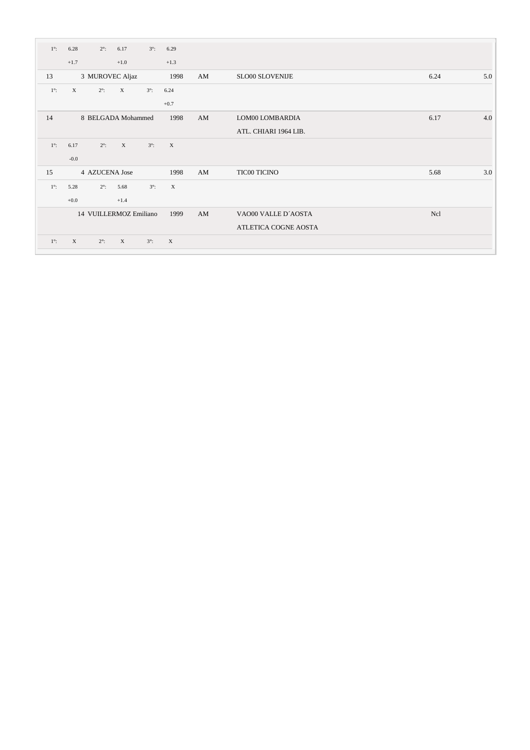| | | | | | | |
|---|---|---|---|---|---|---|
| 1°: 6.28 +1.7 | 2°: 6.17 +1.0 | 3°: 6.29 +1.3 | | | | |
| 13 | 3 MUROVEC Aljaz | 1998 | AM | SLO00 SLOVENIJE | 6.24 | 5.0 |
| 1°: X | 2°: X | 3°: 6.24 +0.7 | | | | |
| 14 | 8 BELGADA Mohammed | 1998 | AM | LOM00 LOMBARDIA<br>ATL. CHIARI 1964 LIB. | 6.17 | 4.0 |
| 1°: 6.17 -0.0 | 2°: X | 3°: X | | | | |
| 15 | 4 AZUCENA Jose | 1998 | AM | TIC00 TICINO | 5.68 | 3.0 |
| 1°: 5.28 +0.0 | 2°: 5.68 +1.4 | 3°: X | | | | |
| | 14 VUILLERMOZ Emiliano | 1999 | AM | VAO00 VALLE D´AOSTA<br>ATLETICA COGNE AOSTA | Ncl | |
| 1°: X | 2°: X | 3°: X | | | | |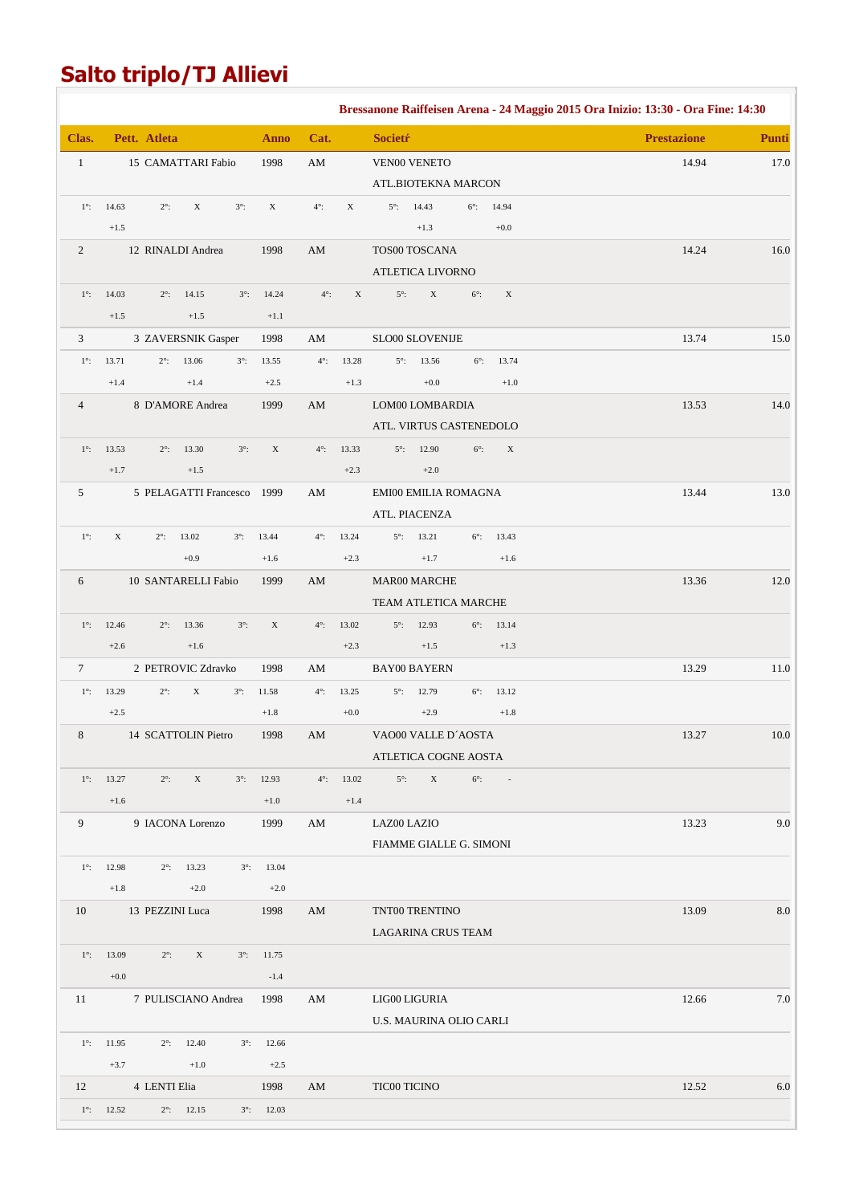# Salto triplo/TJ Allievi

**Bressanone Raiffeisen Arena - 24 Maggio 2015 Ora Inizio: 13:30 - Ora Fine: 14:30**

| Clas. | Pett. | Atleta | Anno | Cat. | Societŕ | Prestazione | Punti |
|---|---|---|---|---|---|---|---|
| 1 | 15 | CAMATTARI Fabio | 1998 | AM | VEN00 VENETO<br>ATL.BIOTEKNA MARCON | 14.94 | 17.0 |
| | | 1°: 14.63 (+1.5) 2°: X 3°: X 4°: X 5°: 14.43 (+1.3) 6°: 14.94 (+0.0) | | | | | |
| 2 | 12 | RINALDI Andrea | 1998 | AM | TOS00 TOSCANA<br>ATLETICA LIVORNO | 14.24 | 16.0 |
| | | 1°: 14.03 (+1.5) 2°: 14.15 (+1.5) 3°: 14.24 (+1.1) 4°: X 5°: X 6°: X | | | | | |
| 3 | 3 | ZAVERSNIK Gasper | 1998 | AM | SLO00 SLOVENIJE | 13.74 | 15.0 |
| | | 1°: 13.71 (+1.4) 2°: 13.06 (+1.4) 3°: 13.55 (+2.5) 4°: 13.28 (+1.3) 5°: 13.56 (+0.0) 6°: 13.74 (+1.0) | | | | | |
| 4 | 8 | D'AMORE Andrea | 1999 | AM | LOM00 LOMBARDIA<br>ATL. VIRTUS CASTENEDOLO | 13.53 | 14.0 |
| | | 1°: 13.53 (+1.7) 2°: 13.30 (+1.5) 3°: X 4°: 13.33 (+2.3) 5°: 12.90 (+2.0) 6°: X | | | | | |
| 5 | 5 | PELAGATTI Francesco | 1999 | AM | EMI00 EMILIA ROMAGNA<br>ATL. PIACENZA | 13.44 | 13.0 |
| | | 1°: X 2°: 13.02 (+0.9) 3°: 13.44 (+1.6) 4°: 13.24 (+2.3) 5°: 13.21 (+1.7) 6°: 13.43 (+1.6) | | | | | |
| 6 | 10 | SANTARELLI Fabio | 1999 | AM | MAR00 MARCHE<br>TEAM ATLETICA MARCHE | 13.36 | 12.0 |
| | | 1°: 12.46 (+2.6) 2°: 13.36 (+1.6) 3°: X 4°: 13.02 (+2.3) 5°: 12.93 (+1.5) 6°: 13.14 (+1.3) | | | | | |
| 7 | 2 | PETROVIC Zdravko | 1998 | AM | BAY00 BAYERN | 13.29 | 11.0 |
| | | 1°: 13.29 (+2.5) 2°: X 3°: 11.58 (+1.8) 4°: 13.25 (+0.0) 5°: 12.79 (+2.9) 6°: 13.12 (+1.8) | | | | | |
| 8 | 14 | SCATTOLIN Pietro | 1998 | AM | VAO00 VALLE D´AOSTA<br>ATLETICA COGNE AOSTA | 13.27 | 10.0 |
| | | 1°: 13.27 (+1.6) 2°: X 3°: 12.93 (+1.0) 4°: 13.02 (+1.4) 5°: X 6°: - | | | | | |
| 9 | 9 | IACONA Lorenzo | 1999 | AM | LAZ00 LAZIO<br>FIAMME GIALLE G. SIMONI | 13.23 | 9.0 |
| | | 1°: 12.98 (+1.8) 2°: 13.23 (+2.0) 3°: 13.04 (+2.0) | | | | | |
| 10 | 13 | PEZZINI Luca | 1998 | AM | TNT00 TRENTINO<br>LAGARINA CRUS TEAM | 13.09 | 8.0 |
| | | 1°: 13.09 (+0.0) 2°: X 3°: 11.75 (-1.4) | | | | | |
| 11 | 7 | PULISCIANO Andrea | 1998 | AM | LIG00 LIGURIA<br>U.S. MAURINA OLIO CARLI | 12.66 | 7.0 |
| | | 1°: 11.95 (+3.7) 2°: 12.40 (+1.0) 3°: 12.66 (+2.5) | | | | | |
| 12 | 4 | LENTI Elia | 1998 | AM | TIC00 TICINO | 12.52 | 6.0 |
| | | 1°: 12.52 2°: 12.15 3°: 12.03 | | | | | |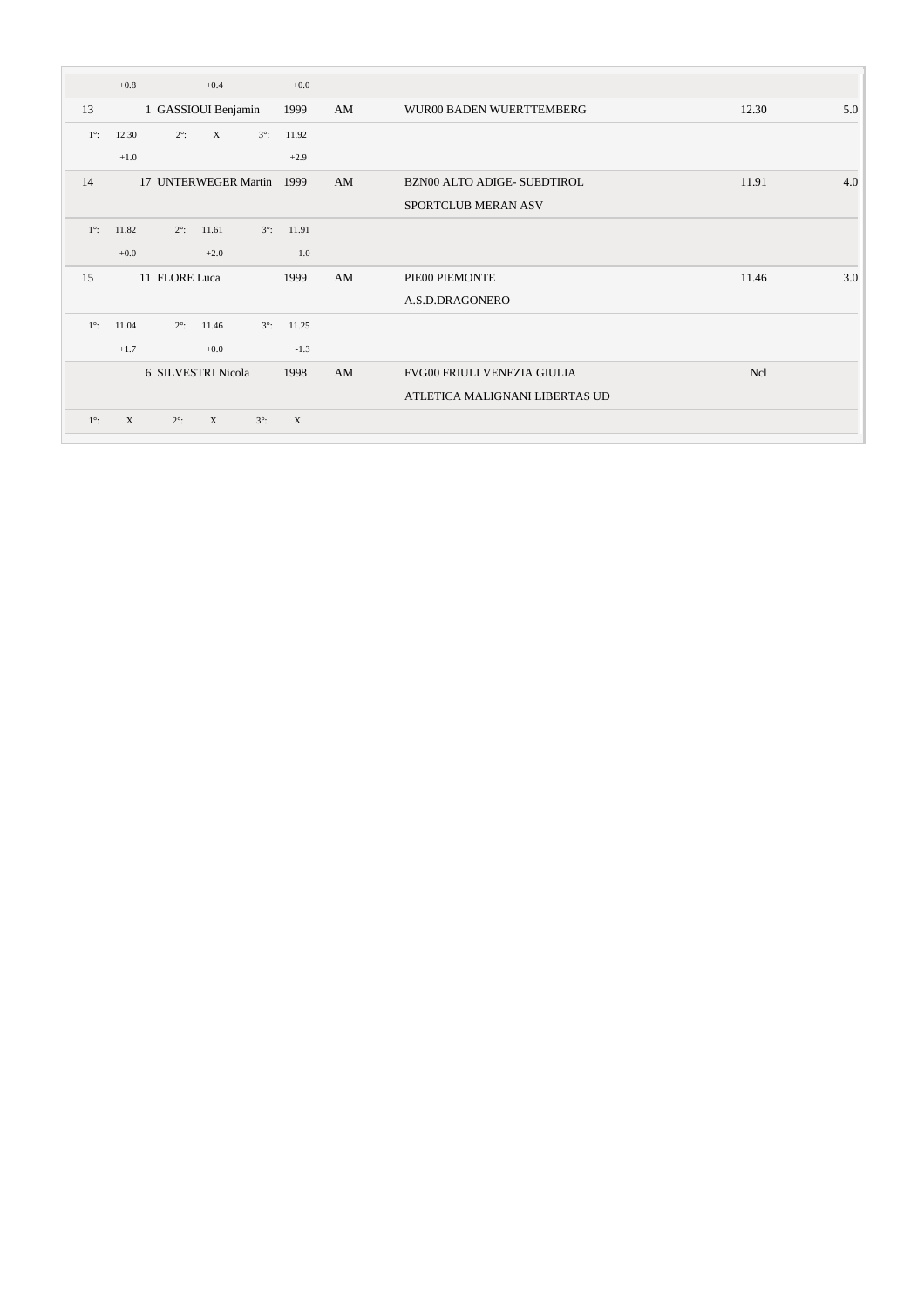| | | | | | | |
|---|---|---|---|---|---|---|
| | +0.8 | +0.4 | +0.0 | | | |
| 13 | 1 GASSIOUI Benjamin | 1999 | AM | WUR00 BADEN WUERTTEMBERG | 12.30 | 5.0 |
| 1°: 12.30 | 2°: X | 3°: 11.92 | | | | |
| +1.0 | | +2.9 | | | | |
| 14 | 17 UNTERWEGER Martin | 1999 | AM | BZN00 ALTO ADIGE- SUEDTIROL<br>SPORTCLUB MERAN ASV | 11.91 | 4.0 |
| 1°: 11.82 | 2°: 11.61 | 3°: 11.91 | | | | |
| +0.0 | +2.0 | -1.0 | | | | |
| 15 | 11 FLORE Luca | 1999 | AM | PIE00 PIEMONTE<br>A.S.D.DRAGONERO | 11.46 | 3.0 |
| 1°: 11.04 | 2°: 11.46 | 3°: 11.25 | | | | |
| +1.7 | +0.0 | -1.3 | | | | |
| | 6 SILVESTRI Nicola | 1998 | AM | FVG00 FRIULI VENEZIA GIULIA<br>ATLETICA MALIGNANI LIBERTAS UD | Ncl | |
| 1°: X | 2°: X | 3°: X | | | | |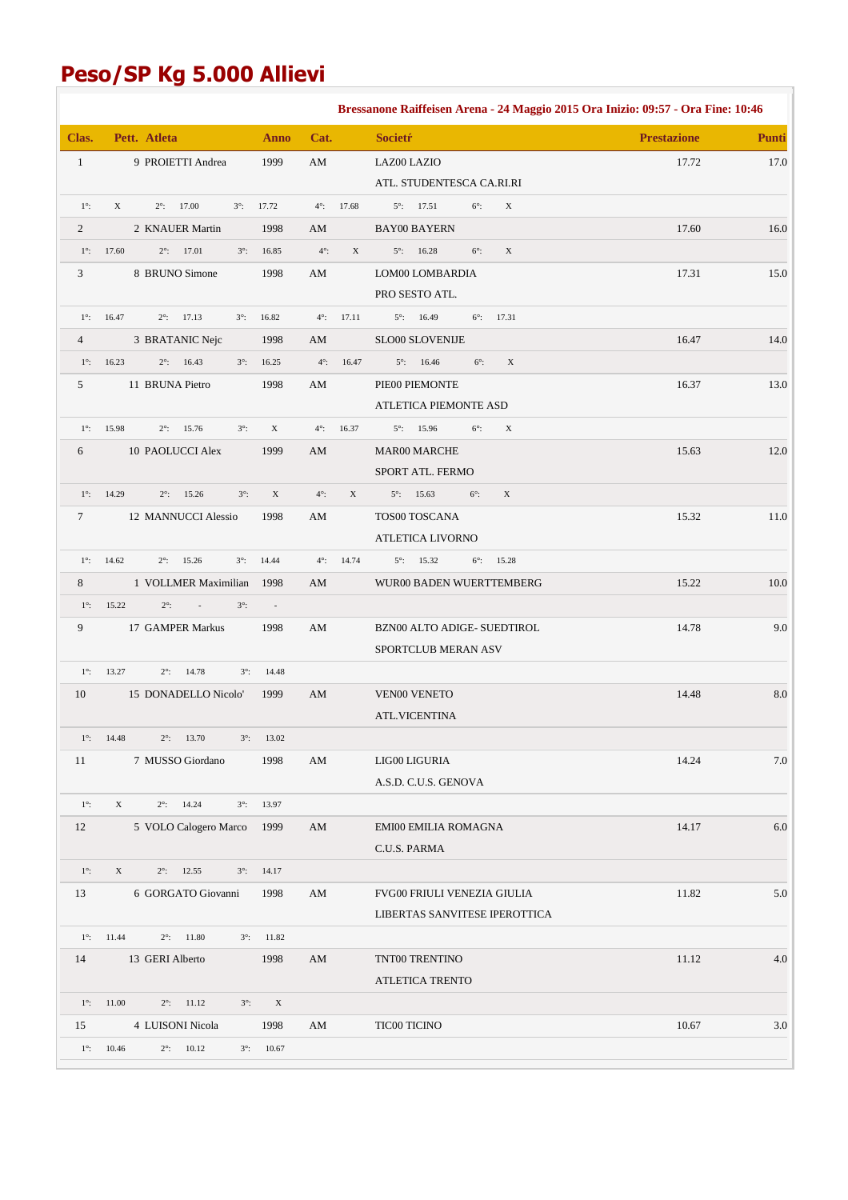# Peso/SP Kg 5.000 Allievi

**Bressanone Raiffeisen Arena - 24 Maggio 2015 Ora Inizio: 09:57 - Ora Fine: 10:46**

| Clas. | Pett. | Atleta | Anno | Cat. | Societŕ | Prestazione | Punti |
|---|---|---|---|---|---|---|---|
| 1 | 9 | PROIETTI Andrea | 1999 | AM | LAZ00 LAZIO<br>ATL. STUDENTESCA CA.RI.RI | 17.72 | 17.0 |
| | | 1°: X 2°: 17.00 3°: 17.72 4°: 17.68 5°: 17.51 6°: X | | | | | |
| 2 | 2 | KNAUER Martin | 1998 | AM | BAY00 BAYERN | 17.60 | 16.0 |
| | | 1°: 17.60 2°: 17.01 3°: 16.85 4°: X 5°: 16.28 6°: X | | | | | |
| 3 | 8 | BRUNO Simone | 1998 | AM | LOM00 LOMBARDIA<br>PRO SESTO ATL. | 17.31 | 15.0 |
| | | 1°: 16.47 2°: 17.13 3°: 16.82 4°: 17.11 5°: 16.49 6°: 17.31 | | | | | |
| 4 | 3 | BRATANIC Nejc | 1998 | AM | SLO00 SLOVENIJE | 16.47 | 14.0 |
| | | 1°: 16.23 2°: 16.43 3°: 16.25 4°: 16.47 5°: 16.46 6°: X | | | | | |
| 5 | 11 | BRUNA Pietro | 1998 | AM | PIE00 PIEMONTE<br>ATLETICA PIEMONTE ASD | 16.37 | 13.0 |
| | | 1°: 15.98 2°: 15.76 3°: X 4°: 16.37 5°: 15.96 6°: X | | | | | |
| 6 | 10 | PAOLUCCI Alex | 1999 | AM | MAR00 MARCHE<br>SPORT ATL. FERMO | 15.63 | 12.0 |
| | | 1°: 14.29 2°: 15.26 3°: X 4°: X 5°: 15.63 6°: X | | | | | |
| 7 | 12 | MANNUCCI Alessio | 1998 | AM | TOS00 TOSCANA<br>ATLETICA LIVORNO | 15.32 | 11.0 |
| | | 1°: 14.62 2°: 15.26 3°: 14.44 4°: 14.74 5°: 15.32 6°: 15.28 | | | | | |
| 8 | 1 | VOLLMER Maximilian | 1998 | AM | WUR00 BADEN WUERTTEMBERG | 15.22 | 10.0 |
| | | 1°: 15.22 2°: - 3°: - | | | | | |
| 9 | 17 | GAMPER Markus | 1998 | AM | BZN00 ALTO ADIGE- SUEDTIROL<br>SPORTCLUB MERAN ASV | 14.78 | 9.0 |
| | | 1°: 13.27 2°: 14.78 3°: 14.48 | | | | | |
| 10 | 15 | DONADELLO Nicolo' | 1999 | AM | VEN00 VENETO<br>ATL.VICENTINA | 14.48 | 8.0 |
| | | 1°: 14.48 2°: 13.70 3°: 13.02 | | | | | |
| 11 | 7 | MUSSO Giordano | 1998 | AM | LIG00 LIGURIA<br>A.S.D. C.U.S. GENOVA | 14.24 | 7.0 |
| | | 1°: X 2°: 14.24 3°: 13.97 | | | | | |
| 12 | 5 | VOLO Calogero Marco | 1999 | AM | EMI00 EMILIA ROMAGNA<br>C.U.S. PARMA | 14.17 | 6.0 |
| | | 1°: X 2°: 12.55 3°: 14.17 | | | | | |
| 13 | 6 | GORGATO Giovanni | 1998 | AM | FVG00 FRIULI VENEZIA GIULIA<br>LIBERTAS SANVITESE IPEROTTICA | 11.82 | 5.0 |
| | | 1°: 11.44 2°: 11.80 3°: 11.82 | | | | | |
| 14 | 13 | GERI Alberto | 1998 | AM | TNT00 TRENTINO<br>ATLETICA TRENTO | 11.12 | 4.0 |
| | | 1°: 11.00 2°: 11.12 3°: X | | | | | |
| 15 | 4 | LUISONI Nicola | 1998 | AM | TIC00 TICINO | 10.67 | 3.0 |
| | | 1°: 10.46 2°: 10.12 3°: 10.67 | | | | | |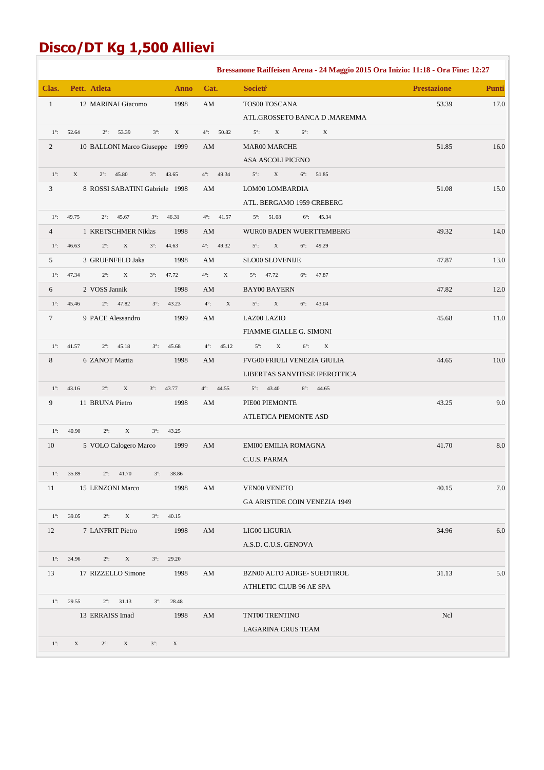# Disco/DT Kg 1,500 Allievi

**Bressanone Raiffeisen Arena - 24 Maggio 2015 Ora Inizio: 11:18 - Ora Fine: 12:27**

| Clas. | Pett. | Atleta | Anno | Cat. | Societŕ | Prestazione | Punti |
|---|---|---|---|---|---|---|---|
| 1 | 12 | MARINAI Giacomo | 1998 | AM | TOS00 TOSCANA<br>ATL.GROSSETO BANCA D .MAREMMA | 53.39 | 17.0 |
| | | 1°: 52.64 2°: 53.39 3°: X 4°: 50.82 5°: X 6°: X | | | | | |
| 2 | 10 | BALLONI Marco Giuseppe | 1999 | AM | MAR00 MARCHE<br>ASA ASCOLI PICENO | 51.85 | 16.0 |
| | | 1°: X 2°: 45.80 3°: 43.65 4°: 49.34 5°: X 6°: 51.85 | | | | | |
| 3 | 8 | ROSSI SABATINI Gabriele | 1998 | AM | LOM00 LOMBARDIA<br>ATL. BERGAMO 1959 CREBERG | 51.08 | 15.0 |
| | | 1°: 49.75 2°: 45.67 3°: 46.31 4°: 41.57 5°: 51.08 6°: 45.34 | | | | | |
| 4 | 1 | KRETSCHMER Niklas | 1998 | AM | WUR00 BADEN WUERTTEMBERG | 49.32 | 14.0 |
| | | 1°: 46.63 2°: X 3°: 44.63 4°: 49.32 5°: X 6°: 49.29 | | | | | |
| 5 | 3 | GRUENFELD Jaka | 1998 | AM | SLO00 SLOVENIJE | 47.87 | 13.0 |
| | | 1°: 47.34 2°: X 3°: 47.72 4°: X 5°: 47.72 6°: 47.87 | | | | | |
| 6 | 2 | VOSS Jannik | 1998 | AM | BAY00 BAYERN | 47.82 | 12.0 |
| | | 1°: 45.46 2°: 47.82 3°: 43.23 4°: X 5°: X 6°: 43.04 | | | | | |
| 7 | 9 | PACE Alessandro | 1999 | AM | LAZ00 LAZIO<br>FIAMME GIALLE G. SIMONI | 45.68 | 11.0 |
| | | 1°: 41.57 2°: 45.18 3°: 45.68 4°: 45.12 5°: X 6°: X | | | | | |
| 8 | 6 | ZANOT Mattia | 1998 | AM | FVG00 FRIULI VENEZIA GIULIA<br>LIBERTAS SANVITESE IPEROTTICA | 44.65 | 10.0 |
| | | 1°: 43.16 2°: X 3°: 43.77 4°: 44.55 5°: 43.40 6°: 44.65 | | | | | |
| 9 | 11 | BRUNA Pietro | 1998 | AM | PIE00 PIEMONTE<br>ATLETICA PIEMONTE ASD | 43.25 | 9.0 |
| | | 1°: 40.90 2°: X 3°: 43.25 | | | | | |
| 10 | 5 | VOLO Calogero Marco | 1999 | AM | EMI00 EMILIA ROMAGNA<br>C.U.S. PARMA | 41.70 | 8.0 |
| | | 1°: 35.89 2°: 41.70 3°: 38.86 | | | | | |
| 11 | 15 | LENZONI Marco | 1998 | AM | VEN00 VENETO<br>GA ARISTIDE COIN VENEZIA 1949 | 40.15 | 7.0 |
| | | 1°: 39.05 2°: X 3°: 40.15 | | | | | |
| 12 | 7 | LANFRIT Pietro | 1998 | AM | LIG00 LIGURIA<br>A.S.D. C.U.S. GENOVA | 34.96 | 6.0 |
| | | 1°: 34.96 2°: X 3°: 29.20 | | | | | |
| 13 | 17 | RIZZELLO Simone | 1998 | AM | BZN00 ALTO ADIGE- SUEDTIROL<br>ATHLETIC CLUB 96 AE SPA | 31.13 | 5.0 |
| | | 1°: 29.55 2°: 31.13 3°: 28.48 | | | | | |
| | 13 | ERRAISS Imad | 1998 | AM | TNT00 TRENTINO<br>LAGARINA CRUS TEAM | Ncl | |
| | | 1°: X 2°: X 3°: X | | | | | |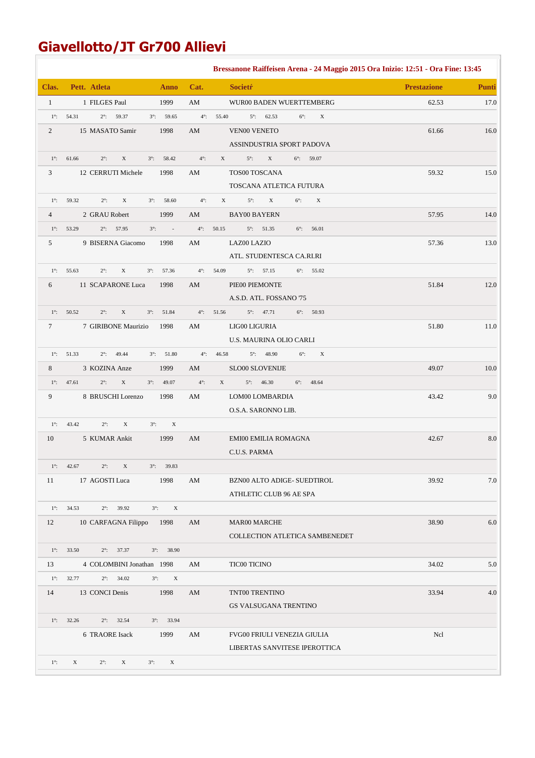# Giavellotto/JT Gr700 Allievi

**Bressanone Raiffeisen Arena - 24 Maggio 2015 Ora Inizio: 12:51 - Ora Fine: 13:45**

| Clas. | Pett. | Atleta | Anno | Cat. | Societŕ | Prestazione | Punti |
|---|---|---|---|---|---|---|---|
| 1 | 1 | FILGES Paul | 1999 | AM | WUR00 BADEN WUERTTEMBERG | 62.53 | 17.0 |
| | | 1°: 54.31 2°: 59.37 3°: 59.65 4°: 55.40 5°: 62.53 6°: X | | | | | |
| 2 | 15 | MASATO Samir | 1998 | AM | VEN00 VENETO<br>ASSINDUSTRIA SPORT PADOVA | 61.66 | 16.0 |
| | | 1°: 61.66 2°: X 3°: 58.42 4°: X 5°: X 6°: 59.07 | | | | | |
| 3 | 12 | CERRUTI Michele | 1998 | AM | TOS00 TOSCANA<br>TOSCANA ATLETICA FUTURA | 59.32 | 15.0 |
| | | 1°: 59.32 2°: X 3°: 58.60 4°: X 5°: X 6°: X | | | | | |
| 4 | 2 | GRAU Robert | 1999 | AM | BAY00 BAYERN | 57.95 | 14.0 |
| | | 1°: 53.29 2°: 57.95 3°: - 4°: 50.15 5°: 51.35 6°: 56.01 | | | | | |
| 5 | 9 | BISERNA Giacomo | 1998 | AM | LAZ00 LAZIO<br>ATL. STUDENTESCA CA.RI.RI | 57.36 | 13.0 |
| | | 1°: 55.63 2°: X 3°: 57.36 4°: 54.09 5°: 57.15 6°: 55.02 | | | | | |
| 6 | 11 | SCAPARONE Luca | 1998 | AM | PIE00 PIEMONTE<br>A.S.D. ATL. FOSSANO '75 | 51.84 | 12.0 |
| | | 1°: 50.52 2°: X 3°: 51.84 4°: 51.56 5°: 47.71 6°: 50.93 | | | | | |
| 7 | 7 | GIRIBONE Maurizio | 1998 | AM | LIG00 LIGURIA<br>U.S. MAURINA OLIO CARLI | 51.80 | 11.0 |
| | | 1°: 51.33 2°: 49.44 3°: 51.80 4°: 46.58 5°: 48.90 6°: X | | | | | |
| 8 | 3 | KOZINA Anze | 1999 | AM | SLO00 SLOVENIJE | 49.07 | 10.0 |
| | | 1°: 47.61 2°: X 3°: 49.07 4°: X 5°: 46.30 6°: 48.64 | | | | | |
| 9 | 8 | BRUSCHI Lorenzo | 1998 | AM | LOM00 LOMBARDIA<br>O.S.A. SARONNO LIB. | 43.42 | 9.0 |
| | | 1°: 43.42 2°: X 3°: X | | | | | |
| 10 | 5 | KUMAR Ankit | 1999 | AM | EMI00 EMILIA ROMAGNA<br>C.U.S. PARMA | 42.67 | 8.0 |
| | | 1°: 42.67 2°: X 3°: 39.83 | | | | | |
| 11 | 17 | AGOSTI Luca | 1998 | AM | BZN00 ALTO ADIGE- SUEDTIROL<br>ATHLETIC CLUB 96 AE SPA | 39.92 | 7.0 |
| | | 1°: 34.53 2°: 39.92 3°: X | | | | | |
| 12 | 10 | CARFAGNA Filippo | 1998 | AM | MAR00 MARCHE<br>COLLECTION ATLETICA SAMBENEDET | 38.90 | 6.0 |
| | | 1°: 33.50 2°: 37.37 3°: 38.90 | | | | | |
| 13 | 4 | COLOMBINI Jonathan | 1998 | AM | TIC00 TICINO | 34.02 | 5.0 |
| | | 1°: 32.77 2°: 34.02 3°: X | | | | | |
| 14 | 13 | CONCI Denis | 1998 | AM | TNT00 TRENTINO<br>GS VALSUGANA TRENTINO | 33.94 | 4.0 |
| | | 1°: 32.26 2°: 32.54 3°: 33.94 | | | | | |
| | 6 | TRAORE Isack | 1999 | AM | FVG00 FRIULI VENEZIA GIULIA<br>LIBERTAS SANVITESE IPEROTTICA | Ncl | |
| | | 1°: X 2°: X 3°: X | | | | | |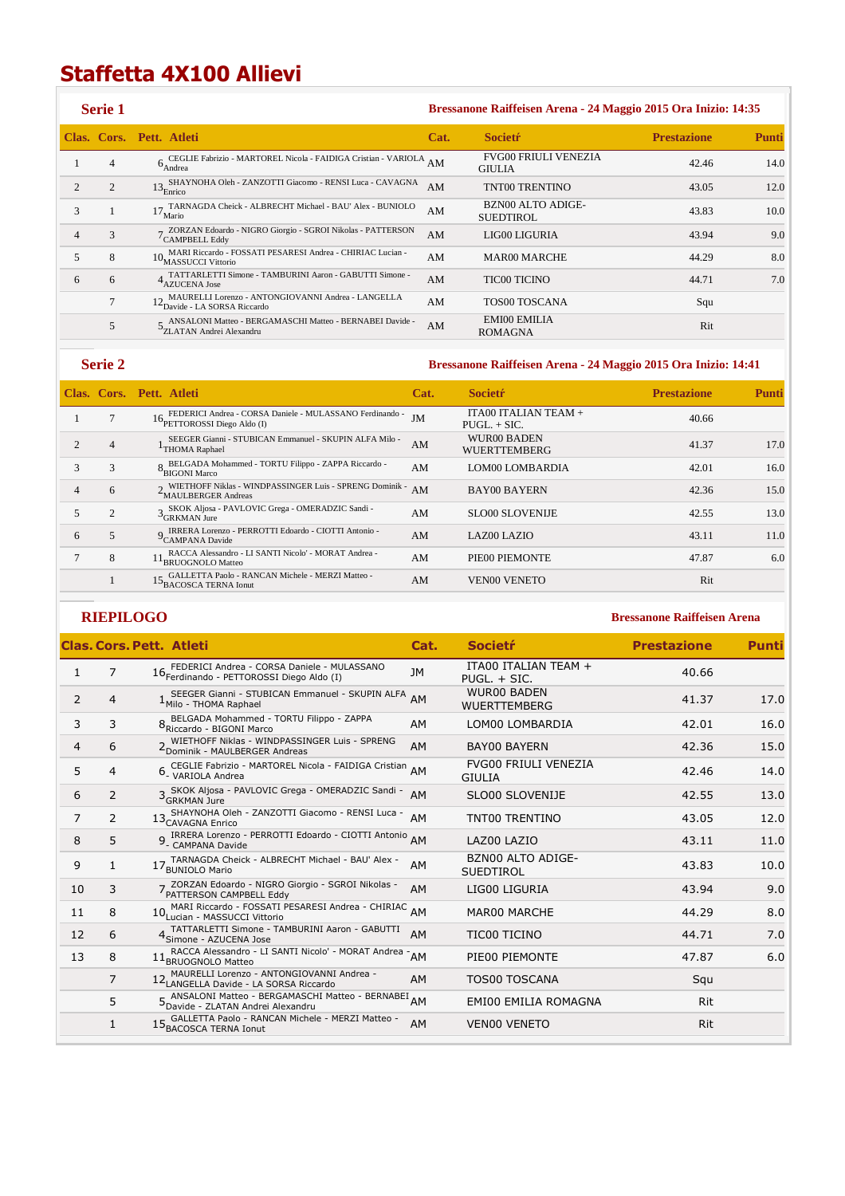# Staffetta 4X100 Allievi

## Serie 1

**Bressanone Raiffeisen Arena - 24 Maggio 2015 Ora Inizio: 14:35**

| Clas. | Cors. | Pett. | Atleti | Cat. | Societŕ | Prestazione | Punti |
|---|---|---|---|---|---|---|---|
| 1 | 4 | 6 | CEGLIE Fabrizio - MARTOREL Nicola - FAIDIGA Cristian - VARIOLA Andrea | AM | FVG00 FRIULI VENEZIA GIULIA | 42.46 | 14.0 |
| 2 | 2 | 13 | SHAYNOHA Oleh - ZANZOTTI Giacomo - RENSI Luca - CAVAGNA Enrico | AM | TNT00 TRENTINO | 43.05 | 12.0 |
| 3 | 1 | 17 | TARNAGDA Cheick - ALBRECHT Michael - BAU' Alex - BUNIOLO Mario | AM | BZN00 ALTO ADIGE-SUEDTIROL | 43.83 | 10.0 |
| 4 | 3 | 7 | ZORZAN Edoardo - NIGRO Giorgio - SGROI Nikolas - PATTERSON CAMPBELL Eddy | AM | LIG00 LIGURIA | 43.94 | 9.0 |
| 5 | 8 | 10 | MARI Riccardo - FOSSATI PESARESI Andrea - CHIRIAC Lucian - MASSUCCI Vittorio | AM | MAR00 MARCHE | 44.29 | 8.0 |
| 6 | 6 | 4 | TATTARLETTI Simone - TAMBURINI Aaron - GABUTTI Simone - AZUCENA Jose | AM | TIC00 TICINO | 44.71 | 7.0 |
| | 7 | 12 | MAURELLI Lorenzo - ANTONGIOVANNI Andrea - LANGELLA Davide - LA SORSA Riccardo | AM | TOS00 TOSCANA | Squ | |
| | 5 | 5 | ANSALONI Matteo - BERGAMASCHI Matteo - BERNABEI Davide - ZLATAN Andrei Alexandru | AM | EMI00 EMILIA ROMAGNA | Rit | |

## Serie 2

**Bressanone Raiffeisen Arena - 24 Maggio 2015 Ora Inizio: 14:41**

| Clas. | Cors. | Pett. | Atleti | Cat. | Societŕ | Prestazione | Punti |
|---|---|---|---|---|---|---|---|
| 1 | 7 | 16 | FEDERICI Andrea - CORSA Daniele - MULASSANO Ferdinando - PETTOROSSI Diego Aldo (I) | JM | ITA00 ITALIAN TEAM + PUGL. + SIC. | 40.66 | |
| 2 | 4 | 1 | SEEGER Gianni - STUBICAN Emmanuel - SKUPIN ALFA Milo - THOMA Raphael | AM | WUR00 BADEN WUERTTEMBERG | 41.37 | 17.0 |
| 3 | 3 | 8 | BELGADA Mohammed - TORTU Filippo - ZAPPA Riccardo - BIGONI Marco | AM | LOM00 LOMBARDIA | 42.01 | 16.0 |
| 4 | 6 | 2 | WIETHOFF Niklas - WINDPASSINGER Luis - SPRENG Dominik - MAULBERGER Andreas | AM | BAY00 BAYERN | 42.36 | 15.0 |
| 5 | 2 | 3 | SKOK Aljosa - PAVLOVIC Grega - OMERADZIC Sandi - GRKMAN Jure | AM | SLO00 SLOVENIJE | 42.55 | 13.0 |
| 6 | 5 | 9 | IRRERA Lorenzo - PERROTTI Edoardo - CIOTTI Antonio - CAMPANA Davide | AM | LAZ00 LAZIO | 43.11 | 11.0 |
| 7 | 8 | 11 | RACCA Alessandro - LI SANTI Nicolo' - MORAT Andrea - BRUOGNOLO Matteo | AM | PIE00 PIEMONTE | 47.87 | 6.0 |
| | 1 | 15 | GALLETTA Paolo - RANCAN Michele - MERZI Matteo - BACOSCA TERNA Ionut | AM | VEN00 VENETO | Rit | |

## RIEPILOGO

**Bressanone Raiffeisen Arena**

| Clas. | Cors. | Pett. | Atleti | Cat. | Societŕ | Prestazione | Punti |
|---|---|---|---|---|---|---|---|
| 1 | 7 | 16 | FEDERICI Andrea - CORSA Daniele - MULASSANO Ferdinando - PETTOROSSI Diego Aldo (I) | JM | ITA00 ITALIAN TEAM + PUGL. + SIC. | 40.66 | |
| 2 | 4 | 1 | SEEGER Gianni - STUBICAN Emmanuel - SKUPIN ALFA Milo - THOMA Raphael | AM | WUR00 BADEN WUERTTEMBERG | 41.37 | 17.0 |
| 3 | 3 | 8 | BELGADA Mohammed - TORTU Filippo - ZAPPA Riccardo - BIGONI Marco | AM | LOM00 LOMBARDIA | 42.01 | 16.0 |
| 4 | 6 | 2 | WIETHOFF Niklas - WINDPASSINGER Luis - SPRENG Dominik - MAULBERGER Andreas | AM | BAY00 BAYERN | 42.36 | 15.0 |
| 5 | 4 | 6 | CEGLIE Fabrizio - MARTOREL Nicola - FAIDIGA Cristian - VARIOLA Andrea | AM | FVG00 FRIULI VENEZIA GIULIA | 42.46 | 14.0 |
| 6 | 2 | 3 | SKOK Aljosa - PAVLOVIC Grega - OMERADZIC Sandi - GRKMAN Jure | AM | SLO00 SLOVENIJE | 42.55 | 13.0 |
| 7 | 2 | 13 | SHAYNOHA Oleh - ZANZOTTI Giacomo - RENSI Luca - CAVAGNA Enrico | AM | TNT00 TRENTINO | 43.05 | 12.0 |
| 8 | 5 | 9 | IRRERA Lorenzo - PERROTTI Edoardo - CIOTTI Antonio - CAMPANA Davide | AM | LAZ00 LAZIO | 43.11 | 11.0 |
| 9 | 1 | 17 | TARNAGDA Cheick - ALBRECHT Michael - BAU' Alex - BUNIOLO Mario | AM | BZN00 ALTO ADIGE-SUEDTIROL | 43.83 | 10.0 |
| 10 | 3 | 7 | ZORZAN Edoardo - NIGRO Giorgio - SGROI Nikolas - PATTERSON CAMPBELL Eddy | AM | LIG00 LIGURIA | 43.94 | 9.0 |
| 11 | 8 | 10 | MARI Riccardo - FOSSATI PESARESI Andrea - CHIRIAC Lucian - MASSUCCI Vittorio | AM | MAR00 MARCHE | 44.29 | 8.0 |
| 12 | 6 | 4 | TATTARLETTI Simone - TAMBURINI Aaron - GABUTTI Simone - AZUCENA Jose | AM | TIC00 TICINO | 44.71 | 7.0 |
| 13 | 8 | 11 | RACCA Alessandro - LI SANTI Nicolo' - MORAT Andrea - BRUOGNOLO Matteo | AM | PIE00 PIEMONTE | 47.87 | 6.0 |
| | 7 | 12 | MAURELLI Lorenzo - ANTONGIOVANNI Andrea - LANGELLA Davide - LA SORSA Riccardo | AM | TOS00 TOSCANA | Squ | |
| | 5 | 5 | ANSALONI Matteo - BERGAMASCHI Matteo - BERNABEI Davide - ZLATAN Andrei Alexandru | AM | EMI00 EMILIA ROMAGNA | Rit | |
| | 1 | 15 | GALLETTA Paolo - RANCAN Michele - MERZI Matteo - BACOSCA TERNA Ionut | AM | VEN00 VENETO | Rit | |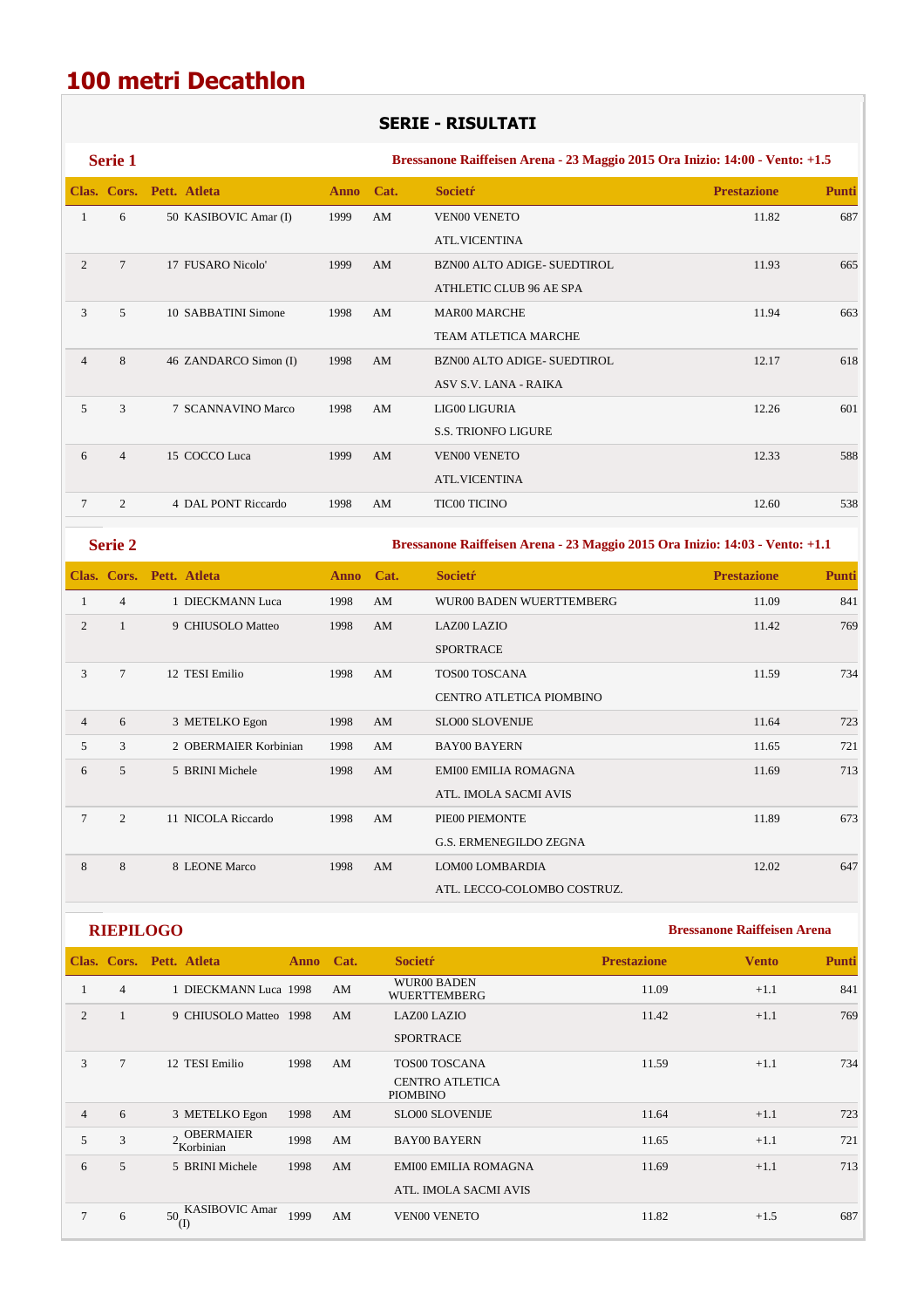# 100 metri Decathlon

## SERIE - RISULTATI

### Serie 1

**Bressanone Raiffeisen Arena - 23 Maggio 2015 Ora Inizio: 14:00 - Vento: +1.5**

| Clas. | Cors. | Pett. | Atleta | Anno | Cat. | Societŕ | Prestazione | Punti |
|---|---|---|---|---|---|---|---|---|
| 1 | 6 | 50 | KASIBOVIC Amar (I) | 1999 | AM | VEN00 VENETO<br>ATL.VICENTINA | 11.82 | 687 |
| 2 | 7 | 17 | FUSARO Nicolo' | 1999 | AM | BZN00 ALTO ADIGE- SUEDTIROL<br>ATHLETIC CLUB 96 AE SPA | 11.93 | 665 |
| 3 | 5 | 10 | SABBATINI Simone | 1998 | AM | MAR00 MARCHE<br>TEAM ATLETICA MARCHE | 11.94 | 663 |
| 4 | 8 | 46 | ZANDARCO Simon (I) | 1998 | AM | BZN00 ALTO ADIGE- SUEDTIROL<br>ASV S.V. LANA - RAIKA | 12.17 | 618 |
| 5 | 3 | 7 | SCANNAVINO Marco | 1998 | AM | LIG00 LIGURIA<br>S.S. TRIONFO LIGURE | 12.26 | 601 |
| 6 | 4 | 15 | COCCO Luca | 1999 | AM | VEN00 VENETO<br>ATL.VICENTINA | 12.33 | 588 |
| 7 | 2 | 4 | DAL PONT Riccardo | 1998 | AM | TIC00 TICINO | 12.60 | 538 |

### Serie 2

**Bressanone Raiffeisen Arena - 23 Maggio 2015 Ora Inizio: 14:03 - Vento: +1.1**

| Clas. | Cors. | Pett. | Atleta | Anno | Cat. | Societŕ | Prestazione | Punti |
|---|---|---|---|---|---|---|---|---|
| 1 | 4 | 1 | DIECKMANN Luca | 1998 | AM | WUR00 BADEN WUERTTEMBERG | 11.09 | 841 |
| 2 | 1 | 9 | CHIUSOLO Matteo | 1998 | AM | LAZ00 LAZIO<br>SPORTRACE | 11.42 | 769 |
| 3 | 7 | 12 | TESI Emilio | 1998 | AM | TOS00 TOSCANA<br>CENTRO ATLETICA PIOMBINO | 11.59 | 734 |
| 4 | 6 | 3 | METELKO Egon | 1998 | AM | SLO00 SLOVENIJE | 11.64 | 723 |
| 5 | 3 | 2 | OBERMAIER Korbinian | 1998 | AM | BAY00 BAYERN | 11.65 | 721 |
| 6 | 5 | 5 | BRINI Michele | 1998 | AM | EMI00 EMILIA ROMAGNA<br>ATL. IMOLA SACMI AVIS | 11.69 | 713 |
| 7 | 2 | 11 | NICOLA Riccardo | 1998 | AM | PIE00 PIEMONTE<br>G.S. ERMENEGILDO ZEGNA | 11.89 | 673 |
| 8 | 8 | 8 | LEONE Marco | 1998 | AM | LOM00 LOMBARDIA<br>ATL. LECCO-COLOMBO COSTRUZ. | 12.02 | 647 |

### RIEPILOGO

**Bressanone Raiffeisen Arena**

| Clas. | Cors. | Pett. | Atleta | Anno | Cat. | Societŕ | Prestazione | Vento | Punti |
|---|---|---|---|---|---|---|---|---|---|
| 1 | 4 | 1 | DIECKMANN Luca | 1998 | AM | WUR00 BADEN WUERTTEMBERG | 11.09 | +1.1 | 841 |
| 2 | 1 | 9 | CHIUSOLO Matteo | 1998 | AM | LAZ00 LAZIO<br>SPORTRACE | 11.42 | +1.1 | 769 |
| 3 | 7 | 12 | TESI Emilio | 1998 | AM | TOS00 TOSCANA<br>CENTRO ATLETICA PIOMBINO | 11.59 | +1.1 | 734 |
| 4 | 6 | 3 | METELKO Egon | 1998 | AM | SLO00 SLOVENIJE | 11.64 | +1.1 | 723 |
| 5 | 3 | 2 | OBERMAIER Korbinian | 1998 | AM | BAY00 BAYERN | 11.65 | +1.1 | 721 |
| 6 | 5 | 5 | BRINI Michele | 1998 | AM | EMI00 EMILIA ROMAGNA<br>ATL. IMOLA SACMI AVIS | 11.69 | +1.1 | 713 |
| 7 | 6 | 50 | KASIBOVIC Amar (I) | 1999 | AM | VEN00 VENETO | 11.82 | +1.5 | 687 |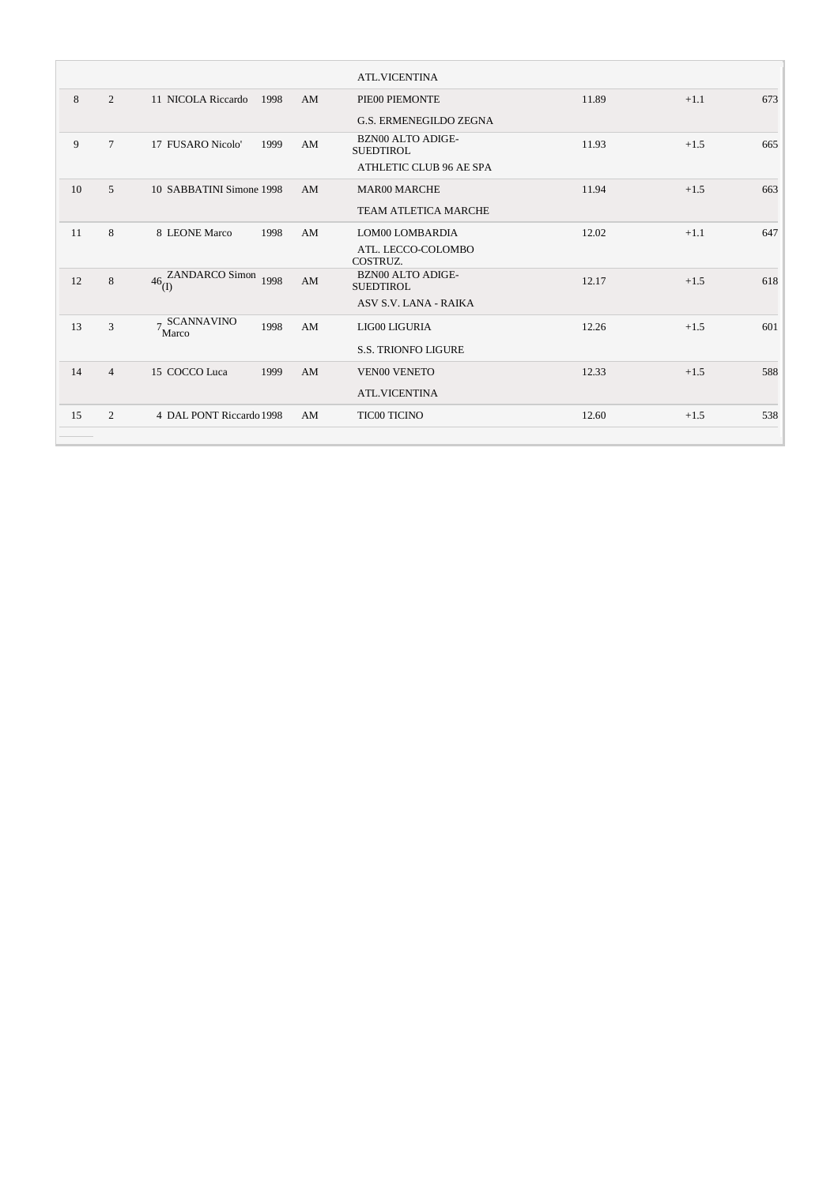| | | | | | | | | |
|---|---|---|---|---|---|---|---|---|
| | | | | | ATL.VICENTINA | | | |
| 8 | 2 | 11 | NICOLA Riccardo | 1998 | AM | PIE00 PIEMONTE<br>G.S. ERMENEGILDO ZEGNA | 11.89 | +1.1 | 673 |
| 9 | 7 | 17 | FUSARO Nicolo' | 1999 | AM | BZN00 ALTO ADIGE-SUEDTIROL<br>ATHLETIC CLUB 96 AE SPA | 11.93 | +1.5 | 665 |
| 10 | 5 | 10 | SABBATINI Simone | 1998 | AM | MAR00 MARCHE<br>TEAM ATLETICA MARCHE | 11.94 | +1.5 | 663 |
| 11 | 8 | 8 | LEONE Marco | 1998 | AM | LOM00 LOMBARDIA<br>ATL. LECCO-COLOMBO COSTRUZ. | 12.02 | +1.1 | 647 |
| 12 | 8 | 46 | ZANDARCO Simon (I) | 1998 | AM | BZN00 ALTO ADIGE-SUEDTIROL<br>ASV S.V. LANA - RAIKA | 12.17 | +1.5 | 618 |
| 13 | 3 | 7 | SCANNAVINO Marco | 1998 | AM | LIG00 LIGURIA<br>S.S. TRIONFO LIGURE | 12.26 | +1.5 | 601 |
| 14 | 4 | 15 | COCCO Luca | 1999 | AM | VEN00 VENETO<br>ATL.VICENTINA | 12.33 | +1.5 | 588 |
| 15 | 2 | 4 | DAL PONT Riccardo | 1998 | AM | TIC00 TICINO | 12.60 | +1.5 | 538 |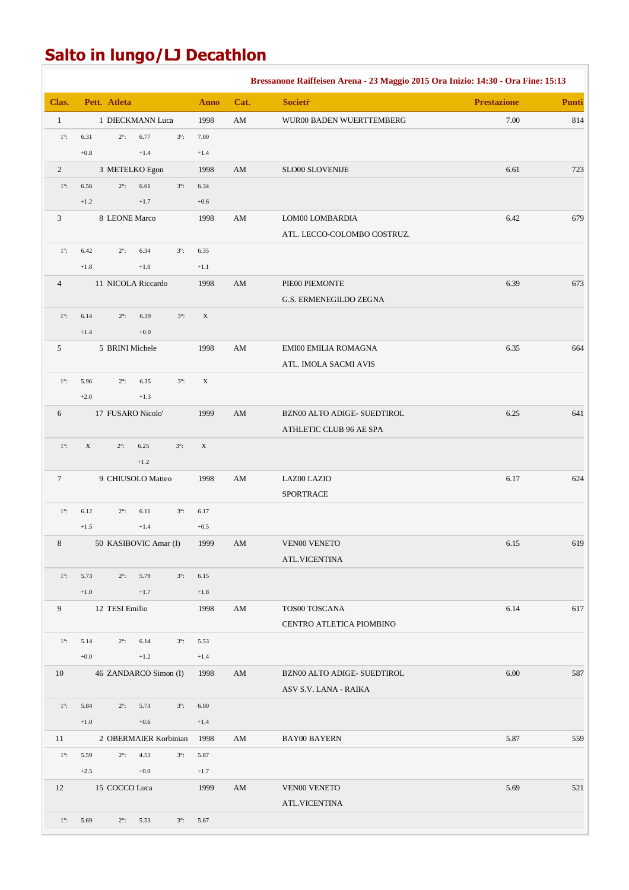# Salto in lungo/LJ Decathlon

**Bressanone Raiffeisen Arena - 23 Maggio 2015 Ora Inizio: 14:30 - Ora Fine: 15:13**

| Clas. | Pett. | Atleta | Anno | Cat. | Societŕ | Prestazione | Punti |
|---|---|---|---|---|---|---|---|
| 1 | 1 | DIECKMANN Luca | 1998 | AM | WUR00 BADEN WUERTTEMBERG | 7.00 | 814 |
| | | 1°: 6.31 (+0.8) 2°: 6.77 (+1.4) 3°: 7.00 (+1.4) | | | | | |
| 2 | 3 | METELKO Egon | 1998 | AM | SLO00 SLOVENIJE | 6.61 | 723 |
| | | 1°: 6.56 (+1.2) 2°: 6.61 (+1.7) 3°: 6.34 (+0.6) | | | | | |
| 3 | 8 | LEONE Marco | 1998 | AM | LOM00 LOMBARDIA<br>ATL. LECCO-COLOMBO COSTRUZ. | 6.42 | 679 |
| | | 1°: 6.42 (+1.8) 2°: 6.34 (+1.0) 3°: 6.35 (+1.1) | | | | | |
| 4 | 11 | NICOLA Riccardo | 1998 | AM | PIE00 PIEMONTE<br>G.S. ERMENEGILDO ZEGNA | 6.39 | 673 |
| | | 1°: 6.14 (+1.4) 2°: 6.39 (+0.0) 3°: X | | | | | |
| 5 | 5 | BRINI Michele | 1998 | AM | EMI00 EMILIA ROMAGNA<br>ATL. IMOLA SACMI AVIS | 6.35 | 664 |
| | | 1°: 5.96 (+2.0) 2°: 6.35 (+1.3) 3°: X | | | | | |
| 6 | 17 | FUSARO Nicolo' | 1999 | AM | BZN00 ALTO ADIGE- SUEDTIROL<br>ATHLETIC CLUB 96 AE SPA | 6.25 | 641 |
| | | 1°: X 2°: 6.25 (+1.2) 3°: X | | | | | |
| 7 | 9 | CHIUSOLO Matteo | 1998 | AM | LAZ00 LAZIO<br>SPORTRACE | 6.17 | 624 |
| | | 1°: 6.12 (+1.5) 2°: 6.11 (+1.4) 3°: 6.17 (+0.5) | | | | | |
| 8 | 50 | KASIBOVIC Amar (I) | 1999 | AM | VEN00 VENETO<br>ATL.VICENTINA | 6.15 | 619 |
| | | 1°: 5.73 (+1.0) 2°: 5.79 (+1.7) 3°: 6.15 (+1.8) | | | | | |
| 9 | 12 | TESI Emilio | 1998 | AM | TOS00 TOSCANA<br>CENTRO ATLETICA PIOMBINO | 6.14 | 617 |
| | | 1°: 5.14 (+0.0) 2°: 6.14 (+1.2) 3°: 5.53 (+1.4) | | | | | |
| 10 | 46 | ZANDARCO Simon (I) | 1998 | AM | BZN00 ALTO ADIGE- SUEDTIROL<br>ASV S.V. LANA - RAIKA | 6.00 | 587 |
| | | 1°: 5.84 (+1.0) 2°: 5.73 (+0.6) 3°: 6.00 (+1.4) | | | | | |
| 11 | 2 | OBERMAIER Korbinian | 1998 | AM | BAY00 BAYERN | 5.87 | 559 |
| | | 1°: 5.59 (+2.5) 2°: 4.53 (+0.0) 3°: 5.87 (+1.7) | | | | | |
| 12 | 15 | COCCO Luca | 1999 | AM | VEN00 VENETO<br>ATL.VICENTINA | 5.69 | 521 |
| | | 1°: 5.69 2°: 5.53 3°: 5.67 | | | | | |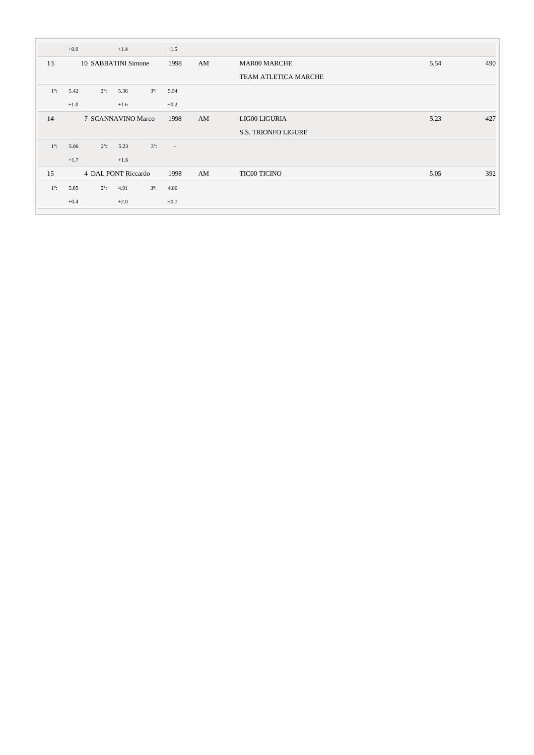| | | | | | | | |
|---|---|---|---|---|---|---|---|
| | +0.0 | +1.4 | +1.5 | | | | |
| 13 | 10 SABBATINI Simone | | 1998 | AM | MAR00 MARCHE<br>TEAM ATLETICA MARCHE | 5.54 | 490 |
| 1°: 5.42 | 2°: 5.36 | 3°: 5.54 | | | | | |
| | +1.0 | +1.6 | +0.2 | | | | |
| 14 | 7 SCANNAVINO Marco | | 1998 | AM | LIG00 LIGURIA<br>S.S. TRIONFO LIGURE | 5.23 | 427 |
| 1°: 5.06 | 2°: 5.23 | 3°: - | | | | | |
| | +1.7 | +1.6 | | | | | |
| 15 | 4 DAL PONT Riccardo | | 1998 | AM | TIC00 TICINO | 5.05 | 392 |
| 1°: 5.05 | 2°: 4.91 | 3°: 4.86 | | | | | |
| | +0.4 | +2.0 | +0.7 | | | | |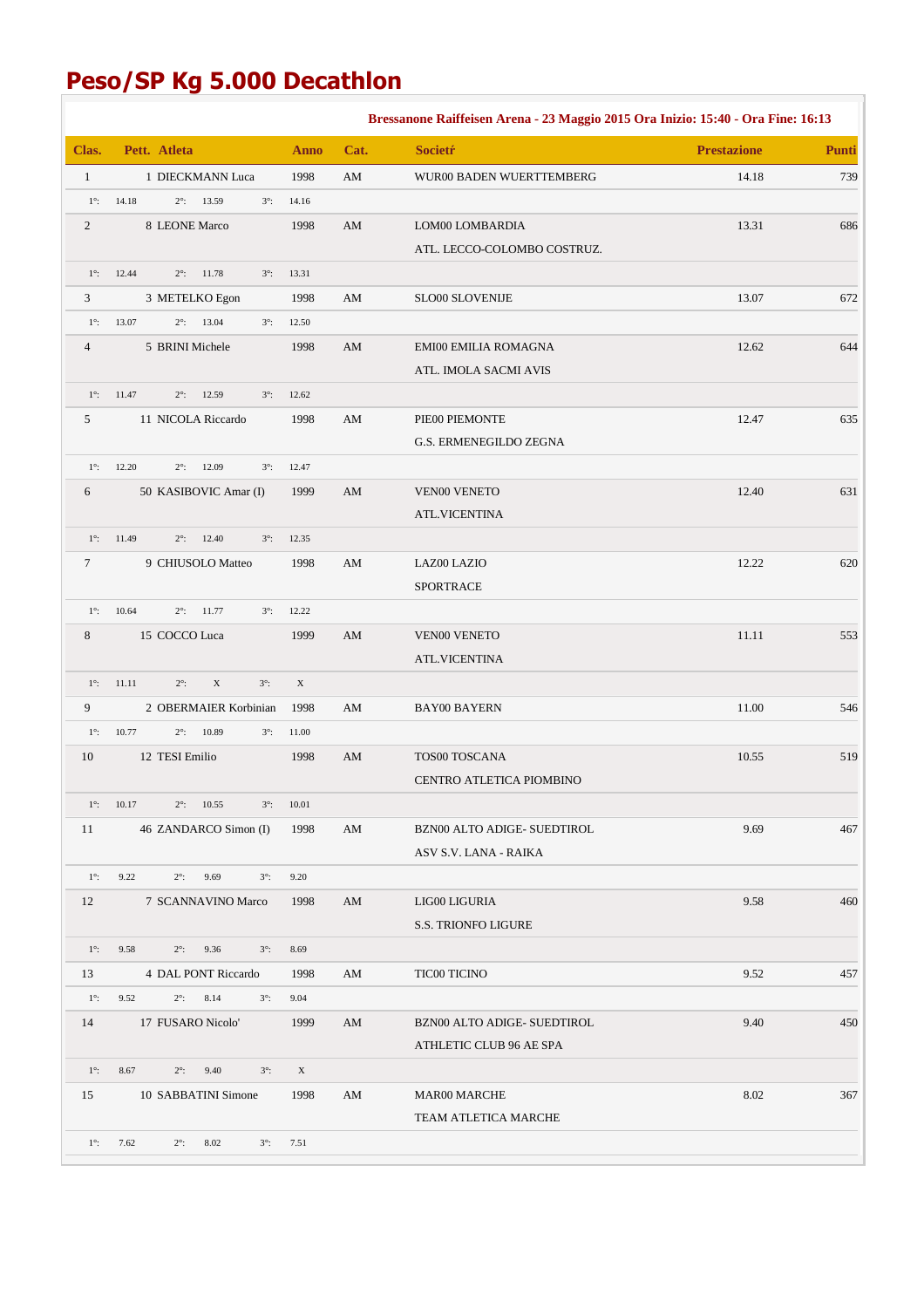# Peso/SP Kg 5.000 Decathlon

**Bressanone Raiffeisen Arena - 23 Maggio 2015 Ora Inizio: 15:40 - Ora Fine: 16:13**

| Clas. | Pett. | Atleta | Anno | Cat. | Societŕ | Prestazione | Punti |
|---|---|---|---|---|---|---|---|
| 1 | 1 | DIECKMANN Luca | 1998 | AM | WUR00 BADEN WUERTTEMBERG | 14.18 | 739 |
| | | 1°: 14.18 2°: 13.59 3°: 14.16 | | | | | |
| 2 | 8 | LEONE Marco | 1998 | AM | LOM00 LOMBARDIA<br>ATL. LECCO-COLOMBO COSTRUZ. | 13.31 | 686 |
| | | 1°: 12.44 2°: 11.78 3°: 13.31 | | | | | |
| 3 | 3 | METELKO Egon | 1998 | AM | SLO00 SLOVENIJE | 13.07 | 672 |
| | | 1°: 13.07 2°: 13.04 3°: 12.50 | | | | | |
| 4 | 5 | BRINI Michele | 1998 | AM | EMI00 EMILIA ROMAGNA<br>ATL. IMOLA SACMI AVIS | 12.62 | 644 |
| | | 1°: 11.47 2°: 12.59 3°: 12.62 | | | | | |
| 5 | 11 | NICOLA Riccardo | 1998 | AM | PIE00 PIEMONTE<br>G.S. ERMENEGILDO ZEGNA | 12.47 | 635 |
| | | 1°: 12.20 2°: 12.09 3°: 12.47 | | | | | |
| 6 | 50 | KASIBOVIC Amar (I) | 1999 | AM | VEN00 VENETO<br>ATL.VICENTINA | 12.40 | 631 |
| | | 1°: 11.49 2°: 12.40 3°: 12.35 | | | | | |
| 7 | 9 | CHIUSOLO Matteo | 1998 | AM | LAZ00 LAZIO<br>SPORTRACE | 12.22 | 620 |
| | | 1°: 10.64 2°: 11.77 3°: 12.22 | | | | | |
| 8 | 15 | COCCO Luca | 1999 | AM | VEN00 VENETO<br>ATL.VICENTINA | 11.11 | 553 |
| | | 1°: 11.11 2°: X 3°: X | | | | | |
| 9 | 2 | OBERMAIER Korbinian | 1998 | AM | BAY00 BAYERN | 11.00 | 546 |
| | | 1°: 10.77 2°: 10.89 3°: 11.00 | | | | | |
| 10 | 12 | TESI Emilio | 1998 | AM | TOS00 TOSCANA<br>CENTRO ATLETICA PIOMBINO | 10.55 | 519 |
| | | 1°: 10.17 2°: 10.55 3°: 10.01 | | | | | |
| 11 | 46 | ZANDARCO Simon (I) | 1998 | AM | BZN00 ALTO ADIGE- SUEDTIROL<br>ASV S.V. LANA - RAIKA | 9.69 | 467 |
| | | 1°: 9.22 2°: 9.69 3°: 9.20 | | | | | |
| 12 | 7 | SCANNAVINO Marco | 1998 | AM | LIG00 LIGURIA<br>S.S. TRIONFO LIGURE | 9.58 | 460 |
| | | 1°: 9.58 2°: 9.36 3°: 8.69 | | | | | |
| 13 | 4 | DAL PONT Riccardo | 1998 | AM | TIC00 TICINO | 9.52 | 457 |
| | | 1°: 9.52 2°: 8.14 3°: 9.04 | | | | | |
| 14 | 17 | FUSARO Nicolo' | 1999 | AM | BZN00 ALTO ADIGE- SUEDTIROL<br>ATHLETIC CLUB 96 AE SPA | 9.40 | 450 |
| | | 1°: 8.67 2°: 9.40 3°: X | | | | | |
| 15 | 10 | SABBATINI Simone | 1998 | AM | MAR00 MARCHE<br>TEAM ATLETICA MARCHE | 8.02 | 367 |
| | | 1°: 7.62 2°: 8.02 3°: 7.51 | | | | | |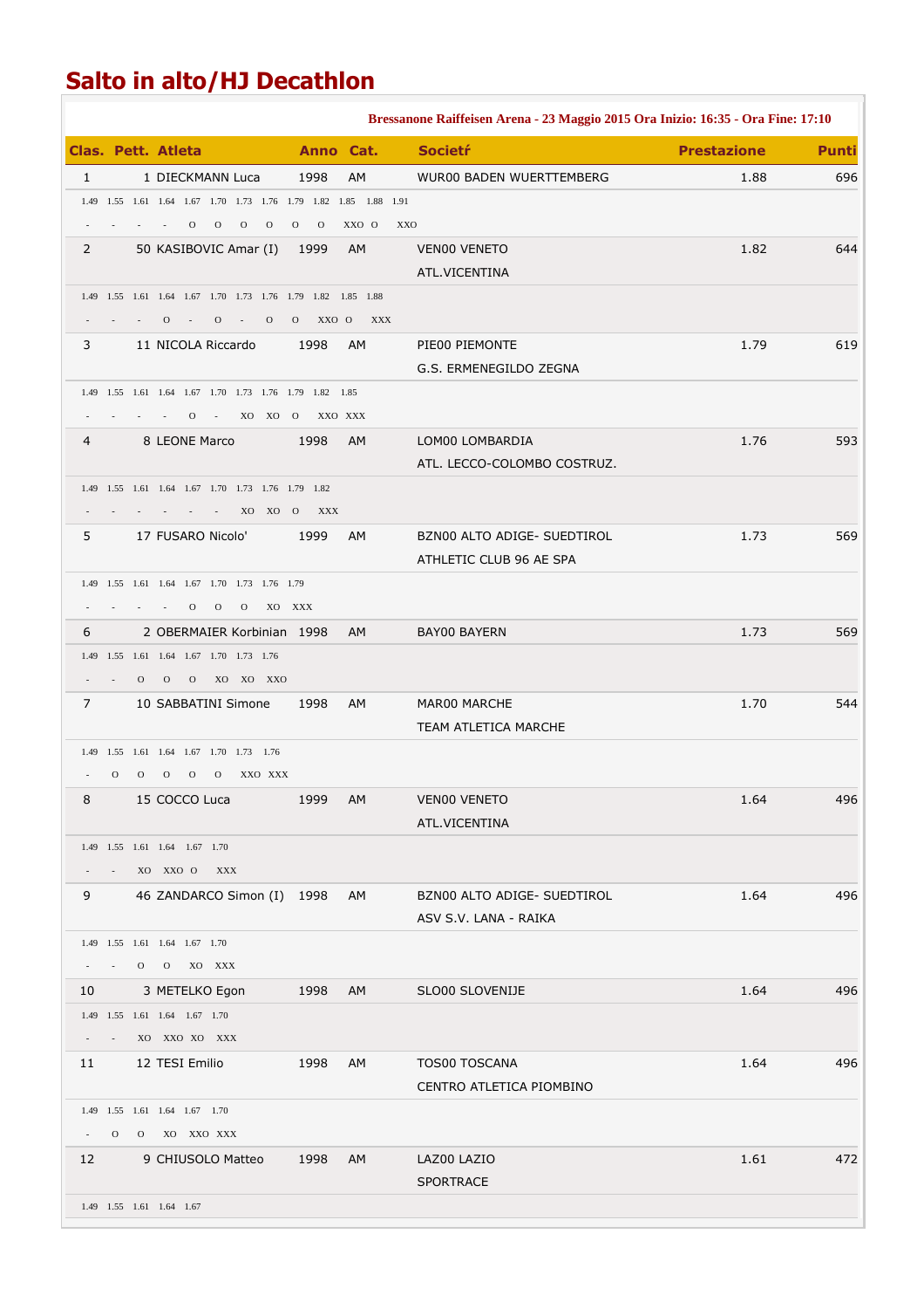# Salto in alto/HJ Decathlon

**Bressanone Raiffeisen Arena - 23 Maggio 2015 Ora Inizio: 16:35 - Ora Fine: 17:10**

| Clas. | Pett. | Atleta | Anno | Cat. | Societŕ | Prestazione | Punti |
|---|---|---|---|---|---|---|---|
| 1 | 1 | DIECKMANN Luca | 1998 | AM | WUR00 BADEN WUERTTEMBERG | 1.88 | 696 |
| | | 1.49 1.55 1.61 1.64 1.67 1.70 1.73 1.76 1.79 1.82 1.85 1.88 1.91<br>- - - - O O O O O O XXO O XXO | | | | | |
| 2 | 50 | KASIBOVIC Amar (I) | 1999 | AM | VEN00 VENETO<br>ATL.VICENTINA | 1.82 | 644 |
| | | 1.49 1.55 1.61 1.64 1.67 1.70 1.73 1.76 1.79 1.82 1.85 1.88<br>- - - O - O - O O XXO O XXX | | | | | |
| 3 | 11 | NICOLA Riccardo | 1998 | AM | PIE00 PIEMONTE<br>G.S. ERMENEGILDO ZEGNA | 1.79 | 619 |
| | | 1.49 1.55 1.61 1.64 1.67 1.70 1.73 1.76 1.79 1.82 1.85<br>- - - - O - XO XO O XXO XXX | | | | | |
| 4 | 8 | LEONE Marco | 1998 | AM | LOM00 LOMBARDIA<br>ATL. LECCO-COLOMBO COSTRUZ. | 1.76 | 593 |
| | | 1.49 1.55 1.61 1.64 1.67 1.70 1.73 1.76 1.79 1.82<br>- - - - - - XO XO O XXX | | | | | |
| 5 | 17 | FUSARO Nicolo' | 1999 | AM | BZN00 ALTO ADIGE- SUEDTIROL<br>ATHLETIC CLUB 96 AE SPA | 1.73 | 569 |
| | | 1.49 1.55 1.61 1.64 1.67 1.70 1.73 1.76 1.79<br>- - - - O O O XO XXX | | | | | |
| 6 | 2 | OBERMAIER Korbinian | 1998 | AM | BAY00 BAYERN | 1.73 | 569 |
| | | 1.49 1.55 1.61 1.64 1.67 1.70 1.73 1.76<br>- - O O O XO XO XXO | | | | | |
| 7 | 10 | SABBATINI Simone | 1998 | AM | MAR00 MARCHE<br>TEAM ATLETICA MARCHE | 1.70 | 544 |
| | | 1.49 1.55 1.61 1.64 1.67 1.70 1.73 1.76<br>- O O O O O XXO XXX | | | | | |
| 8 | 15 | COCCO Luca | 1999 | AM | VEN00 VENETO<br>ATL.VICENTINA | 1.64 | 496 |
| | | 1.49 1.55 1.61 1.64 1.67 1.70<br>- - XO XXO O XXX | | | | | |
| 9 | 46 | ZANDARCO Simon (I) | 1998 | AM | BZN00 ALTO ADIGE- SUEDTIROL<br>ASV S.V. LANA - RAIKA | 1.64 | 496 |
| | | 1.49 1.55 1.61 1.64 1.67 1.70<br>- - O O XO XXX | | | | | |
| 10 | 3 | METELKO Egon | 1998 | AM | SLO00 SLOVENIJE | 1.64 | 496 |
| | | 1.49 1.55 1.61 1.64 1.67 1.70<br>- - XO XXO XO XXX | | | | | |
| 11 | 12 | TESI Emilio | 1998 | AM | TOS00 TOSCANA<br>CENTRO ATLETICA PIOMBINO | 1.64 | 496 |
| | | 1.49 1.55 1.61 1.64 1.67 1.70<br>- O O XO XXO XXX | | | | | |
| 12 | 9 | CHIUSOLO Matteo | 1998 | AM | LAZ00 LAZIO<br>SPORTRACE | 1.61 | 472 |
| | | 1.49 1.55 1.61 1.64 1.67 | | | | | |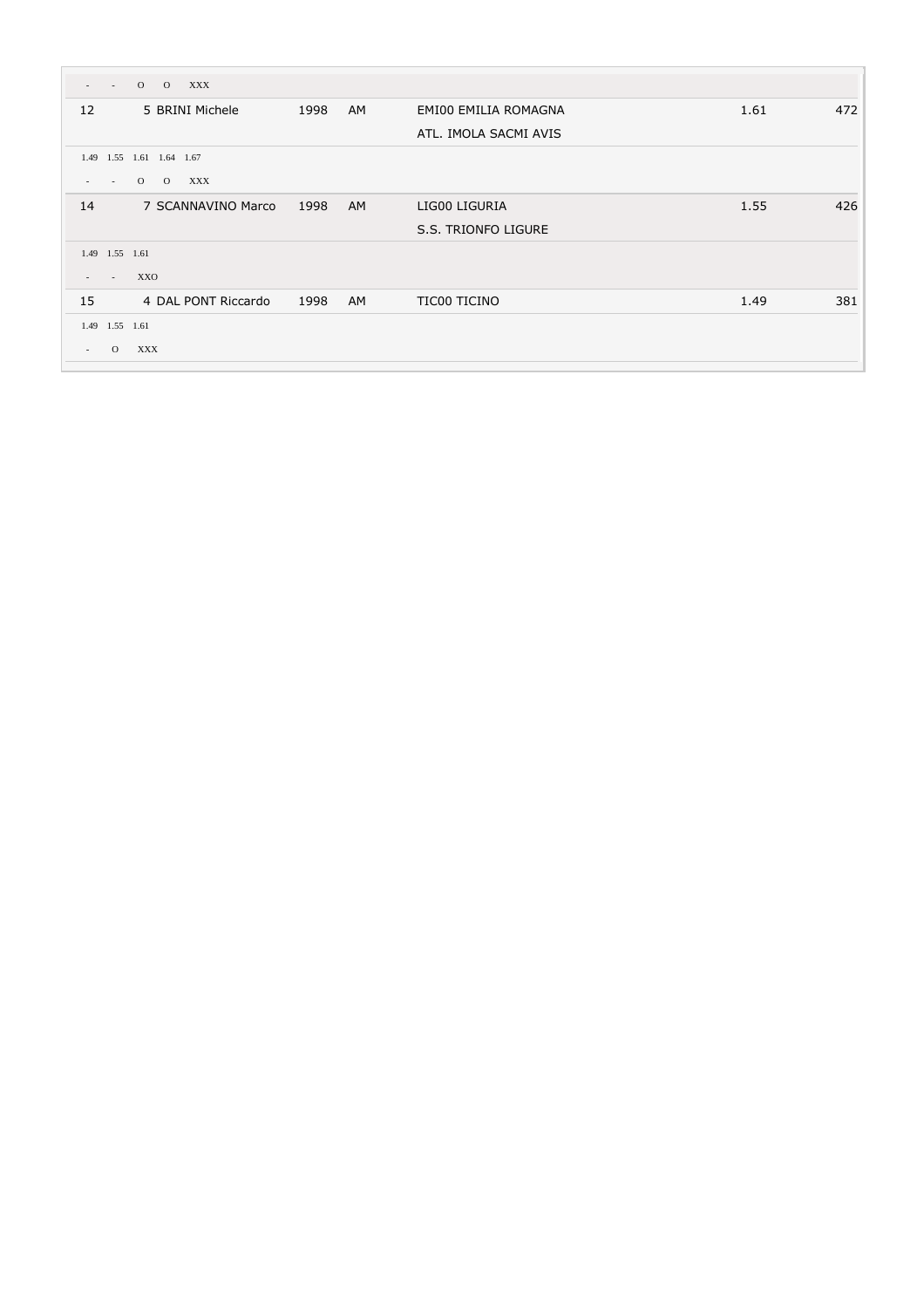| | | | | | | |
|---|---|---|---|---|---|---|
| - - O O XXX | | | | | | |
| 12 | 5 BRINI Michele | 1998 | AM | EMI00 EMILIA ROMAGNA<br>ATL. IMOLA SACMI AVIS | 1.61 | 472 |
| 1.49 1.55 1.61 1.64 1.67<br>- - O O XXX | | | | | | |
| 14 | 7 SCANNAVINO Marco | 1998 | AM | LIG00 LIGURIA<br>S.S. TRIONFO LIGURE | 1.55 | 426 |
| 1.49 1.55 1.61<br>- - XXO | | | | | | |
| 15 | 4 DAL PONT Riccardo | 1998 | AM | TIC00 TICINO | 1.49 | 381 |
| 1.49 1.55 1.61<br>- O XXX | | | | | | |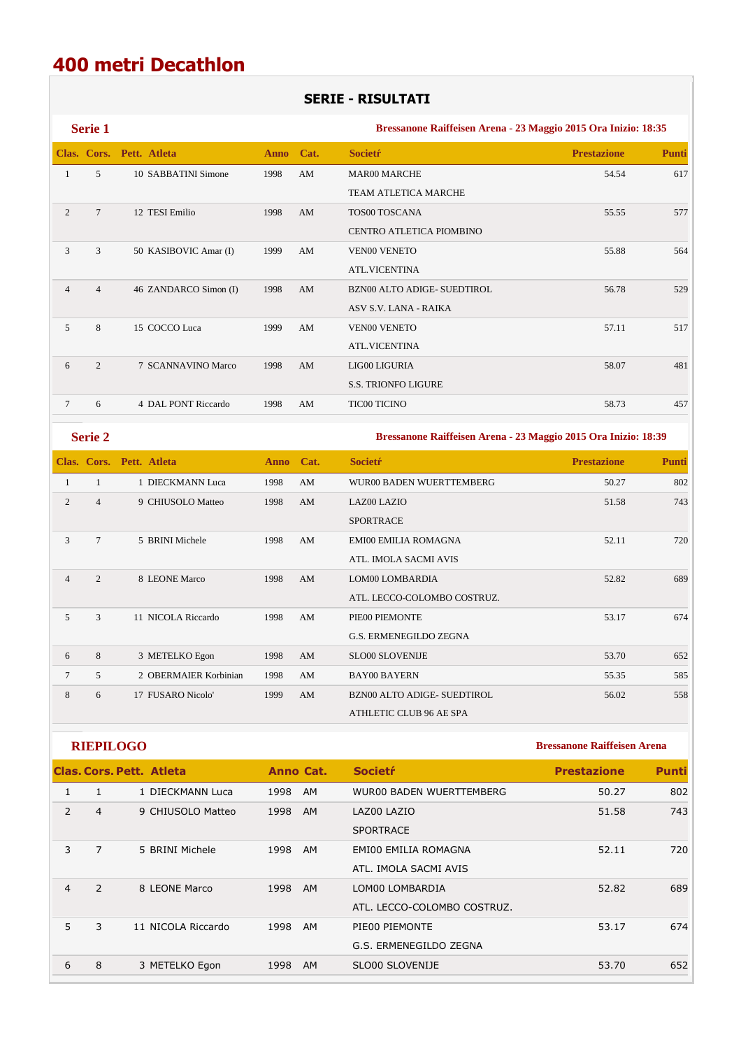# 400 metri Decathlon

## SERIE - RISULTATI

### Serie 1

**Bressanone Raiffeisen Arena - 23 Maggio 2015 Ora Inizio: 18:35**

| Clas. | Cors. | Pett. | Atleta | Anno | Cat. | Societŕ | Prestazione | Punti |
|---|---|---|---|---|---|---|---|---|
| 1 | 5 | 10 | SABBATINI Simone | 1998 | AM | MAR00 MARCHE<br>TEAM ATLETICA MARCHE | 54.54 | 617 |
| 2 | 7 | 12 | TESI Emilio | 1998 | AM | TOS00 TOSCANA<br>CENTRO ATLETICA PIOMBINO | 55.55 | 577 |
| 3 | 3 | 50 | KASIBOVIC Amar (I) | 1999 | AM | VEN00 VENETO<br>ATL.VICENTINA | 55.88 | 564 |
| 4 | 4 | 46 | ZANDARCO Simon (I) | 1998 | AM | BZN00 ALTO ADIGE- SUEDTIROL<br>ASV S.V. LANA - RAIKA | 56.78 | 529 |
| 5 | 8 | 15 | COCCO Luca | 1999 | AM | VEN00 VENETO<br>ATL.VICENTINA | 57.11 | 517 |
| 6 | 2 | 7 | SCANNAVINO Marco | 1998 | AM | LIG00 LIGURIA<br>S.S. TRIONFO LIGURE | 58.07 | 481 |
| 7 | 6 | 4 | DAL PONT Riccardo | 1998 | AM | TIC00 TICINO | 58.73 | 457 |

### Serie 2

**Bressanone Raiffeisen Arena - 23 Maggio 2015 Ora Inizio: 18:39**

| Clas. | Cors. | Pett. | Atleta | Anno | Cat. | Societŕ | Prestazione | Punti |
|---|---|---|---|---|---|---|---|---|
| 1 | 1 | 1 | DIECKMANN Luca | 1998 | AM | WUR00 BADEN WUERTTEMBERG | 50.27 | 802 |
| 2 | 4 | 9 | CHIUSOLO Matteo | 1998 | AM | LAZ00 LAZIO<br>SPORTRACE | 51.58 | 743 |
| 3 | 7 | 5 | BRINI Michele | 1998 | AM | EMI00 EMILIA ROMAGNA<br>ATL. IMOLA SACMI AVIS | 52.11 | 720 |
| 4 | 2 | 8 | LEONE Marco | 1998 | AM | LOM00 LOMBARDIA<br>ATL. LECCO-COLOMBO COSTRUZ. | 52.82 | 689 |
| 5 | 3 | 11 | NICOLA Riccardo | 1998 | AM | PIE00 PIEMONTE<br>G.S. ERMENEGILDO ZEGNA | 53.17 | 674 |
| 6 | 8 | 3 | METELKO Egon | 1998 | AM | SLO00 SLOVENIJE | 53.70 | 652 |
| 7 | 5 | 2 | OBERMAIER Korbinian | 1998 | AM | BAY00 BAYERN | 55.35 | 585 |
| 8 | 6 | 17 | FUSARO Nicolo' | 1999 | AM | BZN00 ALTO ADIGE- SUEDTIROL<br>ATHLETIC CLUB 96 AE SPA | 56.02 | 558 |

### RIEPILOGO

**Bressanone Raiffeisen Arena**

| Clas. | Cors. | Pett. | Atleta | Anno | Cat. | Societŕ | Prestazione | Punti |
|---|---|---|---|---|---|---|---|---|
| 1 | 1 | 1 | DIECKMANN Luca | 1998 | AM | WUR00 BADEN WUERTTEMBERG | 50.27 | 802 |
| 2 | 4 | 9 | CHIUSOLO Matteo | 1998 | AM | LAZ00 LAZIO<br>SPORTRACE | 51.58 | 743 |
| 3 | 7 | 5 | BRINI Michele | 1998 | AM | EMI00 EMILIA ROMAGNA<br>ATL. IMOLA SACMI AVIS | 52.11 | 720 |
| 4 | 2 | 8 | LEONE Marco | 1998 | AM | LOM00 LOMBARDIA<br>ATL. LECCO-COLOMBO COSTRUZ. | 52.82 | 689 |
| 5 | 3 | 11 | NICOLA Riccardo | 1998 | AM | PIE00 PIEMONTE<br>G.S. ERMENEGILDO ZEGNA | 53.17 | 674 |
| 6 | 8 | 3 | METELKO Egon | 1998 | AM | SLO00 SLOVENIJE | 53.70 | 652 |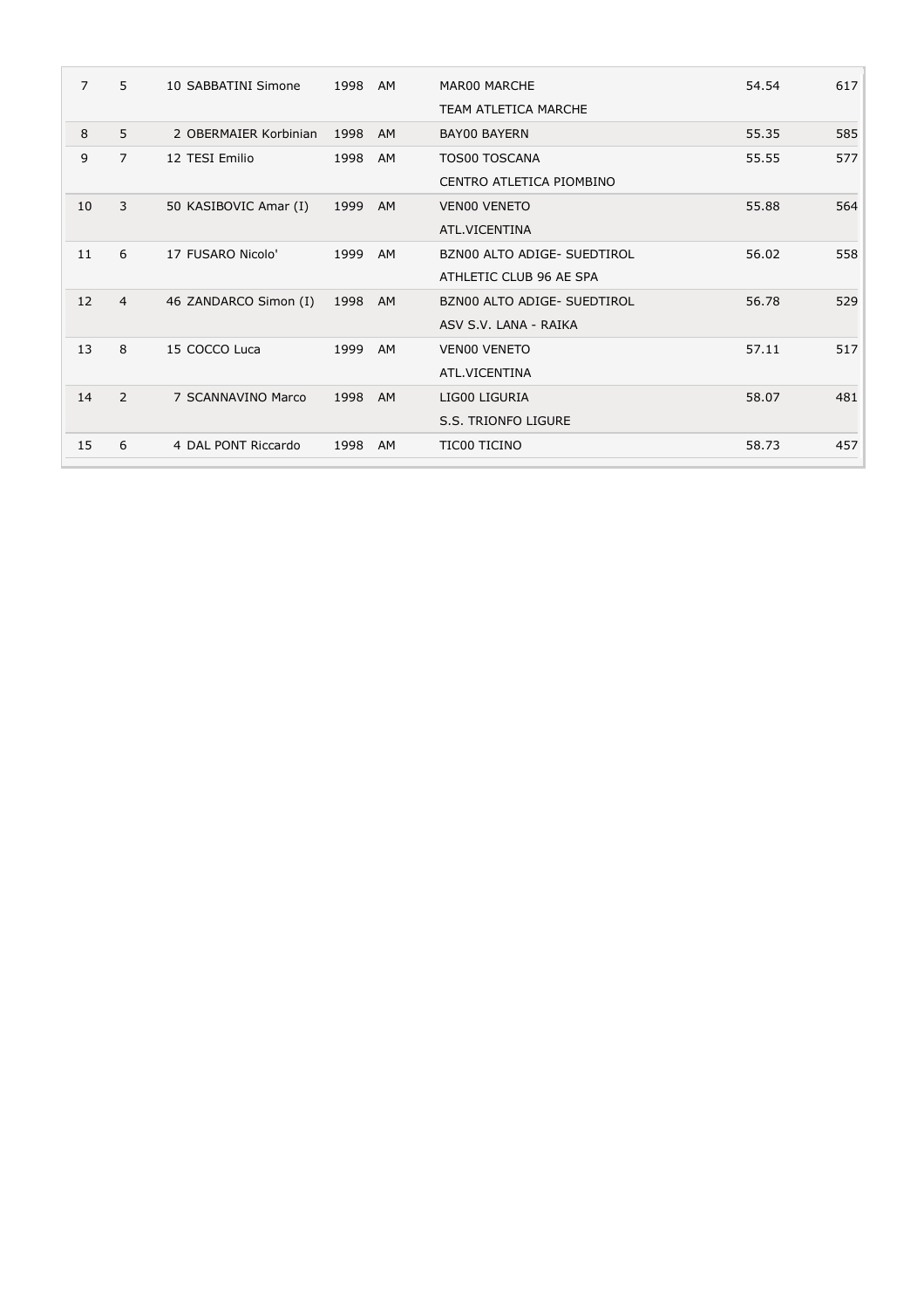| | | | | | | | |
|---|---|---|---|---|---|---|---|
| 7 | 5 | 10 SABBATINI Simone | 1998 | AM | MAR00 MARCHE<br>TEAM ATLETICA MARCHE | 54.54 | 617 |
| 8 | 5 | 2 OBERMAIER Korbinian | 1998 | AM | BAY00 BAYERN | 55.35 | 585 |
| 9 | 7 | 12 TESI Emilio | 1998 | AM | TOS00 TOSCANA<br>CENTRO ATLETICA PIOMBINO | 55.55 | 577 |
| 10 | 3 | 50 KASIBOVIC Amar (I) | 1999 | AM | VEN00 VENETO<br>ATL.VICENTINA | 55.88 | 564 |
| 11 | 6 | 17 FUSARO Nicolo' | 1999 | AM | BZN00 ALTO ADIGE- SUEDTIROL<br>ATHLETIC CLUB 96 AE SPA | 56.02 | 558 |
| 12 | 4 | 46 ZANDARCO Simon (I) | 1998 | AM | BZN00 ALTO ADIGE- SUEDTIROL<br>ASV S.V. LANA - RAIKA | 56.78 | 529 |
| 13 | 8 | 15 COCCO Luca | 1999 | AM | VEN00 VENETO<br>ATL.VICENTINA | 57.11 | 517 |
| 14 | 2 | 7 SCANNAVINO Marco | 1998 | AM | LIG00 LIGURIA<br>S.S. TRIONFO LIGURE | 58.07 | 481 |
| 15 | 6 | 4 DAL PONT Riccardo | 1998 | AM | TIC00 TICINO | 58.73 | 457 |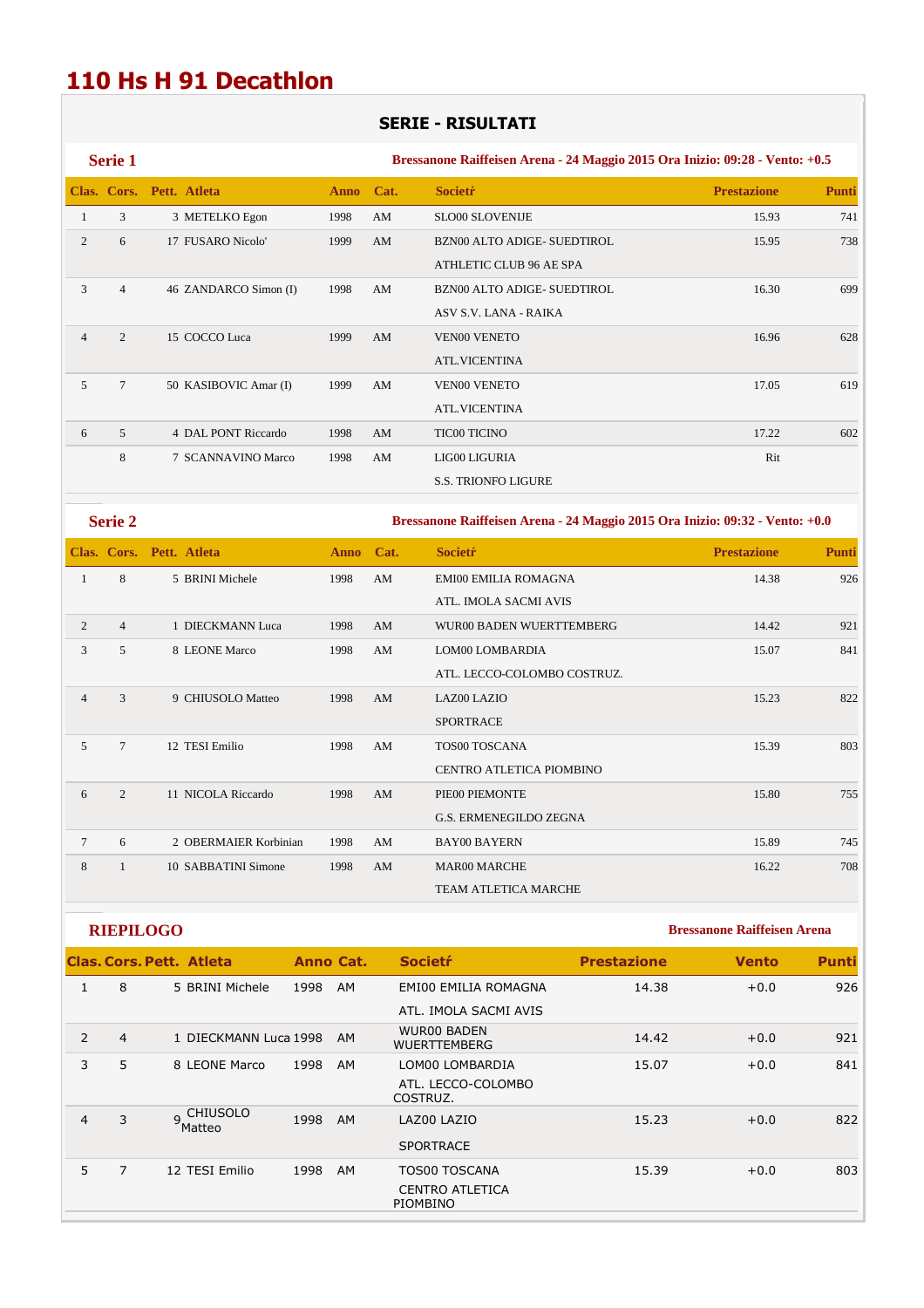# 110 Hs H 91 Decathlon

## SERIE - RISULTATI

### Serie 1

Bressanone Raiffeisen Arena - 24 Maggio 2015 Ora Inizio: 09:28 - Vento: +0.5

| Clas. | Cors. | Pett. | Atleta | Anno | Cat. | Societŕ | Prestazione | Punti |
|---|---|---|---|---|---|---|---|---|
| 1 | 3 | 3 | METELKO Egon | 1998 | AM | SLO00 SLOVENIJE | 15.93 | 741 |
| 2 | 6 | 17 | FUSARO Nicolo' | 1999 | AM | BZN00 ALTO ADIGE- SUEDTIROL<br>ATHLETIC CLUB 96 AE SPA | 15.95 | 738 |
| 3 | 4 | 46 | ZANDARCO Simon (I) | 1998 | AM | BZN00 ALTO ADIGE- SUEDTIROL<br>ASV S.V. LANA - RAIKA | 16.30 | 699 |
| 4 | 2 | 15 | COCCO Luca | 1999 | AM | VEN00 VENETO<br>ATL.VICENTINA | 16.96 | 628 |
| 5 | 7 | 50 | KASIBOVIC Amar (I) | 1999 | AM | VEN00 VENETO<br>ATL.VICENTINA | 17.05 | 619 |
| 6 | 5 | 4 | DAL PONT Riccardo | 1998 | AM | TIC00 TICINO | 17.22 | 602 |
|  | 8 | 7 | SCANNAVINO Marco | 1998 | AM | LIG00 LIGURIA<br>S.S. TRIONFO LIGURE | Rit |  |

### Serie 2

Bressanone Raiffeisen Arena - 24 Maggio 2015 Ora Inizio: 09:32 - Vento: +0.0

| Clas. | Cors. | Pett. | Atleta | Anno | Cat. | Societŕ | Prestazione | Punti |
|---|---|---|---|---|---|---|---|---|
| 1 | 8 | 5 | BRINI Michele | 1998 | AM | EMI00 EMILIA ROMAGNA<br>ATL. IMOLA SACMI AVIS | 14.38 | 926 |
| 2 | 4 | 1 | DIECKMANN Luca | 1998 | AM | WUR00 BADEN WUERTTEMBERG | 14.42 | 921 |
| 3 | 5 | 8 | LEONE Marco | 1998 | AM | LOM00 LOMBARDIA<br>ATL. LECCO-COLOMBO COSTRUZ. | 15.07 | 841 |
| 4 | 3 | 9 | CHIUSOLO Matteo | 1998 | AM | LAZ00 LAZIO<br>SPORTRACE | 15.23 | 822 |
| 5 | 7 | 12 | TESI Emilio | 1998 | AM | TOS00 TOSCANA<br>CENTRO ATLETICA PIOMBINO | 15.39 | 803 |
| 6 | 2 | 11 | NICOLA Riccardo | 1998 | AM | PIE00 PIEMONTE<br>G.S. ERMENEGILDO ZEGNA | 15.80 | 755 |
| 7 | 6 | 2 | OBERMAIER Korbinian | 1998 | AM | BAY00 BAYERN | 15.89 | 745 |
| 8 | 1 | 10 | SABBATINI Simone | 1998 | AM | MAR00 MARCHE<br>TEAM ATLETICA MARCHE | 16.22 | 708 |

### RIEPILOGO

Bressanone Raiffeisen Arena

| Clas. | Cors. | Pett. | Atleta | Anno | Cat. | Societŕ | Prestazione | Vento | Punti |
|---|---|---|---|---|---|---|---|---|---|
| 1 | 8 | 5 | BRINI Michele | 1998 | AM | EMI00 EMILIA ROMAGNA<br>ATL. IMOLA SACMI AVIS | 14.38 | +0.0 | 926 |
| 2 | 4 | 1 | DIECKMANN Luca | 1998 | AM | WUR00 BADEN WUERTTEMBERG | 14.42 | +0.0 | 921 |
| 3 | 5 | 8 | LEONE Marco | 1998 | AM | LOM00 LOMBARDIA<br>ATL. LECCO-COLOMBO COSTRUZ. | 15.07 | +0.0 | 841 |
| 4 | 3 | 9 | CHIUSOLO Matteo | 1998 | AM | LAZ00 LAZIO<br>SPORTRACE | 15.23 | +0.0 | 822 |
| 5 | 7 | 12 | TESI Emilio | 1998 | AM | TOS00 TOSCANA<br>CENTRO ATLETICA PIOMBINO | 15.39 | +0.0 | 803 |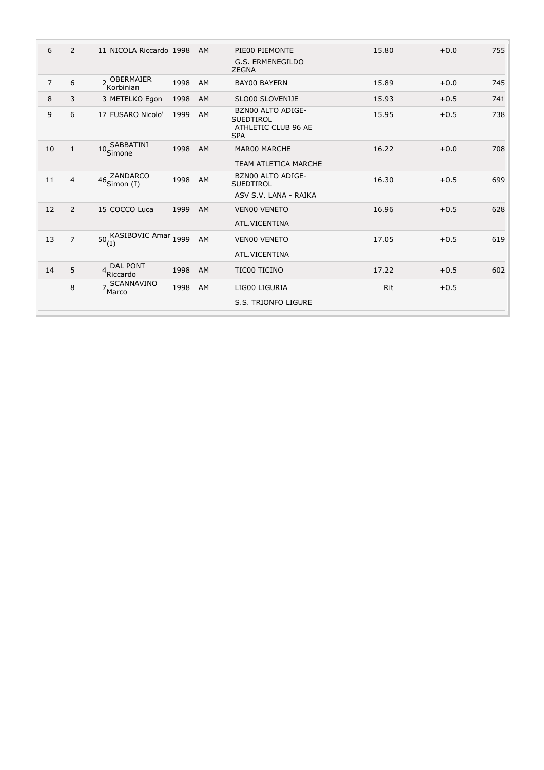| | | | | | | | | |
|---|---|---|---|---|---|---|---|---|
| 6 | 2 | 11 | NICOLA Riccardo | 1998 | AM | PIE00 PIEMONTE<br>G.S. ERMENEGILDO ZEGNA | 15.80 | +0.0 | 755 |
| 7 | 6 | 2 | OBERMAIER Korbinian | 1998 | AM | BAY00 BAYERN | 15.89 | +0.0 | 745 |
| 8 | 3 | 3 | METELKO Egon | 1998 | AM | SLO00 SLOVENIJE | 15.93 | +0.5 | 741 |
| 9 | 6 | 17 | FUSARO Nicolo' | 1999 | AM | BZN00 ALTO ADIGE-SUEDTIROL<br>ATHLETIC CLUB 96 AE SPA | 15.95 | +0.5 | 738 |
| 10 | 1 | 10 | SABBATINI Simone | 1998 | AM | MAR00 MARCHE<br>TEAM ATLETICA MARCHE | 16.22 | +0.0 | 708 |
| 11 | 4 | 46 | ZANDARCO Simon (I) | 1998 | AM | BZN00 ALTO ADIGE-SUEDTIROL<br>ASV S.V. LANA - RAIKA | 16.30 | +0.5 | 699 |
| 12 | 2 | 15 | COCCO Luca | 1999 | AM | VEN00 VENETO<br>ATL.VICENTINA | 16.96 | +0.5 | 628 |
| 13 | 7 | 50 | KASIBOVIC Amar (I) | 1999 | AM | VEN00 VENETO<br>ATL.VICENTINA | 17.05 | +0.5 | 619 |
| 14 | 5 | 4 | DAL PONT Riccardo | 1998 | AM | TIC00 TICINO | 17.22 | +0.5 | 602 |
| | 8 | 7 | SCANNAVINO Marco | 1998 | AM | LIG00 LIGURIA<br>S.S. TRIONFO LIGURE | Rit | +0.5 | |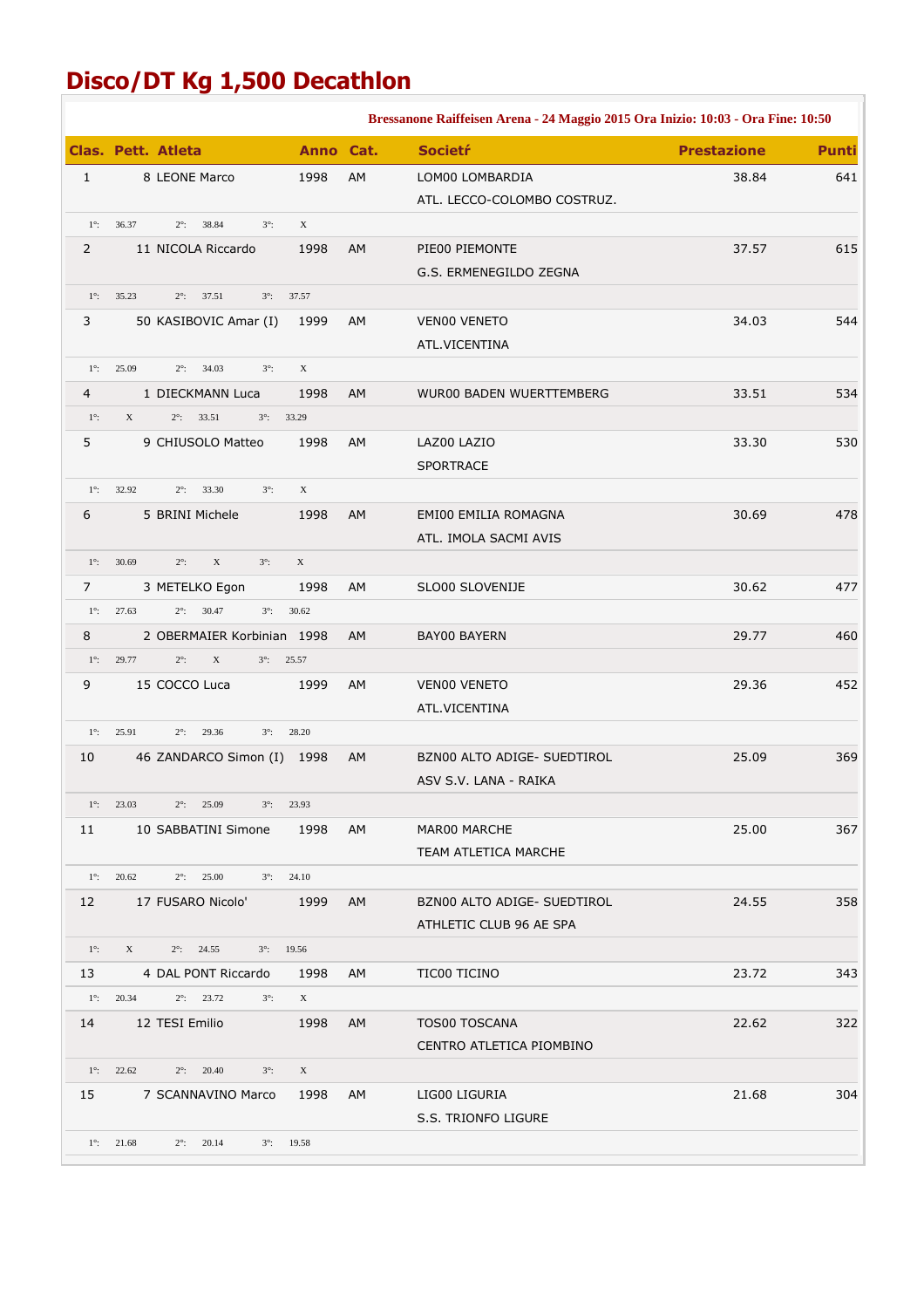# Disco/DT Kg 1,500 Decathlon

**Bressanone Raiffeisen Arena - 24 Maggio 2015 Ora Inizio: 10:03 - Ora Fine: 10:50**

| Clas. | Pett. | Atleta | Anno | Cat. | Societŕ | Prestazione | Punti |
|---|---|---|---|---|---|---|---|
| 1 | 8 | LEONE Marco | 1998 | AM | LOM00 LOMBARDIA<br>ATL. LECCO-COLOMBO COSTRUZ. | 38.84 | 641 |
| 1°: 36.37 | 2°: 38.84 | 3°: X | | | | | |
| 2 | 11 | NICOLA Riccardo | 1998 | AM | PIE00 PIEMONTE<br>G.S. ERMENEGILDO ZEGNA | 37.57 | 615 |
| 1°: 35.23 | 2°: 37.51 | 3°: 37.57 | | | | | |
| 3 | 50 | KASIBOVIC Amar (I) | 1999 | AM | VEN00 VENETO<br>ATL.VICENTINA | 34.03 | 544 |
| 1°: 25.09 | 2°: 34.03 | 3°: X | | | | | |
| 4 | 1 | DIECKMANN Luca | 1998 | AM | WUR00 BADEN WUERTTEMBERG | 33.51 | 534 |
| 1°: X | 2°: 33.51 | 3°: 33.29 | | | | | |
| 5 | 9 | CHIUSOLO Matteo | 1998 | AM | LAZ00 LAZIO<br>SPORTRACE | 33.30 | 530 |
| 1°: 32.92 | 2°: 33.30 | 3°: X | | | | | |
| 6 | 5 | BRINI Michele | 1998 | AM | EMI00 EMILIA ROMAGNA<br>ATL. IMOLA SACMI AVIS | 30.69 | 478 |
| 1°: 30.69 | 2°: X | 3°: X | | | | | |
| 7 | 3 | METELKO Egon | 1998 | AM | SLO00 SLOVENIJE | 30.62 | 477 |
| 1°: 27.63 | 2°: 30.47 | 3°: 30.62 | | | | | |
| 8 | 2 | OBERMAIER Korbinian | 1998 | AM | BAY00 BAYERN | 29.77 | 460 |
| 1°: 29.77 | 2°: X | 3°: 25.57 | | | | | |
| 9 | 15 | COCCO Luca | 1999 | AM | VEN00 VENETO<br>ATL.VICENTINA | 29.36 | 452 |
| 1°: 25.91 | 2°: 29.36 | 3°: 28.20 | | | | | |
| 10 | 46 | ZANDARCO Simon (I) | 1998 | AM | BZN00 ALTO ADIGE- SUEDTIROL<br>ASV S.V. LANA - RAIKA | 25.09 | 369 |
| 1°: 23.03 | 2°: 25.09 | 3°: 23.93 | | | | | |
| 11 | 10 | SABBATINI Simone | 1998 | AM | MAR00 MARCHE<br>TEAM ATLETICA MARCHE | 25.00 | 367 |
| 1°: 20.62 | 2°: 25.00 | 3°: 24.10 | | | | | |
| 12 | 17 | FUSARO Nicolo' | 1999 | AM | BZN00 ALTO ADIGE- SUEDTIROL<br>ATHLETIC CLUB 96 AE SPA | 24.55 | 358 |
| 1°: X | 2°: 24.55 | 3°: 19.56 | | | | | |
| 13 | 4 | DAL PONT Riccardo | 1998 | AM | TIC00 TICINO | 23.72 | 343 |
| 1°: 20.34 | 2°: 23.72 | 3°: X | | | | | |
| 14 | 12 | TESI Emilio | 1998 | AM | TOS00 TOSCANA<br>CENTRO ATLETICA PIOMBINO | 22.62 | 322 |
| 1°: 22.62 | 2°: 20.40 | 3°: X | | | | | |
| 15 | 7 | SCANNAVINO Marco | 1998 | AM | LIG00 LIGURIA<br>S.S. TRIONFO LIGURE | 21.68 | 304 |
| 1°: 21.68 | 2°: 20.14 | 3°: 19.58 | | | | | |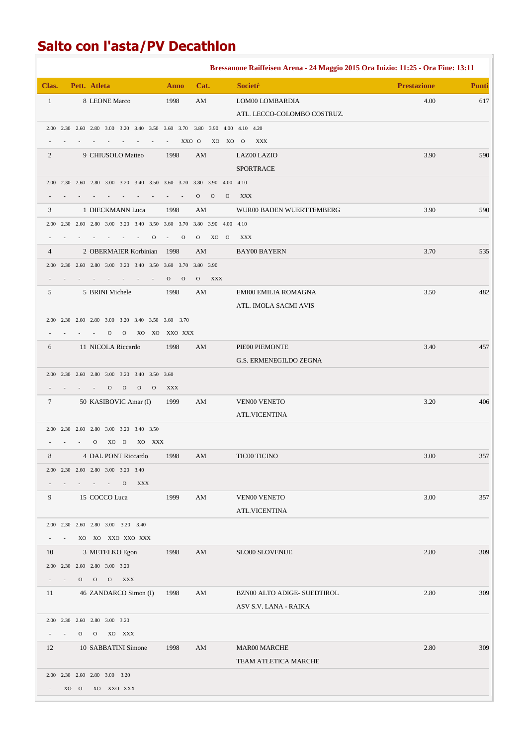# Salto con l'asta/PV Decathlon

**Bressanone Raiffeisen Arena - 24 Maggio 2015 Ora Inizio: 11:25 - Ora Fine: 13:11**

| Clas. | Pett. | Atleta | Anno | Cat. | Societŕ | Prestazione | Punti |
|---|---|---|---|---|---|---|---|
| 1 | 8 | LEONE Marco | 1998 | AM | LOM00 LOMBARDIA<br>ATL. LECCO-COLOMBO COSTRUZ. | 4.00 | 617 |
| | | 2.00 2.30 2.60 2.80 3.00 3.20 3.40 3.50 3.60 3.70 3.80 3.90 4.00 4.10 4.20<br>- - - - - - - - - - XXO O XO XO O XXX | | | | | |
| 2 | 9 | CHIUSOLO Matteo | 1998 | AM | LAZ00 LAZIO<br>SPORTRACE | 3.90 | 590 |
| | | 2.00 2.30 2.60 2.80 3.00 3.20 3.40 3.50 3.60 3.70 3.80 3.90 4.00 4.10<br>- - - - - - - - - - - O O O XXX | | | | | |
| 3 | 1 | DIECKMANN Luca | 1998 | AM | WUR00 BADEN WUERTTEMBERG | 3.90 | 590 |
| | | 2.00 2.30 2.60 2.80 3.00 3.20 3.40 3.50 3.60 3.70 3.80 3.90 4.00 4.10<br>- - - - - - - - O - O O XO O XXX | | | | | |
| 4 | 2 | OBERMAIER Korbinian | 1998 | AM | BAY00 BAYERN | 3.70 | 535 |
| | | 2.00 2.30 2.60 2.80 3.00 3.20 3.40 3.50 3.60 3.70 3.80 3.90<br>- - - - - - - - - O O O XXX | | | | | |
| 5 | 5 | BRINI Michele | 1998 | AM | EMI00 EMILIA ROMAGNA<br>ATL. IMOLA SACMI AVIS | 3.50 | 482 |
| | | 2.00 2.30 2.60 2.80 3.00 3.20 3.40 3.50 3.60 3.70<br>- - - - - O O XO XO XXO XXX | | | | | |
| 6 | 11 | NICOLA Riccardo | 1998 | AM | PIE00 PIEMONTE<br>G.S. ERMENEGILDO ZEGNA | 3.40 | 457 |
| | | 2.00 2.30 2.60 2.80 3.00 3.20 3.40 3.50 3.60<br>- - - - - O O O O XXX | | | | | |
| 7 | 50 | KASIBOVIC Amar (I) | 1999 | AM | VEN00 VENETO<br>ATL.VICENTINA | 3.20 | 406 |
| | | 2.00 2.30 2.60 2.80 3.00 3.20 3.40 3.50<br>- - - O XO O XO XXX | | | | | |
| 8 | 4 | DAL PONT Riccardo | 1998 | AM | TIC00 TICINO | 3.00 | 357 |
| | | 2.00 2.30 2.60 2.80 3.00 3.20 3.40<br>- - - - - O XXX | | | | | |
| 9 | 15 | COCCO Luca | 1999 | AM | VEN00 VENETO<br>ATL.VICENTINA | 3.00 | 357 |
| | | 2.00 2.30 2.60 2.80 3.00 3.20 3.40<br>- - XO XO XXO XXO XXX | | | | | |
| 10 | 3 | METELKO Egon | 1998 | AM | SLO00 SLOVENIJE | 2.80 | 309 |
| | | 2.00 2.30 2.60 2.80 3.00 3.20<br>- - O O O XXX | | | | | |
| 11 | 46 | ZANDARCO Simon (I) | 1998 | AM | BZN00 ALTO ADIGE- SUEDTIROL<br>ASV S.V. LANA - RAIKA | 2.80 | 309 |
| | | 2.00 2.30 2.60 2.80 3.00 3.20<br>- - O O XO XXX | | | | | |
| 12 | 10 | SABBATINI Simone | 1998 | AM | MAR00 MARCHE<br>TEAM ATLETICA MARCHE | 2.80 | 309 |
| | | 2.00 2.30 2.60 2.80 3.00 3.20<br>- XO O XO XXO XXX | | | | | |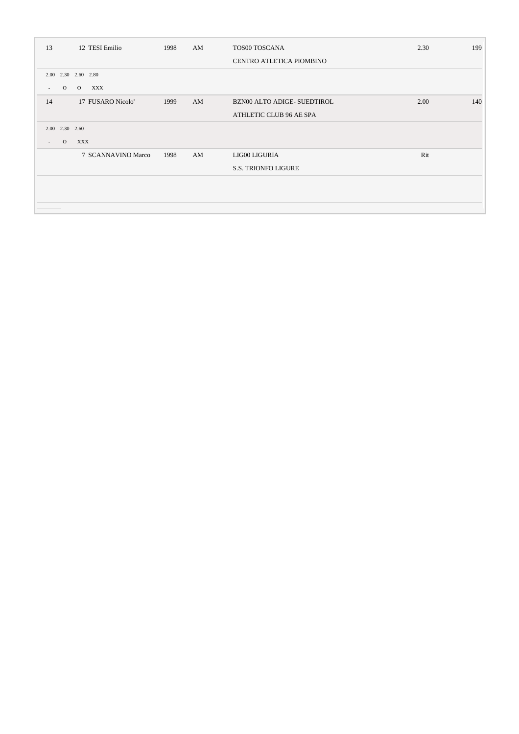| 13 | 12 TESI Emilio | 1998 | AM | TOS00 TOSCANA | 2.30 | 199 |
|---|---|---|---|---|---|---|
| | | | | CENTRO ATLETICA PIOMBINO | | |
| 2.00 2.30 2.60 2.80 | | | | | | |
| - O O XXX | | | | | | |
| 14 | 17 FUSARO Nicolo' | 1999 | AM | BZN00 ALTO ADIGE- SUEDTIROL | 2.00 | 140 |
| | | | | ATHLETIC CLUB 96 AE SPA | | |
| 2.00 2.30 2.60 | | | | | | |
| - O XXX | | | | | | |
| | 7 SCANNAVINO Marco | 1998 | AM | LIG00 LIGURIA | Rit | |
| | | | | S.S. TRIONFO LIGURE | | |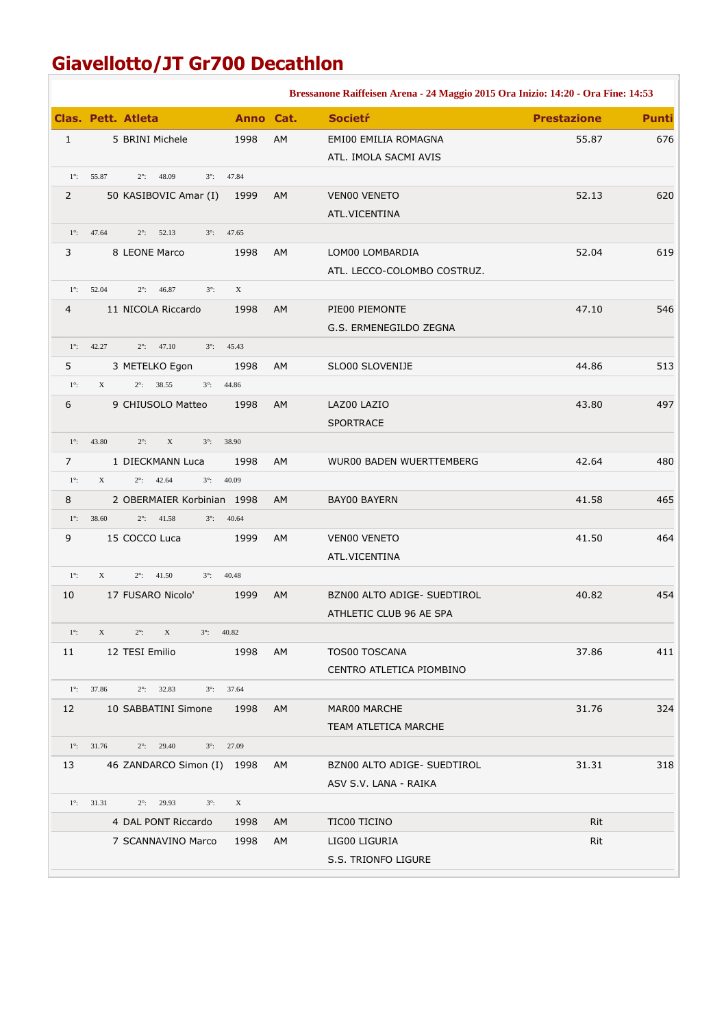# Giavellotto/JT Gr700 Decathlon

**Bressanone Raiffeisen Arena - 24 Maggio 2015 Ora Inizio: 14:20 - Ora Fine: 14:53**

| Clas. | Pett. | Atleta | Anno | Cat. | Societŕ | Prestazione | Punti |
|---|---|---|---|---|---|---|---|
| 1 | 5 | BRINI Michele | 1998 | AM | EMI00 EMILIA ROMAGNA<br>ATL. IMOLA SACMI AVIS | 55.87 | 676 |
| 1°: 55.87 | 2°: 48.09 | 3°: 47.84 | | | | | |
| 2 | 50 | KASIBOVIC Amar (I) | 1999 | AM | VEN00 VENETO<br>ATL.VICENTINA | 52.13 | 620 |
| 1°: 47.64 | 2°: 52.13 | 3°: 47.65 | | | | | |
| 3 | 8 | LEONE Marco | 1998 | AM | LOM00 LOMBARDIA<br>ATL. LECCO-COLOMBO COSTRUZ. | 52.04 | 619 |
| 1°: 52.04 | 2°: 46.87 | 3°: X | | | | | |
| 4 | 11 | NICOLA Riccardo | 1998 | AM | PIE00 PIEMONTE<br>G.S. ERMENEGILDO ZEGNA | 47.10 | 546 |
| 1°: 42.27 | 2°: 47.10 | 3°: 45.43 | | | | | |
| 5 | 3 | METELKO Egon | 1998 | AM | SLO00 SLOVENIJE | 44.86 | 513 |
| 1°: X | 2°: 38.55 | 3°: 44.86 | | | | | |
| 6 | 9 | CHIUSOLO Matteo | 1998 | AM | LAZ00 LAZIO<br>SPORTRACE | 43.80 | 497 |
| 1°: 43.80 | 2°: X | 3°: 38.90 | | | | | |
| 7 | 1 | DIECKMANN Luca | 1998 | AM | WUR00 BADEN WUERTTEMBERG | 42.64 | 480 |
| 1°: X | 2°: 42.64 | 3°: 40.09 | | | | | |
| 8 | 2 | OBERMAIER Korbinian | 1998 | AM | BAY00 BAYERN | 41.58 | 465 |
| 1°: 38.60 | 2°: 41.58 | 3°: 40.64 | | | | | |
| 9 | 15 | COCCO Luca | 1999 | AM | VEN00 VENETO<br>ATL.VICENTINA | 41.50 | 464 |
| 1°: X | 2°: 41.50 | 3°: 40.48 | | | | | |
| 10 | 17 | FUSARO Nicolo' | 1999 | AM | BZN00 ALTO ADIGE- SUEDTIROL<br>ATHLETIC CLUB 96 AE SPA | 40.82 | 454 |
| 1°: X | 2°: X | 3°: 40.82 | | | | | |
| 11 | 12 | TESI Emilio | 1998 | AM | TOS00 TOSCANA<br>CENTRO ATLETICA PIOMBINO | 37.86 | 411 |
| 1°: 37.86 | 2°: 32.83 | 3°: 37.64 | | | | | |
| 12 | 10 | SABBATINI Simone | 1998 | AM | MAR00 MARCHE<br>TEAM ATLETICA MARCHE | 31.76 | 324 |
| 1°: 31.76 | 2°: 29.40 | 3°: 27.09 | | | | | |
| 13 | 46 | ZANDARCO Simon (I) | 1998 | AM | BZN00 ALTO ADIGE- SUEDTIROL<br>ASV S.V. LANA - RAIKA | 31.31 | 318 |
| 1°: 31.31 | 2°: 29.93 | 3°: X | | | | | |
| | 4 | DAL PONT Riccardo | 1998 | AM | TIC00 TICINO | Rit | |
| | 7 | SCANNAVINO Marco | 1998 | AM | LIG00 LIGURIA<br>S.S. TRIONFO LIGURE | Rit | |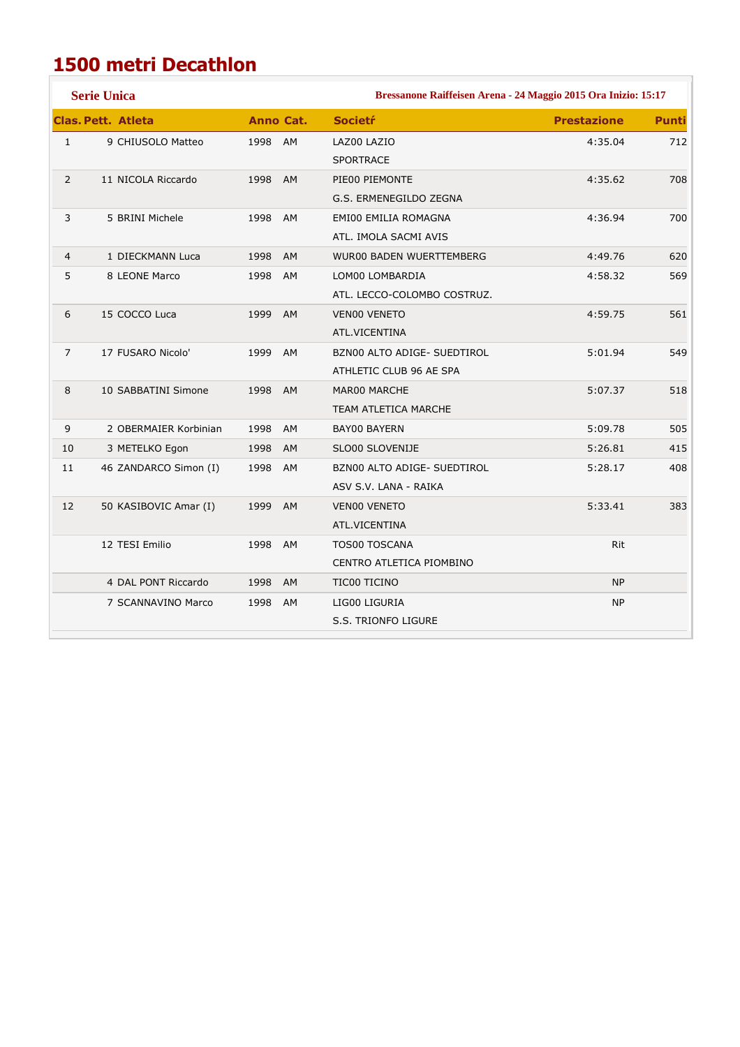# 1500 metri Decathlon

**Serie Unica** — **Bressanone Raiffeisen Arena - 24 Maggio 2015 Ora Inizio: 15:17**

| Clas. | Pett. | Atleta | Anno | Cat. | Societŕ | Prestazione | Punti |
|---|---|---|---|---|---|---|---|
| 1 | 9 | CHIUSOLO Matteo | 1998 | AM | LAZ00 LAZIO<br>SPORTRACE | 4:35.04 | 712 |
| 2 | 11 | NICOLA Riccardo | 1998 | AM | PIE00 PIEMONTE<br>G.S. ERMENEGILDO ZEGNA | 4:35.62 | 708 |
| 3 | 5 | BRINI Michele | 1998 | AM | EMI00 EMILIA ROMAGNA<br>ATL. IMOLA SACMI AVIS | 4:36.94 | 700 |
| 4 | 1 | DIECKMANN Luca | 1998 | AM | WUR00 BADEN WUERTTEMBERG | 4:49.76 | 620 |
| 5 | 8 | LEONE Marco | 1998 | AM | LOM00 LOMBARDIA<br>ATL. LECCO-COLOMBO COSTRUZ. | 4:58.32 | 569 |
| 6 | 15 | COCCO Luca | 1999 | AM | VEN00 VENETO<br>ATL.VICENTINA | 4:59.75 | 561 |
| 7 | 17 | FUSARO Nicolo' | 1999 | AM | BZN00 ALTO ADIGE- SUEDTIROL<br>ATHLETIC CLUB 96 AE SPA | 5:01.94 | 549 |
| 8 | 10 | SABBATINI Simone | 1998 | AM | MAR00 MARCHE<br>TEAM ATLETICA MARCHE | 5:07.37 | 518 |
| 9 | 2 | OBERMAIER Korbinian | 1998 | AM | BAY00 BAYERN | 5:09.78 | 505 |
| 10 | 3 | METELKO Egon | 1998 | AM | SLO00 SLOVENIJE | 5:26.81 | 415 |
| 11 | 46 | ZANDARCO Simon (I) | 1998 | AM | BZN00 ALTO ADIGE- SUEDTIROL<br>ASV S.V. LANA - RAIKA | 5:28.17 | 408 |
| 12 | 50 | KASIBOVIC Amar (I) | 1999 | AM | VEN00 VENETO<br>ATL.VICENTINA | 5:33.41 | 383 |
| | 12 | TESI Emilio | 1998 | AM | TOS00 TOSCANA<br>CENTRO ATLETICA PIOMBINO | Rit | |
| | 4 | DAL PONT Riccardo | 1998 | AM | TIC00 TICINO | NP | |
| | 7 | SCANNAVINO Marco | 1998 | AM | LIG00 LIGURIA<br>S.S. TRIONFO LIGURE | NP | |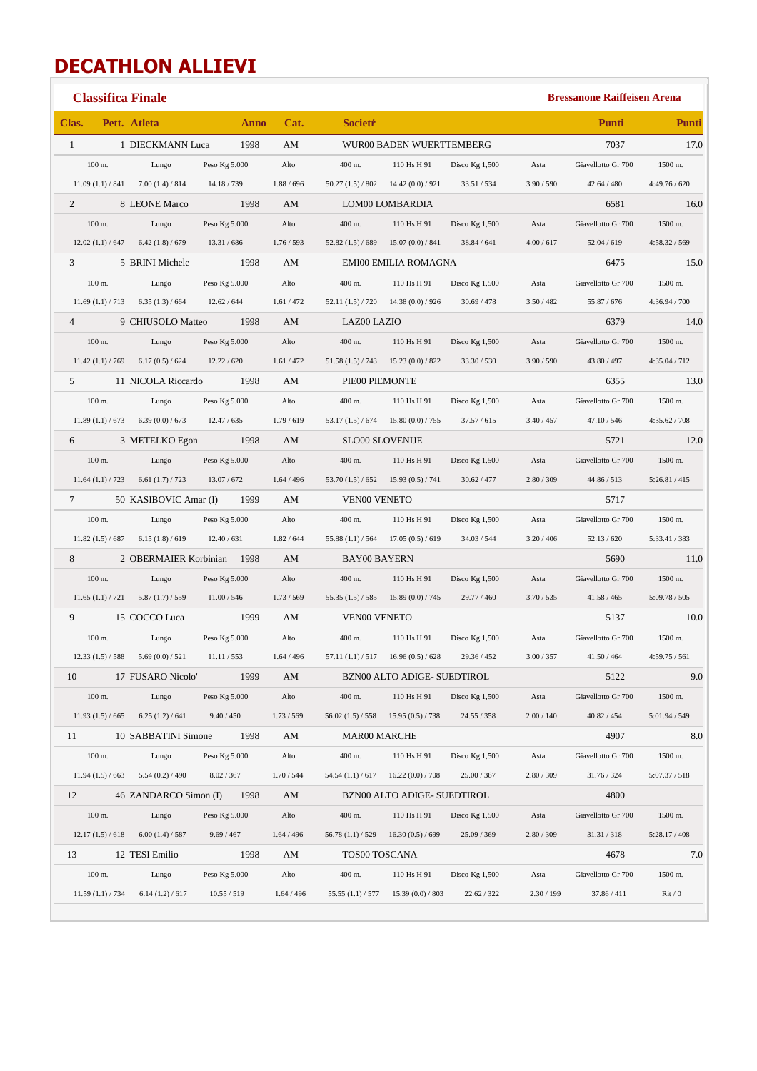# DECATHLON ALLIEVI

**Classifica Finale** — **Bressanone Raiffeisen Arena**

| Clas. | Pett. | Atleta | Anno | Cat. | Societŕ | Punti | Punti |
|---|---|---|---|---|---|---|---|
| 1 | 1 | DIECKMANN Luca | 1998 | AM | WUR00 BADEN WUERTTEMBERG | 7037 | 17.0 |
| 2 | 8 | LEONE Marco | 1998 | AM | LOM00 LOMBARDIA | 6581 | 16.0 |
| 3 | 5 | BRINI Michele | 1998 | AM | EMI00 EMILIA ROMAGNA | 6475 | 15.0 |
| 4 | 9 | CHIUSOLO Matteo | 1998 | AM | LAZ00 LAZIO | 6379 | 14.0 |
| 5 | 11 | NICOLA Riccardo | 1998 | AM | PIE00 PIEMONTE | 6355 | 13.0 |
| 6 | 3 | METELKO Egon | 1998 | AM | SLO00 SLOVENIJE | 5721 | 12.0 |
| 7 | 50 | KASIBOVIC Amar (I) | 1999 | AM | VEN00 VENETO | 5717 | |
| 8 | 2 | OBERMAIER Korbinian | 1998 | AM | BAY00 BAYERN | 5690 | 11.0 |
| 9 | 15 | COCCO Luca | 1999 | AM | VEN00 VENETO | 5137 | 10.0 |
| 10 | 17 | FUSARO Nicolo' | 1999 | AM | BZN00 ALTO ADIGE- SUEDTIROL | 5122 | 9.0 |
| 11 | 10 | SABBATINI Simone | 1998 | AM | MAR00 MARCHE | 4907 | 8.0 |
| 12 | 46 | ZANDARCO Simon (I) | 1998 | AM | BZN00 ALTO ADIGE- SUEDTIROL | 4800 | |
| 13 | 12 | TESI Emilio | 1998 | AM | TOS00 TOSCANA | 4678 | 7.0 |

| Clas. | Atleta | 100 m. | Lungo | Peso Kg 5.000 | Alto | 400 m. | 110 Hs H 91 | Disco Kg 1,500 | Asta | Giavellotto Gr 700 | 1500 m. |
|---|---|---|---|---|---|---|---|---|---|---|---|
| 1 | DIECKMANN Luca | 11.09 (1.1) / 841 | 7.00 (1.4) / 814 | 14.18 / 739 | 1.88 / 696 | 50.27 (1.5) / 802 | 14.42 (0.0) / 921 | 33.51 / 534 | 3.90 / 590 | 42.64 / 480 | 4:49.76 / 620 |
| 2 | LEONE Marco | 12.02 (1.1) / 647 | 6.42 (1.8) / 679 | 13.31 / 686 | 1.76 / 593 | 52.82 (1.5) / 689 | 15.07 (0.0) / 841 | 38.84 / 641 | 4.00 / 617 | 52.04 / 619 | 4:58.32 / 569 |
| 3 | BRINI Michele | 11.69 (1.1) / 713 | 6.35 (1.3) / 664 | 12.62 / 644 | 1.61 / 472 | 52.11 (1.5) / 720 | 14.38 (0.0) / 926 | 30.69 / 478 | 3.50 / 482 | 55.87 / 676 | 4:36.94 / 700 |
| 4 | CHIUSOLO Matteo | 11.42 (1.1) / 769 | 6.17 (0.5) / 624 | 12.22 / 620 | 1.61 / 472 | 51.58 (1.5) / 743 | 15.23 (0.0) / 822 | 33.30 / 530 | 3.90 / 590 | 43.80 / 497 | 4:35.04 / 712 |
| 5 | NICOLA Riccardo | 11.89 (1.1) / 673 | 6.39 (0.0) / 673 | 12.47 / 635 | 1.79 / 619 | 53.17 (1.5) / 674 | 15.80 (0.0) / 755 | 37.57 / 615 | 3.40 / 457 | 47.10 / 546 | 4:35.62 / 708 |
| 6 | METELKO Egon | 11.64 (1.1) / 723 | 6.61 (1.7) / 723 | 13.07 / 672 | 1.64 / 496 | 53.70 (1.5) / 652 | 15.93 (0.5) / 741 | 30.62 / 477 | 2.80 / 309 | 44.86 / 513 | 5:26.81 / 415 |
| 7 | KASIBOVIC Amar (I) | 11.82 (1.5) / 687 | 6.15 (1.8) / 619 | 12.40 / 631 | 1.82 / 644 | 55.88 (1.1) / 564 | 17.05 (0.5) / 619 | 34.03 / 544 | 3.20 / 406 | 52.13 / 620 | 5:33.41 / 383 |
| 8 | OBERMAIER Korbinian | 11.65 (1.1) / 721 | 5.87 (1.7) / 559 | 11.00 / 546 | 1.73 / 569 | 55.35 (1.5) / 585 | 15.89 (0.0) / 745 | 29.77 / 460 | 3.70 / 535 | 41.58 / 465 | 5:09.78 / 505 |
| 9 | COCCO Luca | 12.33 (1.5) / 588 | 5.69 (0.0) / 521 | 11.11 / 553 | 1.64 / 496 | 57.11 (1.1) / 517 | 16.96 (0.5) / 628 | 29.36 / 452 | 3.00 / 357 | 41.50 / 464 | 4:59.75 / 561 |
| 10 | FUSARO Nicolo' | 11.93 (1.5) / 665 | 6.25 (1.2) / 641 | 9.40 / 450 | 1.73 / 569 | 56.02 (1.5) / 558 | 15.95 (0.5) / 738 | 24.55 / 358 | 2.00 / 140 | 40.82 / 454 | 5:01.94 / 549 |
| 11 | SABBATINI Simone | 11.94 (1.5) / 663 | 5.54 (0.2) / 490 | 8.02 / 367 | 1.70 / 544 | 54.54 (1.1) / 617 | 16.22 (0.0) / 708 | 25.00 / 367 | 2.80 / 309 | 31.76 / 324 | 5:07.37 / 518 |
| 12 | ZANDARCO Simon (I) | 12.17 (1.5) / 618 | 6.00 (1.4) / 587 | 9.69 / 467 | 1.64 / 496 | 56.78 (1.1) / 529 | 16.30 (0.5) / 699 | 25.09 / 369 | 2.80 / 309 | 31.31 / 318 | 5:28.17 / 408 |
| 13 | TESI Emilio | 11.59 (1.1) / 734 | 6.14 (1.2) / 617 | 10.55 / 519 | 1.64 / 496 | 55.55 (1.1) / 577 | 15.39 (0.0) / 803 | 22.62 / 322 | 2.30 / 199 | 37.86 / 411 | Rit / 0 |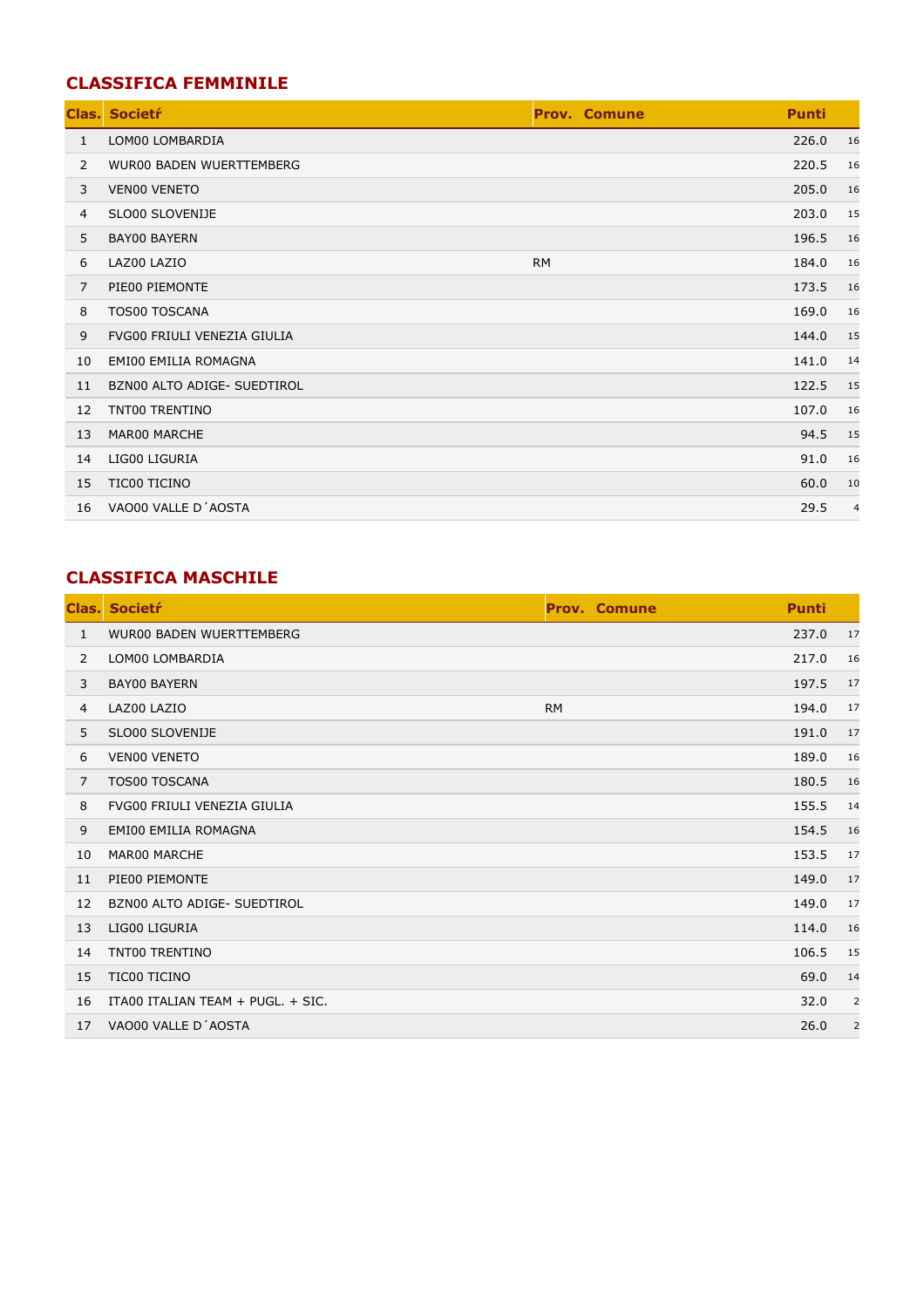## CLASSIFICA FEMMINILE

| Clas. | Societŕ | Prov. | Comune | Punti | |
|---|---|---|---|---|---|
| 1 | LOM00 LOMBARDIA | | | 226.0 | 16 |
| 2 | WUR00 BADEN WUERTTEMBERG | | | 220.5 | 16 |
| 3 | VEN00 VENETO | | | 205.0 | 16 |
| 4 | SLO00 SLOVENIJE | | | 203.0 | 15 |
| 5 | BAY00 BAYERN | | | 196.5 | 16 |
| 6 | LAZ00 LAZIO | RM | | 184.0 | 16 |
| 7 | PIE00 PIEMONTE | | | 173.5 | 16 |
| 8 | TOS00 TOSCANA | | | 169.0 | 16 |
| 9 | FVG00 FRIULI VENEZIA GIULIA | | | 144.0 | 15 |
| 10 | EMI00 EMILIA ROMAGNA | | | 141.0 | 14 |
| 11 | BZN00 ALTO ADIGE- SUEDTIROL | | | 122.5 | 15 |
| 12 | TNT00 TRENTINO | | | 107.0 | 16 |
| 13 | MAR00 MARCHE | | | 94.5 | 15 |
| 14 | LIG00 LIGURIA | | | 91.0 | 16 |
| 15 | TIC00 TICINO | | | 60.0 | 10 |
| 16 | VAO00 VALLE D´AOSTA | | | 29.5 | 4 |

## CLASSIFICA MASCHILE

| Clas. | Societŕ | Prov. | Comune | Punti | |
|---|---|---|---|---|---|
| 1 | WUR00 BADEN WUERTTEMBERG | | | 237.0 | 17 |
| 2 | LOM00 LOMBARDIA | | | 217.0 | 16 |
| 3 | BAY00 BAYERN | | | 197.5 | 17 |
| 4 | LAZ00 LAZIO | RM | | 194.0 | 17 |
| 5 | SLO00 SLOVENIJE | | | 191.0 | 17 |
| 6 | VEN00 VENETO | | | 189.0 | 16 |
| 7 | TOS00 TOSCANA | | | 180.5 | 16 |
| 8 | FVG00 FRIULI VENEZIA GIULIA | | | 155.5 | 14 |
| 9 | EMI00 EMILIA ROMAGNA | | | 154.5 | 16 |
| 10 | MAR00 MARCHE | | | 153.5 | 17 |
| 11 | PIE00 PIEMONTE | | | 149.0 | 17 |
| 12 | BZN00 ALTO ADIGE- SUEDTIROL | | | 149.0 | 17 |
| 13 | LIG00 LIGURIA | | | 114.0 | 16 |
| 14 | TNT00 TRENTINO | | | 106.5 | 15 |
| 15 | TIC00 TICINO | | | 69.0 | 14 |
| 16 | ITA00 ITALIAN TEAM + PUGL. + SIC. | | | 32.0 | 2 |
| 17 | VAO00 VALLE D´AOSTA | | | 26.0 | 2 |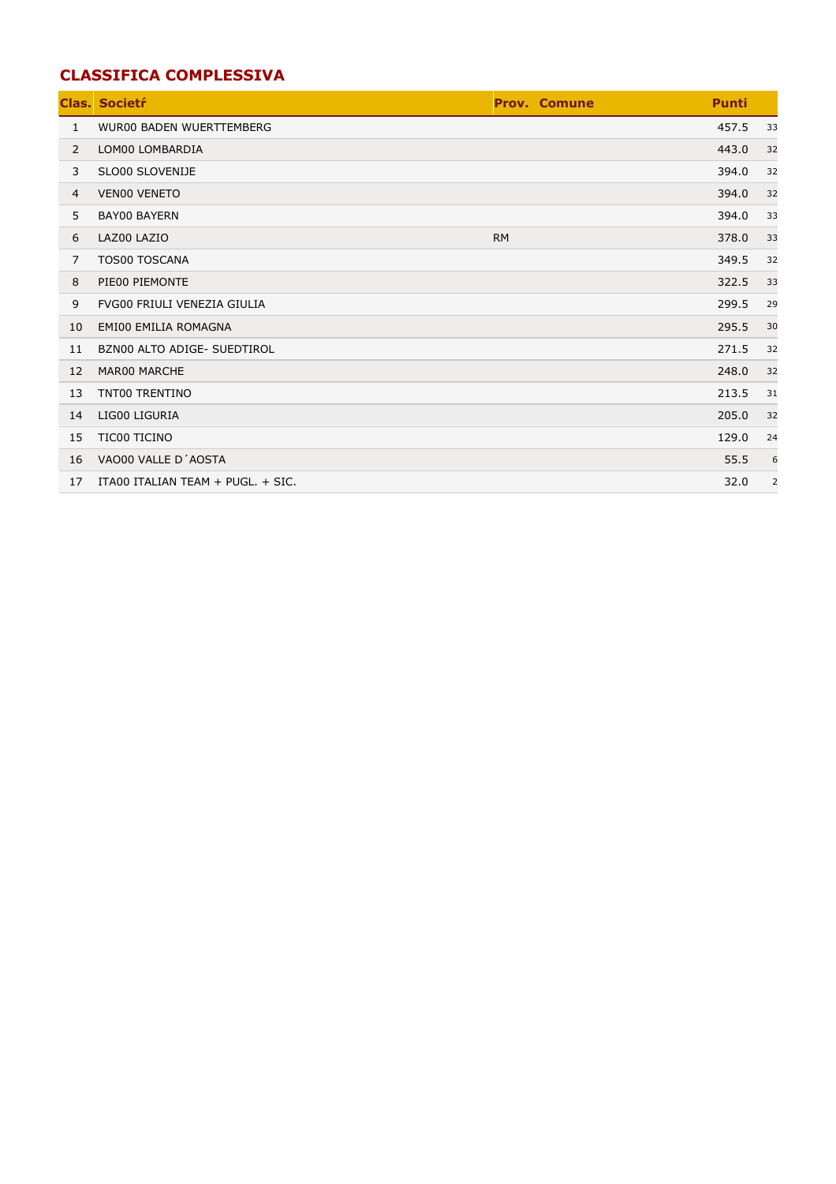## CLASSIFICA COMPLESSIVA

| Clas. | Societŕ | Prov. | Comune | Punti | |
|---|---|---|---|---|---|
| 1 | WUR00 BADEN WUERTTEMBERG | | | 457.5 | 33 |
| 2 | LOM00 LOMBARDIA | | | 443.0 | 32 |
| 3 | SLO00 SLOVENIJE | | | 394.0 | 32 |
| 4 | VEN00 VENETO | | | 394.0 | 32 |
| 5 | BAY00 BAYERN | | | 394.0 | 33 |
| 6 | LAZ00 LAZIO | RM | | 378.0 | 33 |
| 7 | TOS00 TOSCANA | | | 349.5 | 32 |
| 8 | PIE00 PIEMONTE | | | 322.5 | 33 |
| 9 | FVG00 FRIULI VENEZIA GIULIA | | | 299.5 | 29 |
| 10 | EMI00 EMILIA ROMAGNA | | | 295.5 | 30 |
| 11 | BZN00 ALTO ADIGE- SUEDTIROL | | | 271.5 | 32 |
| 12 | MAR00 MARCHE | | | 248.0 | 32 |
| 13 | TNT00 TRENTINO | | | 213.5 | 31 |
| 14 | LIG00 LIGURIA | | | 205.0 | 32 |
| 15 | TIC00 TICINO | | | 129.0 | 24 |
| 16 | VAO00 VALLE D´AOSTA | | | 55.5 | 6 |
| 17 | ITA00 ITALIAN TEAM + PUGL. + SIC. | | | 32.0 | 2 |